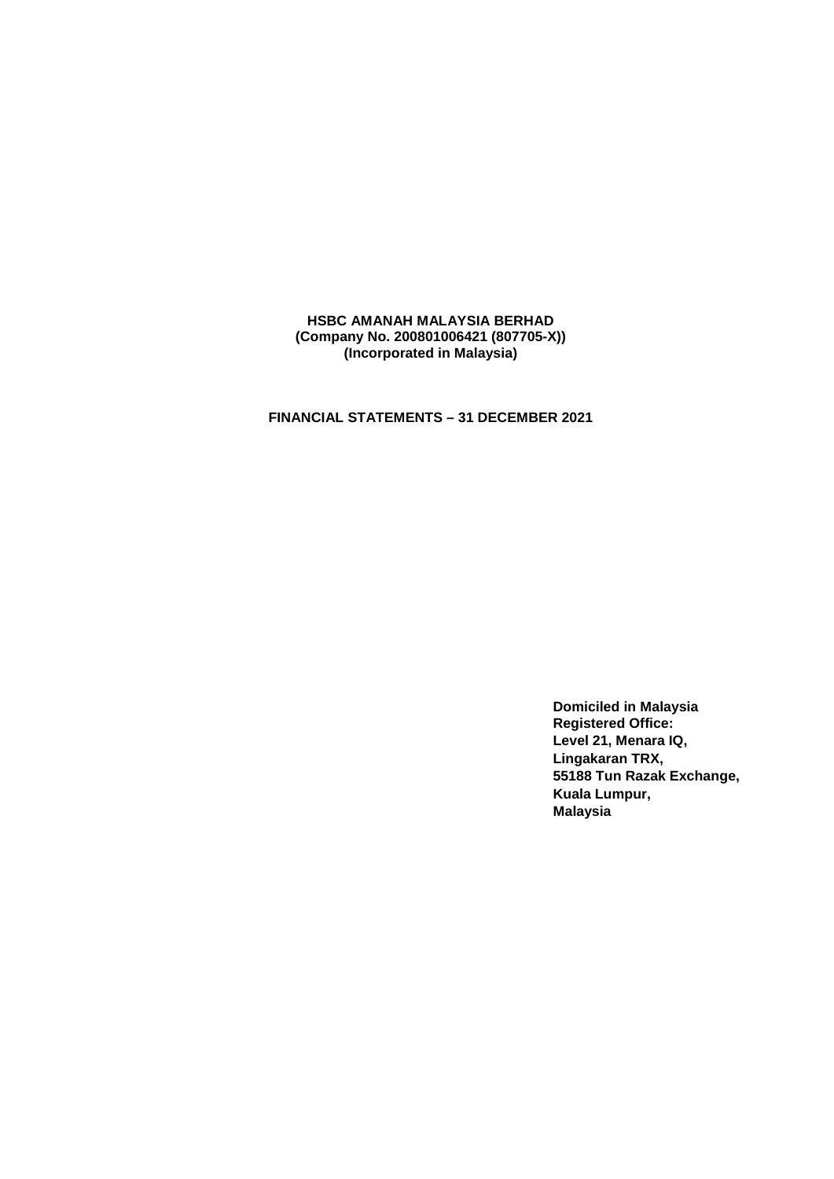**HSBC AMANAH MALAYSIA BERHAD**
**(Company No. 200801006421 (807705-X))**
**(Incorporated in Malaysia)**

**FINANCIAL STATEMENTS – 31 DECEMBER 2021**

**Domiciled in Malaysia**
**Registered Office:**
**Level 21, Menara IQ,**
**Lingakaran TRX,**
**55188 Tun Razak Exchange,**
**Kuala Lumpur,**
**Malaysia**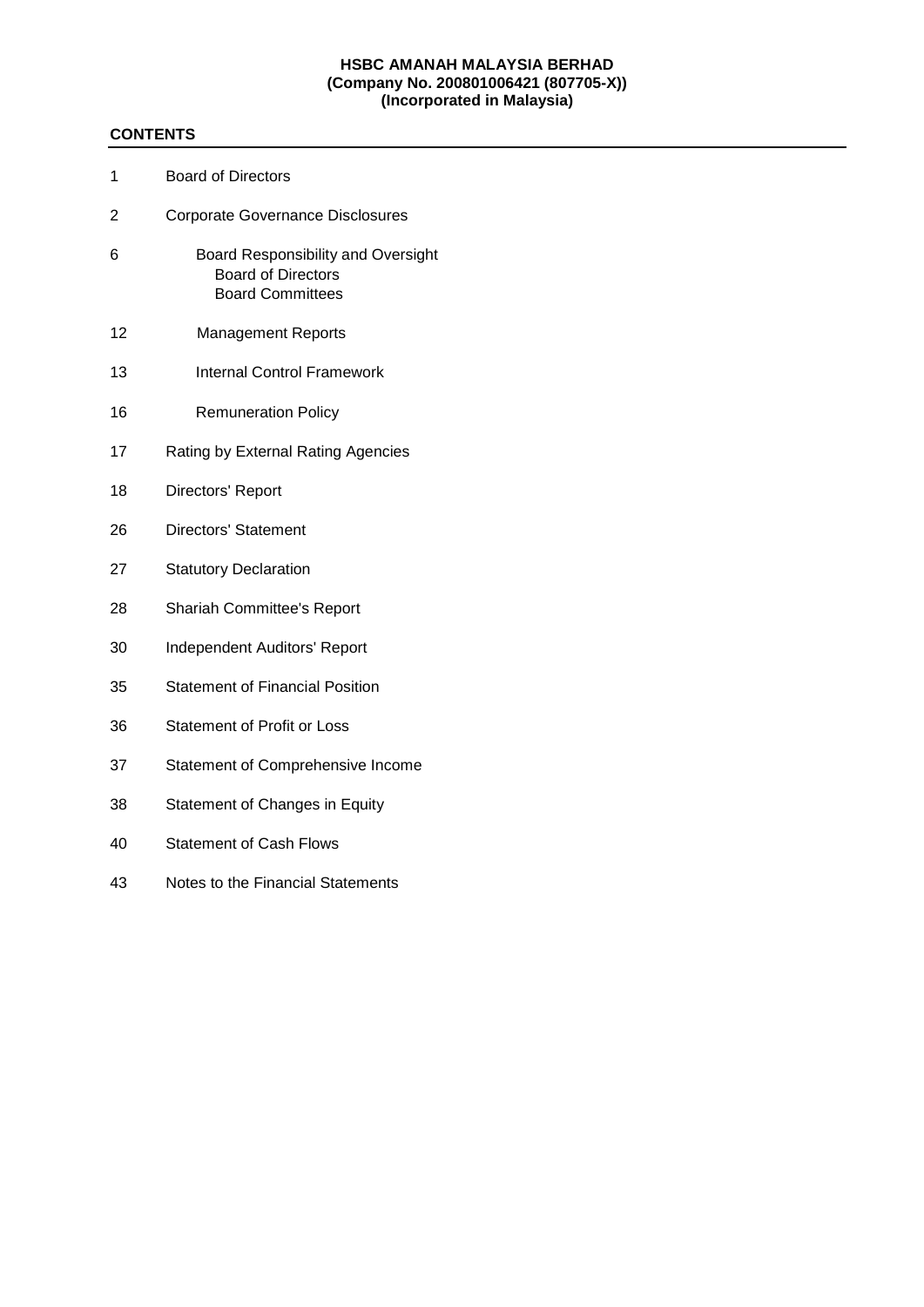**HSBC AMANAH MALAYSIA BERHAD**
**(Company No. 200801006421 (807705-X))**
**(Incorporated in Malaysia)**

## CONTENTS

| | |
|---|---|
| 1 | Board of Directors |
| 2 | Corporate Governance Disclosures |
| 6 | Board Responsibility and Oversight<br>Board of Directors<br>Board Committees |
| 12 | Management Reports |
| 13 | Internal Control Framework |
| 16 | Remuneration Policy |
| 17 | Rating by External Rating Agencies |
| 18 | Directors' Report |
| 26 | Directors' Statement |
| 27 | Statutory Declaration |
| 28 | Shariah Committee's Report |
| 30 | Independent Auditors' Report |
| 35 | Statement of Financial Position |
| 36 | Statement of Profit or Loss |
| 37 | Statement of Comprehensive Income |
| 38 | Statement of Changes in Equity |
| 40 | Statement of Cash Flows |
| 43 | Notes to the Financial Statements |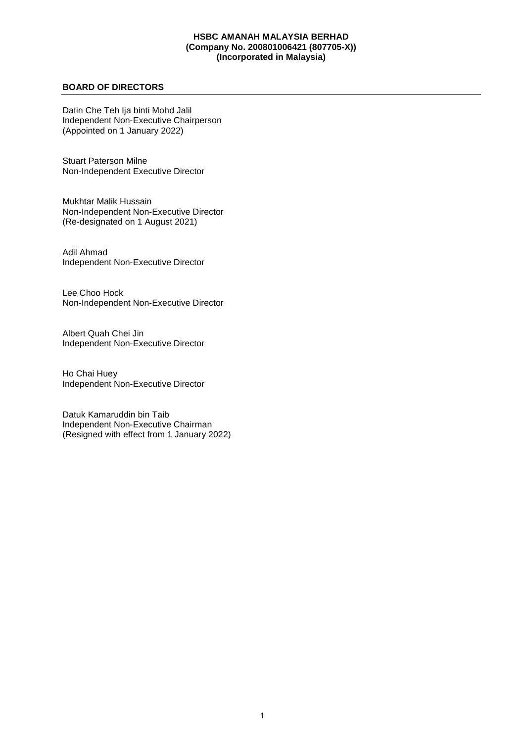**HSBC AMANAH MALAYSIA BERHAD**
**(Company No. 200801006421 (807705-X))**
**(Incorporated in Malaysia)**

## BOARD OF DIRECTORS

Datin Che Teh Ija binti Mohd Jalil
Independent Non-Executive Chairperson
(Appointed on 1 January 2022)

Stuart Paterson Milne
Non-Independent Executive Director

Mukhtar Malik Hussain
Non-Independent Non-Executive Director
(Re-designated on 1 August 2021)

Adil Ahmad
Independent Non-Executive Director

Lee Choo Hock
Non-Independent Non-Executive Director

Albert Quah Chei Jin
Independent Non-Executive Director

Ho Chai Huey
Independent Non-Executive Director

Datuk Kamaruddin bin Taib
Independent Non-Executive Chairman
(Resigned with effect from 1 January 2022)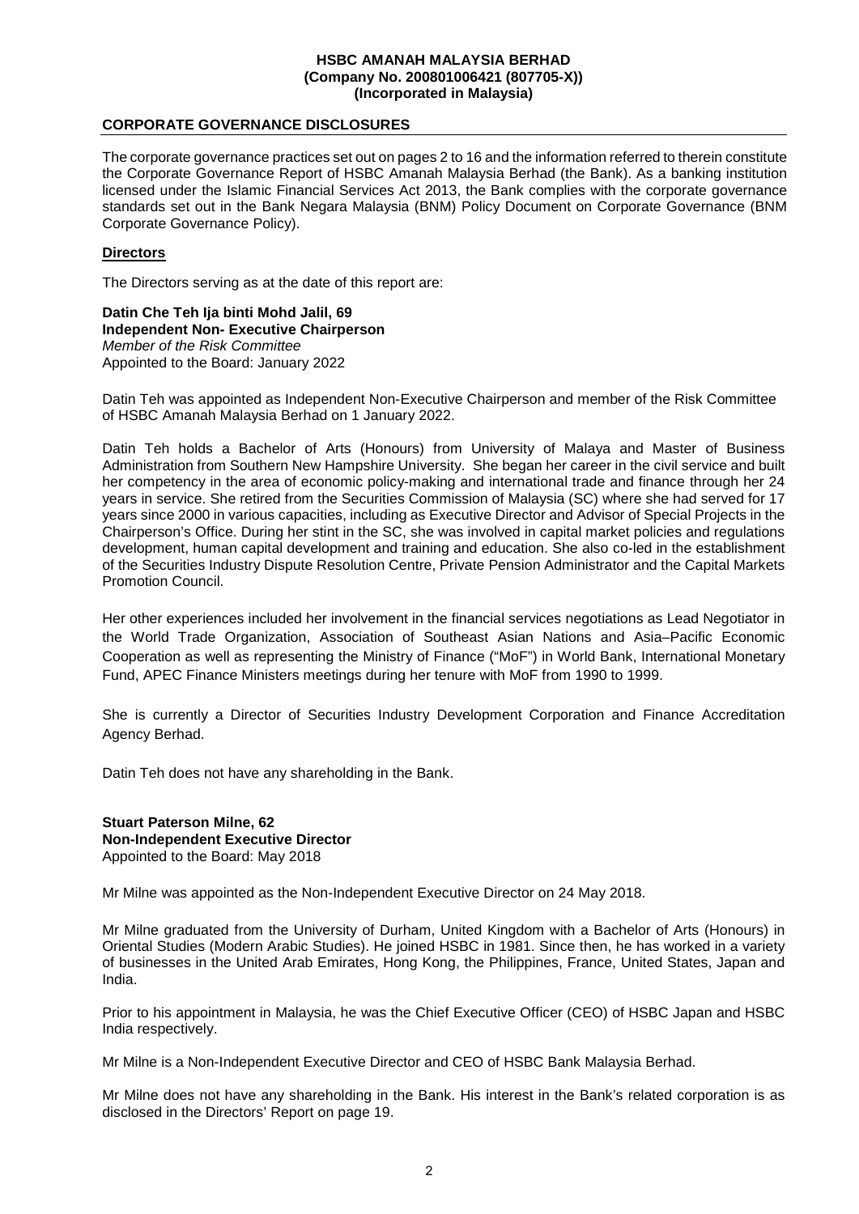## CORPORATE GOVERNANCE DISCLOSURES

The corporate governance practices set out on pages 2 to 16 and the information referred to therein constitute the Corporate Governance Report of HSBC Amanah Malaysia Berhad (the Bank). As a banking institution licensed under the Islamic Financial Services Act 2013, the Bank complies with the corporate governance standards set out in the Bank Negara Malaysia (BNM) Policy Document on Corporate Governance (BNM Corporate Governance Policy).

### Directors

The Directors serving as at the date of this report are:

**Datin Che Teh Ija binti Mohd Jalil, 69**
**Independent Non- Executive Chairperson**
*Member of the Risk Committee*
Appointed to the Board: January 2022

Datin Teh was appointed as Independent Non-Executive Chairperson and member of the Risk Committee of HSBC Amanah Malaysia Berhad on 1 January 2022.

Datin Teh holds a Bachelor of Arts (Honours) from University of Malaya and Master of Business Administration from Southern New Hampshire University. She began her career in the civil service and built her competency in the area of economic policy-making and international trade and finance through her 24 years in service. She retired from the Securities Commission of Malaysia (SC) where she had served for 17 years since 2000 in various capacities, including as Executive Director and Advisor of Special Projects in the Chairperson's Office. During her stint in the SC, she was involved in capital market policies and regulations development, human capital development and training and education. She also co-led in the establishment of the Securities Industry Dispute Resolution Centre, Private Pension Administrator and the Capital Markets Promotion Council.

Her other experiences included her involvement in the financial services negotiations as Lead Negotiator in the World Trade Organization, Association of Southeast Asian Nations and Asia–Pacific Economic Cooperation as well as representing the Ministry of Finance ("MoF") in World Bank, International Monetary Fund, APEC Finance Ministers meetings during her tenure with MoF from 1990 to 1999.

She is currently a Director of Securities Industry Development Corporation and Finance Accreditation Agency Berhad.

Datin Teh does not have any shareholding in the Bank.

**Stuart Paterson Milne, 62**
**Non-Independent Executive Director**
Appointed to the Board: May 2018

Mr Milne was appointed as the Non-Independent Executive Director on 24 May 2018.

Mr Milne graduated from the University of Durham, United Kingdom with a Bachelor of Arts (Honours) in Oriental Studies (Modern Arabic Studies). He joined HSBC in 1981. Since then, he has worked in a variety of businesses in the United Arab Emirates, Hong Kong, the Philippines, France, United States, Japan and India.

Prior to his appointment in Malaysia, he was the Chief Executive Officer (CEO) of HSBC Japan and HSBC India respectively.

Mr Milne is a Non-Independent Executive Director and CEO of HSBC Bank Malaysia Berhad.

Mr Milne does not have any shareholding in the Bank. His interest in the Bank's related corporation is as disclosed in the Directors' Report on page 19.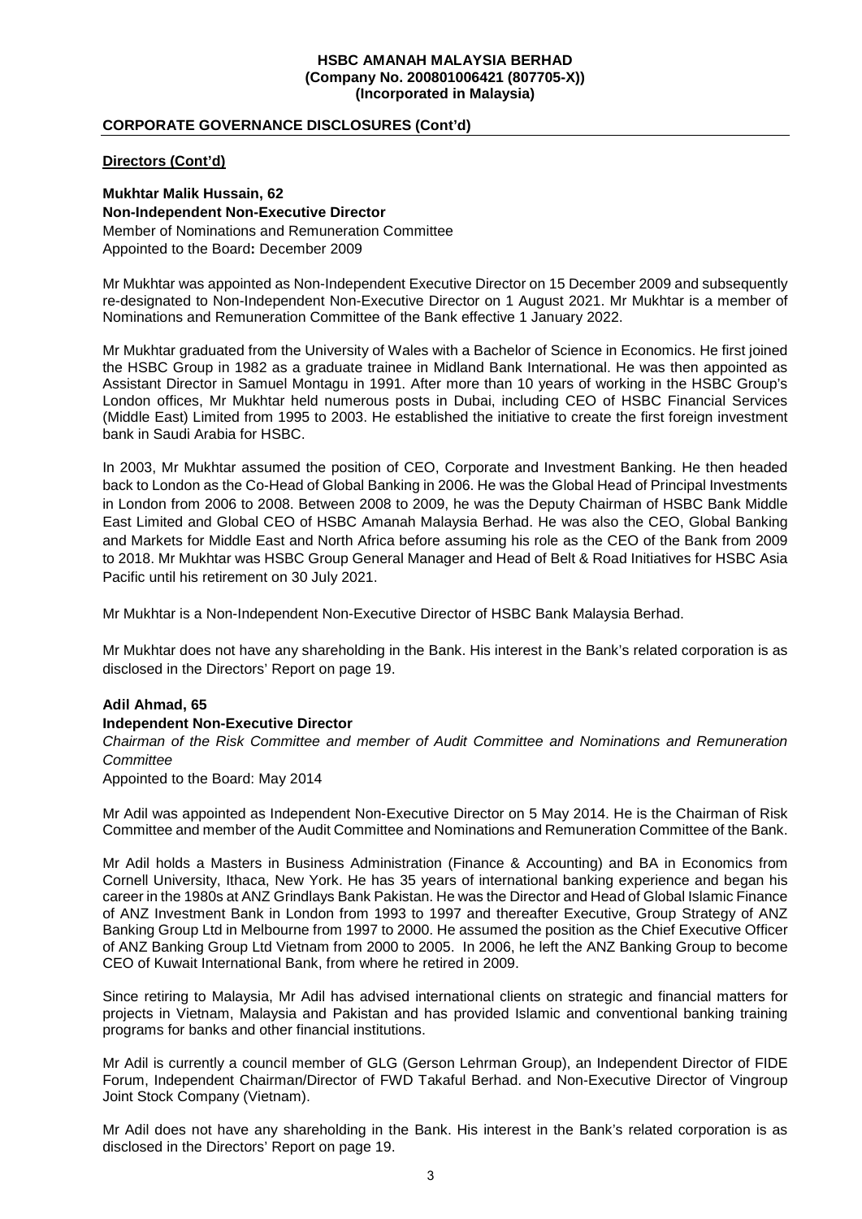## CORPORATE GOVERNANCE DISCLOSURES (Cont'd)

### Directors (Cont'd)

**Mukhtar Malik Hussain, 62**
**Non-Independent Non-Executive Director**
Member of Nominations and Remuneration Committee
Appointed to the Board**:** December 2009

Mr Mukhtar was appointed as Non-Independent Executive Director on 15 December 2009 and subsequently re-designated to Non-Independent Non-Executive Director on 1 August 2021. Mr Mukhtar is a member of Nominations and Remuneration Committee of the Bank effective 1 January 2022.

Mr Mukhtar graduated from the University of Wales with a Bachelor of Science in Economics. He first joined the HSBC Group in 1982 as a graduate trainee in Midland Bank International. He was then appointed as Assistant Director in Samuel Montagu in 1991. After more than 10 years of working in the HSBC Group's London offices, Mr Mukhtar held numerous posts in Dubai, including CEO of HSBC Financial Services (Middle East) Limited from 1995 to 2003. He established the initiative to create the first foreign investment bank in Saudi Arabia for HSBC.

In 2003, Mr Mukhtar assumed the position of CEO, Corporate and Investment Banking. He then headed back to London as the Co-Head of Global Banking in 2006. He was the Global Head of Principal Investments in London from 2006 to 2008. Between 2008 to 2009, he was the Deputy Chairman of HSBC Bank Middle East Limited and Global CEO of HSBC Amanah Malaysia Berhad. He was also the CEO, Global Banking and Markets for Middle East and North Africa before assuming his role as the CEO of the Bank from 2009 to 2018. Mr Mukhtar was HSBC Group General Manager and Head of Belt & Road Initiatives for HSBC Asia Pacific until his retirement on 30 July 2021.

Mr Mukhtar is a Non-Independent Non-Executive Director of HSBC Bank Malaysia Berhad.

Mr Mukhtar does not have any shareholding in the Bank. His interest in the Bank's related corporation is as disclosed in the Directors' Report on page 19.

**Adil Ahmad, 65**
**Independent Non-Executive Director**
*Chairman of the Risk Committee and member of Audit Committee and Nominations and Remuneration Committee*
Appointed to the Board: May 2014

Mr Adil was appointed as Independent Non-Executive Director on 5 May 2014. He is the Chairman of Risk Committee and member of the Audit Committee and Nominations and Remuneration Committee of the Bank.

Mr Adil holds a Masters in Business Administration (Finance & Accounting) and BA in Economics from Cornell University, Ithaca, New York. He has 35 years of international banking experience and began his career in the 1980s at ANZ Grindlays Bank Pakistan. He was the Director and Head of Global Islamic Finance of ANZ Investment Bank in London from 1993 to 1997 and thereafter Executive, Group Strategy of ANZ Banking Group Ltd in Melbourne from 1997 to 2000. He assumed the position as the Chief Executive Officer of ANZ Banking Group Ltd Vietnam from 2000 to 2005. In 2006, he left the ANZ Banking Group to become CEO of Kuwait International Bank, from where he retired in 2009.

Since retiring to Malaysia, Mr Adil has advised international clients on strategic and financial matters for projects in Vietnam, Malaysia and Pakistan and has provided Islamic and conventional banking training programs for banks and other financial institutions.

Mr Adil is currently a council member of GLG (Gerson Lehrman Group), an Independent Director of FIDE Forum, Independent Chairman/Director of FWD Takaful Berhad. and Non-Executive Director of Vingroup Joint Stock Company (Vietnam).

Mr Adil does not have any shareholding in the Bank. His interest in the Bank's related corporation is as disclosed in the Directors' Report on page 19.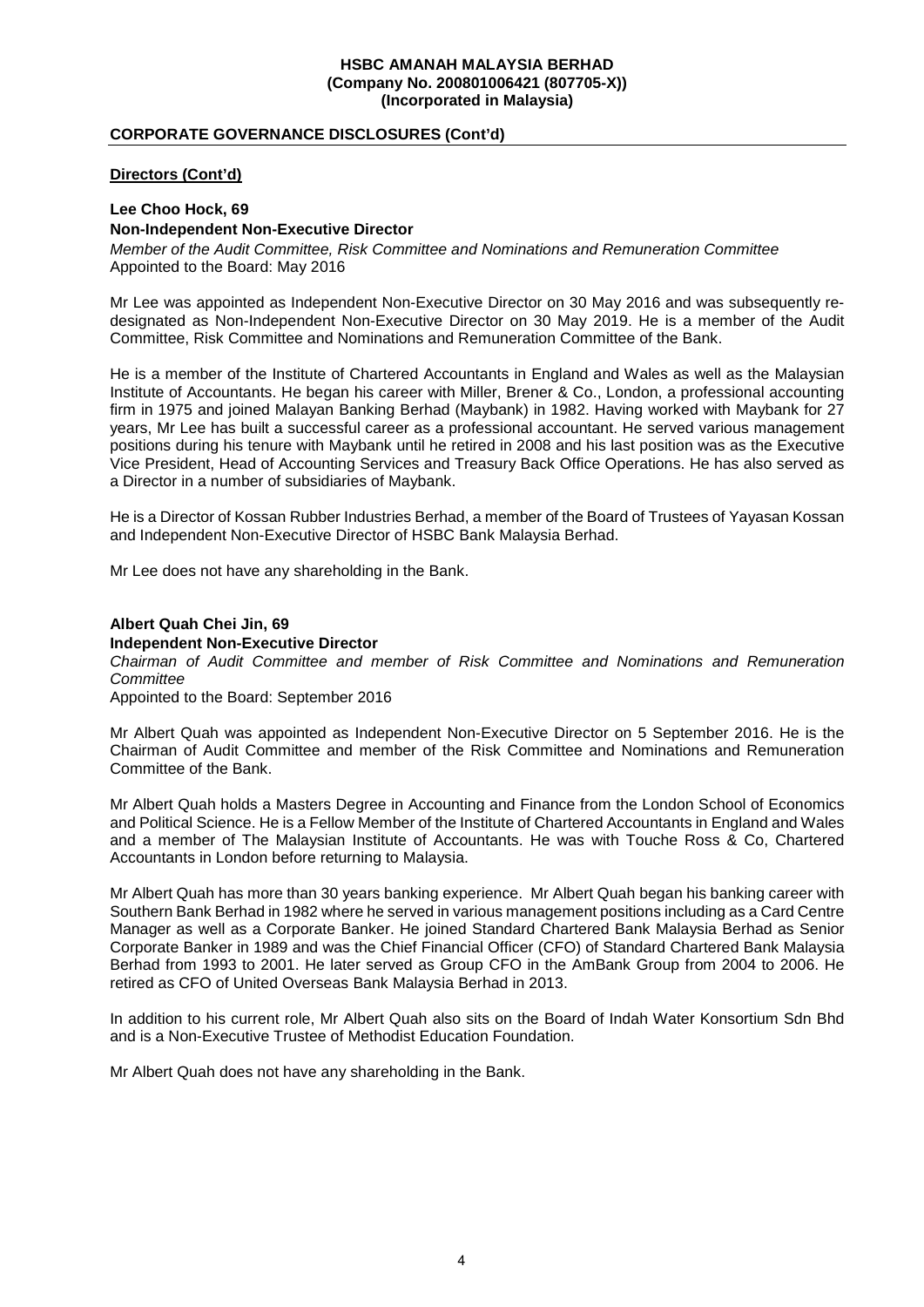## CORPORATE GOVERNANCE DISCLOSURES (Cont'd)

### Directors (Cont'd)

**Lee Choo Hock, 69**
**Non-Independent Non-Executive Director**
*Member of the Audit Committee, Risk Committee and Nominations and Remuneration Committee*
Appointed to the Board: May 2016

Mr Lee was appointed as Independent Non-Executive Director on 30 May 2016 and was subsequently re-designated as Non-Independent Non-Executive Director on 30 May 2019. He is a member of the Audit Committee, Risk Committee and Nominations and Remuneration Committee of the Bank.

He is a member of the Institute of Chartered Accountants in England and Wales as well as the Malaysian Institute of Accountants. He began his career with Miller, Brener & Co., London, a professional accounting firm in 1975 and joined Malayan Banking Berhad (Maybank) in 1982. Having worked with Maybank for 27 years, Mr Lee has built a successful career as a professional accountant. He served various management positions during his tenure with Maybank until he retired in 2008 and his last position was as the Executive Vice President, Head of Accounting Services and Treasury Back Office Operations. He has also served as a Director in a number of subsidiaries of Maybank.

He is a Director of Kossan Rubber Industries Berhad, a member of the Board of Trustees of Yayasan Kossan and Independent Non-Executive Director of HSBC Bank Malaysia Berhad.

Mr Lee does not have any shareholding in the Bank.

**Albert Quah Chei Jin, 69**
**Independent Non-Executive Director**
*Chairman of Audit Committee and member of Risk Committee and Nominations and Remuneration Committee*
Appointed to the Board: September 2016

Mr Albert Quah was appointed as Independent Non-Executive Director on 5 September 2016. He is the Chairman of Audit Committee and member of the Risk Committee and Nominations and Remuneration Committee of the Bank.

Mr Albert Quah holds a Masters Degree in Accounting and Finance from the London School of Economics and Political Science. He is a Fellow Member of the Institute of Chartered Accountants in England and Wales and a member of The Malaysian Institute of Accountants. He was with Touche Ross & Co, Chartered Accountants in London before returning to Malaysia.

Mr Albert Quah has more than 30 years banking experience. Mr Albert Quah began his banking career with Southern Bank Berhad in 1982 where he served in various management positions including as a Card Centre Manager as well as a Corporate Banker. He joined Standard Chartered Bank Malaysia Berhad as Senior Corporate Banker in 1989 and was the Chief Financial Officer (CFO) of Standard Chartered Bank Malaysia Berhad from 1993 to 2001. He later served as Group CFO in the AmBank Group from 2004 to 2006. He retired as CFO of United Overseas Bank Malaysia Berhad in 2013.

In addition to his current role, Mr Albert Quah also sits on the Board of Indah Water Konsortium Sdn Bhd and is a Non-Executive Trustee of Methodist Education Foundation.

Mr Albert Quah does not have any shareholding in the Bank.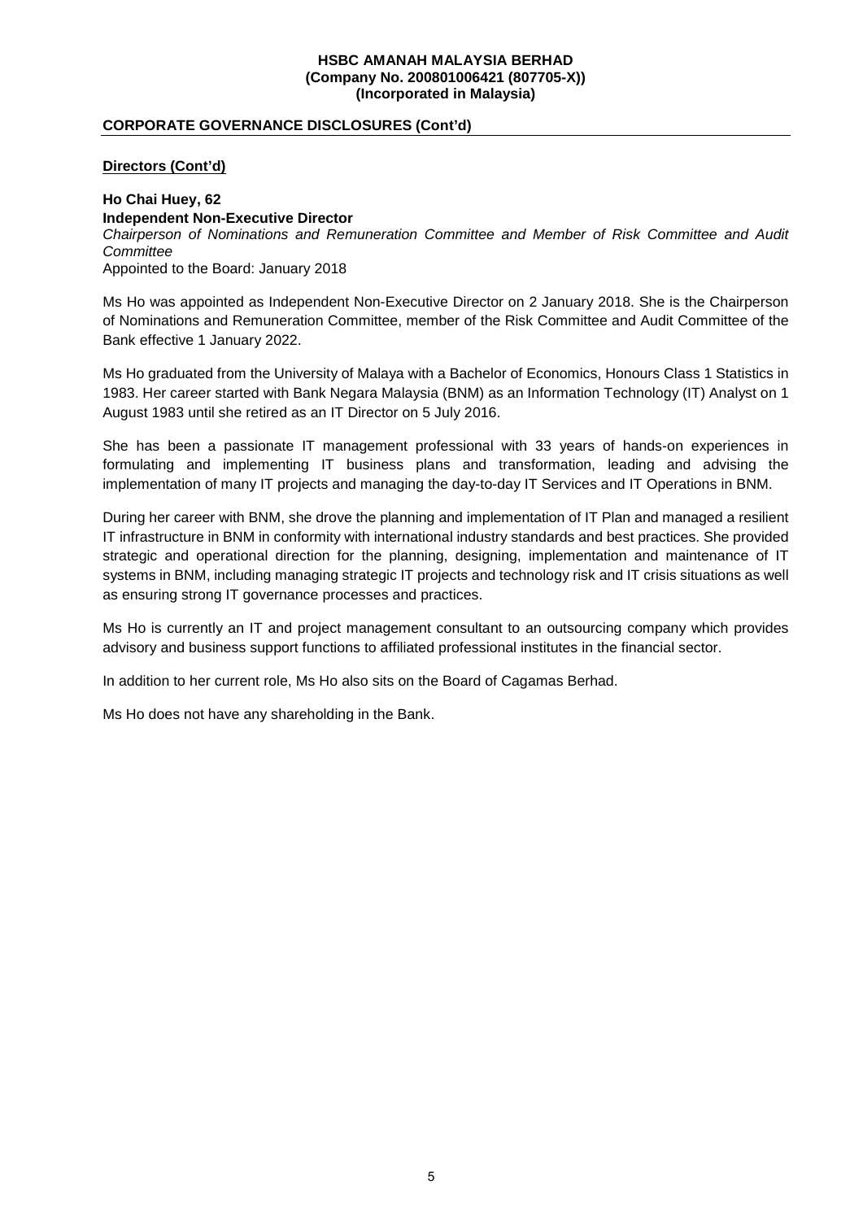## CORPORATE GOVERNANCE DISCLOSURES (Cont'd)

### Directors (Cont'd)

**Ho Chai Huey, 62**
**Independent Non-Executive Director**
*Chairperson of Nominations and Remuneration Committee and Member of Risk Committee and Audit Committee*
Appointed to the Board: January 2018

Ms Ho was appointed as Independent Non-Executive Director on 2 January 2018. She is the Chairperson of Nominations and Remuneration Committee, member of the Risk Committee and Audit Committee of the Bank effective 1 January 2022.

Ms Ho graduated from the University of Malaya with a Bachelor of Economics, Honours Class 1 Statistics in 1983. Her career started with Bank Negara Malaysia (BNM) as an Information Technology (IT) Analyst on 1 August 1983 until she retired as an IT Director on 5 July 2016.

She has been a passionate IT management professional with 33 years of hands-on experiences in formulating and implementing IT business plans and transformation, leading and advising the implementation of many IT projects and managing the day-to-day IT Services and IT Operations in BNM.

During her career with BNM, she drove the planning and implementation of IT Plan and managed a resilient IT infrastructure in BNM in conformity with international industry standards and best practices. She provided strategic and operational direction for the planning, designing, implementation and maintenance of IT systems in BNM, including managing strategic IT projects and technology risk and IT crisis situations as well as ensuring strong IT governance processes and practices.

Ms Ho is currently an IT and project management consultant to an outsourcing company which provides advisory and business support functions to affiliated professional institutes in the financial sector.

In addition to her current role, Ms Ho also sits on the Board of Cagamas Berhad.

Ms Ho does not have any shareholding in the Bank.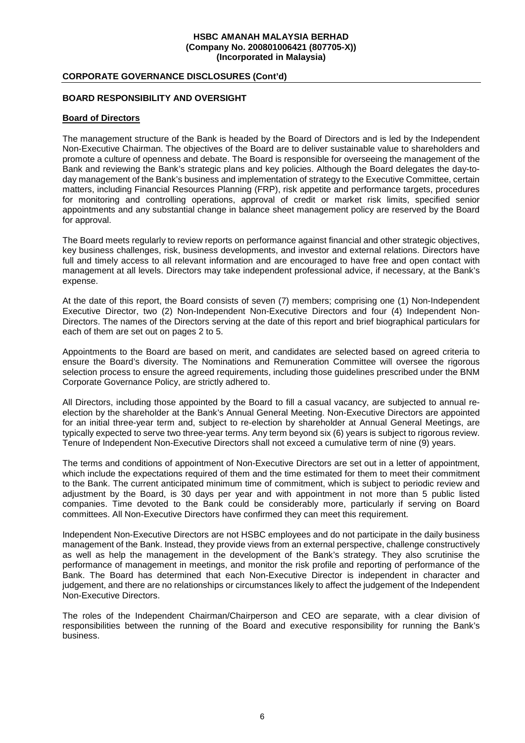## CORPORATE GOVERNANCE DISCLOSURES (Cont'd)

### BOARD RESPONSIBILITY AND OVERSIGHT

#### Board of Directors

The management structure of the Bank is headed by the Board of Directors and is led by the Independent Non-Executive Chairman. The objectives of the Board are to deliver sustainable value to shareholders and promote a culture of openness and debate. The Board is responsible for overseeing the management of the Bank and reviewing the Bank's strategic plans and key policies. Although the Board delegates the day-to-day management of the Bank's business and implementation of strategy to the Executive Committee, certain matters, including Financial Resources Planning (FRP), risk appetite and performance targets, procedures for monitoring and controlling operations, approval of credit or market risk limits, specified senior appointments and any substantial change in balance sheet management policy are reserved by the Board for approval.

The Board meets regularly to review reports on performance against financial and other strategic objectives, key business challenges, risk, business developments, and investor and external relations. Directors have full and timely access to all relevant information and are encouraged to have free and open contact with management at all levels. Directors may take independent professional advice, if necessary, at the Bank's expense.

At the date of this report, the Board consists of seven (7) members; comprising one (1) Non-Independent Executive Director, two (2) Non-Independent Non-Executive Directors and four (4) Independent Non-Directors. The names of the Directors serving at the date of this report and brief biographical particulars for each of them are set out on pages 2 to 5.

Appointments to the Board are based on merit, and candidates are selected based on agreed criteria to ensure the Board's diversity. The Nominations and Remuneration Committee will oversee the rigorous selection process to ensure the agreed requirements, including those guidelines prescribed under the BNM Corporate Governance Policy, are strictly adhered to.

All Directors, including those appointed by the Board to fill a casual vacancy, are subjected to annual re-election by the shareholder at the Bank's Annual General Meeting. Non-Executive Directors are appointed for an initial three-year term and, subject to re-election by shareholder at Annual General Meetings, are typically expected to serve two three-year terms. Any term beyond six (6) years is subject to rigorous review. Tenure of Independent Non-Executive Directors shall not exceed a cumulative term of nine (9) years.

The terms and conditions of appointment of Non-Executive Directors are set out in a letter of appointment, which include the expectations required of them and the time estimated for them to meet their commitment to the Bank. The current anticipated minimum time of commitment, which is subject to periodic review and adjustment by the Board, is 30 days per year and with appointment in not more than 5 public listed companies. Time devoted to the Bank could be considerably more, particularly if serving on Board committees. All Non-Executive Directors have confirmed they can meet this requirement.

Independent Non-Executive Directors are not HSBC employees and do not participate in the daily business management of the Bank. Instead, they provide views from an external perspective, challenge constructively as well as help the management in the development of the Bank's strategy. They also scrutinise the performance of management in meetings, and monitor the risk profile and reporting of performance of the Bank. The Board has determined that each Non-Executive Director is independent in character and judgement, and there are no relationships or circumstances likely to affect the judgement of the Independent Non-Executive Directors.

The roles of the Independent Chairman/Chairperson and CEO are separate, with a clear division of responsibilities between the running of the Board and executive responsibility for running the Bank's business.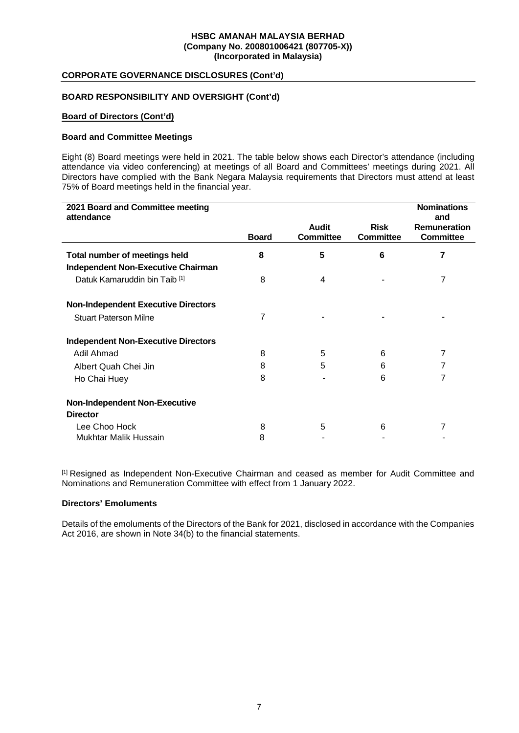**HSBC AMANAH MALAYSIA BERHAD**
**(Company No. 200801006421 (807705-X))**
**(Incorporated in Malaysia)**

## CORPORATE GOVERNANCE DISCLOSURES (Cont'd)

### BOARD RESPONSIBILITY AND OVERSIGHT (Cont'd)

#### Board of Directors (Cont'd)

#### Board and Committee Meetings

Eight (8) Board meetings were held in 2021. The table below shows each Director's attendance (including attendance via video conferencing) at meetings of all Board and Committees' meetings during 2021. All Directors have complied with the Bank Negara Malaysia requirements that Directors must attend at least 75% of Board meetings held in the financial year.

| 2021 Board and Committee meeting attendance | Board | Audit Committee | Risk Committee | Nominations and Remuneration Committee |
|---|---|---|---|---|
| **Total number of meetings held** | **8** | **5** | **6** | **7** |
| **Independent Non-Executive Chairman** | | | | |
| Datuk Kamaruddin bin Taib [1] | 8 | 4 | - | 7 |
| **Non-Independent Executive Directors** | | | | |
| Stuart Paterson Milne | 7 | - | - | - |
| **Independent Non-Executive Directors** | | | | |
| Adil Ahmad | 8 | 5 | 6 | 7 |
| Albert Quah Chei Jin | 8 | 5 | 6 | 7 |
| Ho Chai Huey | 8 | - | 6 | 7 |
| **Non-Independent Non-Executive Director** | | | | |
| Lee Choo Hock | 8 | 5 | 6 | 7 |
| Mukhtar Malik Hussain | 8 | - | - | - |

[1] Resigned as Independent Non-Executive Chairman and ceased as member for Audit Committee and Nominations and Remuneration Committee with effect from 1 January 2022.

#### Directors' Emoluments

Details of the emoluments of the Directors of the Bank for 2021, disclosed in accordance with the Companies Act 2016, are shown in Note 34(b) to the financial statements.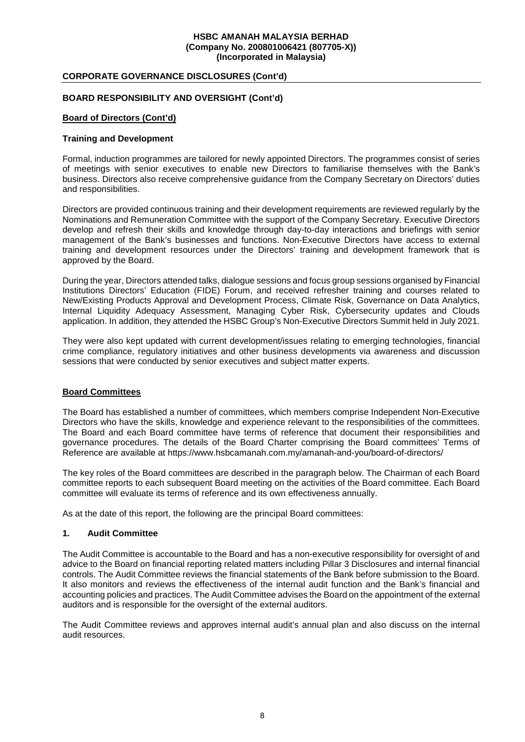## CORPORATE GOVERNANCE DISCLOSURES (Cont'd)

### BOARD RESPONSIBILITY AND OVERSIGHT (Cont'd)

**Board of Directors (Cont'd)**

**Training and Development**

Formal, induction programmes are tailored for newly appointed Directors. The programmes consist of series of meetings with senior executives to enable new Directors to familiarise themselves with the Bank's business. Directors also receive comprehensive guidance from the Company Secretary on Directors' duties and responsibilities.

Directors are provided continuous training and their development requirements are reviewed regularly by the Nominations and Remuneration Committee with the support of the Company Secretary. Executive Directors develop and refresh their skills and knowledge through day-to-day interactions and briefings with senior management of the Bank's businesses and functions. Non-Executive Directors have access to external training and development resources under the Directors' training and development framework that is approved by the Board.

During the year, Directors attended talks, dialogue sessions and focus group sessions organised by Financial Institutions Directors' Education (FIDE) Forum, and received refresher training and courses related to New/Existing Products Approval and Development Process, Climate Risk, Governance on Data Analytics, Internal Liquidity Adequacy Assessment, Managing Cyber Risk, Cybersecurity updates and Clouds application. In addition, they attended the HSBC Group's Non-Executive Directors Summit held in July 2021.

They were also kept updated with current development/issues relating to emerging technologies, financial crime compliance, regulatory initiatives and other business developments via awareness and discussion sessions that were conducted by senior executives and subject matter experts.

**Board Committees**

The Board has established a number of committees, which members comprise Independent Non-Executive Directors who have the skills, knowledge and experience relevant to the responsibilities of the committees. The Board and each Board committee have terms of reference that document their responsibilities and governance procedures. The details of the Board Charter comprising the Board committees' Terms of Reference are available at https://www.hsbcamanah.com.my/amanah-and-you/board-of-directors/

The key roles of the Board committees are described in the paragraph below. The Chairman of each Board committee reports to each subsequent Board meeting on the activities of the Board committee. Each Board committee will evaluate its terms of reference and its own effectiveness annually.

As at the date of this report, the following are the principal Board committees:

**1. Audit Committee**

The Audit Committee is accountable to the Board and has a non-executive responsibility for oversight of and advice to the Board on financial reporting related matters including Pillar 3 Disclosures and internal financial controls. The Audit Committee reviews the financial statements of the Bank before submission to the Board. It also monitors and reviews the effectiveness of the internal audit function and the Bank's financial and accounting policies and practices. The Audit Committee advises the Board on the appointment of the external auditors and is responsible for the oversight of the external auditors.

The Audit Committee reviews and approves internal audit's annual plan and also discuss on the internal audit resources.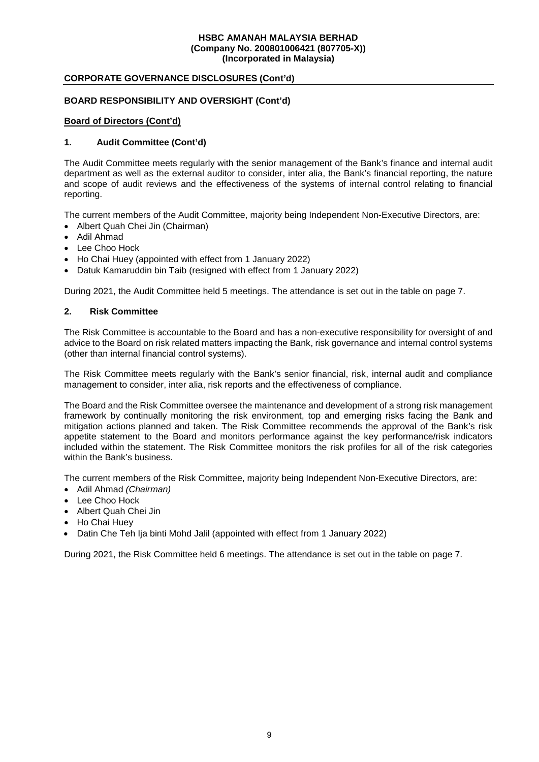## CORPORATE GOVERNANCE DISCLOSURES (Cont'd)

### BOARD RESPONSIBILITY AND OVERSIGHT (Cont'd)

**Board of Directors (Cont'd)**

### 1. Audit Committee (Cont'd)

The Audit Committee meets regularly with the senior management of the Bank's finance and internal audit department as well as the external auditor to consider, inter alia, the Bank's financial reporting, the nature and scope of audit reviews and the effectiveness of the systems of internal control relating to financial reporting.

The current members of the Audit Committee, majority being Independent Non-Executive Directors, are:

- Albert Quah Chei Jin (Chairman)
- Adil Ahmad
- Lee Choo Hock
- Ho Chai Huey (appointed with effect from 1 January 2022)
- Datuk Kamaruddin bin Taib (resigned with effect from 1 January 2022)

During 2021, the Audit Committee held 5 meetings. The attendance is set out in the table on page 7.

### 2. Risk Committee

The Risk Committee is accountable to the Board and has a non-executive responsibility for oversight of and advice to the Board on risk related matters impacting the Bank, risk governance and internal control systems (other than internal financial control systems).

The Risk Committee meets regularly with the Bank's senior financial, risk, internal audit and compliance management to consider, inter alia, risk reports and the effectiveness of compliance.

The Board and the Risk Committee oversee the maintenance and development of a strong risk management framework by continually monitoring the risk environment, top and emerging risks facing the Bank and mitigation actions planned and taken. The Risk Committee recommends the approval of the Bank's risk appetite statement to the Board and monitors performance against the key performance/risk indicators included within the statement. The Risk Committee monitors the risk profiles for all of the risk categories within the Bank's business.

The current members of the Risk Committee, majority being Independent Non-Executive Directors, are:

- Adil Ahmad *(Chairman)*
- Lee Choo Hock
- Albert Quah Chei Jin
- Ho Chai Huey
- Datin Che Teh Ija binti Mohd Jalil (appointed with effect from 1 January 2022)

During 2021, the Risk Committee held 6 meetings. The attendance is set out in the table on page 7.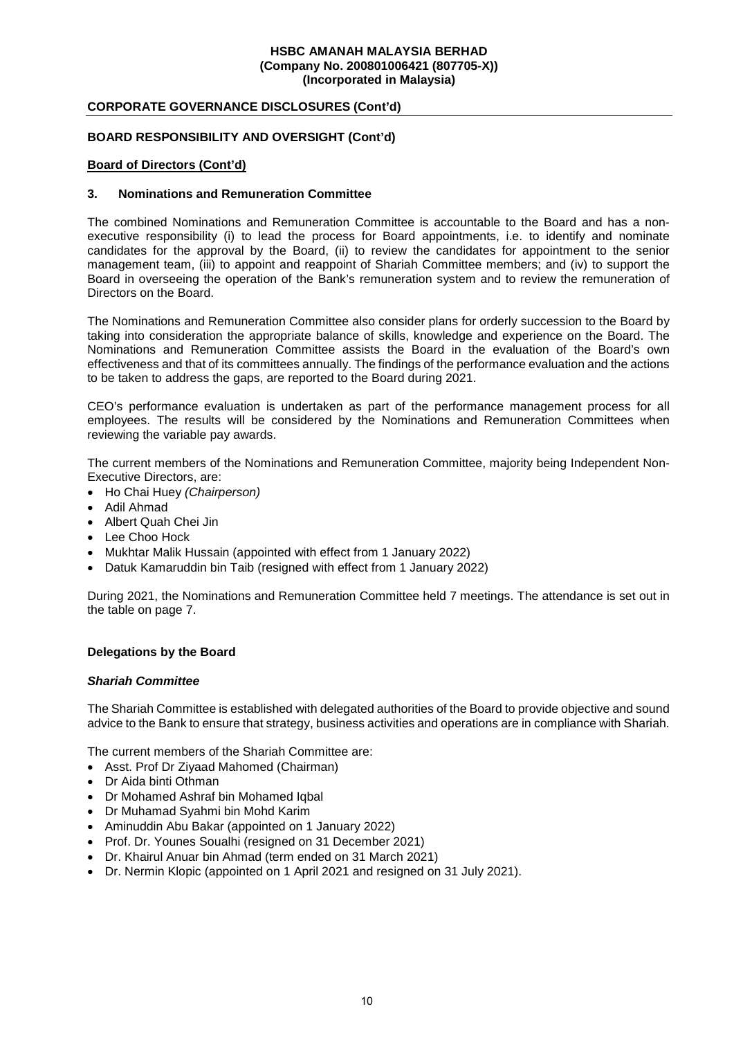## CORPORATE GOVERNANCE DISCLOSURES (Cont'd)

### BOARD RESPONSIBILITY AND OVERSIGHT (Cont'd)

**Board of Directors (Cont'd)**

#### 3. Nominations and Remuneration Committee

The combined Nominations and Remuneration Committee is accountable to the Board and has a non-executive responsibility (i) to lead the process for Board appointments, i.e. to identify and nominate candidates for the approval by the Board, (ii) to review the candidates for appointment to the senior management team, (iii) to appoint and reappoint of Shariah Committee members; and (iv) to support the Board in overseeing the operation of the Bank's remuneration system and to review the remuneration of Directors on the Board.

The Nominations and Remuneration Committee also consider plans for orderly succession to the Board by taking into consideration the appropriate balance of skills, knowledge and experience on the Board. The Nominations and Remuneration Committee assists the Board in the evaluation of the Board's own effectiveness and that of its committees annually. The findings of the performance evaluation and the actions to be taken to address the gaps, are reported to the Board during 2021.

CEO's performance evaluation is undertaken as part of the performance management process for all employees. The results will be considered by the Nominations and Remuneration Committees when reviewing the variable pay awards.

The current members of the Nominations and Remuneration Committee, majority being Independent Non-Executive Directors, are:

- Ho Chai Huey *(Chairperson)*
- Adil Ahmad
- Albert Quah Chei Jin
- Lee Choo Hock
- Mukhtar Malik Hussain (appointed with effect from 1 January 2022)
- Datuk Kamaruddin bin Taib (resigned with effect from 1 January 2022)

During 2021, the Nominations and Remuneration Committee held 7 meetings. The attendance is set out in the table on page 7.

### Delegations by the Board

#### *Shariah Committee*

The Shariah Committee is established with delegated authorities of the Board to provide objective and sound advice to the Bank to ensure that strategy, business activities and operations are in compliance with Shariah.

The current members of the Shariah Committee are:

- Asst. Prof Dr Ziyaad Mahomed (Chairman)
- Dr Aida binti Othman
- Dr Mohamed Ashraf bin Mohamed Iqbal
- Dr Muhamad Syahmi bin Mohd Karim
- Aminuddin Abu Bakar (appointed on 1 January 2022)
- Prof. Dr. Younes Soualhi (resigned on 31 December 2021)
- Dr. Khairul Anuar bin Ahmad (term ended on 31 March 2021)
- Dr. Nermin Klopic (appointed on 1 April 2021 and resigned on 31 July 2021).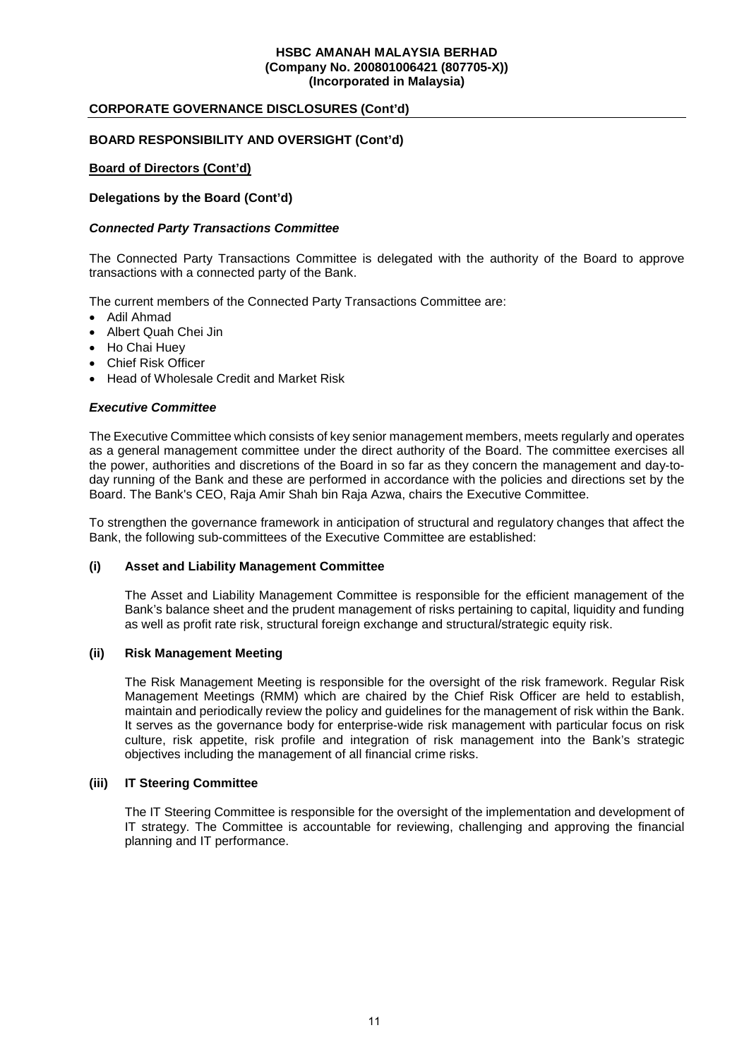**CORPORATE GOVERNANCE DISCLOSURES (Cont'd)**

**BOARD RESPONSIBILITY AND OVERSIGHT (Cont'd)**

**Board of Directors (Cont'd)**

**Delegations by the Board (Cont'd)**

***Connected Party Transactions Committee***

The Connected Party Transactions Committee is delegated with the authority of the Board to approve transactions with a connected party of the Bank.

The current members of the Connected Party Transactions Committee are:

- Adil Ahmad
- Albert Quah Chei Jin
- Ho Chai Huey
- Chief Risk Officer
- Head of Wholesale Credit and Market Risk

***Executive Committee***

The Executive Committee which consists of key senior management members, meets regularly and operates as a general management committee under the direct authority of the Board. The committee exercises all the power, authorities and discretions of the Board in so far as they concern the management and day-to-day running of the Bank and these are performed in accordance with the policies and directions set by the Board. The Bank's CEO, Raja Amir Shah bin Raja Azwa, chairs the Executive Committee.

To strengthen the governance framework in anticipation of structural and regulatory changes that affect the Bank, the following sub-committees of the Executive Committee are established:

**(i) Asset and Liability Management Committee**

The Asset and Liability Management Committee is responsible for the efficient management of the Bank's balance sheet and the prudent management of risks pertaining to capital, liquidity and funding as well as profit rate risk, structural foreign exchange and structural/strategic equity risk.

**(ii) Risk Management Meeting**

The Risk Management Meeting is responsible for the oversight of the risk framework. Regular Risk Management Meetings (RMM) which are chaired by the Chief Risk Officer are held to establish, maintain and periodically review the policy and guidelines for the management of risk within the Bank. It serves as the governance body for enterprise-wide risk management with particular focus on risk culture, risk appetite, risk profile and integration of risk management into the Bank's strategic objectives including the management of all financial crime risks.

**(iii) IT Steering Committee**

The IT Steering Committee is responsible for the oversight of the implementation and development of IT strategy. The Committee is accountable for reviewing, challenging and approving the financial planning and IT performance.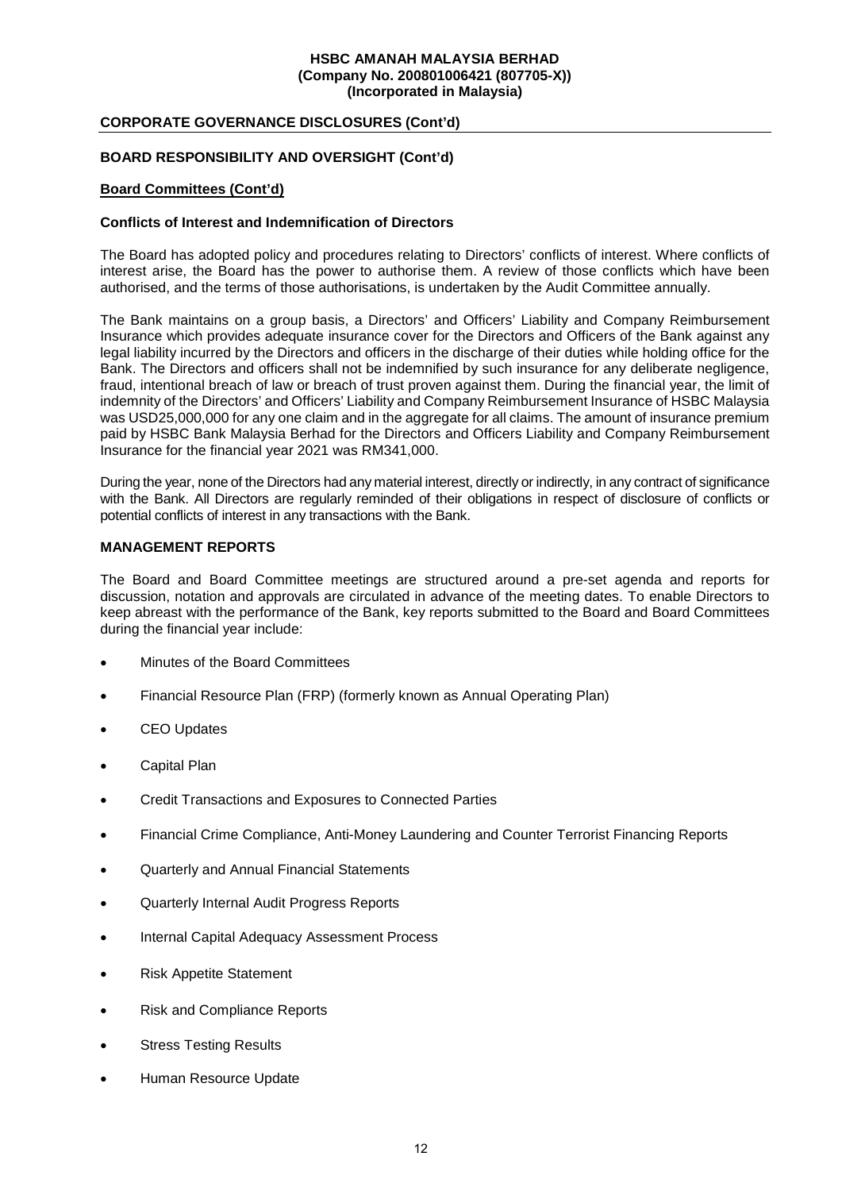## CORPORATE GOVERNANCE DISCLOSURES (Cont'd)

### BOARD RESPONSIBILITY AND OVERSIGHT (Cont'd)

**Board Committees (Cont'd)**

**Conflicts of Interest and Indemnification of Directors**

The Board has adopted policy and procedures relating to Directors' conflicts of interest. Where conflicts of interest arise, the Board has the power to authorise them. A review of those conflicts which have been authorised, and the terms of those authorisations, is undertaken by the Audit Committee annually.

The Bank maintains on a group basis, a Directors' and Officers' Liability and Company Reimbursement Insurance which provides adequate insurance cover for the Directors and Officers of the Bank against any legal liability incurred by the Directors and officers in the discharge of their duties while holding office for the Bank. The Directors and officers shall not be indemnified by such insurance for any deliberate negligence, fraud, intentional breach of law or breach of trust proven against them. During the financial year, the limit of indemnity of the Directors' and Officers' Liability and Company Reimbursement Insurance of HSBC Malaysia was USD25,000,000 for any one claim and in the aggregate for all claims. The amount of insurance premium paid by HSBC Bank Malaysia Berhad for the Directors and Officers Liability and Company Reimbursement Insurance for the financial year 2021 was RM341,000.

During the year, none of the Directors had any material interest, directly or indirectly, in any contract of significance with the Bank. All Directors are regularly reminded of their obligations in respect of disclosure of conflicts or potential conflicts of interest in any transactions with the Bank.

### MANAGEMENT REPORTS

The Board and Board Committee meetings are structured around a pre-set agenda and reports for discussion, notation and approvals are circulated in advance of the meeting dates. To enable Directors to keep abreast with the performance of the Bank, key reports submitted to the Board and Board Committees during the financial year include:

- Minutes of the Board Committees
- Financial Resource Plan (FRP) (formerly known as Annual Operating Plan)
- CEO Updates
- Capital Plan
- Credit Transactions and Exposures to Connected Parties
- Financial Crime Compliance, Anti-Money Laundering and Counter Terrorist Financing Reports
- Quarterly and Annual Financial Statements
- Quarterly Internal Audit Progress Reports
- Internal Capital Adequacy Assessment Process
- Risk Appetite Statement
- Risk and Compliance Reports
- Stress Testing Results
- Human Resource Update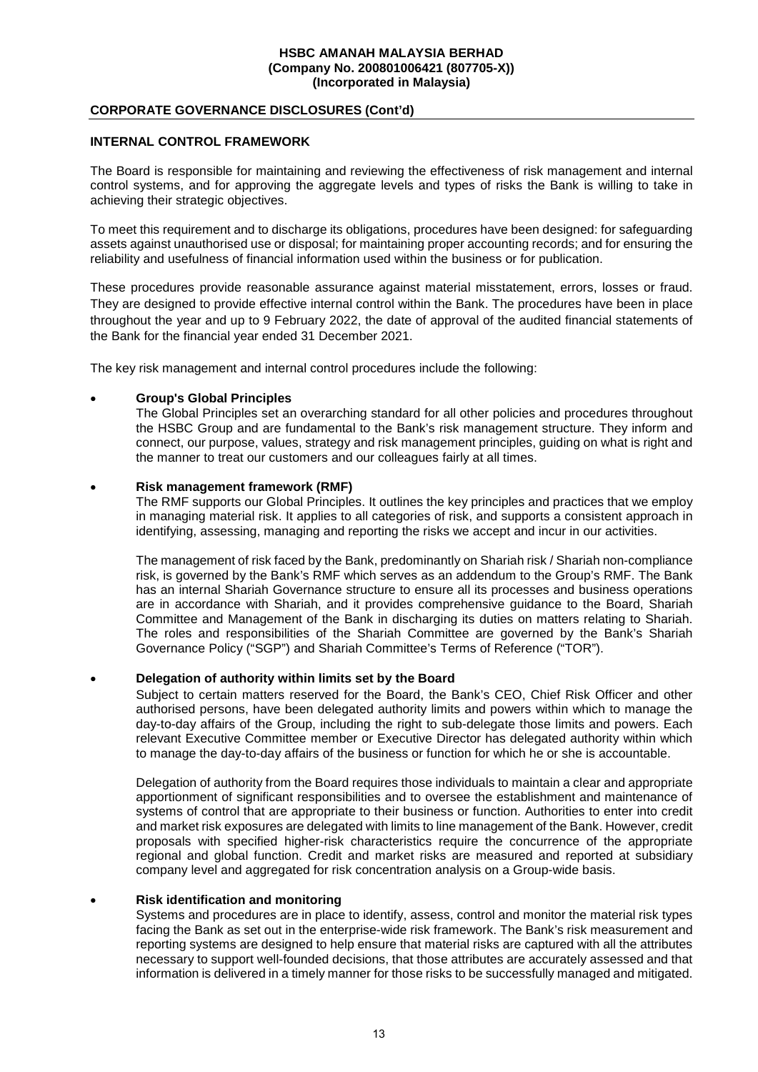## CORPORATE GOVERNANCE DISCLOSURES (Cont'd)

### INTERNAL CONTROL FRAMEWORK

The Board is responsible for maintaining and reviewing the effectiveness of risk management and internal control systems, and for approving the aggregate levels and types of risks the Bank is willing to take in achieving their strategic objectives.

To meet this requirement and to discharge its obligations, procedures have been designed: for safeguarding assets against unauthorised use or disposal; for maintaining proper accounting records; and for ensuring the reliability and usefulness of financial information used within the business or for publication.

These procedures provide reasonable assurance against material misstatement, errors, losses or fraud. They are designed to provide effective internal control within the Bank. The procedures have been in place throughout the year and up to 9 February 2022, the date of approval of the audited financial statements of the Bank for the financial year ended 31 December 2021.

The key risk management and internal control procedures include the following:

- **Group's Global Principles**
  The Global Principles set an overarching standard for all other policies and procedures throughout the HSBC Group and are fundamental to the Bank's risk management structure. They inform and connect, our purpose, values, strategy and risk management principles, guiding on what is right and the manner to treat our customers and our colleagues fairly at all times.

- **Risk management framework (RMF)**
  The RMF supports our Global Principles. It outlines the key principles and practices that we employ in managing material risk. It applies to all categories of risk, and supports a consistent approach in identifying, assessing, managing and reporting the risks we accept and incur in our activities.

  The management of risk faced by the Bank, predominantly on Shariah risk / Shariah non-compliance risk, is governed by the Bank's RMF which serves as an addendum to the Group's RMF. The Bank has an internal Shariah Governance structure to ensure all its processes and business operations are in accordance with Shariah, and it provides comprehensive guidance to the Board, Shariah Committee and Management of the Bank in discharging its duties on matters relating to Shariah. The roles and responsibilities of the Shariah Committee are governed by the Bank's Shariah Governance Policy ("SGP") and Shariah Committee's Terms of Reference ("TOR").

- **Delegation of authority within limits set by the Board**
  Subject to certain matters reserved for the Board, the Bank's CEO, Chief Risk Officer and other authorised persons, have been delegated authority limits and powers within which to manage the day-to-day affairs of the Group, including the right to sub-delegate those limits and powers. Each relevant Executive Committee member or Executive Director has delegated authority within which to manage the day-to-day affairs of the business or function for which he or she is accountable.

  Delegation of authority from the Board requires those individuals to maintain a clear and appropriate apportionment of significant responsibilities and to oversee the establishment and maintenance of systems of control that are appropriate to their business or function. Authorities to enter into credit and market risk exposures are delegated with limits to line management of the Bank. However, credit proposals with specified higher-risk characteristics require the concurrence of the appropriate regional and global function. Credit and market risks are measured and reported at subsidiary company level and aggregated for risk concentration analysis on a Group-wide basis.

- **Risk identification and monitoring**
  Systems and procedures are in place to identify, assess, control and monitor the material risk types facing the Bank as set out in the enterprise-wide risk framework. The Bank's risk measurement and reporting systems are designed to help ensure that material risks are captured with all the attributes necessary to support well-founded decisions, that those attributes are accurately assessed and that information is delivered in a timely manner for those risks to be successfully managed and mitigated.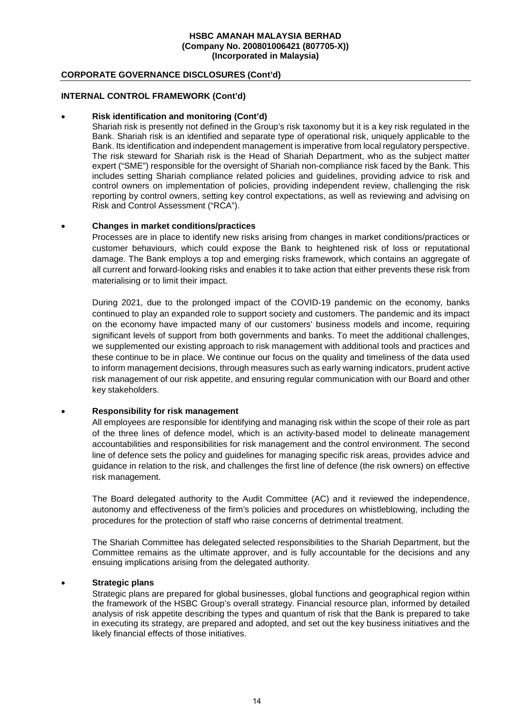## CORPORATE GOVERNANCE DISCLOSURES (Cont'd)

### INTERNAL CONTROL FRAMEWORK (Cont'd)

- **Risk identification and monitoring (Cont'd)**

  Shariah risk is presently not defined in the Group's risk taxonomy but it is a key risk regulated in the Bank. Shariah risk is an identified and separate type of operational risk, uniquely applicable to the Bank. Its identification and independent management is imperative from local regulatory perspective. The risk steward for Shariah risk is the Head of Shariah Department, who as the subject matter expert ("SME") responsible for the oversight of Shariah non-compliance risk faced by the Bank. This includes setting Shariah compliance related policies and guidelines, providing advice to risk and control owners on implementation of policies, providing independent review, challenging the risk reporting by control owners, setting key control expectations, as well as reviewing and advising on Risk and Control Assessment ("RCA").

- **Changes in market conditions/practices**

  Processes are in place to identify new risks arising from changes in market conditions/practices or customer behaviours, which could expose the Bank to heightened risk of loss or reputational damage. The Bank employs a top and emerging risks framework, which contains an aggregate of all current and forward-looking risks and enables it to take action that either prevents these risk from materialising or to limit their impact.

  During 2021, due to the prolonged impact of the COVID-19 pandemic on the economy, banks continued to play an expanded role to support society and customers. The pandemic and its impact on the economy have impacted many of our customers' business models and income, requiring significant levels of support from both governments and banks. To meet the additional challenges, we supplemented our existing approach to risk management with additional tools and practices and these continue to be in place. We continue our focus on the quality and timeliness of the data used to inform management decisions, through measures such as early warning indicators, prudent active risk management of our risk appetite, and ensuring regular communication with our Board and other key stakeholders.

- **Responsibility for risk management**

  All employees are responsible for identifying and managing risk within the scope of their role as part of the three lines of defence model, which is an activity-based model to delineate management accountabilities and responsibilities for risk management and the control environment. The second line of defence sets the policy and guidelines for managing specific risk areas, provides advice and guidance in relation to the risk, and challenges the first line of defence (the risk owners) on effective risk management.

  The Board delegated authority to the Audit Committee (AC) and it reviewed the independence, autonomy and effectiveness of the firm's policies and procedures on whistleblowing, including the procedures for the protection of staff who raise concerns of detrimental treatment.

  The Shariah Committee has delegated selected responsibilities to the Shariah Department, but the Committee remains as the ultimate approver, and is fully accountable for the decisions and any ensuing implications arising from the delegated authority.

- **Strategic plans**

  Strategic plans are prepared for global businesses, global functions and geographical region within the framework of the HSBC Group's overall strategy. Financial resource plan, informed by detailed analysis of risk appetite describing the types and quantum of risk that the Bank is prepared to take in executing its strategy, are prepared and adopted, and set out the key business initiatives and the likely financial effects of those initiatives.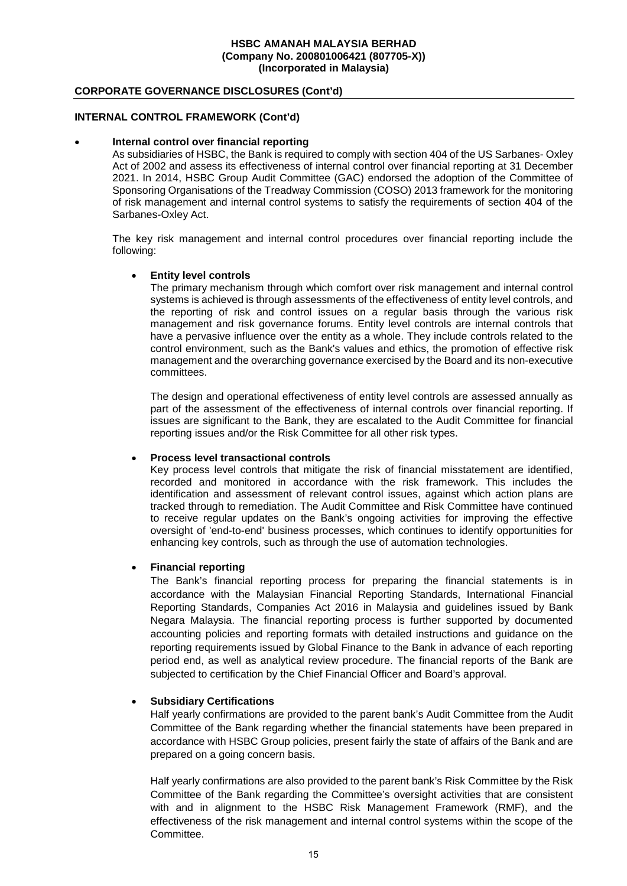## CORPORATE GOVERNANCE DISCLOSURES (Cont'd)

### INTERNAL CONTROL FRAMEWORK (Cont'd)

- **Internal control over financial reporting**

  As subsidiaries of HSBC, the Bank is required to comply with section 404 of the US Sarbanes- Oxley Act of 2002 and assess its effectiveness of internal control over financial reporting at 31 December 2021. In 2014, HSBC Group Audit Committee (GAC) endorsed the adoption of the Committee of Sponsoring Organisations of the Treadway Commission (COSO) 2013 framework for the monitoring of risk management and internal control systems to satisfy the requirements of section 404 of the Sarbanes-Oxley Act.

  The key risk management and internal control procedures over financial reporting include the following:

  - **Entity level controls**

    The primary mechanism through which comfort over risk management and internal control systems is achieved is through assessments of the effectiveness of entity level controls, and the reporting of risk and control issues on a regular basis through the various risk management and risk governance forums. Entity level controls are internal controls that have a pervasive influence over the entity as a whole. They include controls related to the control environment, such as the Bank's values and ethics, the promotion of effective risk management and the overarching governance exercised by the Board and its non-executive committees.

    The design and operational effectiveness of entity level controls are assessed annually as part of the assessment of the effectiveness of internal controls over financial reporting. If issues are significant to the Bank, they are escalated to the Audit Committee for financial reporting issues and/or the Risk Committee for all other risk types.

  - **Process level transactional controls**

    Key process level controls that mitigate the risk of financial misstatement are identified, recorded and monitored in accordance with the risk framework. This includes the identification and assessment of relevant control issues, against which action plans are tracked through to remediation. The Audit Committee and Risk Committee have continued to receive regular updates on the Bank's ongoing activities for improving the effective oversight of 'end-to-end' business processes, which continues to identify opportunities for enhancing key controls, such as through the use of automation technologies.

  - **Financial reporting**

    The Bank's financial reporting process for preparing the financial statements is in accordance with the Malaysian Financial Reporting Standards, International Financial Reporting Standards, Companies Act 2016 in Malaysia and guidelines issued by Bank Negara Malaysia. The financial reporting process is further supported by documented accounting policies and reporting formats with detailed instructions and guidance on the reporting requirements issued by Global Finance to the Bank in advance of each reporting period end, as well as analytical review procedure. The financial reports of the Bank are subjected to certification by the Chief Financial Officer and Board's approval.

  - **Subsidiary Certifications**

    Half yearly confirmations are provided to the parent bank's Audit Committee from the Audit Committee of the Bank regarding whether the financial statements have been prepared in accordance with HSBC Group policies, present fairly the state of affairs of the Bank and are prepared on a going concern basis.

    Half yearly confirmations are also provided to the parent bank's Risk Committee by the Risk Committee of the Bank regarding the Committee's oversight activities that are consistent with and in alignment to the HSBC Risk Management Framework (RMF), and the effectiveness of the risk management and internal control systems within the scope of the Committee.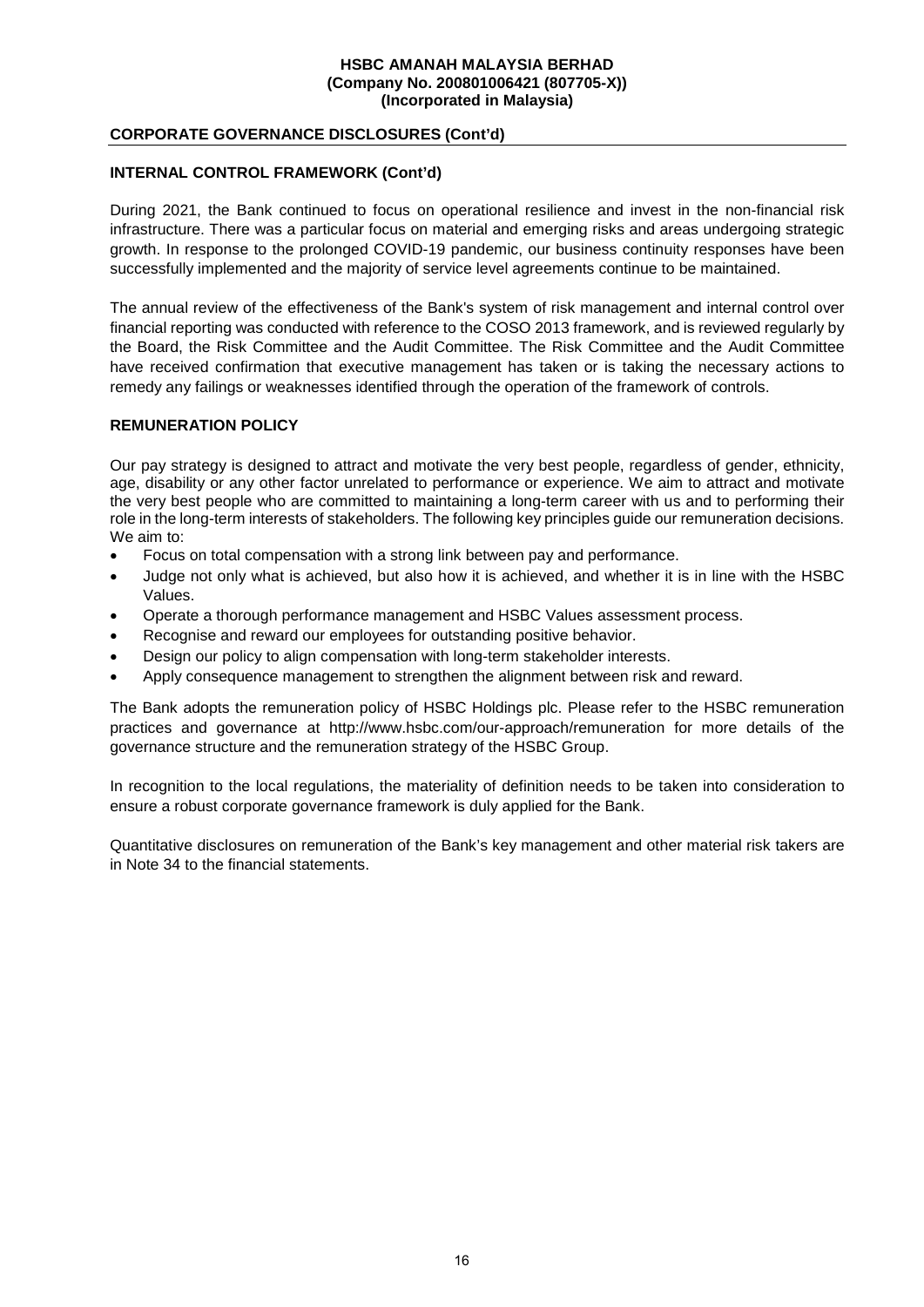## CORPORATE GOVERNANCE DISCLOSURES (Cont'd)

### INTERNAL CONTROL FRAMEWORK (Cont'd)

During 2021, the Bank continued to focus on operational resilience and invest in the non-financial risk infrastructure. There was a particular focus on material and emerging risks and areas undergoing strategic growth. In response to the prolonged COVID-19 pandemic, our business continuity responses have been successfully implemented and the majority of service level agreements continue to be maintained.

The annual review of the effectiveness of the Bank's system of risk management and internal control over financial reporting was conducted with reference to the COSO 2013 framework, and is reviewed regularly by the Board, the Risk Committee and the Audit Committee. The Risk Committee and the Audit Committee have received confirmation that executive management has taken or is taking the necessary actions to remedy any failings or weaknesses identified through the operation of the framework of controls.

### REMUNERATION POLICY

Our pay strategy is designed to attract and motivate the very best people, regardless of gender, ethnicity, age, disability or any other factor unrelated to performance or experience. We aim to attract and motivate the very best people who are committed to maintaining a long-term career with us and to performing their role in the long-term interests of stakeholders. The following key principles guide our remuneration decisions. We aim to:

- Focus on total compensation with a strong link between pay and performance.
- Judge not only what is achieved, but also how it is achieved, and whether it is in line with the HSBC Values.
- Operate a thorough performance management and HSBC Values assessment process.
- Recognise and reward our employees for outstanding positive behavior.
- Design our policy to align compensation with long-term stakeholder interests.
- Apply consequence management to strengthen the alignment between risk and reward.

The Bank adopts the remuneration policy of HSBC Holdings plc. Please refer to the HSBC remuneration practices and governance at http://www.hsbc.com/our-approach/remuneration for more details of the governance structure and the remuneration strategy of the HSBC Group.

In recognition to the local regulations, the materiality of definition needs to be taken into consideration to ensure a robust corporate governance framework is duly applied for the Bank.

Quantitative disclosures on remuneration of the Bank's key management and other material risk takers are in Note 34 to the financial statements.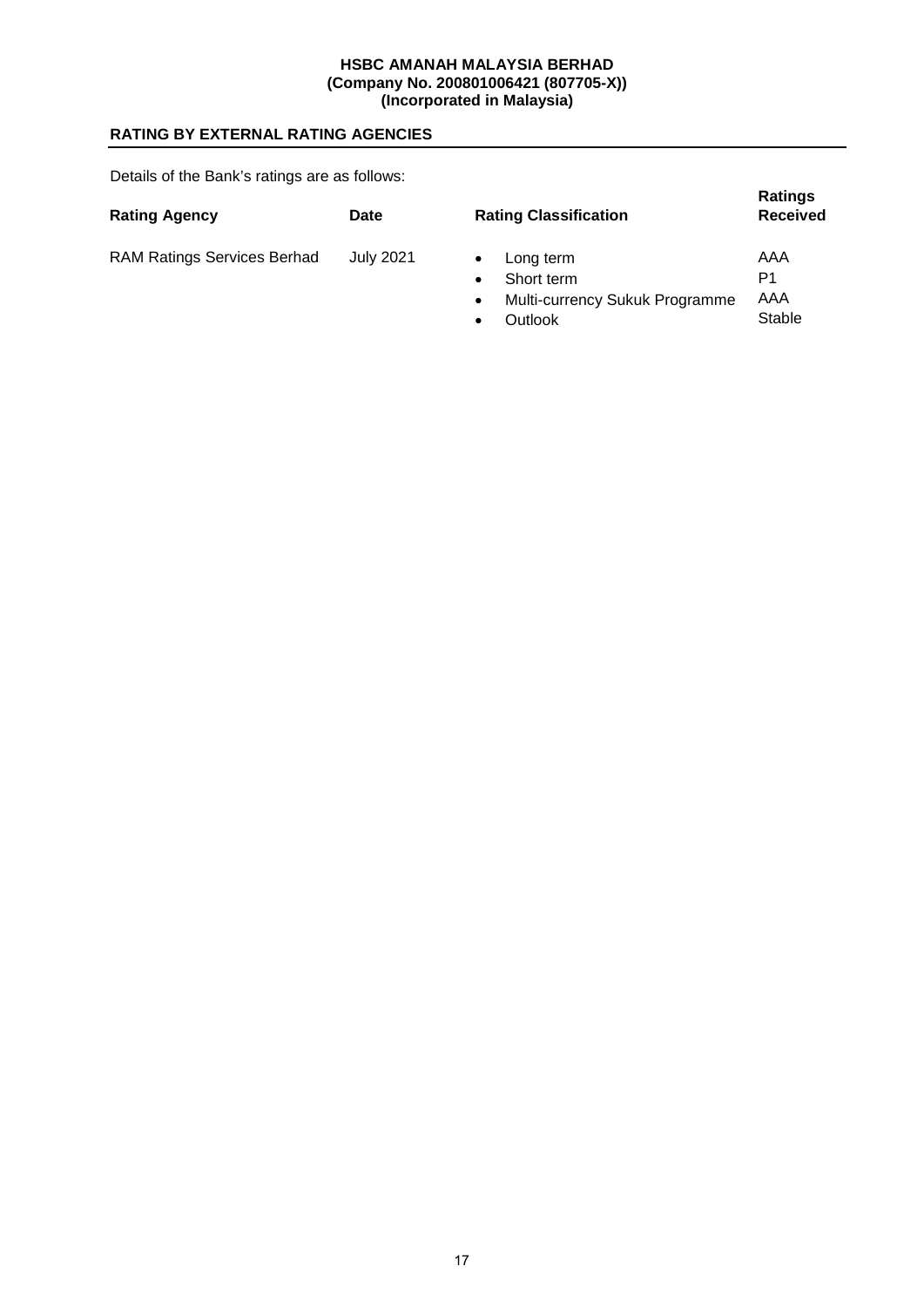## RATING BY EXTERNAL RATING AGENCIES

Details of the Bank's ratings are as follows:

| Rating Agency | Date | Rating Classification | Ratings Received |
|---|---|---|---|
| RAM Ratings Services Berhad | July 2021 | • Long term | AAA |
| | | • Short term | P1 |
| | | • Multi-currency Sukuk Programme | AAA |
| | | • Outlook | Stable |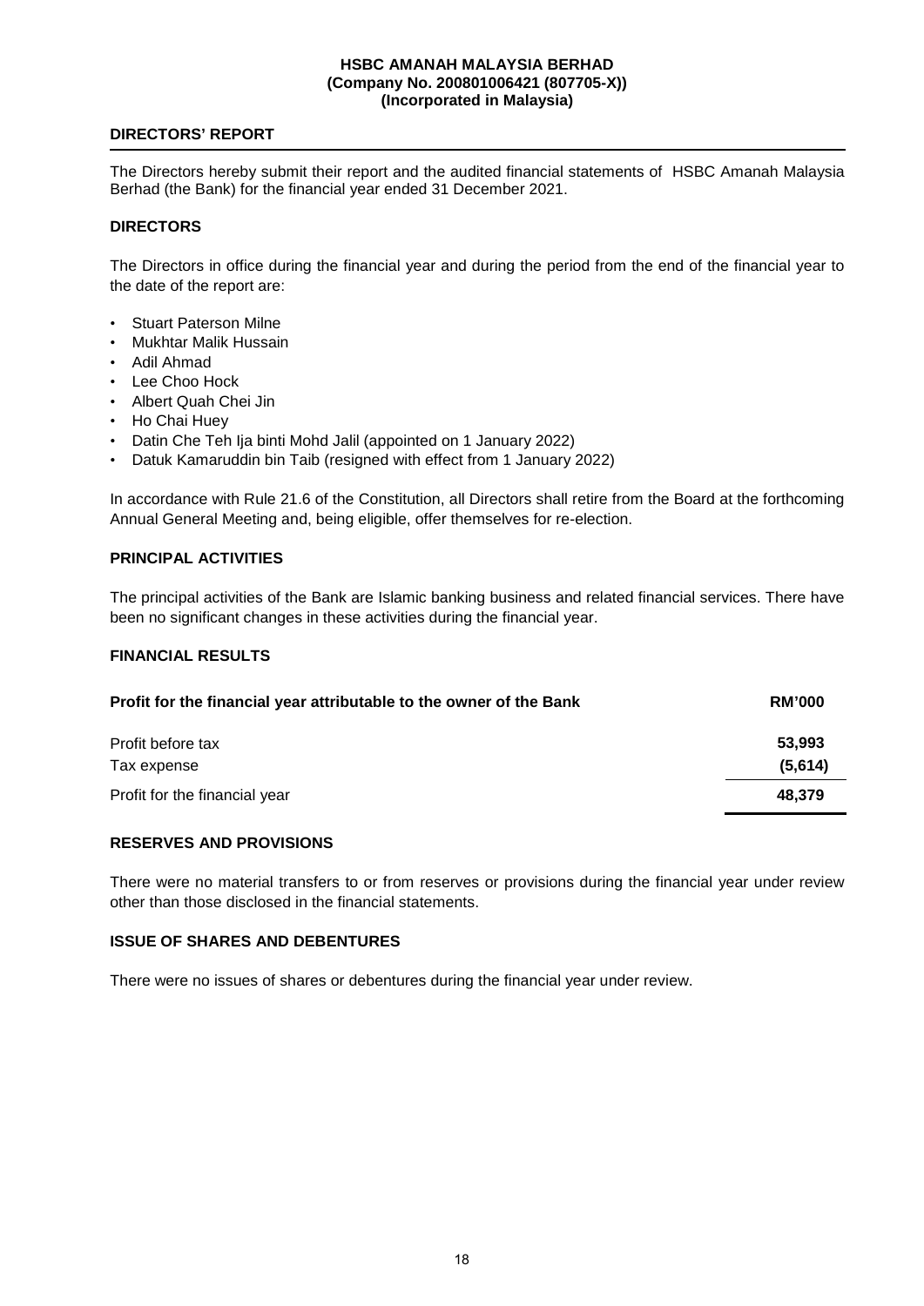**HSBC AMANAH MALAYSIA BERHAD**
**(Company No. 200801006421 (807705-X))**
**(Incorporated in Malaysia)**

## DIRECTORS' REPORT

The Directors hereby submit their report and the audited financial statements of HSBC Amanah Malaysia Berhad (the Bank) for the financial year ended 31 December 2021.

### DIRECTORS

The Directors in office during the financial year and during the period from the end of the financial year to the date of the report are:

- Stuart Paterson Milne
- Mukhtar Malik Hussain
- Adil Ahmad
- Lee Choo Hock
- Albert Quah Chei Jin
- Ho Chai Huey
- Datin Che Teh Ija binti Mohd Jalil (appointed on 1 January 2022)
- Datuk Kamaruddin bin Taib (resigned with effect from 1 January 2022)

In accordance with Rule 21.6 of the Constitution, all Directors shall retire from the Board at the forthcoming Annual General Meeting and, being eligible, offer themselves for re-election.

### PRINCIPAL ACTIVITIES

The principal activities of the Bank are Islamic banking business and related financial services. There have been no significant changes in these activities during the financial year.

### FINANCIAL RESULTS

| Profit for the financial year attributable to the owner of the Bank | RM'000 |
|---|---|
| Profit before tax | 53,993 |
| Tax expense | (5,614) |
| Profit for the financial year | 48,379 |

### RESERVES AND PROVISIONS

There were no material transfers to or from reserves or provisions during the financial year under review other than those disclosed in the financial statements.

### ISSUE OF SHARES AND DEBENTURES

There were no issues of shares or debentures during the financial year under review.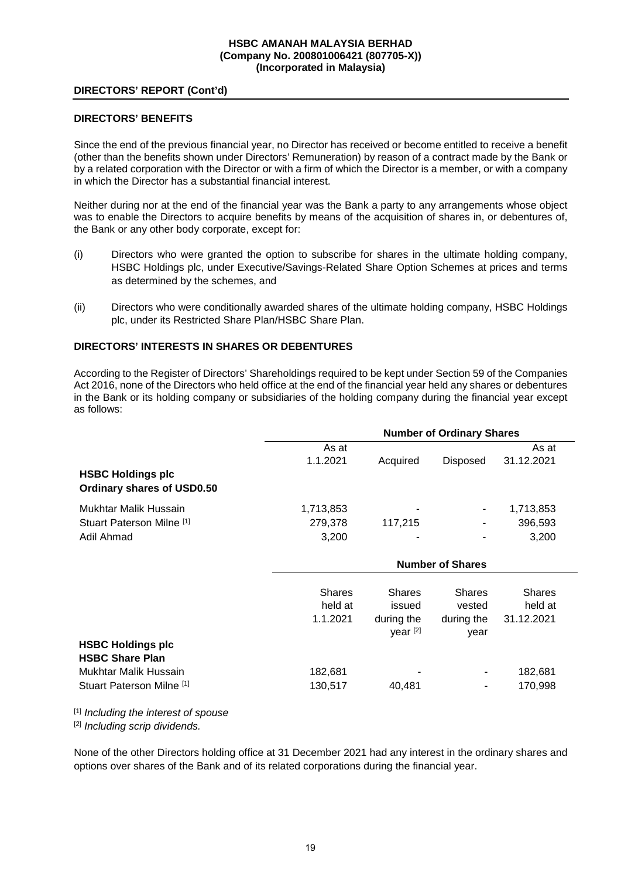**HSBC AMANAH MALAYSIA BERHAD**
**(Company No. 200801006421 (807705-X))**
**(Incorporated in Malaysia)**

## DIRECTORS' REPORT (Cont'd)

### DIRECTORS' BENEFITS

Since the end of the previous financial year, no Director has received or become entitled to receive a benefit (other than the benefits shown under Directors' Remuneration) by reason of a contract made by the Bank or by a related corporation with the Director or with a firm of which the Director is a member, or with a company in which the Director has a substantial financial interest.

Neither during nor at the end of the financial year was the Bank a party to any arrangements whose object was to enable the Directors to acquire benefits by means of the acquisition of shares in, or debentures of, the Bank or any other body corporate, except for:

(i) Directors who were granted the option to subscribe for shares in the ultimate holding company, HSBC Holdings plc, under Executive/Savings-Related Share Option Schemes at prices and terms as determined by the schemes, and

(ii) Directors who were conditionally awarded shares of the ultimate holding company, HSBC Holdings plc, under its Restricted Share Plan/HSBC Share Plan.

### DIRECTORS' INTERESTS IN SHARES OR DEBENTURES

According to the Register of Directors' Shareholdings required to be kept under Section 59 of the Companies Act 2016, none of the Directors who held office at the end of the financial year held any shares or debentures in the Bank or its holding company or subsidiaries of the holding company during the financial year except as follows:

| | Number of Ordinary Shares | | | |
|---|---|---|---|---|
| | As at 1.1.2021 | Acquired | Disposed | As at 31.12.2021 |
| **HSBC Holdings plc** | | | | |
| **Ordinary shares of USD0.50** | | | | |
| Mukhtar Malik Hussain | 1,713,853 | - | - | 1,713,853 |
| Stuart Paterson Milne [1] | 279,378 | 117,215 | - | 396,593 |
| Adil Ahmad | 3,200 | - | - | 3,200 |

| | Number of Shares | | | |
|---|---|---|---|---|
| | Shares held at 1.1.2021 | Shares issued during the year [2] | Shares vested during the year | Shares held at 31.12.2021 |
| **HSBC Holdings plc** | | | | |
| **HSBC Share Plan** | | | | |
| Mukhtar Malik Hussain | 182,681 | - | - | 182,681 |
| Stuart Paterson Milne [1] | 130,517 | 40,481 | - | 170,998 |

[1] *Including the interest of spouse*
[2] *Including scrip dividends.*

None of the other Directors holding office at 31 December 2021 had any interest in the ordinary shares and options over shares of the Bank and of its related corporations during the financial year.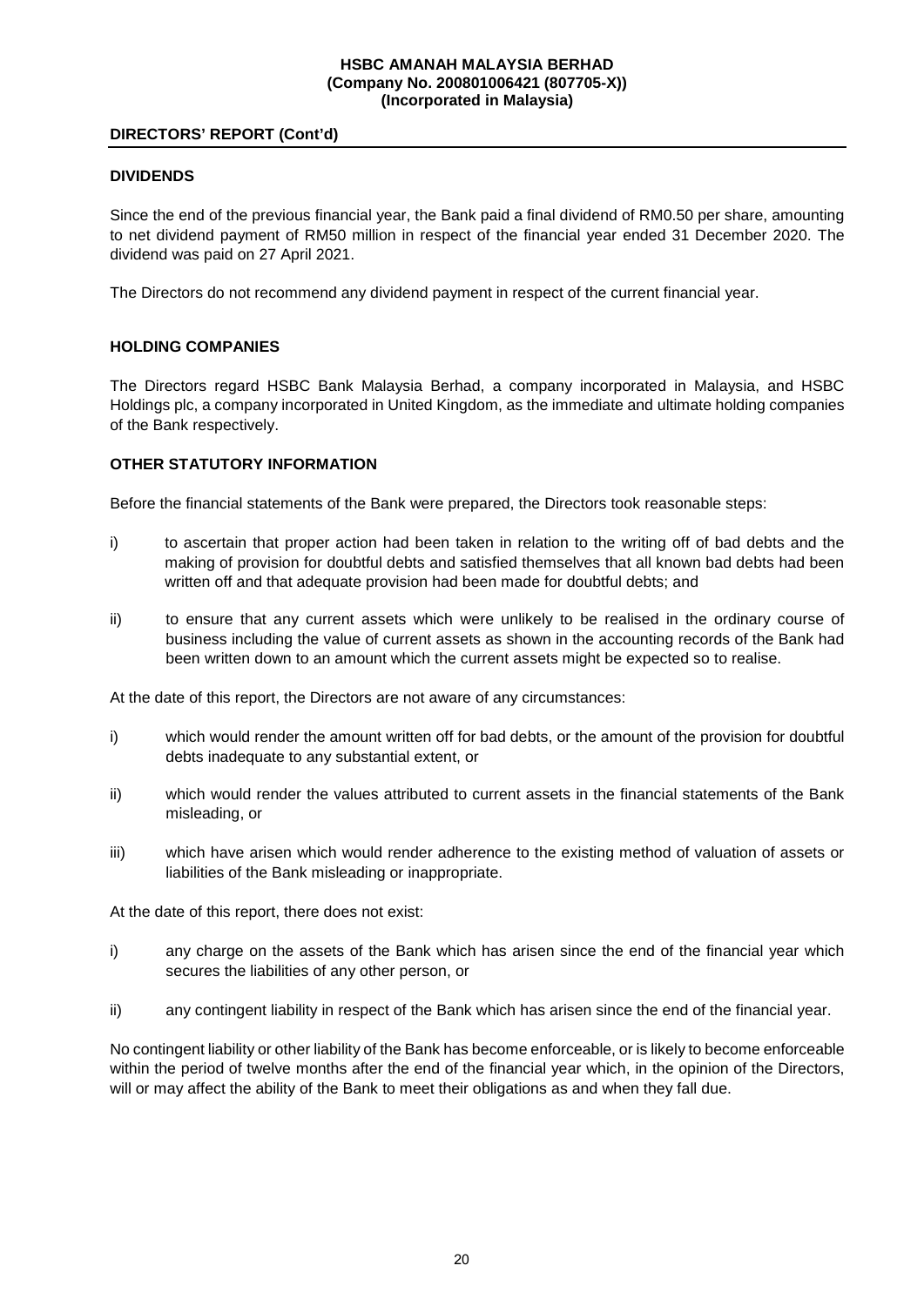## DIRECTORS' REPORT (Cont'd)

### DIVIDENDS

Since the end of the previous financial year, the Bank paid a final dividend of RM0.50 per share, amounting to net dividend payment of RM50 million in respect of the financial year ended 31 December 2020. The dividend was paid on 27 April 2021.

The Directors do not recommend any dividend payment in respect of the current financial year.

### HOLDING COMPANIES

The Directors regard HSBC Bank Malaysia Berhad, a company incorporated in Malaysia, and HSBC Holdings plc, a company incorporated in United Kingdom, as the immediate and ultimate holding companies of the Bank respectively.

### OTHER STATUTORY INFORMATION

Before the financial statements of the Bank were prepared, the Directors took reasonable steps:

i) to ascertain that proper action had been taken in relation to the writing off of bad debts and the making of provision for doubtful debts and satisfied themselves that all known bad debts had been written off and that adequate provision had been made for doubtful debts; and

ii) to ensure that any current assets which were unlikely to be realised in the ordinary course of business including the value of current assets as shown in the accounting records of the Bank had been written down to an amount which the current assets might be expected so to realise.

At the date of this report, the Directors are not aware of any circumstances:

i) which would render the amount written off for bad debts, or the amount of the provision for doubtful debts inadequate to any substantial extent, or

ii) which would render the values attributed to current assets in the financial statements of the Bank misleading, or

iii) which have arisen which would render adherence to the existing method of valuation of assets or liabilities of the Bank misleading or inappropriate.

At the date of this report, there does not exist:

i) any charge on the assets of the Bank which has arisen since the end of the financial year which secures the liabilities of any other person, or

ii) any contingent liability in respect of the Bank which has arisen since the end of the financial year.

No contingent liability or other liability of the Bank has become enforceable, or is likely to become enforceable within the period of twelve months after the end of the financial year which, in the opinion of the Directors, will or may affect the ability of the Bank to meet their obligations as and when they fall due.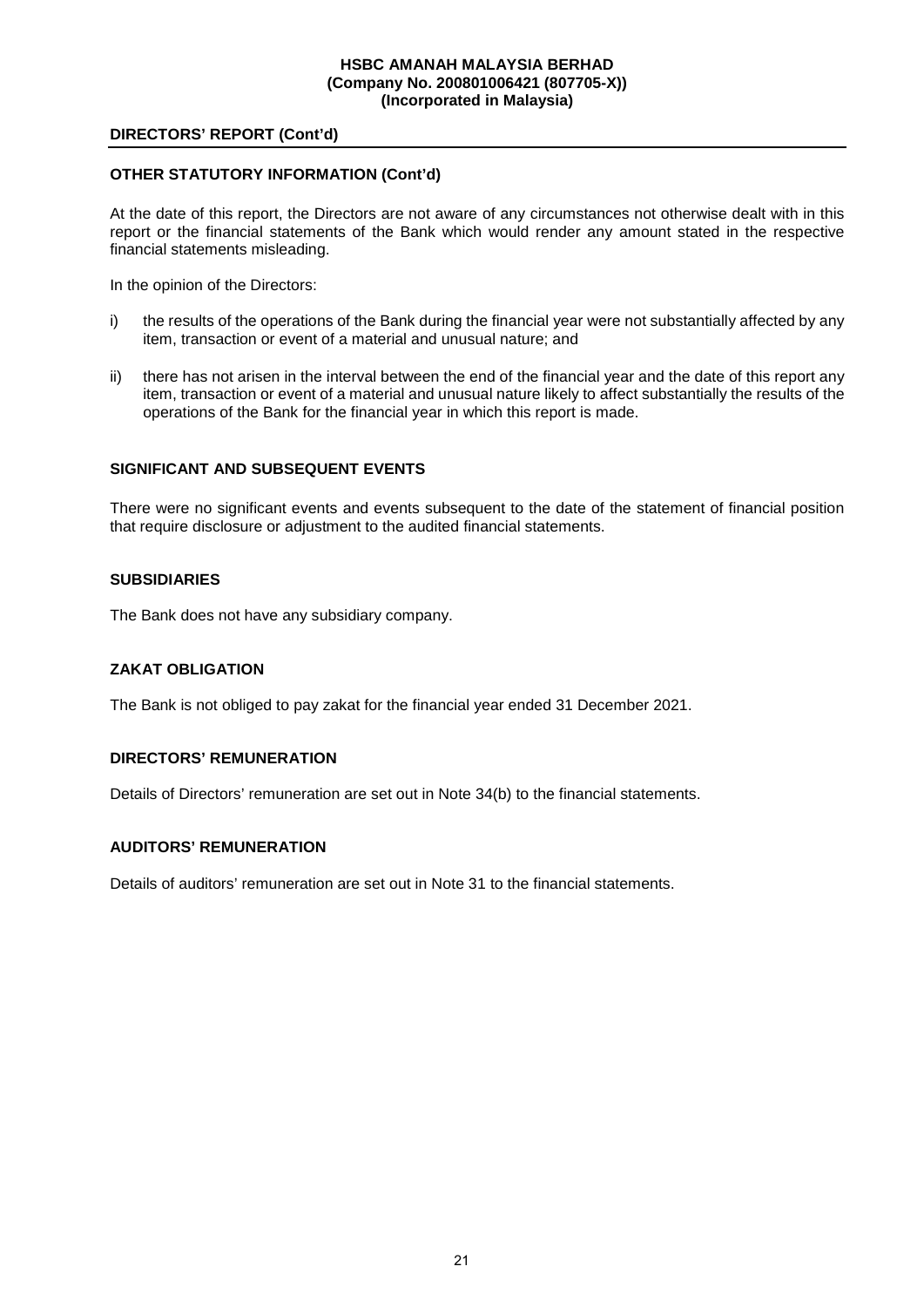## DIRECTORS' REPORT (Cont'd)

### OTHER STATUTORY INFORMATION (Cont'd)

At the date of this report, the Directors are not aware of any circumstances not otherwise dealt with in this report or the financial statements of the Bank which would render any amount stated in the respective financial statements misleading.

In the opinion of the Directors:

i) the results of the operations of the Bank during the financial year were not substantially affected by any item, transaction or event of a material and unusual nature; and

ii) there has not arisen in the interval between the end of the financial year and the date of this report any item, transaction or event of a material and unusual nature likely to affect substantially the results of the operations of the Bank for the financial year in which this report is made.

### SIGNIFICANT AND SUBSEQUENT EVENTS

There were no significant events and events subsequent to the date of the statement of financial position that require disclosure or adjustment to the audited financial statements.

### SUBSIDIARIES

The Bank does not have any subsidiary company.

### ZAKAT OBLIGATION

The Bank is not obliged to pay zakat for the financial year ended 31 December 2021.

### DIRECTORS' REMUNERATION

Details of Directors' remuneration are set out in Note 34(b) to the financial statements.

### AUDITORS' REMUNERATION

Details of auditors' remuneration are set out in Note 31 to the financial statements.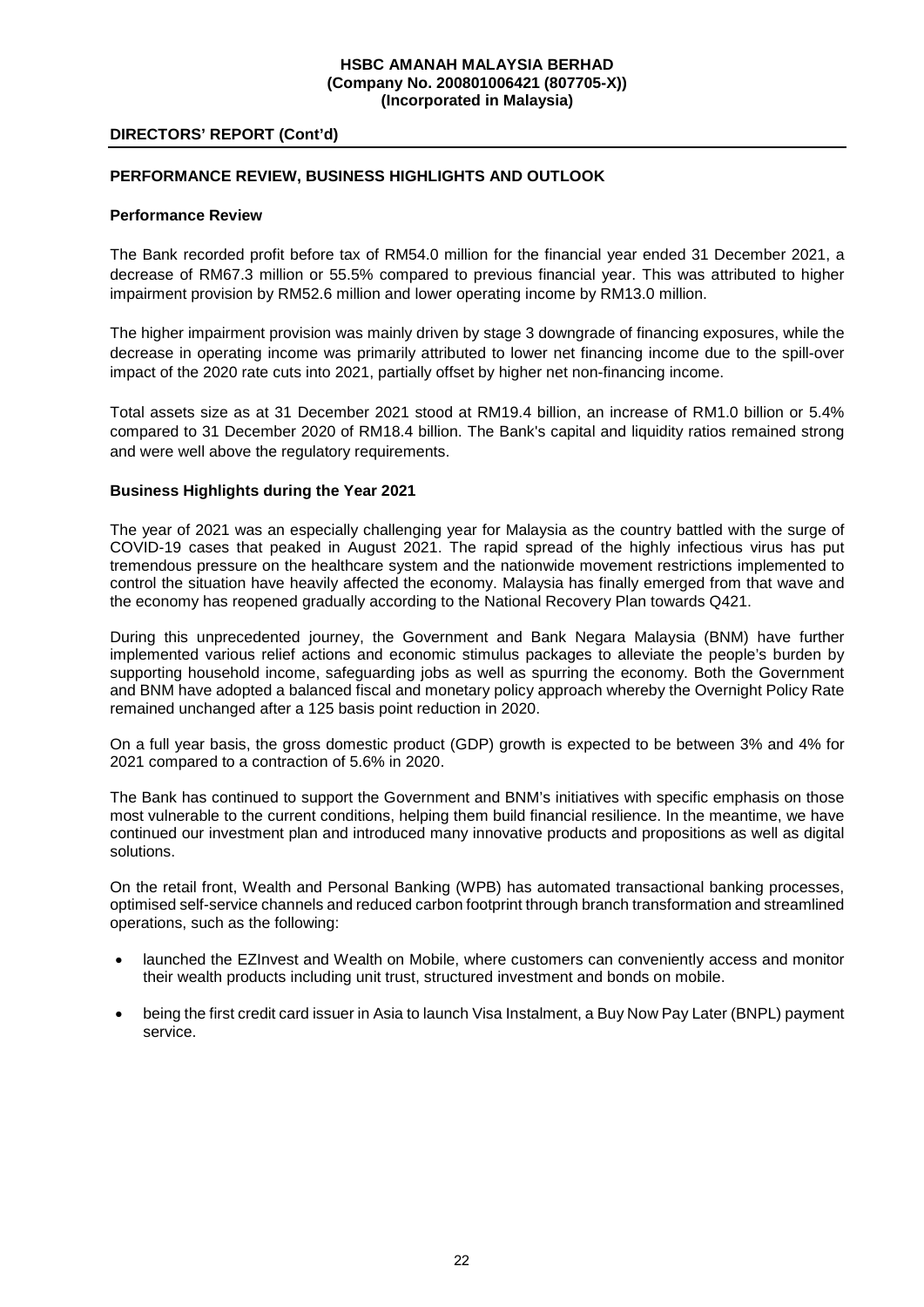## DIRECTORS' REPORT (Cont'd)

### PERFORMANCE REVIEW, BUSINESS HIGHLIGHTS AND OUTLOOK

#### Performance Review

The Bank recorded profit before tax of RM54.0 million for the financial year ended 31 December 2021, a decrease of RM67.3 million or 55.5% compared to previous financial year. This was attributed to higher impairment provision by RM52.6 million and lower operating income by RM13.0 million.

The higher impairment provision was mainly driven by stage 3 downgrade of financing exposures, while the decrease in operating income was primarily attributed to lower net financing income due to the spill-over impact of the 2020 rate cuts into 2021, partially offset by higher net non-financing income.

Total assets size as at 31 December 2021 stood at RM19.4 billion, an increase of RM1.0 billion or 5.4% compared to 31 December 2020 of RM18.4 billion. The Bank's capital and liquidity ratios remained strong and were well above the regulatory requirements.

#### Business Highlights during the Year 2021

The year of 2021 was an especially challenging year for Malaysia as the country battled with the surge of COVID-19 cases that peaked in August 2021. The rapid spread of the highly infectious virus has put tremendous pressure on the healthcare system and the nationwide movement restrictions implemented to control the situation have heavily affected the economy. Malaysia has finally emerged from that wave and the economy has reopened gradually according to the National Recovery Plan towards Q421.

During this unprecedented journey, the Government and Bank Negara Malaysia (BNM) have further implemented various relief actions and economic stimulus packages to alleviate the people's burden by supporting household income, safeguarding jobs as well as spurring the economy. Both the Government and BNM have adopted a balanced fiscal and monetary policy approach whereby the Overnight Policy Rate remained unchanged after a 125 basis point reduction in 2020.

On a full year basis, the gross domestic product (GDP) growth is expected to be between 3% and 4% for 2021 compared to a contraction of 5.6% in 2020.

The Bank has continued to support the Government and BNM's initiatives with specific emphasis on those most vulnerable to the current conditions, helping them build financial resilience. In the meantime, we have continued our investment plan and introduced many innovative products and propositions as well as digital solutions.

On the retail front, Wealth and Personal Banking (WPB) has automated transactional banking processes, optimised self-service channels and reduced carbon footprint through branch transformation and streamlined operations, such as the following:

- launched the EZInvest and Wealth on Mobile, where customers can conveniently access and monitor their wealth products including unit trust, structured investment and bonds on mobile.
- being the first credit card issuer in Asia to launch Visa Instalment, a Buy Now Pay Later (BNPL) payment service.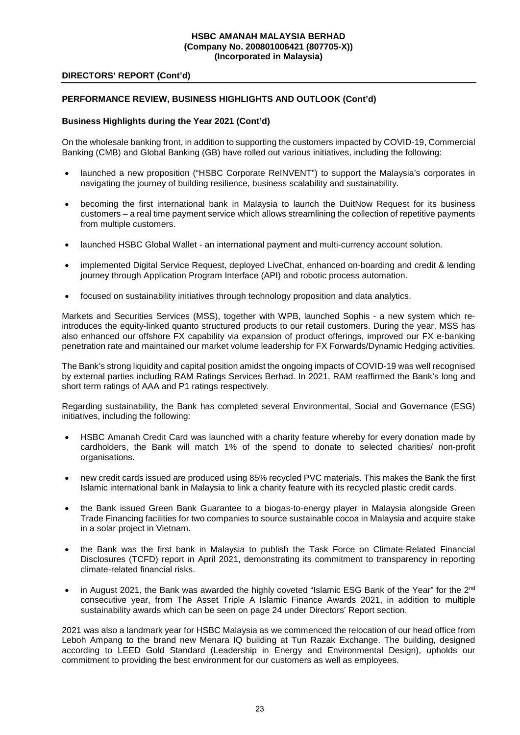## DIRECTORS' REPORT (Cont'd)

### PERFORMANCE REVIEW, BUSINESS HIGHLIGHTS AND OUTLOOK (Cont'd)

#### Business Highlights during the Year 2021 (Cont'd)

On the wholesale banking front, in addition to supporting the customers impacted by COVID-19, Commercial Banking (CMB) and Global Banking (GB) have rolled out various initiatives, including the following:

- launched a new proposition ("HSBC Corporate ReINVENT") to support the Malaysia's corporates in navigating the journey of building resilience, business scalability and sustainability.
- becoming the first international bank in Malaysia to launch the DuitNow Request for its business customers – a real time payment service which allows streamlining the collection of repetitive payments from multiple customers.
- launched HSBC Global Wallet - an international payment and multi-currency account solution.
- implemented Digital Service Request, deployed LiveChat, enhanced on-boarding and credit & lending journey through Application Program Interface (API) and robotic process automation.
- focused on sustainability initiatives through technology proposition and data analytics.

Markets and Securities Services (MSS), together with WPB, launched Sophis - a new system which re-introduces the equity-linked quanto structured products to our retail customers. During the year, MSS has also enhanced our offshore FX capability via expansion of product offerings, improved our FX e-banking penetration rate and maintained our market volume leadership for FX Forwards/Dynamic Hedging activities.

The Bank's strong liquidity and capital position amidst the ongoing impacts of COVID-19 was well recognised by external parties including RAM Ratings Services Berhad. In 2021, RAM reaffirmed the Bank's long and short term ratings of AAA and P1 ratings respectively.

Regarding sustainability, the Bank has completed several Environmental, Social and Governance (ESG) initiatives, including the following:

- HSBC Amanah Credit Card was launched with a charity feature whereby for every donation made by cardholders, the Bank will match 1% of the spend to donate to selected charities/ non-profit organisations.
- new credit cards issued are produced using 85% recycled PVC materials. This makes the Bank the first Islamic international bank in Malaysia to link a charity feature with its recycled plastic credit cards.
- the Bank issued Green Bank Guarantee to a biogas-to-energy player in Malaysia alongside Green Trade Financing facilities for two companies to source sustainable cocoa in Malaysia and acquire stake in a solar project in Vietnam.
- the Bank was the first bank in Malaysia to publish the Task Force on Climate-Related Financial Disclosures (TCFD) report in April 2021, demonstrating its commitment to transparency in reporting climate-related financial risks.
- in August 2021, the Bank was awarded the highly coveted "Islamic ESG Bank of the Year" for the 2nd consecutive year, from The Asset Triple A Islamic Finance Awards 2021, in addition to multiple sustainability awards which can be seen on page 24 under Directors' Report section.

2021 was also a landmark year for HSBC Malaysia as we commenced the relocation of our head office from Leboh Ampang to the brand new Menara IQ building at Tun Razak Exchange. The building, designed according to LEED Gold Standard (Leadership in Energy and Environmental Design), upholds our commitment to providing the best environment for our customers as well as employees.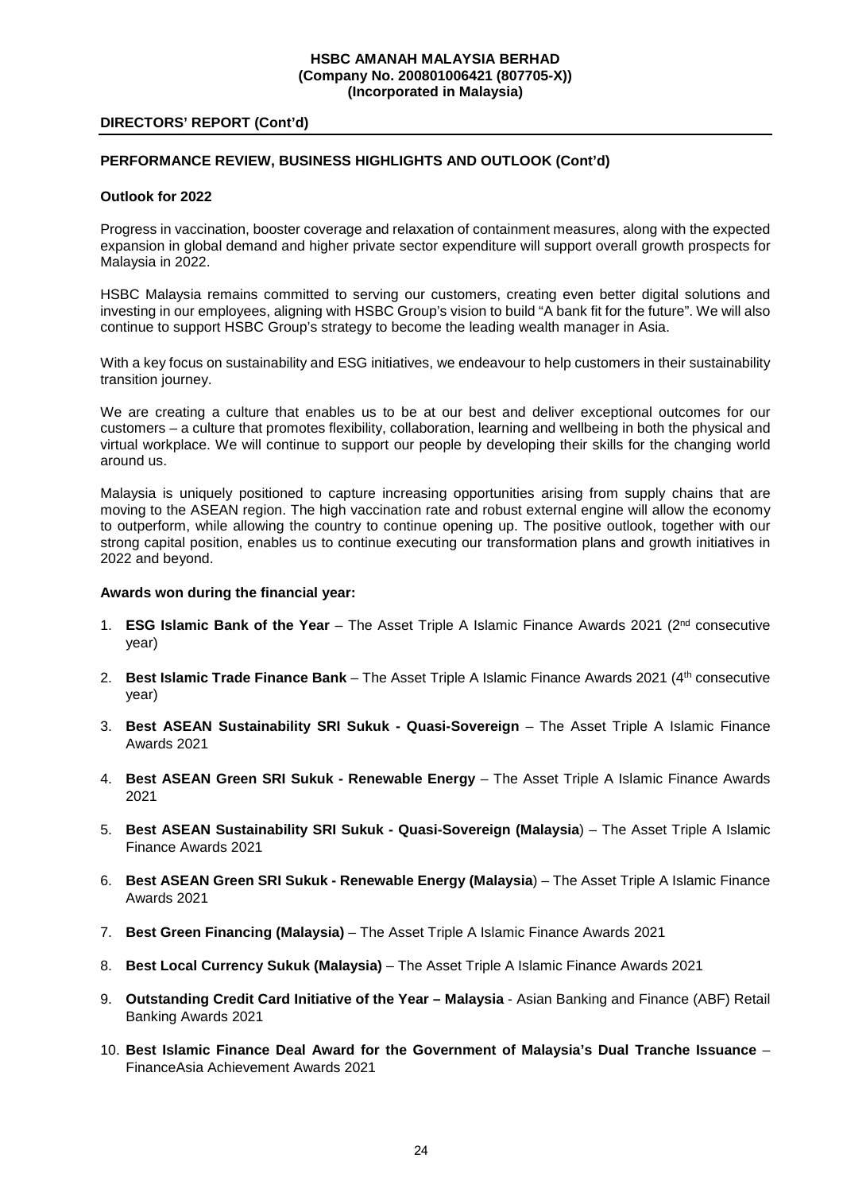**DIRECTORS' REPORT (Cont'd)**

**PERFORMANCE REVIEW, BUSINESS HIGHLIGHTS AND OUTLOOK (Cont'd)**

**Outlook for 2022**

Progress in vaccination, booster coverage and relaxation of containment measures, along with the expected expansion in global demand and higher private sector expenditure will support overall growth prospects for Malaysia in 2022.

HSBC Malaysia remains committed to serving our customers, creating even better digital solutions and investing in our employees, aligning with HSBC Group's vision to build "A bank fit for the future". We will also continue to support HSBC Group's strategy to become the leading wealth manager in Asia.

With a key focus on sustainability and ESG initiatives, we endeavour to help customers in their sustainability transition journey.

We are creating a culture that enables us to be at our best and deliver exceptional outcomes for our customers – a culture that promotes flexibility, collaboration, learning and wellbeing in both the physical and virtual workplace. We will continue to support our people by developing their skills for the changing world around us.

Malaysia is uniquely positioned to capture increasing opportunities arising from supply chains that are moving to the ASEAN region. The high vaccination rate and robust external engine will allow the economy to outperform, while allowing the country to continue opening up. The positive outlook, together with our strong capital position, enables us to continue executing our transformation plans and growth initiatives in 2022 and beyond.

**Awards won during the financial year:**

1. **ESG Islamic Bank of the Year** – The Asset Triple A Islamic Finance Awards 2021 (2nd consecutive year)
2. **Best Islamic Trade Finance Bank** – The Asset Triple A Islamic Finance Awards 2021 (4th consecutive year)
3. **Best ASEAN Sustainability SRI Sukuk - Quasi-Sovereign** – The Asset Triple A Islamic Finance Awards 2021
4. **Best ASEAN Green SRI Sukuk - Renewable Energy** – The Asset Triple A Islamic Finance Awards 2021
5. **Best ASEAN Sustainability SRI Sukuk - Quasi-Sovereign (Malaysia**) – The Asset Triple A Islamic Finance Awards 2021
6. **Best ASEAN Green SRI Sukuk - Renewable Energy (Malaysia**) – The Asset Triple A Islamic Finance Awards 2021
7. **Best Green Financing (Malaysia)** – The Asset Triple A Islamic Finance Awards 2021
8. **Best Local Currency Sukuk (Malaysia)** – The Asset Triple A Islamic Finance Awards 2021
9. **Outstanding Credit Card Initiative of the Year – Malaysia** - Asian Banking and Finance (ABF) Retail Banking Awards 2021
10. **Best Islamic Finance Deal Award for the Government of Malaysia's Dual Tranche Issuance** – FinanceAsia Achievement Awards 2021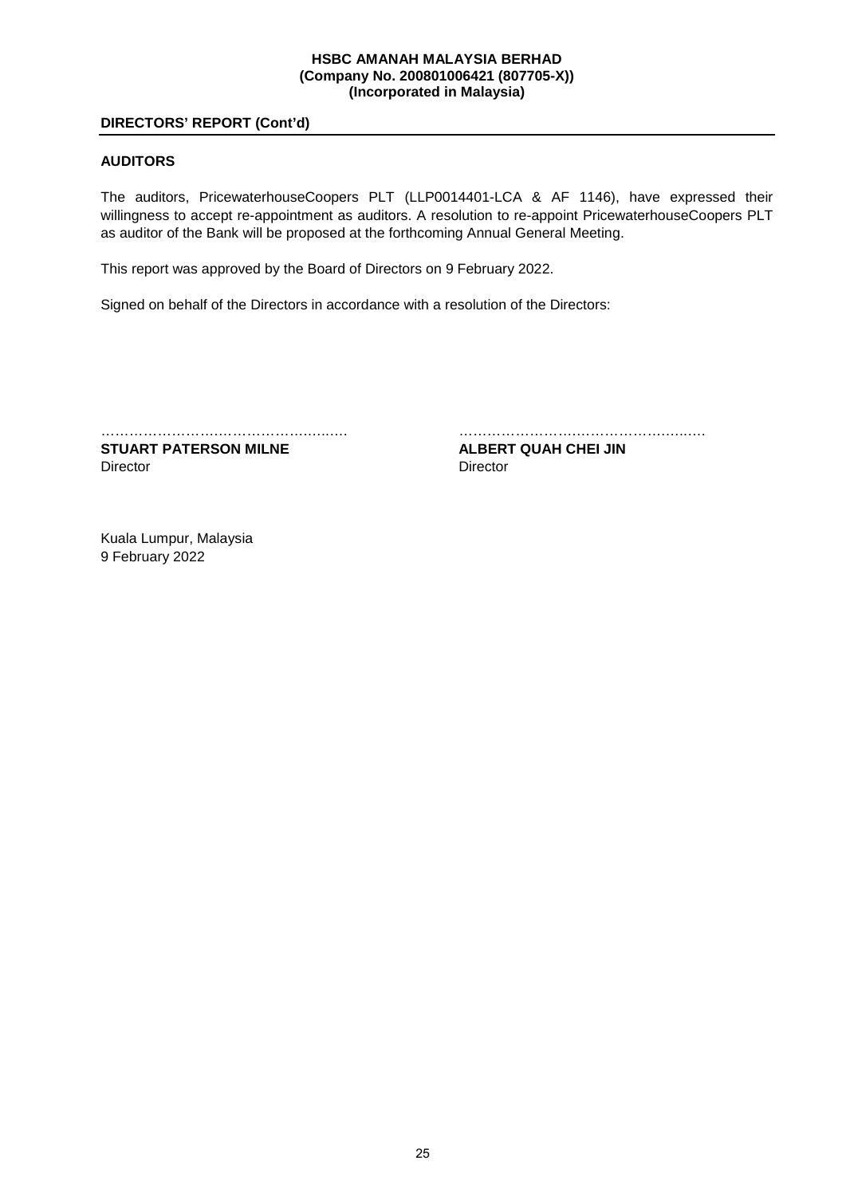## DIRECTORS' REPORT (Cont'd)

### AUDITORS

The auditors, PricewaterhouseCoopers PLT (LLP0014401-LCA & AF 1146), have expressed their willingness to accept re-appointment as auditors. A resolution to re-appoint PricewaterhouseCoopers PLT as auditor of the Bank will be proposed at the forthcoming Annual General Meeting.

This report was approved by the Board of Directors on 9 February 2022.

Signed on behalf of the Directors in accordance with a resolution of the Directors:

……………………………………………

**STUART PATERSON MILNE**
Director

……………………………………………

**ALBERT QUAH CHEI JIN**
Director

Kuala Lumpur, Malaysia
9 February 2022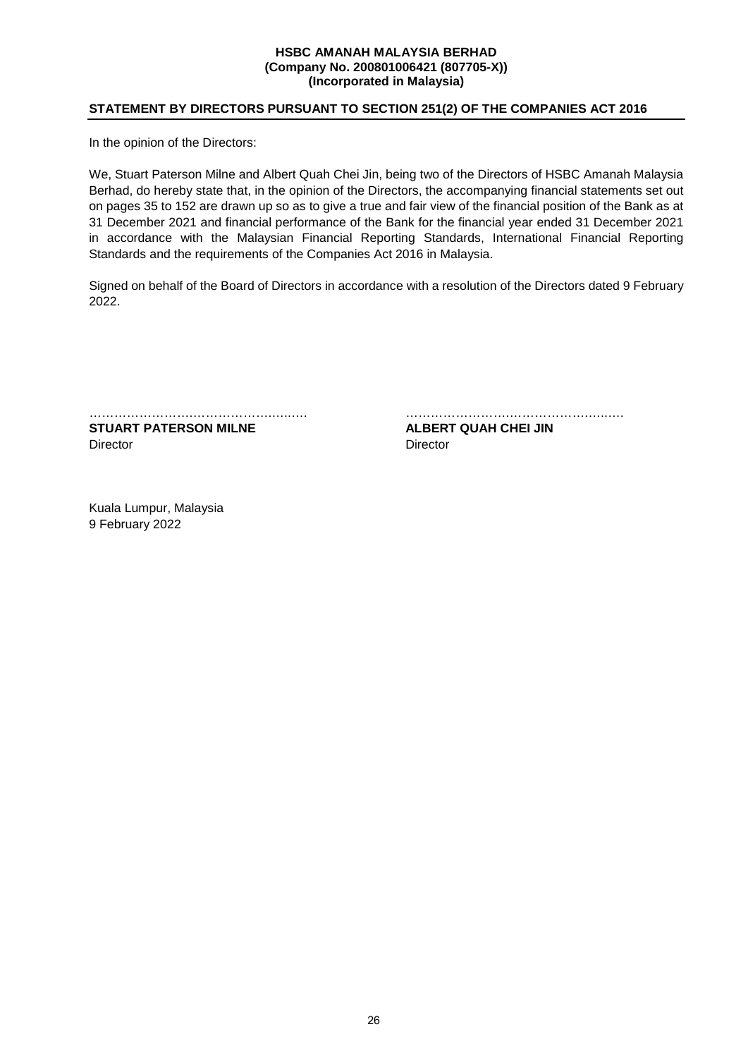**HSBC AMANAH MALAYSIA BERHAD**
**(Company No. 200801006421 (807705-X))**
**(Incorporated in Malaysia)**

## STATEMENT BY DIRECTORS PURSUANT TO SECTION 251(2) OF THE COMPANIES ACT 2016

In the opinion of the Directors:

We, Stuart Paterson Milne and Albert Quah Chei Jin, being two of the Directors of HSBC Amanah Malaysia Berhad, do hereby state that, in the opinion of the Directors, the accompanying financial statements set out on pages 35 to 152 are drawn up so as to give a true and fair view of the financial position of the Bank as at 31 December 2021 and financial performance of the Bank for the financial year ended 31 December 2021 in accordance with the Malaysian Financial Reporting Standards, International Financial Reporting Standards and the requirements of the Companies Act 2016 in Malaysia.

Signed on behalf of the Board of Directors in accordance with a resolution of the Directors dated 9 February 2022.

…………………………………………… 
**STUART PATERSON MILNE**
Director

……………………………………………
**ALBERT QUAH CHEI JIN**
Director

Kuala Lumpur, Malaysia
9 February 2022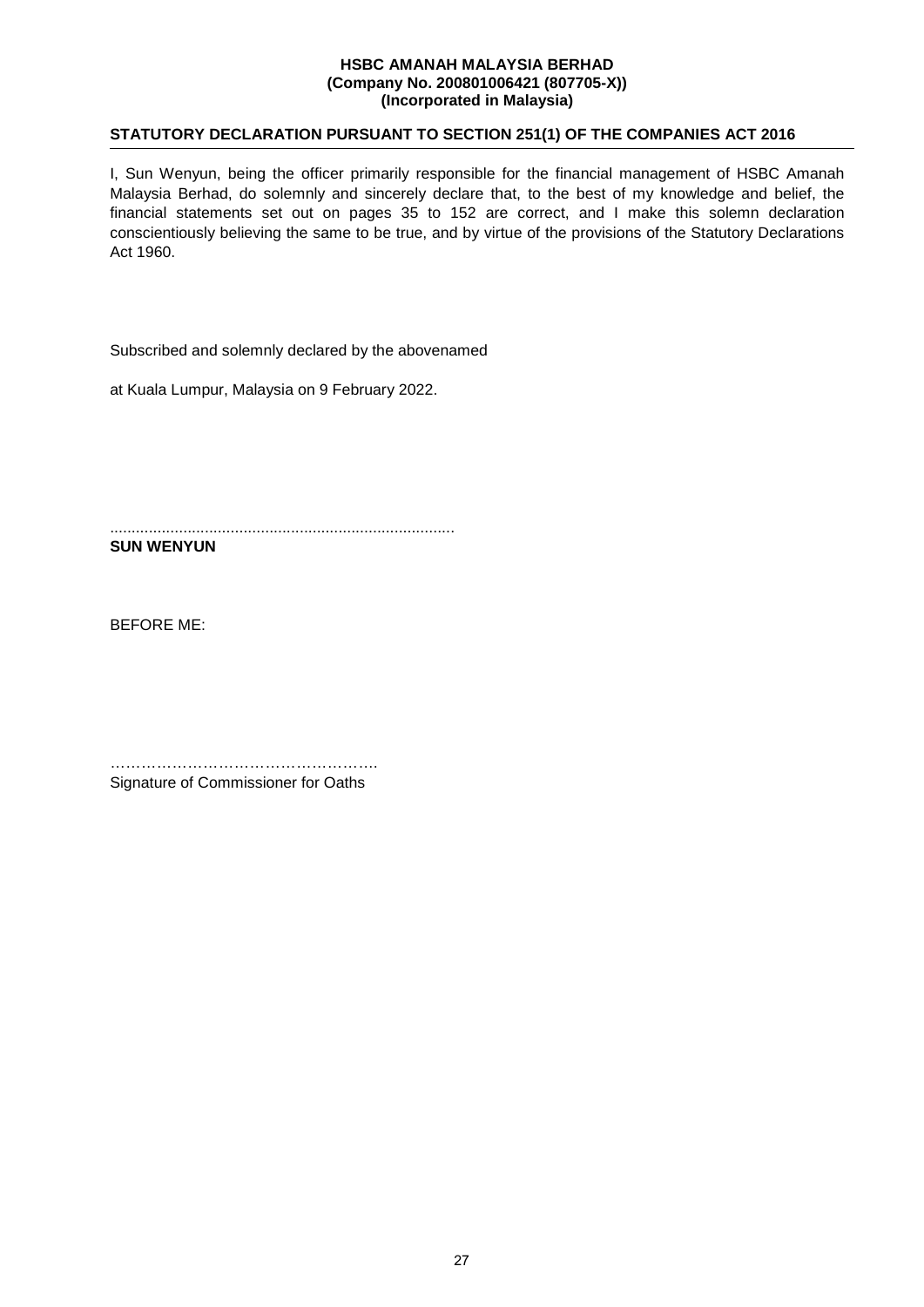**HSBC AMANAH MALAYSIA BERHAD**
**(Company No. 200801006421 (807705-X))**
**(Incorporated in Malaysia)**

## STATUTORY DECLARATION PURSUANT TO SECTION 251(1) OF THE COMPANIES ACT 2016

I, Sun Wenyun, being the officer primarily responsible for the financial management of HSBC Amanah Malaysia Berhad, do solemnly and sincerely declare that, to the best of my knowledge and belief, the financial statements set out on pages 35 to 152 are correct, and I make this solemn declaration conscientiously believing the same to be true, and by virtue of the provisions of the Statutory Declarations Act 1960.

Subscribed and solemnly declared by the abovenamed

at Kuala Lumpur, Malaysia on 9 February 2022.

...............................................................................
**SUN WENYUN**

BEFORE ME:

…………………………………………….
Signature of Commissioner for Oaths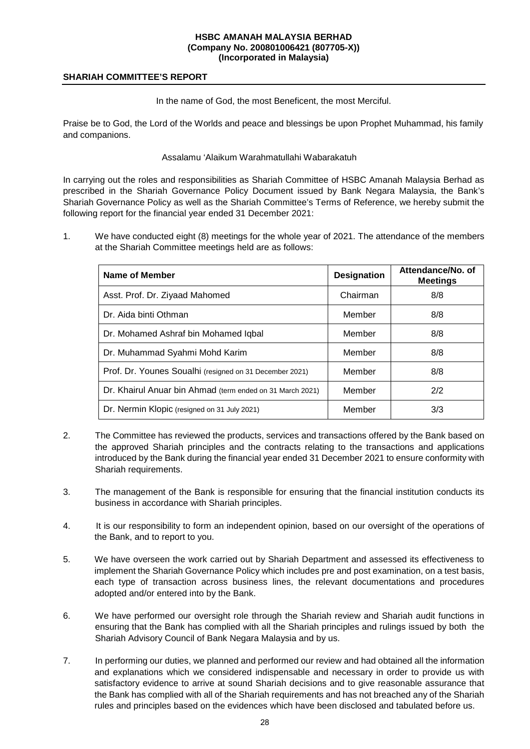**HSBC AMANAH MALAYSIA BERHAD**
**(Company No. 200801006421 (807705-X))**
**(Incorporated in Malaysia)**

## SHARIAH COMMITTEE'S REPORT

In the name of God, the most Beneficent, the most Merciful.

Praise be to God, the Lord of the Worlds and peace and blessings be upon Prophet Muhammad, his family and companions.

Assalamu 'Alaikum Warahmatullahi Wabarakatuh

In carrying out the roles and responsibilities as Shariah Committee of HSBC Amanah Malaysia Berhad as prescribed in the Shariah Governance Policy Document issued by Bank Negara Malaysia, the Bank's Shariah Governance Policy as well as the Shariah Committee's Terms of Reference, we hereby submit the following report for the financial year ended 31 December 2021:

1. We have conducted eight (8) meetings for the whole year of 2021. The attendance of the members at the Shariah Committee meetings held are as follows:

| Name of Member | Designation | Attendance/No. of Meetings |
|---|---|---|
| Asst. Prof. Dr. Ziyaad Mahomed | Chairman | 8/8 |
| Dr. Aida binti Othman | Member | 8/8 |
| Dr. Mohamed Ashraf bin Mohamed Iqbal | Member | 8/8 |
| Dr. Muhammad Syahmi Mohd Karim | Member | 8/8 |
| Prof. Dr. Younes Soualhi (resigned on 31 December 2021) | Member | 8/8 |
| Dr. Khairul Anuar bin Ahmad (term ended on 31 March 2021) | Member | 2/2 |
| Dr. Nermin Klopic (resigned on 31 July 2021) | Member | 3/3 |

2. The Committee has reviewed the products, services and transactions offered by the Bank based on the approved Shariah principles and the contracts relating to the transactions and applications introduced by the Bank during the financial year ended 31 December 2021 to ensure conformity with Shariah requirements.

3. The management of the Bank is responsible for ensuring that the financial institution conducts its business in accordance with Shariah principles.

4. It is our responsibility to form an independent opinion, based on our oversight of the operations of the Bank, and to report to you.

5. We have overseen the work carried out by Shariah Department and assessed its effectiveness to implement the Shariah Governance Policy which includes pre and post examination, on a test basis, each type of transaction across business lines, the relevant documentations and procedures adopted and/or entered into by the Bank.

6. We have performed our oversight role through the Shariah review and Shariah audit functions in ensuring that the Bank has complied with all the Shariah principles and rulings issued by both the Shariah Advisory Council of Bank Negara Malaysia and by us.

7. In performing our duties, we planned and performed our review and had obtained all the information and explanations which we considered indispensable and necessary in order to provide us with satisfactory evidence to arrive at sound Shariah decisions and to give reasonable assurance that the Bank has complied with all of the Shariah requirements and has not breached any of the Shariah rules and principles based on the evidences which have been disclosed and tabulated before us.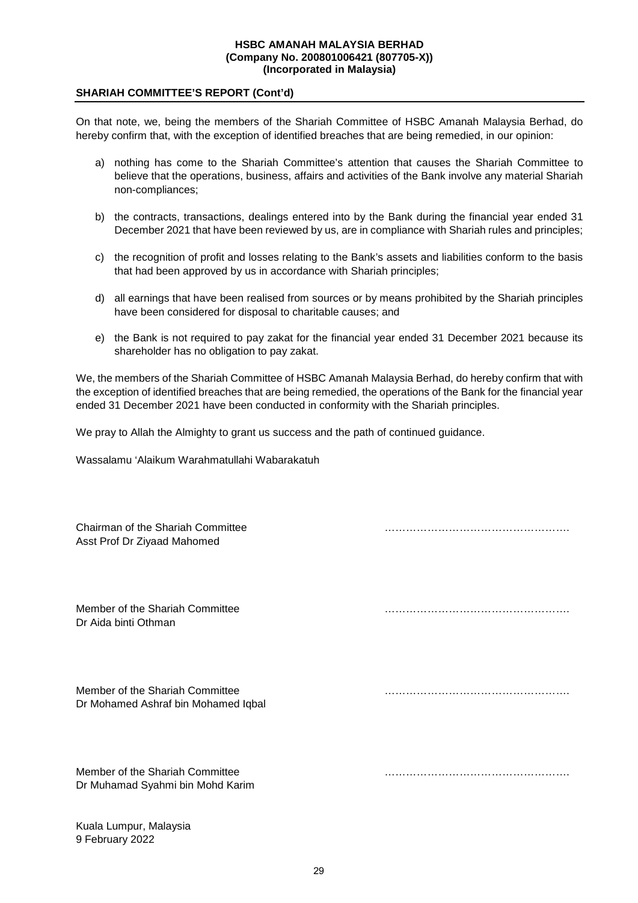**SHARIAH COMMITTEE'S REPORT (Cont'd)**

On that note, we, being the members of the Shariah Committee of HSBC Amanah Malaysia Berhad, do hereby confirm that, with the exception of identified breaches that are being remedied, in our opinion:

a) nothing has come to the Shariah Committee's attention that causes the Shariah Committee to believe that the operations, business, affairs and activities of the Bank involve any material Shariah non-compliances;

b) the contracts, transactions, dealings entered into by the Bank during the financial year ended 31 December 2021 that have been reviewed by us, are in compliance with Shariah rules and principles;

c) the recognition of profit and losses relating to the Bank's assets and liabilities conform to the basis that had been approved by us in accordance with Shariah principles;

d) all earnings that have been realised from sources or by means prohibited by the Shariah principles have been considered for disposal to charitable causes; and

e) the Bank is not required to pay zakat for the financial year ended 31 December 2021 because its shareholder has no obligation to pay zakat.

We, the members of the Shariah Committee of HSBC Amanah Malaysia Berhad, do hereby confirm that with the exception of identified breaches that are being remedied, the operations of the Bank for the financial year ended 31 December 2021 have been conducted in conformity with the Shariah principles.

We pray to Allah the Almighty to grant us success and the path of continued guidance.

Wassalamu 'Alaikum Warahmatullahi Wabarakatuh

Chairman of the Shariah Committee ……………………………………………
Asst Prof Dr Ziyaad Mahomed

Member of the Shariah Committee ……………………………………………
Dr Aida binti Othman

Member of the Shariah Committee ……………………………………………
Dr Mohamed Ashraf bin Mohamed Iqbal

Member of the Shariah Committee ……………………………………………
Dr Muhamad Syahmi bin Mohd Karim

Kuala Lumpur, Malaysia
9 February 2022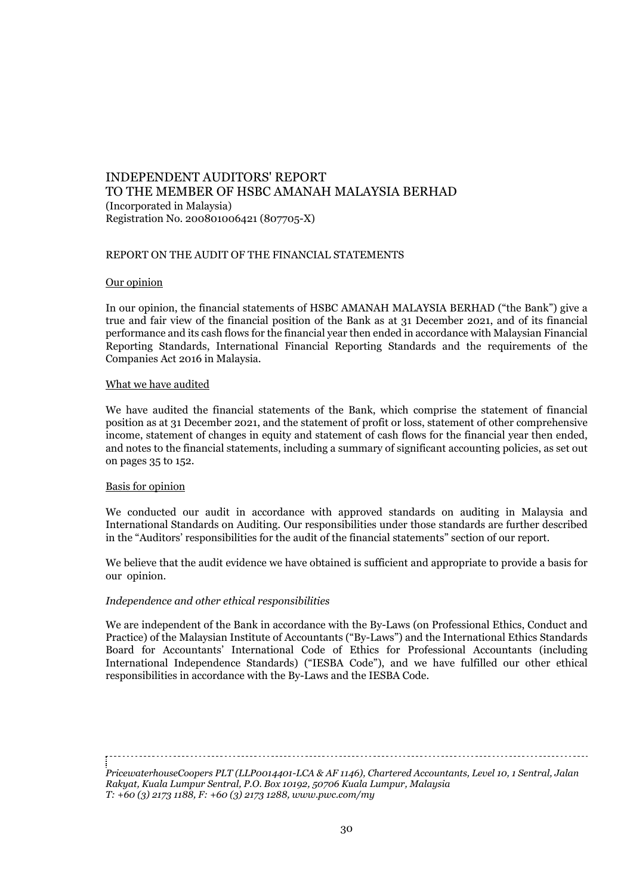# INDEPENDENT AUDITORS' REPORT
# TO THE MEMBER OF HSBC AMANAH MALAYSIA BERHAD

(Incorporated in Malaysia)
Registration No. 200801006421 (807705-X)

## REPORT ON THE AUDIT OF THE FINANCIAL STATEMENTS

### Our opinion

In our opinion, the financial statements of HSBC AMANAH MALAYSIA BERHAD ("the Bank") give a true and fair view of the financial position of the Bank as at 31 December 2021, and of its financial performance and its cash flows for the financial year then ended in accordance with Malaysian Financial Reporting Standards, International Financial Reporting Standards and the requirements of the Companies Act 2016 in Malaysia.

### What we have audited

We have audited the financial statements of the Bank, which comprise the statement of financial position as at 31 December 2021, and the statement of profit or loss, statement of other comprehensive income, statement of changes in equity and statement of cash flows for the financial year then ended, and notes to the financial statements, including a summary of significant accounting policies, as set out on pages 35 to 152.

### Basis for opinion

We conducted our audit in accordance with approved standards on auditing in Malaysia and International Standards on Auditing. Our responsibilities under those standards are further described in the "Auditors' responsibilities for the audit of the financial statements" section of our report.

We believe that the audit evidence we have obtained is sufficient and appropriate to provide a basis for our opinion.

*Independence and other ethical responsibilities*

We are independent of the Bank in accordance with the By-Laws (on Professional Ethics, Conduct and Practice) of the Malaysian Institute of Accountants ("By-Laws") and the International Ethics Standards Board for Accountants' International Code of Ethics for Professional Accountants (including International Independence Standards) ("IESBA Code"), and we have fulfilled our other ethical responsibilities in accordance with the By-Laws and the IESBA Code.

*PricewaterhouseCoopers PLT (LLP0014401-LCA & AF 1146), Chartered Accountants, Level 10, 1 Sentral, Jalan Rakyat, Kuala Lumpur Sentral, P.O. Box 10192, 50706 Kuala Lumpur, Malaysia*
*T: +60 (3) 2173 1188, F: +60 (3) 2173 1288, www.pwc.com/my*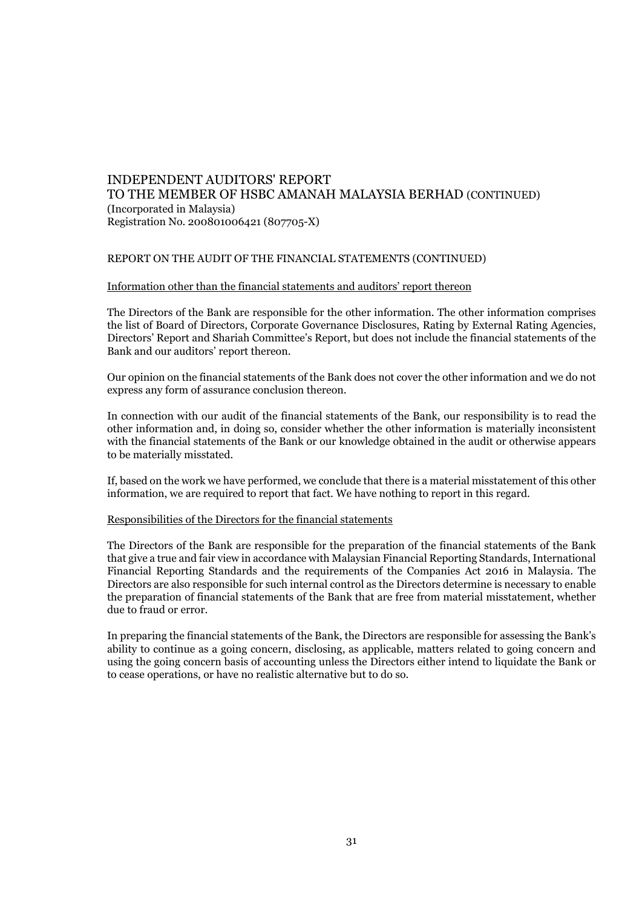# INDEPENDENT AUDITORS' REPORT
## TO THE MEMBER OF HSBC AMANAH MALAYSIA BERHAD (CONTINUED)
(Incorporated in Malaysia)
Registration No. 200801006421 (807705-X)

REPORT ON THE AUDIT OF THE FINANCIAL STATEMENTS (CONTINUED)

Information other than the financial statements and auditors' report thereon

The Directors of the Bank are responsible for the other information. The other information comprises the list of Board of Directors, Corporate Governance Disclosures, Rating by External Rating Agencies, Directors' Report and Shariah Committee's Report, but does not include the financial statements of the Bank and our auditors' report thereon.

Our opinion on the financial statements of the Bank does not cover the other information and we do not express any form of assurance conclusion thereon.

In connection with our audit of the financial statements of the Bank, our responsibility is to read the other information and, in doing so, consider whether the other information is materially inconsistent with the financial statements of the Bank or our knowledge obtained in the audit or otherwise appears to be materially misstated.

If, based on the work we have performed, we conclude that there is a material misstatement of this other information, we are required to report that fact. We have nothing to report in this regard.

Responsibilities of the Directors for the financial statements

The Directors of the Bank are responsible for the preparation of the financial statements of the Bank that give a true and fair view in accordance with Malaysian Financial Reporting Standards, International Financial Reporting Standards and the requirements of the Companies Act 2016 in Malaysia. The Directors are also responsible for such internal control as the Directors determine is necessary to enable the preparation of financial statements of the Bank that are free from material misstatement, whether due to fraud or error.

In preparing the financial statements of the Bank, the Directors are responsible for assessing the Bank's ability to continue as a going concern, disclosing, as applicable, matters related to going concern and using the going concern basis of accounting unless the Directors either intend to liquidate the Bank or to cease operations, or have no realistic alternative but to do so.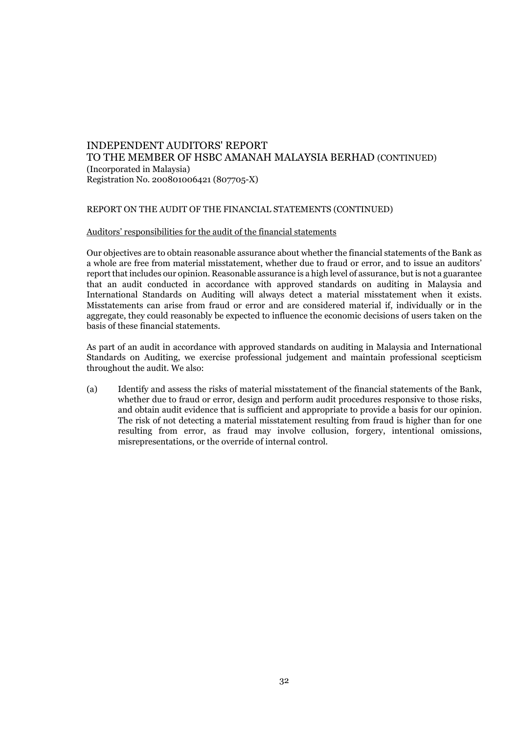# INDEPENDENT AUDITORS' REPORT
## TO THE MEMBER OF HSBC AMANAH MALAYSIA BERHAD (CONTINUED)

(Incorporated in Malaysia)
Registration No. 200801006421 (807705-X)

### REPORT ON THE AUDIT OF THE FINANCIAL STATEMENTS (CONTINUED)

#### Auditors' responsibilities for the audit of the financial statements

Our objectives are to obtain reasonable assurance about whether the financial statements of the Bank as a whole are free from material misstatement, whether due to fraud or error, and to issue an auditors' report that includes our opinion. Reasonable assurance is a high level of assurance, but is not a guarantee that an audit conducted in accordance with approved standards on auditing in Malaysia and International Standards on Auditing will always detect a material misstatement when it exists. Misstatements can arise from fraud or error and are considered material if, individually or in the aggregate, they could reasonably be expected to influence the economic decisions of users taken on the basis of these financial statements.

As part of an audit in accordance with approved standards on auditing in Malaysia and International Standards on Auditing, we exercise professional judgement and maintain professional scepticism throughout the audit. We also:

(a) Identify and assess the risks of material misstatement of the financial statements of the Bank, whether due to fraud or error, design and perform audit procedures responsive to those risks, and obtain audit evidence that is sufficient and appropriate to provide a basis for our opinion. The risk of not detecting a material misstatement resulting from fraud is higher than for one resulting from error, as fraud may involve collusion, forgery, intentional omissions, misrepresentations, or the override of internal control.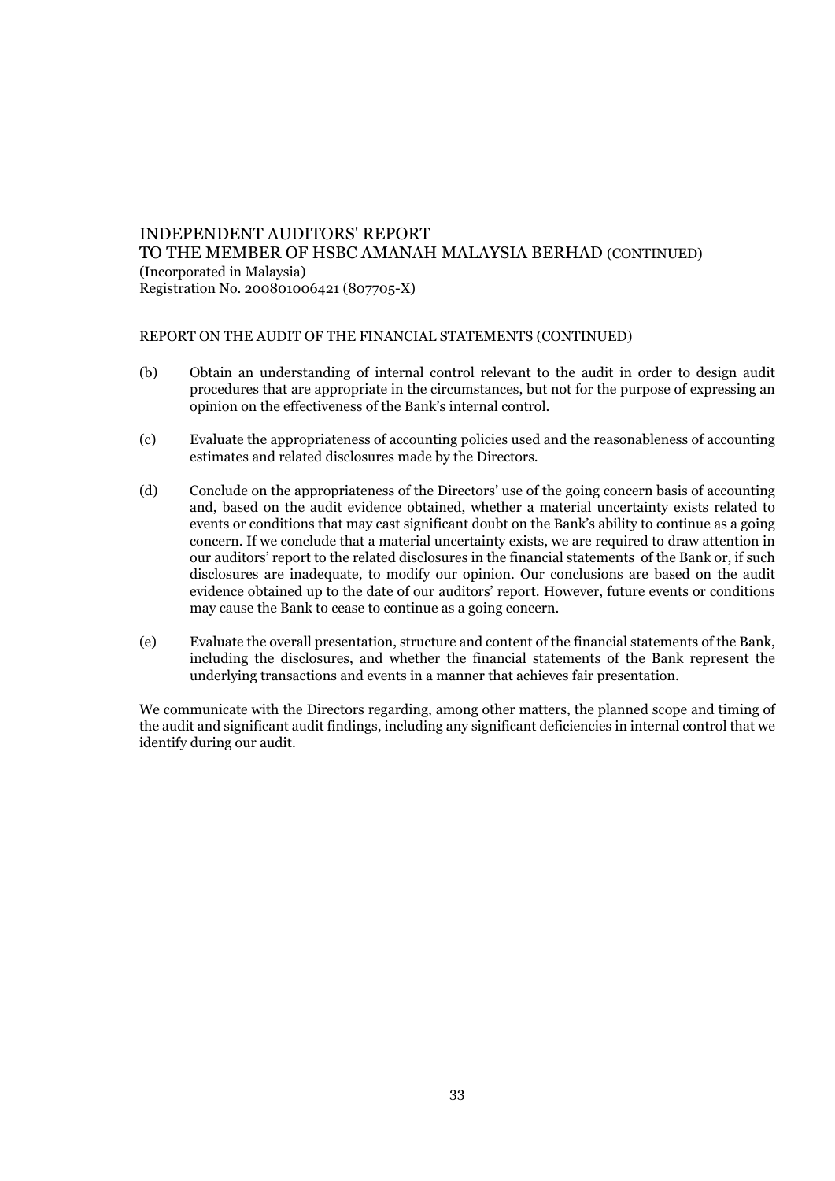INDEPENDENT AUDITORS' REPORT
TO THE MEMBER OF HSBC AMANAH MALAYSIA BERHAD (CONTINUED)
(Incorporated in Malaysia)
Registration No. 200801006421 (807705-X)

REPORT ON THE AUDIT OF THE FINANCIAL STATEMENTS (CONTINUED)

(b) Obtain an understanding of internal control relevant to the audit in order to design audit procedures that are appropriate in the circumstances, but not for the purpose of expressing an opinion on the effectiveness of the Bank's internal control.

(c) Evaluate the appropriateness of accounting policies used and the reasonableness of accounting estimates and related disclosures made by the Directors.

(d) Conclude on the appropriateness of the Directors' use of the going concern basis of accounting and, based on the audit evidence obtained, whether a material uncertainty exists related to events or conditions that may cast significant doubt on the Bank's ability to continue as a going concern. If we conclude that a material uncertainty exists, we are required to draw attention in our auditors' report to the related disclosures in the financial statements of the Bank or, if such disclosures are inadequate, to modify our opinion. Our conclusions are based on the audit evidence obtained up to the date of our auditors' report. However, future events or conditions may cause the Bank to cease to continue as a going concern.

(e) Evaluate the overall presentation, structure and content of the financial statements of the Bank, including the disclosures, and whether the financial statements of the Bank represent the underlying transactions and events in a manner that achieves fair presentation.

We communicate with the Directors regarding, among other matters, the planned scope and timing of the audit and significant audit findings, including any significant deficiencies in internal control that we identify during our audit.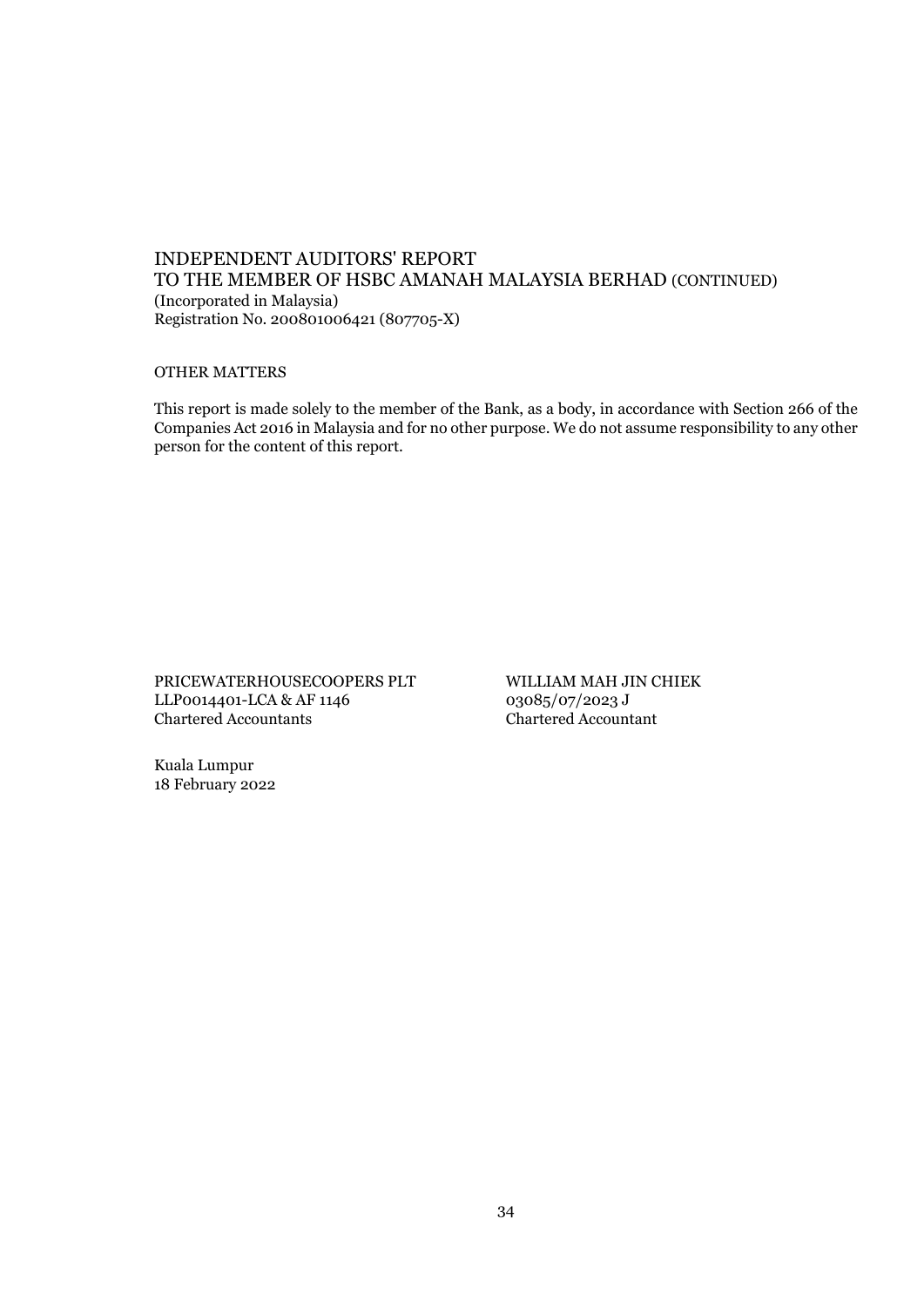INDEPENDENT AUDITORS' REPORT
TO THE MEMBER OF HSBC AMANAH MALAYSIA BERHAD (CONTINUED)
(Incorporated in Malaysia)
Registration No. 200801006421 (807705-X)

OTHER MATTERS

This report is made solely to the member of the Bank, as a body, in accordance with Section 266 of the Companies Act 2016 in Malaysia and for no other purpose. We do not assume responsibility to any other person for the content of this report.

PRICEWATERHOUSECOOPERS PLT
LLP0014401-LCA & AF 1146
Chartered Accountants

WILLIAM MAH JIN CHIEK
03085/07/2023 J
Chartered Accountant

Kuala Lumpur
18 February 2022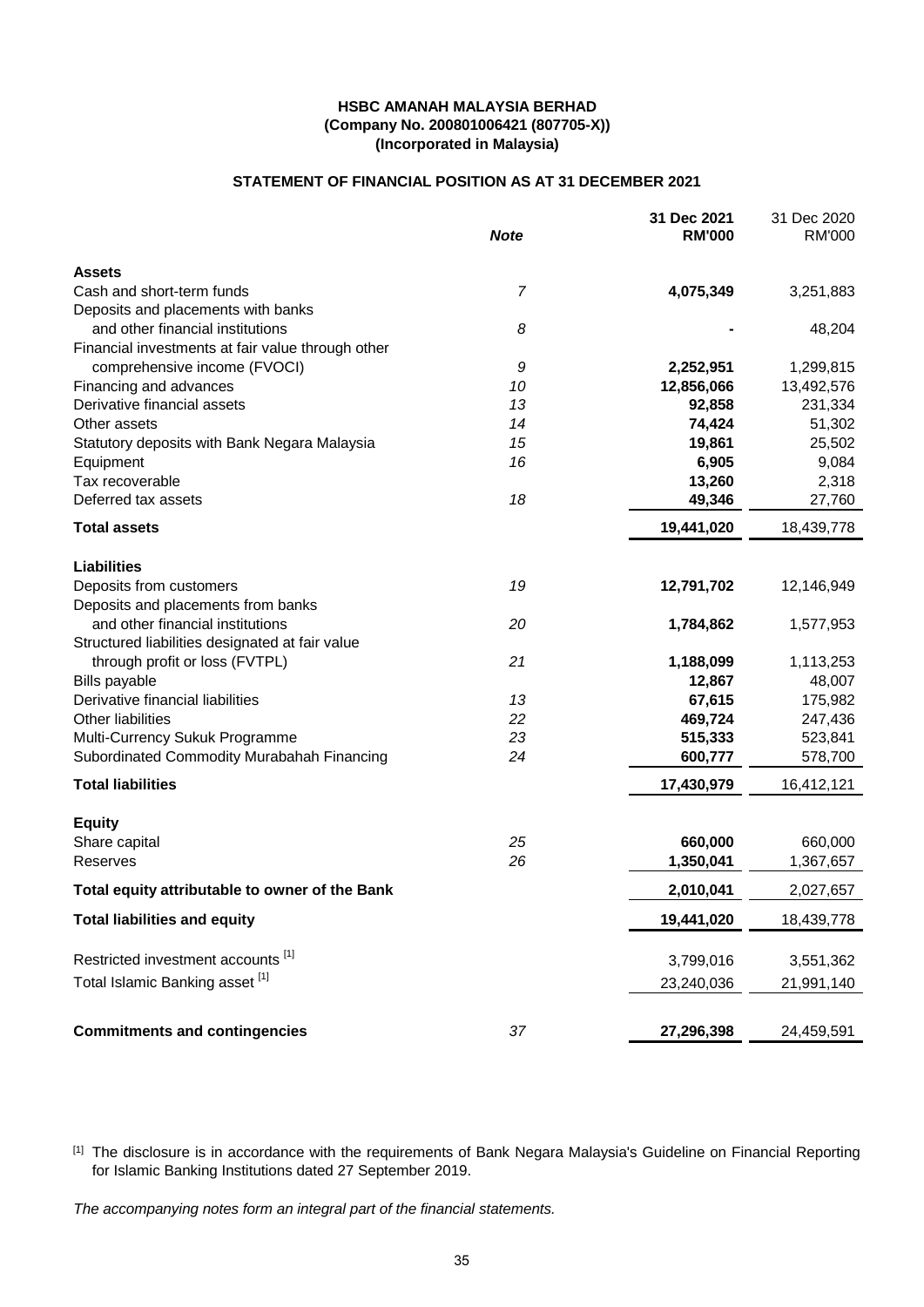**HSBC AMANAH MALAYSIA BERHAD**
**(Company No. 200801006421 (807705-X))**
**(Incorporated in Malaysia)**

## STATEMENT OF FINANCIAL POSITION AS AT 31 DECEMBER 2021

| | *Note* | **31 Dec 2021 RM'000** | 31 Dec 2020 RM'000 |
|---|---|---|---|
| **Assets** | | | |
| Cash and short-term funds | *7* | **4,075,349** | 3,251,883 |
| Deposits and placements with banks and other financial institutions | *8* | **-** | 48,204 |
| Financial investments at fair value through other comprehensive income (FVOCI) | *9* | **2,252,951** | 1,299,815 |
| Financing and advances | *10* | **12,856,066** | 13,492,576 |
| Derivative financial assets | *13* | **92,858** | 231,334 |
| Other assets | *14* | **74,424** | 51,302 |
| Statutory deposits with Bank Negara Malaysia | *15* | **19,861** | 25,502 |
| Equipment | *16* | **6,905** | 9,084 |
| Tax recoverable | | **13,260** | 2,318 |
| Deferred tax assets | *18* | **49,346** | 27,760 |
| **Total assets** | | **19,441,020** | 18,439,778 |
| **Liabilities** | | | |
| Deposits from customers | *19* | **12,791,702** | 12,146,949 |
| Deposits and placements from banks and other financial institutions | *20* | **1,784,862** | 1,577,953 |
| Structured liabilities designated at fair value through profit or loss (FVTPL) | *21* | **1,188,099** | 1,113,253 |
| Bills payable | | **12,867** | 48,007 |
| Derivative financial liabilities | *13* | **67,615** | 175,982 |
| Other liabilities | *22* | **469,724** | 247,436 |
| Multi-Currency Sukuk Programme | *23* | **515,333** | 523,841 |
| Subordinated Commodity Murabahah Financing | *24* | **600,777** | 578,700 |
| **Total liabilities** | | **17,430,979** | 16,412,121 |
| **Equity** | | | |
| Share capital | *25* | **660,000** | 660,000 |
| Reserves | *26* | **1,350,041** | 1,367,657 |
| **Total equity attributable to owner of the Bank** | | **2,010,041** | 2,027,657 |
| **Total liabilities and equity** | | **19,441,020** | 18,439,778 |
| Restricted investment accounts [1] | | 3,799,016 | 3,551,362 |
| Total Islamic Banking asset [1] | | 23,240,036 | 21,991,140 |
| **Commitments and contingencies** | *37* | **27,296,398** | 24,459,591 |

[1] The disclosure is in accordance with the requirements of Bank Negara Malaysia's Guideline on Financial Reporting for Islamic Banking Institutions dated 27 September 2019.

*The accompanying notes form an integral part of the financial statements.*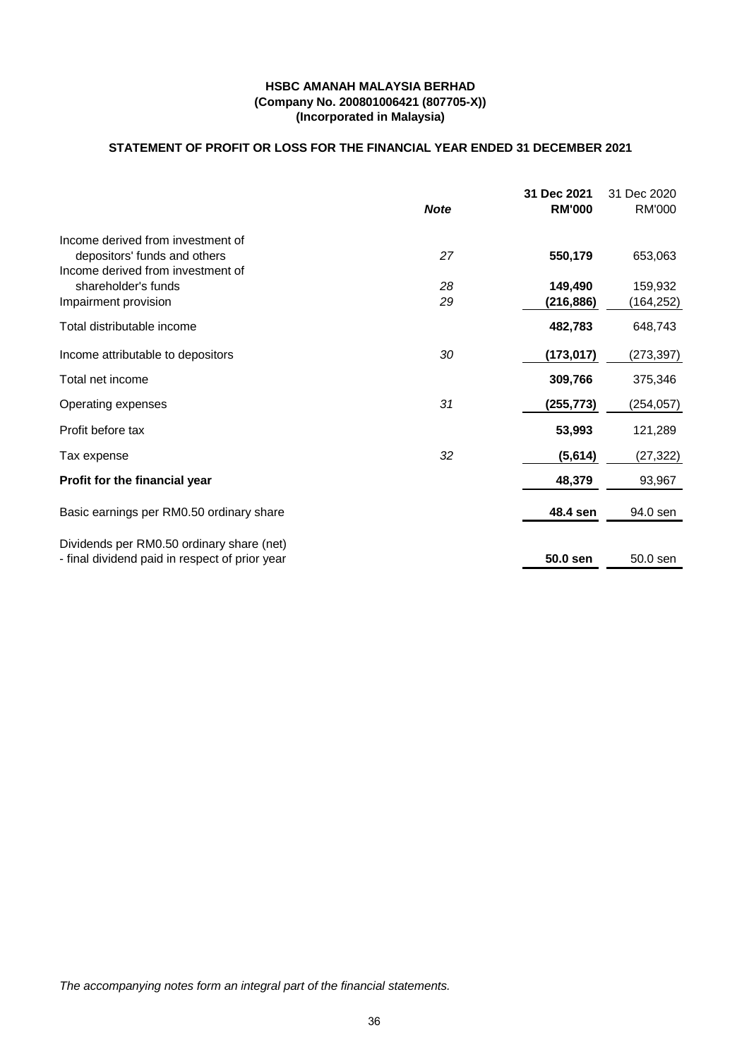**HSBC AMANAH MALAYSIA BERHAD**
**(Company No. 200801006421 (807705-X))**
**(Incorporated in Malaysia)**

## STATEMENT OF PROFIT OR LOSS FOR THE FINANCIAL YEAR ENDED 31 DECEMBER 2021

| | *Note* | **31 Dec 2021 RM'000** | 31 Dec 2020 RM'000 |
|---|---|---|---|
| Income derived from investment of depositors' funds and others | *27* | **550,179** | 653,063 |
| Income derived from investment of shareholder's funds | *28* | **149,490** | 159,932 |
| Impairment provision | *29* | **(216,886)** | (164,252) |
| Total distributable income | | **482,783** | 648,743 |
| Income attributable to depositors | *30* | **(173,017)** | (273,397) |
| Total net income | | **309,766** | 375,346 |
| Operating expenses | *31* | **(255,773)** | (254,057) |
| Profit before tax | | **53,993** | 121,289 |
| Tax expense | *32* | **(5,614)** | (27,322) |
| **Profit for the financial year** | | **48,379** | 93,967 |
| Basic earnings per RM0.50 ordinary share | | **48.4 sen** | 94.0 sen |
| Dividends per RM0.50 ordinary share (net) - final dividend paid in respect of prior year | | **50.0 sen** | 50.0 sen |

*The accompanying notes form an integral part of the financial statements.*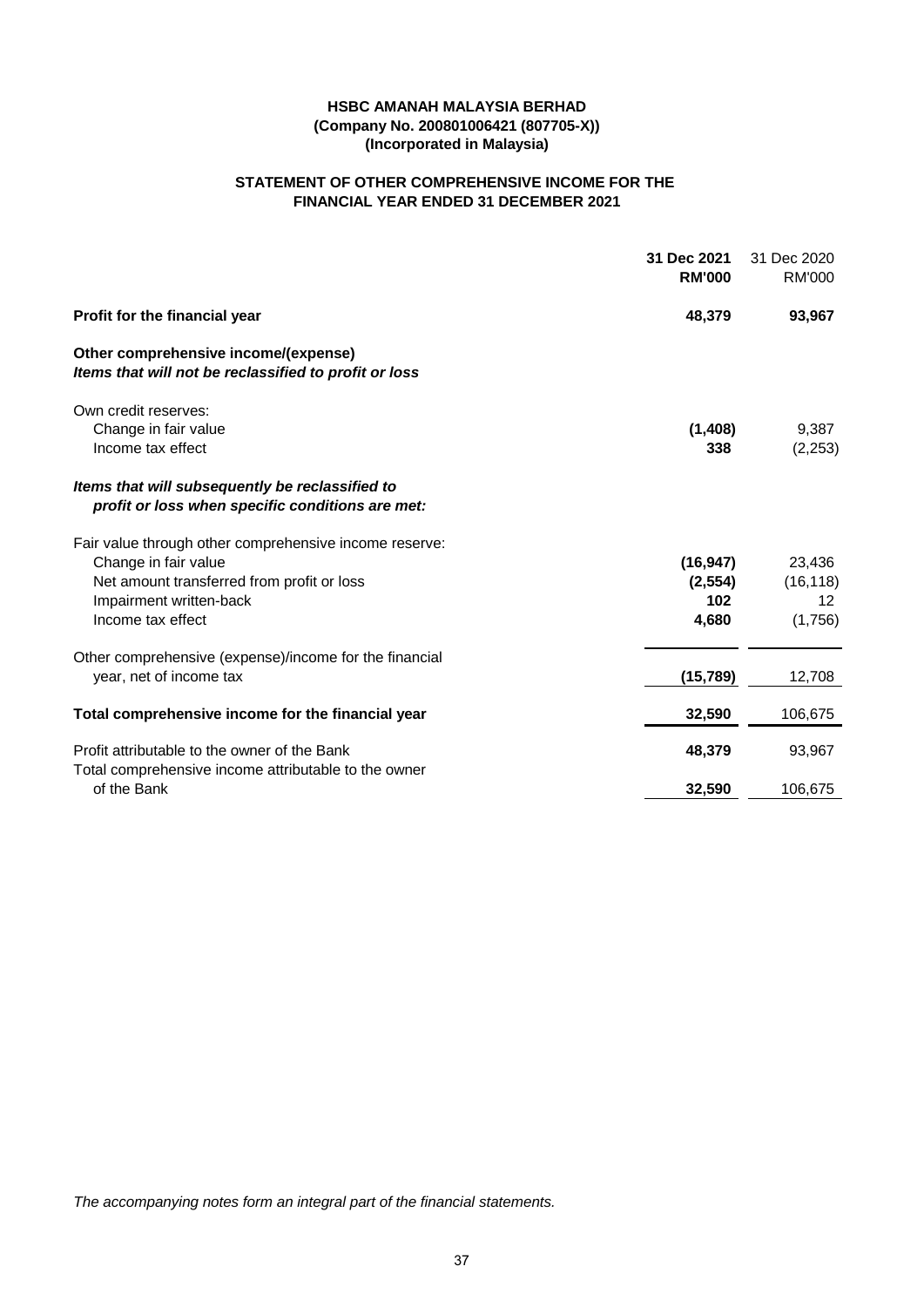**HSBC AMANAH MALAYSIA BERHAD**
**(Company No. 200801006421 (807705-X))**
**(Incorporated in Malaysia)**

## STATEMENT OF OTHER COMPREHENSIVE INCOME FOR THE FINANCIAL YEAR ENDED 31 DECEMBER 2021

| | 31 Dec 2021 RM'000 | 31 Dec 2020 RM'000 |
|---|---|---|
| **Profit for the financial year** | **48,379** | **93,967** |
| **Other comprehensive income/(expense)** | | |
| ***Items that will not be reclassified to profit or loss*** | | |
| Own credit reserves: | | |
| Change in fair value | **(1,408)** | 9,387 |
| Income tax effect | **338** | (2,253) |
| ***Items that will subsequently be reclassified to profit or loss when specific conditions are met:*** | | |
| Fair value through other comprehensive income reserve: | | |
| Change in fair value | **(16,947)** | 23,436 |
| Net amount transferred from profit or loss | **(2,554)** | (16,118) |
| Impairment written-back | **102** | 12 |
| Income tax effect | **4,680** | (1,756) |
| Other comprehensive (expense)/income for the financial year, net of income tax | **(15,789)** | 12,708 |
| **Total comprehensive income for the financial year** | **32,590** | 106,675 |
| Profit attributable to the owner of the Bank | **48,379** | 93,967 |
| Total comprehensive income attributable to the owner of the Bank | **32,590** | 106,675 |

*The accompanying notes form an integral part of the financial statements.*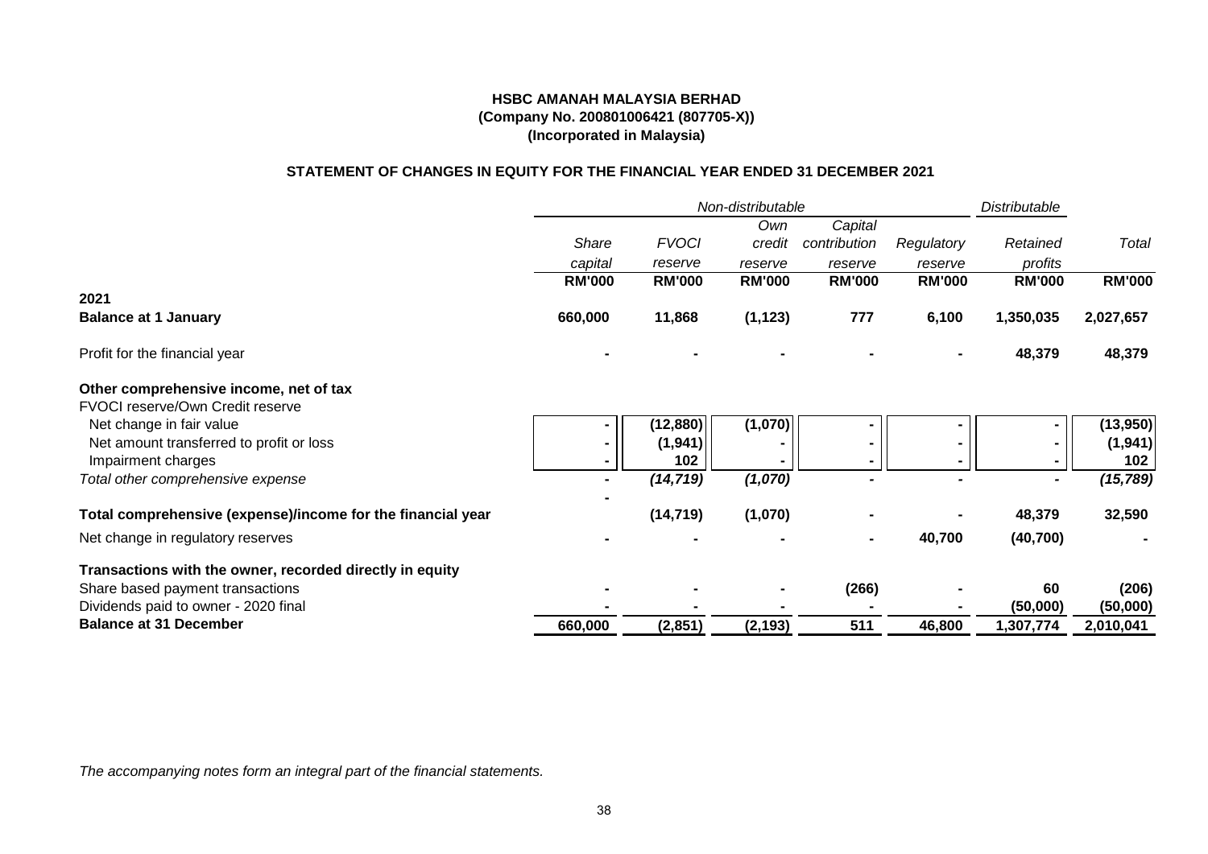**HSBC AMANAH MALAYSIA BERHAD**
**(Company No. 200801006421 (807705-X))**
**(Incorporated in Malaysia)**

**STATEMENT OF CHANGES IN EQUITY FOR THE FINANCIAL YEAR ENDED 31 DECEMBER 2021**

| | *Non-distributable* | | | | | *Distributable* | |
|---|---|---|---|---|---|---|---|
| | *Share capital* | *FVOCI reserve* | *Own credit reserve* | *Capital contribution reserve* | *Regulatory reserve* | *Retained profits* | *Total* |
| | **RM'000** | **RM'000** | **RM'000** | **RM'000** | **RM'000** | **RM'000** | **RM'000** |
| **2021** | | | | | | | |
| **Balance at 1 January** | **660,000** | **11,868** | **(1,123)** | **777** | **6,100** | **1,350,035** | **2,027,657** |
| Profit for the financial year | - | - | - | - | - | 48,379 | 48,379 |
| **Other comprehensive income, net of tax** | | | | | | | |
| FVOCI reserve/Own Credit reserve | | | | | | | |
| Net change in fair value | - | (12,880) | (1,070) | - | - | - | (13,950) |
| Net amount transferred to profit or loss | - | (1,941) | - | - | - | - | (1,941) |
| Impairment charges | - | 102 | - | - | - | - | 102 |
| *Total other comprehensive expense* | - | *(14,719)* | *(1,070)* | - | - | - | *(15,789)* |
| **Total comprehensive (expense)/income for the financial year** | - | (14,719) | (1,070) | - | - | 48,379 | 32,590 |
| Net change in regulatory reserves | - | - | - | - | 40,700 | (40,700) | - |
| **Transactions with the owner, recorded directly in equity** | | | | | | | |
| Share based payment transactions | - | - | - | (266) | - | 60 | (206) |
| Dividends paid to owner - 2020 final | - | - | - | - | - | (50,000) | (50,000) |
| **Balance at 31 December** | **660,000** | **(2,851)** | **(2,193)** | **511** | **46,800** | **1,307,774** | **2,010,041** |

*The accompanying notes form an integral part of the financial statements.*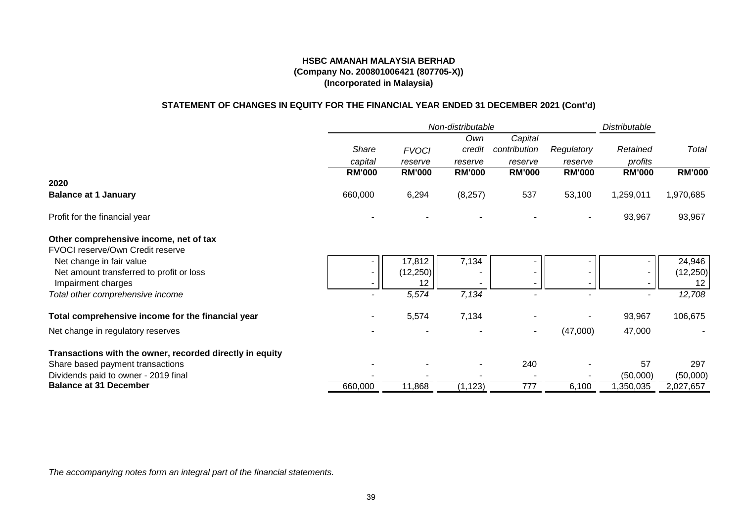**HSBC AMANAH MALAYSIA BERHAD**
**(Company No. 200801006421 (807705-X))**
**(Incorporated in Malaysia)**

**STATEMENT OF CHANGES IN EQUITY FOR THE FINANCIAL YEAR ENDED 31 DECEMBER 2021 (Cont'd)**

| | *Non-distributable* | | | | | *Distributable* | |
|---|---|---|---|---|---|---|---|
| | *Share capital* | *FVOCI reserve* | *Own credit reserve* | *Capital contribution reserve* | *Regulatory reserve* | *Retained profits* | *Total* |
| | **RM'000** | **RM'000** | **RM'000** | **RM'000** | **RM'000** | **RM'000** | **RM'000** |
| **2020** | | | | | | | |
| **Balance at 1 January** | 660,000 | 6,294 | (8,257) | 537 | 53,100 | 1,259,011 | 1,970,685 |
| Profit for the financial year | - | - | - | - | - | 93,967 | 93,967 |
| **Other comprehensive income, net of tax** | | | | | | | |
| FVOCI reserve/Own Credit reserve | | | | | | | |
| Net change in fair value | - | 17,812 | 7,134 | - | - | - | 24,946 |
| Net amount transferred to profit or loss | - | (12,250) | - | - | - | - | (12,250) |
| Impairment charges | - | 12 | - | - | - | - | 12 |
| *Total other comprehensive income* | - | *5,574* | *7,134* | - | - | - | *12,708* |
| **Total comprehensive income for the financial year** | - | 5,574 | 7,134 | - | - | 93,967 | 106,675 |
| Net change in regulatory reserves | - | - | - | - | (47,000) | 47,000 | - |
| **Transactions with the owner, recorded directly in equity** | | | | | | | |
| Share based payment transactions | - | - | - | 240 | - | 57 | 297 |
| Dividends paid to owner - 2019 final | - | - | - | - | - | (50,000) | (50,000) |
| **Balance at 31 December** | 660,000 | 11,868 | (1,123) | 777 | 6,100 | 1,350,035 | 2,027,657 |

*The accompanying notes form an integral part of the financial statements.*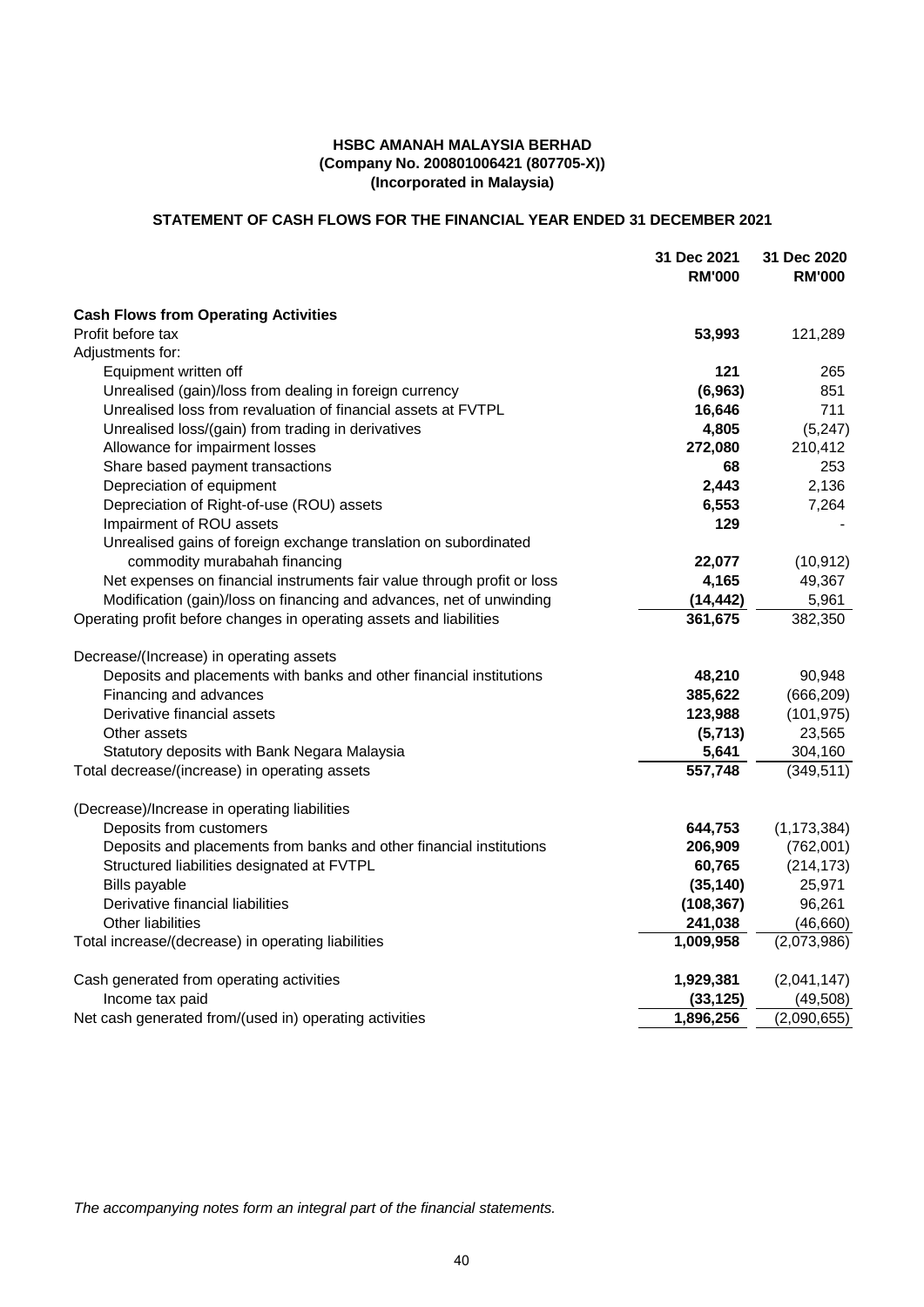**HSBC AMANAH MALAYSIA BERHAD**
**(Company No. 200801006421 (807705-X))**
**(Incorporated in Malaysia)**

## STATEMENT OF CASH FLOWS FOR THE FINANCIAL YEAR ENDED 31 DECEMBER 2021

| | 31 Dec 2021 RM'000 | 31 Dec 2020 RM'000 |
|---|---|---|
| **Cash Flows from Operating Activities** | | |
| Profit before tax | **53,993** | 121,289 |
| Adjustments for: | | |
| Equipment written off | **121** | 265 |
| Unrealised (gain)/loss from dealing in foreign currency | **(6,963)** | 851 |
| Unrealised loss from revaluation of financial assets at FVTPL | **16,646** | 711 |
| Unrealised loss/(gain) from trading in derivatives | **4,805** | (5,247) |
| Allowance for impairment losses | **272,080** | 210,412 |
| Share based payment transactions | **68** | 253 |
| Depreciation of equipment | **2,443** | 2,136 |
| Depreciation of Right-of-use (ROU) assets | **6,553** | 7,264 |
| Impairment of ROU assets | **129** | - |
| Unrealised gains of foreign exchange translation on subordinated commodity murabahah financing | **22,077** | (10,912) |
| Net expenses on financial instruments fair value through profit or loss | **4,165** | 49,367 |
| Modification (gain)/loss on financing and advances, net of unwinding | **(14,442)** | 5,961 |
| Operating profit before changes in operating assets and liabilities | **361,675** | 382,350 |
| | | |
| Decrease/(Increase) in operating assets | | |
| Deposits and placements with banks and other financial institutions | **48,210** | 90,948 |
| Financing and advances | **385,622** | (666,209) |
| Derivative financial assets | **123,988** | (101,975) |
| Other assets | **(5,713)** | 23,565 |
| Statutory deposits with Bank Negara Malaysia | **5,641** | 304,160 |
| Total decrease/(increase) in operating assets | **557,748** | (349,511) |
| | | |
| (Decrease)/Increase in operating liabilities | | |
| Deposits from customers | **644,753** | (1,173,384) |
| Deposits and placements from banks and other financial institutions | **206,909** | (762,001) |
| Structured liabilities designated at FVTPL | **60,765** | (214,173) |
| Bills payable | **(35,140)** | 25,971 |
| Derivative financial liabilities | **(108,367)** | 96,261 |
| Other liabilities | **241,038** | (46,660) |
| Total increase/(decrease) in operating liabilities | **1,009,958** | (2,073,986) |
| | | |
| Cash generated from operating activities | **1,929,381** | (2,041,147) |
| Income tax paid | **(33,125)** | (49,508) |
| Net cash generated from/(used in) operating activities | **1,896,256** | (2,090,655) |

*The accompanying notes form an integral part of the financial statements.*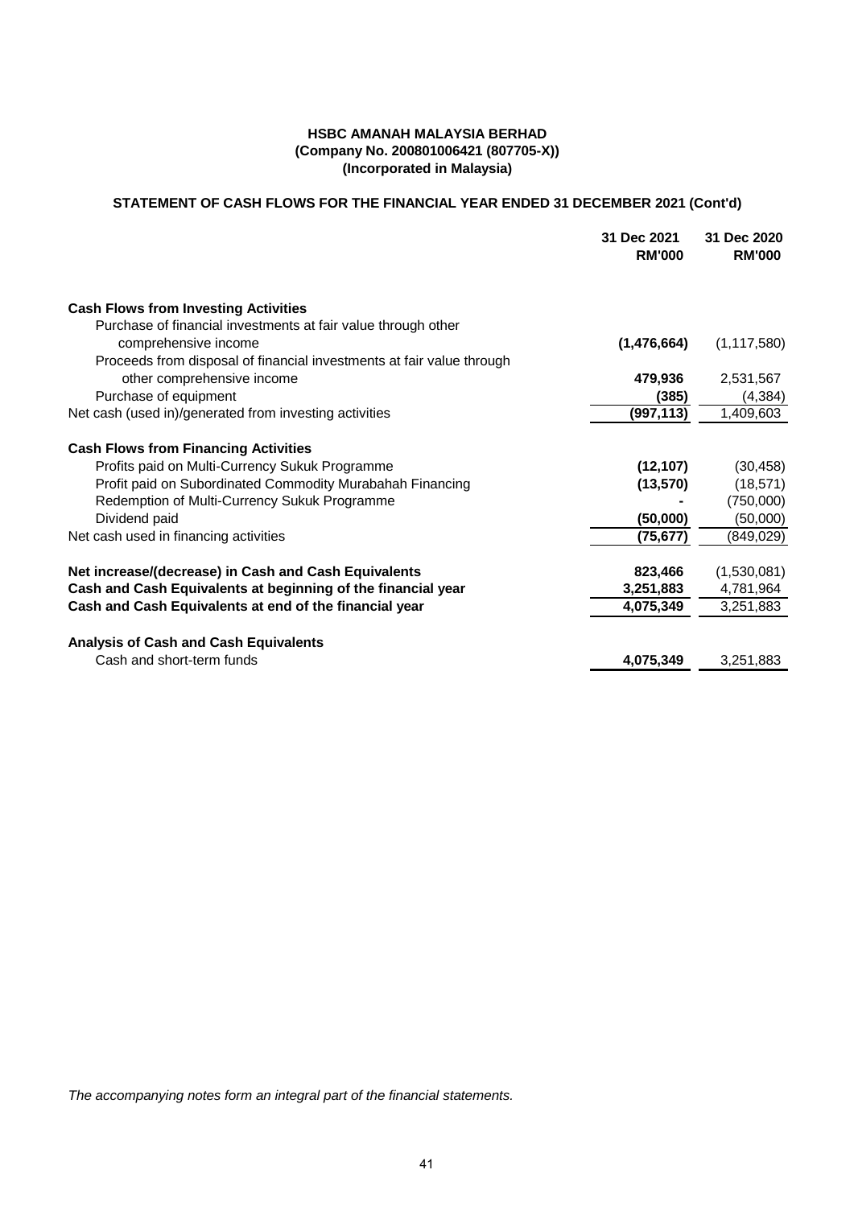**HSBC AMANAH MALAYSIA BERHAD**
**(Company No. 200801006421 (807705-X))**
**(Incorporated in Malaysia)**

## STATEMENT OF CASH FLOWS FOR THE FINANCIAL YEAR ENDED 31 DECEMBER 2021 (Cont'd)

| | 31 Dec 2021 RM'000 | 31 Dec 2020 RM'000 |
|---|---|---|
| **Cash Flows from Investing Activities** | | |
| Purchase of financial investments at fair value through other comprehensive income | **(1,476,664)** | (1,117,580) |
| Proceeds from disposal of financial investments at fair value through other comprehensive income | **479,936** | 2,531,567 |
| Purchase of equipment | **(385)** | (4,384) |
| Net cash (used in)/generated from investing activities | **(997,113)** | 1,409,603 |
| **Cash Flows from Financing Activities** | | |
| Profits paid on Multi-Currency Sukuk Programme | **(12,107)** | (30,458) |
| Profit paid on Subordinated Commodity Murabahah Financing | **(13,570)** | (18,571) |
| Redemption of Multi-Currency Sukuk Programme | **-** | (750,000) |
| Dividend paid | **(50,000)** | (50,000) |
| Net cash used in financing activities | **(75,677)** | (849,029) |
| **Net increase/(decrease) in Cash and Cash Equivalents** | **823,466** | (1,530,081) |
| **Cash and Cash Equivalents at beginning of the financial year** | **3,251,883** | 4,781,964 |
| **Cash and Cash Equivalents at end of the financial year** | **4,075,349** | 3,251,883 |
| **Analysis of Cash and Cash Equivalents** | | |
| Cash and short-term funds | **4,075,349** | 3,251,883 |

*The accompanying notes form an integral part of the financial statements.*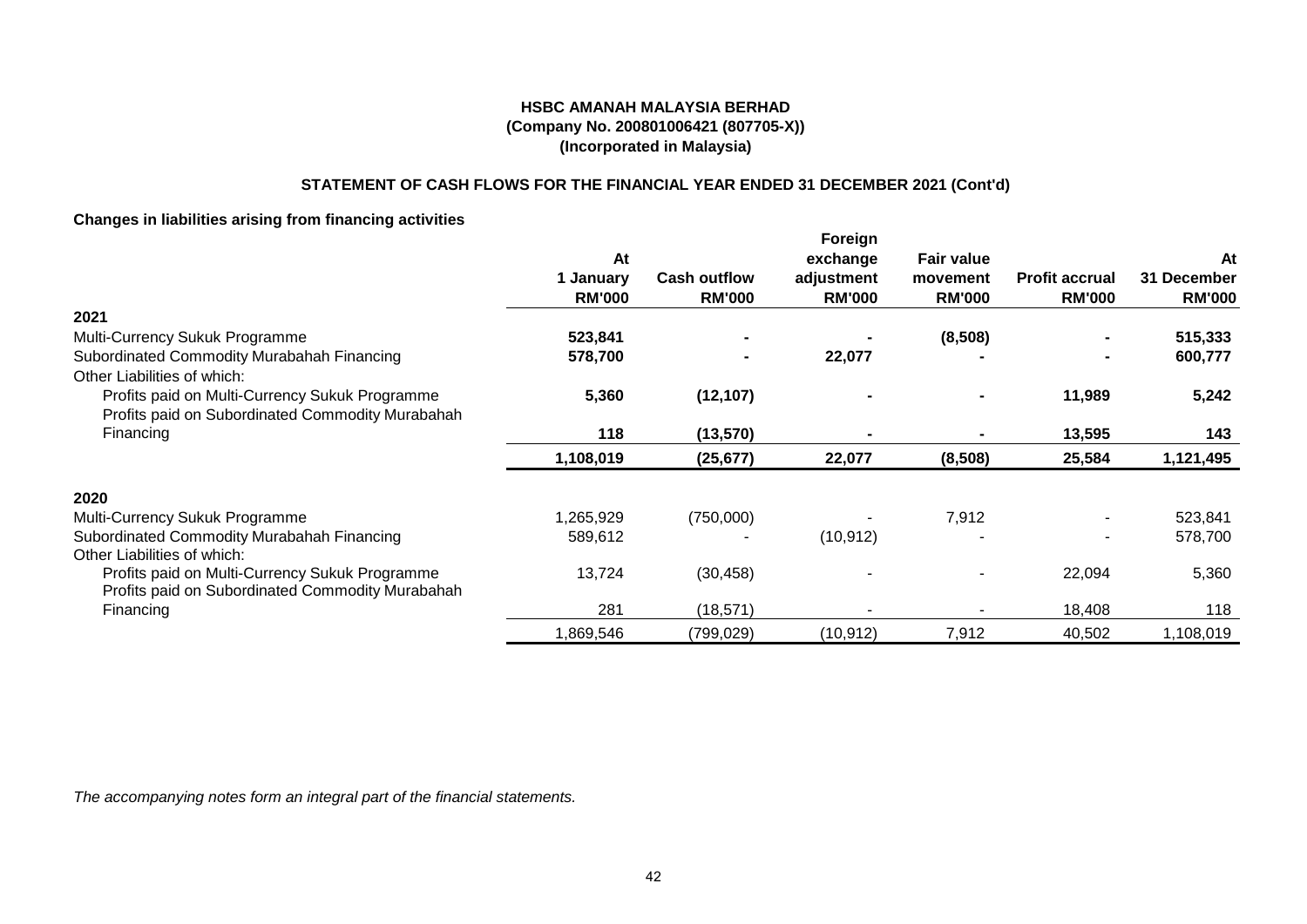**HSBC AMANAH MALAYSIA BERHAD**
**(Company No. 200801006421 (807705-X))**
**(Incorporated in Malaysia)**

**STATEMENT OF CASH FLOWS FOR THE FINANCIAL YEAR ENDED 31 DECEMBER 2021 (Cont'd)**

**Changes in liabilities arising from financing activities**

| | At 1 January RM'000 | Cash outflow RM'000 | Foreign exchange adjustment RM'000 | Fair value movement RM'000 | Profit accrual RM'000 | At 31 December RM'000 |
|---|---|---|---|---|---|---|
| **2021** | | | | | | |
| Multi-Currency Sukuk Programme | **523,841** | **-** | **-** | **(8,508)** | **-** | **515,333** |
| Subordinated Commodity Murabahah Financing | **578,700** | **-** | **22,077** | **-** | **-** | **600,777** |
| Other Liabilities of which: | | | | | | |
| Profits paid on Multi-Currency Sukuk Programme | **5,360** | **(12,107)** | **-** | **-** | **11,989** | **5,242** |
| Profits paid on Subordinated Commodity Murabahah Financing | **118** | **(13,570)** | **-** | **-** | **13,595** | **143** |
| | **1,108,019** | **(25,677)** | **22,077** | **(8,508)** | **25,584** | **1,121,495** |
| **2020** | | | | | | |
| Multi-Currency Sukuk Programme | 1,265,929 | (750,000) | - | 7,912 | - | 523,841 |
| Subordinated Commodity Murabahah Financing | 589,612 | - | (10,912) | - | - | 578,700 |
| Other Liabilities of which: | | | | | | |
| Profits paid on Multi-Currency Sukuk Programme | 13,724 | (30,458) | - | - | 22,094 | 5,360 |
| Profits paid on Subordinated Commodity Murabahah Financing | 281 | (18,571) | - | - | 18,408 | 118 |
| | 1,869,546 | (799,029) | (10,912) | 7,912 | 40,502 | 1,108,019 |

*The accompanying notes form an integral part of the financial statements.*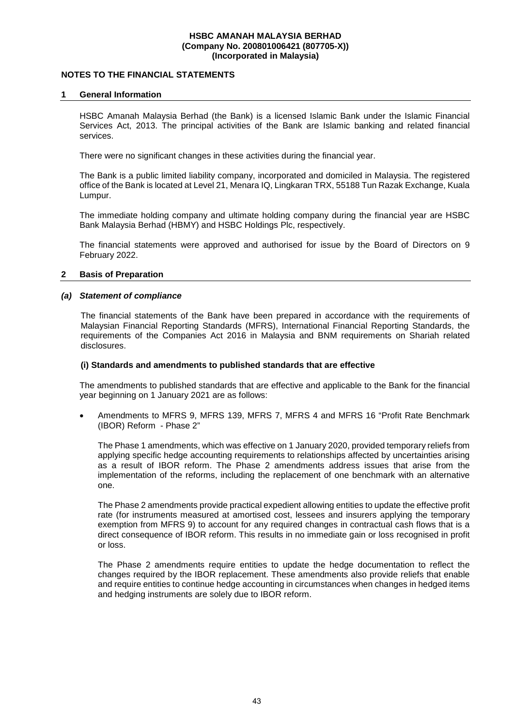## NOTES TO THE FINANCIAL STATEMENTS

### 1 General Information

HSBC Amanah Malaysia Berhad (the Bank) is a licensed Islamic Bank under the Islamic Financial Services Act, 2013. The principal activities of the Bank are Islamic banking and related financial services.

There were no significant changes in these activities during the financial year.

The Bank is a public limited liability company, incorporated and domiciled in Malaysia. The registered office of the Bank is located at Level 21, Menara IQ, Lingkaran TRX, 55188 Tun Razak Exchange, Kuala Lumpur.

The immediate holding company and ultimate holding company during the financial year are HSBC Bank Malaysia Berhad (HBMY) and HSBC Holdings Plc, respectively.

The financial statements were approved and authorised for issue by the Board of Directors on 9 February 2022.

### 2 Basis of Preparation

#### *(a) Statement of compliance*

The financial statements of the Bank have been prepared in accordance with the requirements of Malaysian Financial Reporting Standards (MFRS), International Financial Reporting Standards, the requirements of the Companies Act 2016 in Malaysia and BNM requirements on Shariah related disclosures.

**(i) Standards and amendments to published standards that are effective**

The amendments to published standards that are effective and applicable to the Bank for the financial year beginning on 1 January 2021 are as follows:

- Amendments to MFRS 9, MFRS 139, MFRS 7, MFRS 4 and MFRS 16 "Profit Rate Benchmark (IBOR) Reform - Phase 2"

  The Phase 1 amendments, which was effective on 1 January 2020, provided temporary reliefs from applying specific hedge accounting requirements to relationships affected by uncertainties arising as a result of IBOR reform. The Phase 2 amendments address issues that arise from the implementation of the reforms, including the replacement of one benchmark with an alternative one.

  The Phase 2 amendments provide practical expedient allowing entities to update the effective profit rate (for instruments measured at amortised cost, lessees and insurers applying the temporary exemption from MFRS 9) to account for any required changes in contractual cash flows that is a direct consequence of IBOR reform. This results in no immediate gain or loss recognised in profit or loss.

  The Phase 2 amendments require entities to update the hedge documentation to reflect the changes required by the IBOR replacement. These amendments also provide reliefs that enable and require entities to continue hedge accounting in circumstances when changes in hedged items and hedging instruments are solely due to IBOR reform.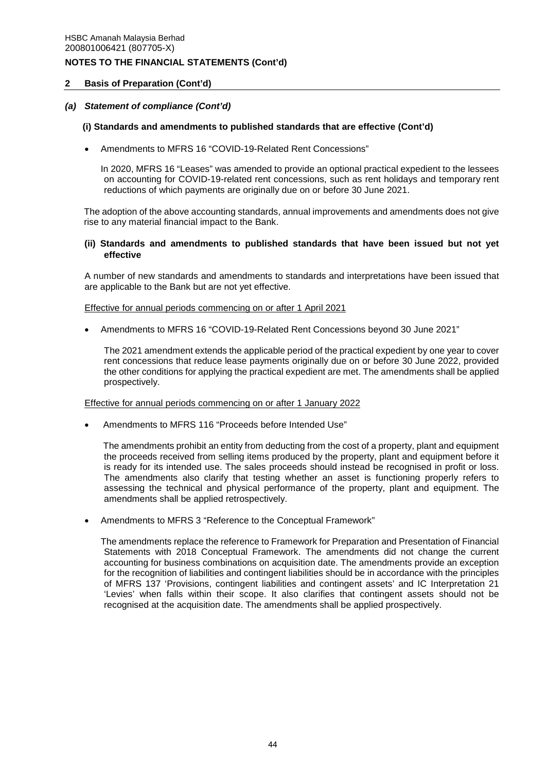## 2 Basis of Preparation (Cont'd)

### *(a) Statement of compliance (Cont'd)*

#### (i) Standards and amendments to published standards that are effective (Cont'd)

- Amendments to MFRS 16 "COVID-19-Related Rent Concessions"

  In 2020, MFRS 16 "Leases" was amended to provide an optional practical expedient to the lessees on accounting for COVID-19-related rent concessions, such as rent holidays and temporary rent reductions of which payments are originally due on or before 30 June 2021.

The adoption of the above accounting standards, annual improvements and amendments does not give rise to any material financial impact to the Bank.

#### (ii) Standards and amendments to published standards that have been issued but not yet effective

A number of new standards and amendments to standards and interpretations have been issued that are applicable to the Bank but are not yet effective.

Effective for annual periods commencing on or after 1 April 2021

- Amendments to MFRS 16 "COVID-19-Related Rent Concessions beyond 30 June 2021"

  The 2021 amendment extends the applicable period of the practical expedient by one year to cover rent concessions that reduce lease payments originally due on or before 30 June 2022, provided the other conditions for applying the practical expedient are met. The amendments shall be applied prospectively.

Effective for annual periods commencing on or after 1 January 2022

- Amendments to MFRS 116 "Proceeds before Intended Use"

  The amendments prohibit an entity from deducting from the cost of a property, plant and equipment the proceeds received from selling items produced by the property, plant and equipment before it is ready for its intended use. The sales proceeds should instead be recognised in profit or loss. The amendments also clarify that testing whether an asset is functioning properly refers to assessing the technical and physical performance of the property, plant and equipment. The amendments shall be applied retrospectively.

- Amendments to MFRS 3 "Reference to the Conceptual Framework"

  The amendments replace the reference to Framework for Preparation and Presentation of Financial Statements with 2018 Conceptual Framework. The amendments did not change the current accounting for business combinations on acquisition date. The amendments provide an exception for the recognition of liabilities and contingent liabilities should be in accordance with the principles of MFRS 137 'Provisions, contingent liabilities and contingent assets' and IC Interpretation 21 'Levies' when falls within their scope. It also clarifies that contingent assets should not be recognised at the acquisition date. The amendments shall be applied prospectively.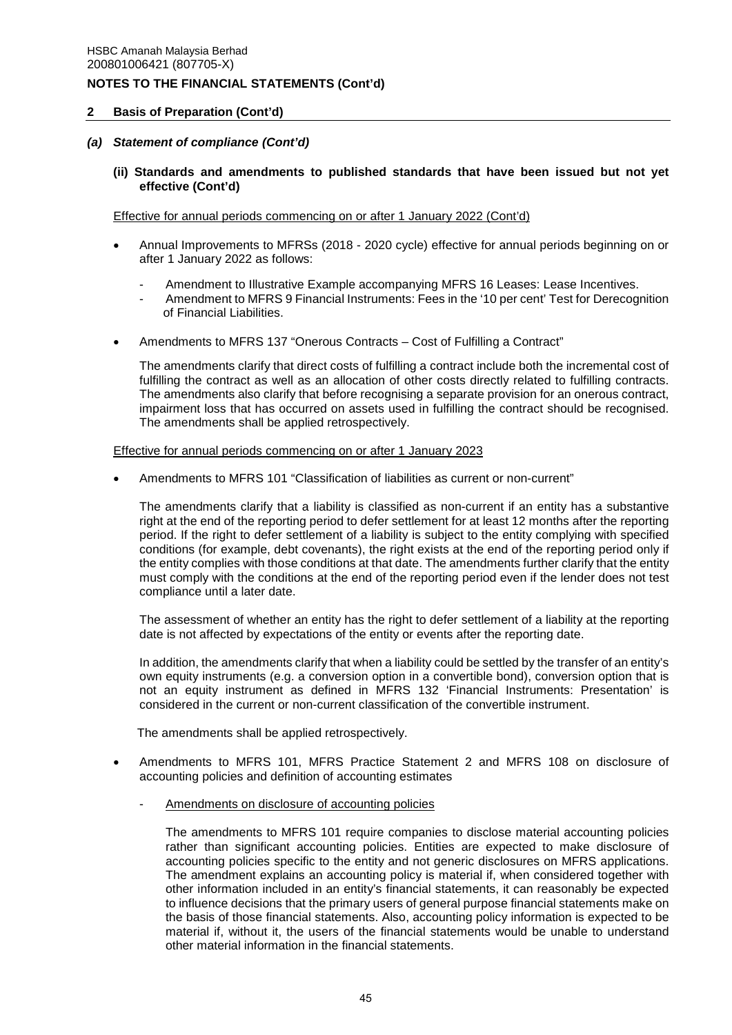## 2 Basis of Preparation (Cont'd)

### *(a) Statement of compliance (Cont'd)*

#### (ii) Standards and amendments to published standards that have been issued but not yet effective (Cont'd)

Effective for annual periods commencing on or after 1 January 2022 (Cont'd)

- Annual Improvements to MFRSs (2018 - 2020 cycle) effective for annual periods beginning on or after 1 January 2022 as follows:
  - Amendment to Illustrative Example accompanying MFRS 16 Leases: Lease Incentives.
  - Amendment to MFRS 9 Financial Instruments: Fees in the '10 per cent' Test for Derecognition of Financial Liabilities.

- Amendments to MFRS 137 "Onerous Contracts – Cost of Fulfilling a Contract"

  The amendments clarify that direct costs of fulfilling a contract include both the incremental cost of fulfilling the contract as well as an allocation of other costs directly related to fulfilling contracts. The amendments also clarify that before recognising a separate provision for an onerous contract, impairment loss that has occurred on assets used in fulfilling the contract should be recognised. The amendments shall be applied retrospectively.

Effective for annual periods commencing on or after 1 January 2023

- Amendments to MFRS 101 "Classification of liabilities as current or non-current"

  The amendments clarify that a liability is classified as non-current if an entity has a substantive right at the end of the reporting period to defer settlement for at least 12 months after the reporting period. If the right to defer settlement of a liability is subject to the entity complying with specified conditions (for example, debt covenants), the right exists at the end of the reporting period only if the entity complies with those conditions at that date. The amendments further clarify that the entity must comply with the conditions at the end of the reporting period even if the lender does not test compliance until a later date.

  The assessment of whether an entity has the right to defer settlement of a liability at the reporting date is not affected by expectations of the entity or events after the reporting date.

  In addition, the amendments clarify that when a liability could be settled by the transfer of an entity's own equity instruments (e.g. a conversion option in a convertible bond), conversion option that is not an equity instrument as defined in MFRS 132 'Financial Instruments: Presentation' is considered in the current or non-current classification of the convertible instrument.

  The amendments shall be applied retrospectively.

- Amendments to MFRS 101, MFRS Practice Statement 2 and MFRS 108 on disclosure of accounting policies and definition of accounting estimates

  - Amendments on disclosure of accounting policies

    The amendments to MFRS 101 require companies to disclose material accounting policies rather than significant accounting policies. Entities are expected to make disclosure of accounting policies specific to the entity and not generic disclosures on MFRS applications. The amendment explains an accounting policy is material if, when considered together with other information included in an entity's financial statements, it can reasonably be expected to influence decisions that the primary users of general purpose financial statements make on the basis of those financial statements. Also, accounting policy information is expected to be material if, without it, the users of the financial statements would be unable to understand other material information in the financial statements.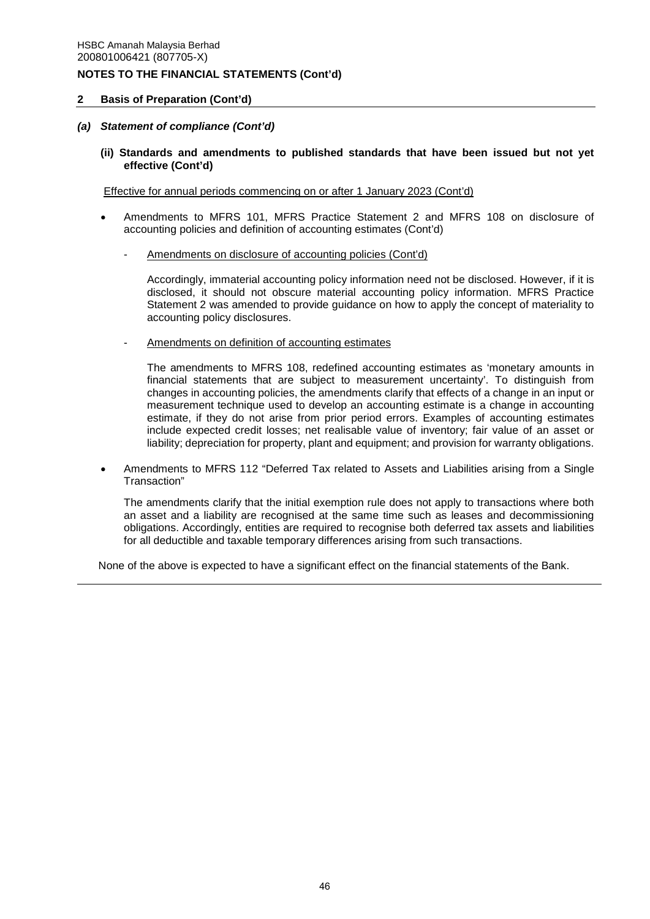## 2 Basis of Preparation (Cont'd)

### *(a) Statement of compliance (Cont'd)*

#### (ii) Standards and amendments to published standards that have been issued but not yet effective (Cont'd)

Effective for annual periods commencing on or after 1 January 2023 (Cont'd)

- Amendments to MFRS 101, MFRS Practice Statement 2 and MFRS 108 on disclosure of accounting policies and definition of accounting estimates (Cont'd)

  - Amendments on disclosure of accounting policies (Cont'd)

    Accordingly, immaterial accounting policy information need not be disclosed. However, if it is disclosed, it should not obscure material accounting policy information. MFRS Practice Statement 2 was amended to provide guidance on how to apply the concept of materiality to accounting policy disclosures.

  - Amendments on definition of accounting estimates

    The amendments to MFRS 108, redefined accounting estimates as 'monetary amounts in financial statements that are subject to measurement uncertainty'. To distinguish from changes in accounting policies, the amendments clarify that effects of a change in an input or measurement technique used to develop an accounting estimate is a change in accounting estimate, if they do not arise from prior period errors. Examples of accounting estimates include expected credit losses; net realisable value of inventory; fair value of an asset or liability; depreciation for property, plant and equipment; and provision for warranty obligations.

- Amendments to MFRS 112 "Deferred Tax related to Assets and Liabilities arising from a Single Transaction"

  The amendments clarify that the initial exemption rule does not apply to transactions where both an asset and a liability are recognised at the same time such as leases and decommissioning obligations. Accordingly, entities are required to recognise both deferred tax assets and liabilities for all deductible and taxable temporary differences arising from such transactions.

None of the above is expected to have a significant effect on the financial statements of the Bank.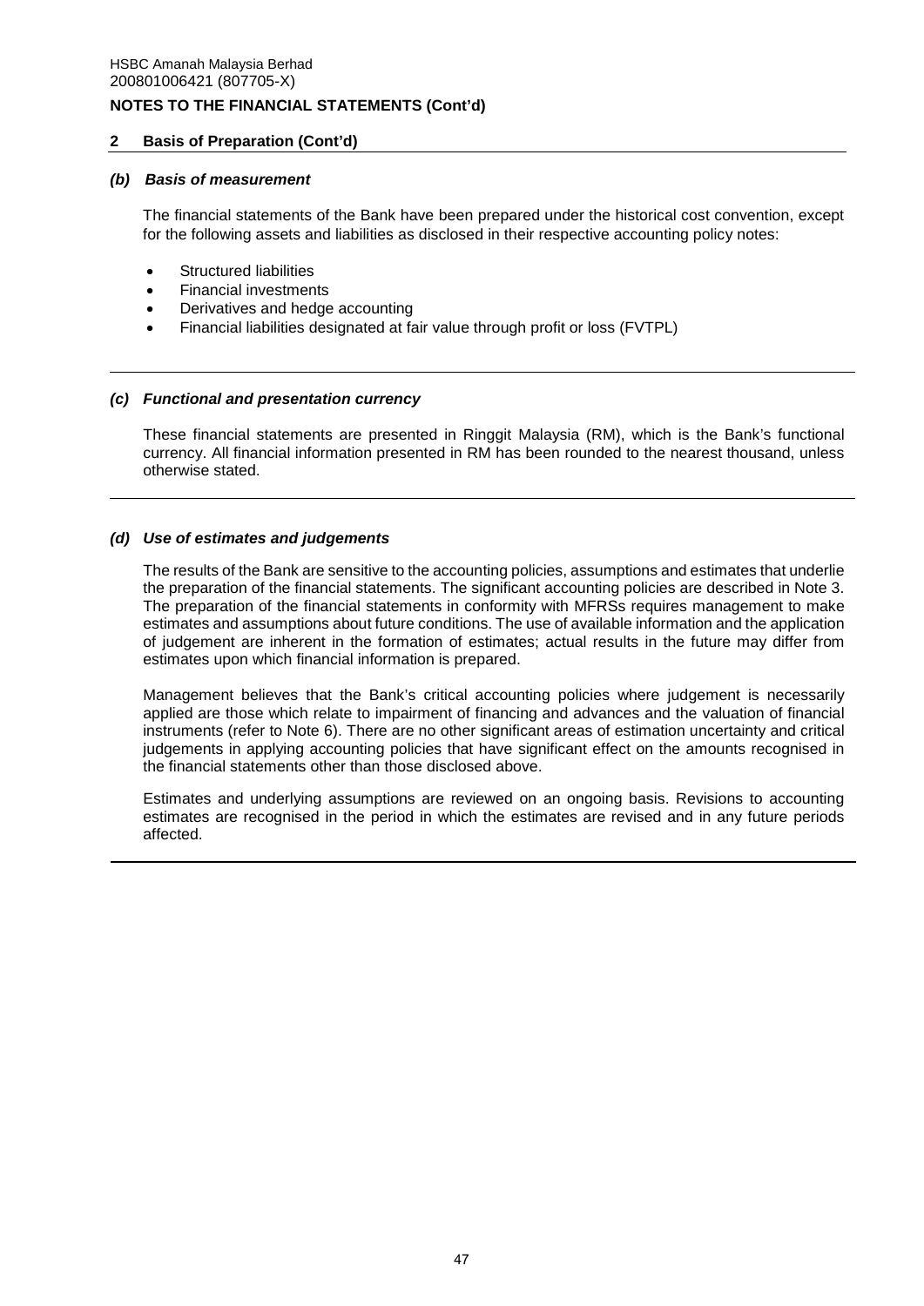## 2 Basis of Preparation (Cont'd)

### *(b) Basis of measurement*

The financial statements of the Bank have been prepared under the historical cost convention, except for the following assets and liabilities as disclosed in their respective accounting policy notes:

- Structured liabilities
- Financial investments
- Derivatives and hedge accounting
- Financial liabilities designated at fair value through profit or loss (FVTPL)

### *(c) Functional and presentation currency*

These financial statements are presented in Ringgit Malaysia (RM), which is the Bank's functional currency. All financial information presented in RM has been rounded to the nearest thousand, unless otherwise stated.

### *(d) Use of estimates and judgements*

The results of the Bank are sensitive to the accounting policies, assumptions and estimates that underlie the preparation of the financial statements. The significant accounting policies are described in Note 3. The preparation of the financial statements in conformity with MFRSs requires management to make estimates and assumptions about future conditions. The use of available information and the application of judgement are inherent in the formation of estimates; actual results in the future may differ from estimates upon which financial information is prepared.

Management believes that the Bank's critical accounting policies where judgement is necessarily applied are those which relate to impairment of financing and advances and the valuation of financial instruments (refer to Note 6). There are no other significant areas of estimation uncertainty and critical judgements in applying accounting policies that have significant effect on the amounts recognised in the financial statements other than those disclosed above.

Estimates and underlying assumptions are reviewed on an ongoing basis. Revisions to accounting estimates are recognised in the period in which the estimates are revised and in any future periods affected.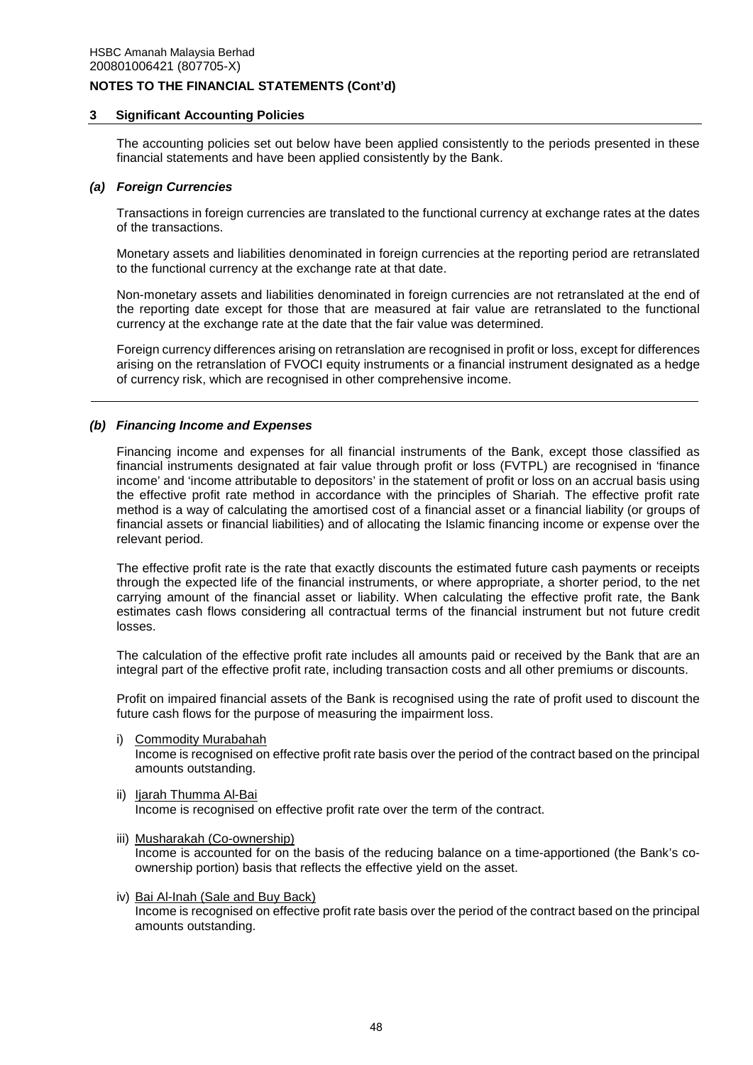## 3 Significant Accounting Policies

The accounting policies set out below have been applied consistently to the periods presented in these financial statements and have been applied consistently by the Bank.

### *(a) Foreign Currencies*

Transactions in foreign currencies are translated to the functional currency at exchange rates at the dates of the transactions.

Monetary assets and liabilities denominated in foreign currencies at the reporting period are retranslated to the functional currency at the exchange rate at that date.

Non-monetary assets and liabilities denominated in foreign currencies are not retranslated at the end of the reporting date except for those that are measured at fair value are retranslated to the functional currency at the exchange rate at the date that the fair value was determined.

Foreign currency differences arising on retranslation are recognised in profit or loss, except for differences arising on the retranslation of FVOCI equity instruments or a financial instrument designated as a hedge of currency risk, which are recognised in other comprehensive income.

---

### *(b) Financing Income and Expenses*

Financing income and expenses for all financial instruments of the Bank, except those classified as financial instruments designated at fair value through profit or loss (FVTPL) are recognised in 'finance income' and 'income attributable to depositors' in the statement of profit or loss on an accrual basis using the effective profit rate method in accordance with the principles of Shariah. The effective profit rate method is a way of calculating the amortised cost of a financial asset or a financial liability (or groups of financial assets or financial liabilities) and of allocating the Islamic financing income or expense over the relevant period.

The effective profit rate is the rate that exactly discounts the estimated future cash payments or receipts through the expected life of the financial instruments, or where appropriate, a shorter period, to the net carrying amount of the financial asset or liability. When calculating the effective profit rate, the Bank estimates cash flows considering all contractual terms of the financial instrument but not future credit losses.

The calculation of the effective profit rate includes all amounts paid or received by the Bank that are an integral part of the effective profit rate, including transaction costs and all other premiums or discounts.

Profit on impaired financial assets of the Bank is recognised using the rate of profit used to discount the future cash flows for the purpose of measuring the impairment loss.

i) Commodity Murabahah
Income is recognised on effective profit rate basis over the period of the contract based on the principal amounts outstanding.

ii) Ijarah Thumma Al-Bai
Income is recognised on effective profit rate over the term of the contract.

iii) Musharakah (Co-ownership)
Income is accounted for on the basis of the reducing balance on a time-apportioned (the Bank's co-ownership portion) basis that reflects the effective yield on the asset.

iv) Bai Al-Inah (Sale and Buy Back)
Income is recognised on effective profit rate basis over the period of the contract based on the principal amounts outstanding.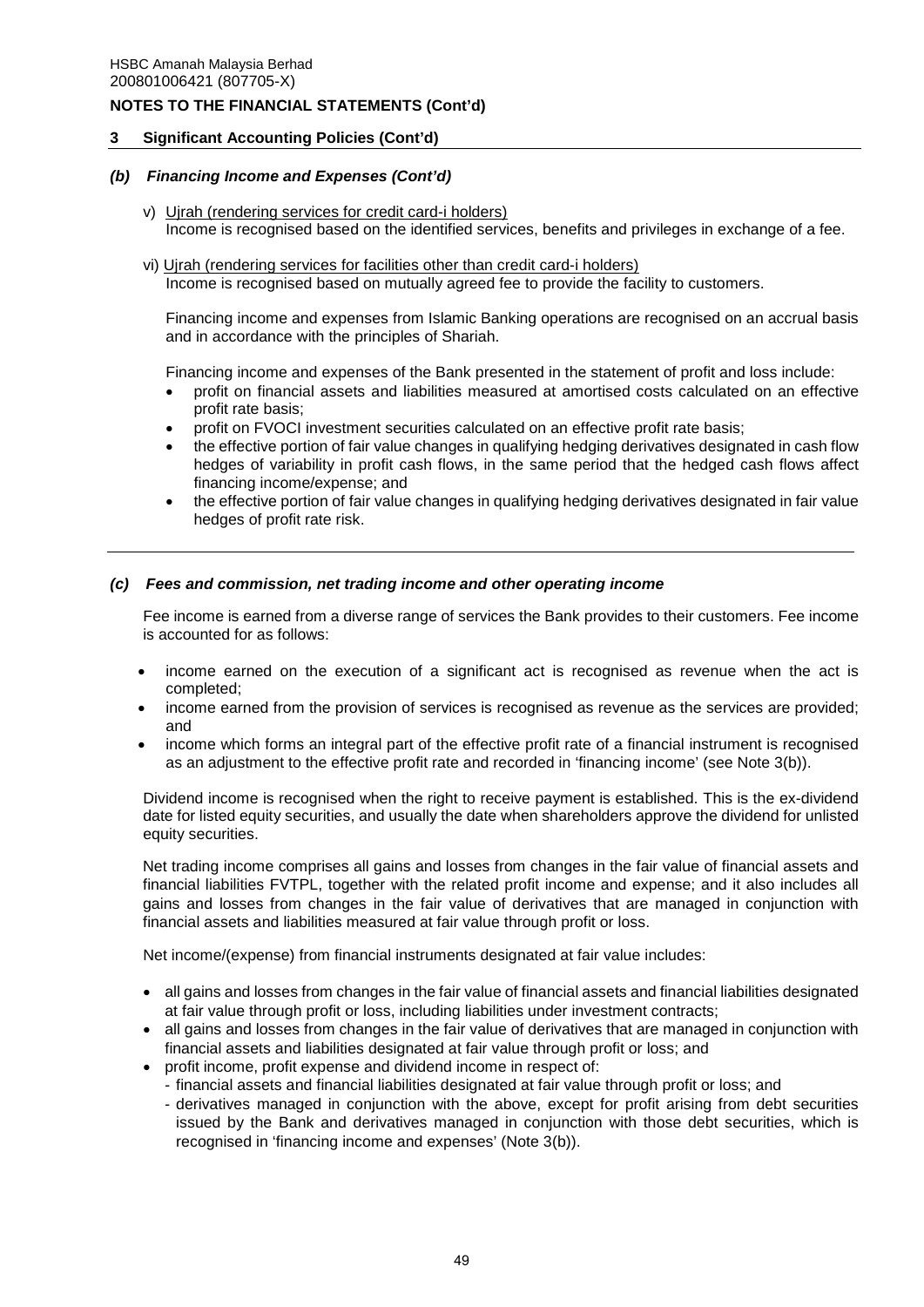## 3 Significant Accounting Policies (Cont'd)

### *(b) Financing Income and Expenses (Cont'd)*

v) Ujrah (rendering services for credit card-i holders)
Income is recognised based on the identified services, benefits and privileges in exchange of a fee.

vi) Ujrah (rendering services for facilities other than credit card-i holders)
Income is recognised based on mutually agreed fee to provide the facility to customers.

Financing income and expenses from Islamic Banking operations are recognised on an accrual basis and in accordance with the principles of Shariah.

Financing income and expenses of the Bank presented in the statement of profit and loss include:

- profit on financial assets and liabilities measured at amortised costs calculated on an effective profit rate basis;
- profit on FVOCI investment securities calculated on an effective profit rate basis;
- the effective portion of fair value changes in qualifying hedging derivatives designated in cash flow hedges of variability in profit cash flows, in the same period that the hedged cash flows affect financing income/expense; and
- the effective portion of fair value changes in qualifying hedging derivatives designated in fair value hedges of profit rate risk.

### *(c) Fees and commission, net trading income and other operating income*

Fee income is earned from a diverse range of services the Bank provides to their customers. Fee income is accounted for as follows:

- income earned on the execution of a significant act is recognised as revenue when the act is completed;
- income earned from the provision of services is recognised as revenue as the services are provided; and
- income which forms an integral part of the effective profit rate of a financial instrument is recognised as an adjustment to the effective profit rate and recorded in 'financing income' (see Note 3(b)).

Dividend income is recognised when the right to receive payment is established. This is the ex-dividend date for listed equity securities, and usually the date when shareholders approve the dividend for unlisted equity securities.

Net trading income comprises all gains and losses from changes in the fair value of financial assets and financial liabilities FVTPL, together with the related profit income and expense; and it also includes all gains and losses from changes in the fair value of derivatives that are managed in conjunction with financial assets and liabilities measured at fair value through profit or loss.

Net income/(expense) from financial instruments designated at fair value includes:

- all gains and losses from changes in the fair value of financial assets and financial liabilities designated at fair value through profit or loss, including liabilities under investment contracts;
- all gains and losses from changes in the fair value of derivatives that are managed in conjunction with financial assets and liabilities designated at fair value through profit or loss; and
- profit income, profit expense and dividend income in respect of:
  - financial assets and financial liabilities designated at fair value through profit or loss; and
  - derivatives managed in conjunction with the above, except for profit arising from debt securities issued by the Bank and derivatives managed in conjunction with those debt securities, which is recognised in 'financing income and expenses' (Note 3(b)).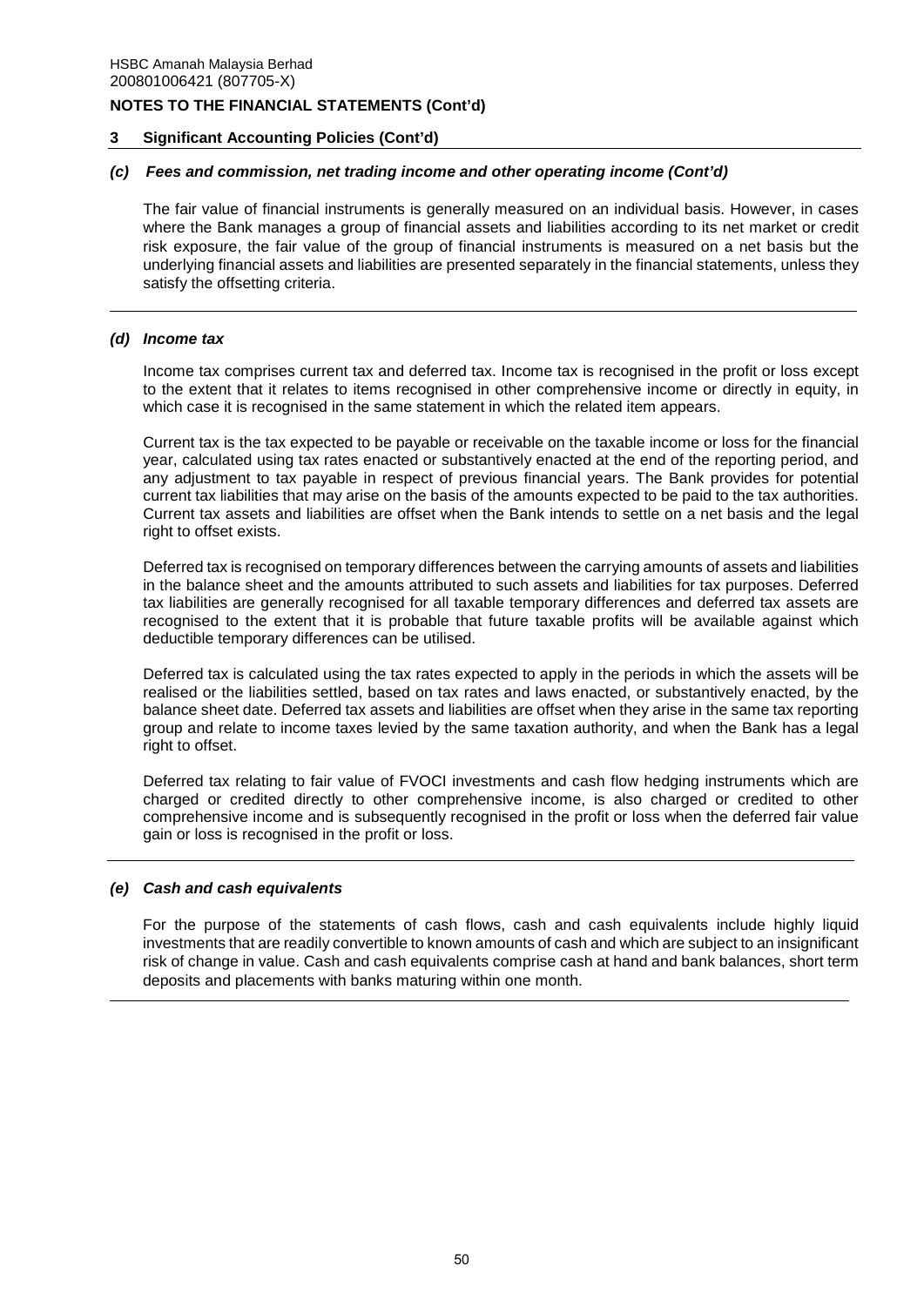HSBC Amanah Malaysia Berhad
200801006421 (807705-X)

**NOTES TO THE FINANCIAL STATEMENTS (Cont'd)**

**3 Significant Accounting Policies (Cont'd)**

***(c) Fees and commission, net trading income and other operating income (Cont'd)***

The fair value of financial instruments is generally measured on an individual basis. However, in cases where the Bank manages a group of financial assets and liabilities according to its net market or credit risk exposure, the fair value of the group of financial instruments is measured on a net basis but the underlying financial assets and liabilities are presented separately in the financial statements, unless they satisfy the offsetting criteria.

***(d) Income tax***

Income tax comprises current tax and deferred tax. Income tax is recognised in the profit or loss except to the extent that it relates to items recognised in other comprehensive income or directly in equity, in which case it is recognised in the same statement in which the related item appears.

Current tax is the tax expected to be payable or receivable on the taxable income or loss for the financial year, calculated using tax rates enacted or substantively enacted at the end of the reporting period, and any adjustment to tax payable in respect of previous financial years. The Bank provides for potential current tax liabilities that may arise on the basis of the amounts expected to be paid to the tax authorities. Current tax assets and liabilities are offset when the Bank intends to settle on a net basis and the legal right to offset exists.

Deferred tax is recognised on temporary differences between the carrying amounts of assets and liabilities in the balance sheet and the amounts attributed to such assets and liabilities for tax purposes. Deferred tax liabilities are generally recognised for all taxable temporary differences and deferred tax assets are recognised to the extent that it is probable that future taxable profits will be available against which deductible temporary differences can be utilised.

Deferred tax is calculated using the tax rates expected to apply in the periods in which the assets will be realised or the liabilities settled, based on tax rates and laws enacted, or substantively enacted, by the balance sheet date. Deferred tax assets and liabilities are offset when they arise in the same tax reporting group and relate to income taxes levied by the same taxation authority, and when the Bank has a legal right to offset.

Deferred tax relating to fair value of FVOCI investments and cash flow hedging instruments which are charged or credited directly to other comprehensive income, is also charged or credited to other comprehensive income and is subsequently recognised in the profit or loss when the deferred fair value gain or loss is recognised in the profit or loss.

***(e) Cash and cash equivalents***

For the purpose of the statements of cash flows, cash and cash equivalents include highly liquid investments that are readily convertible to known amounts of cash and which are subject to an insignificant risk of change in value. Cash and cash equivalents comprise cash at hand and bank balances, short term deposits and placements with banks maturing within one month.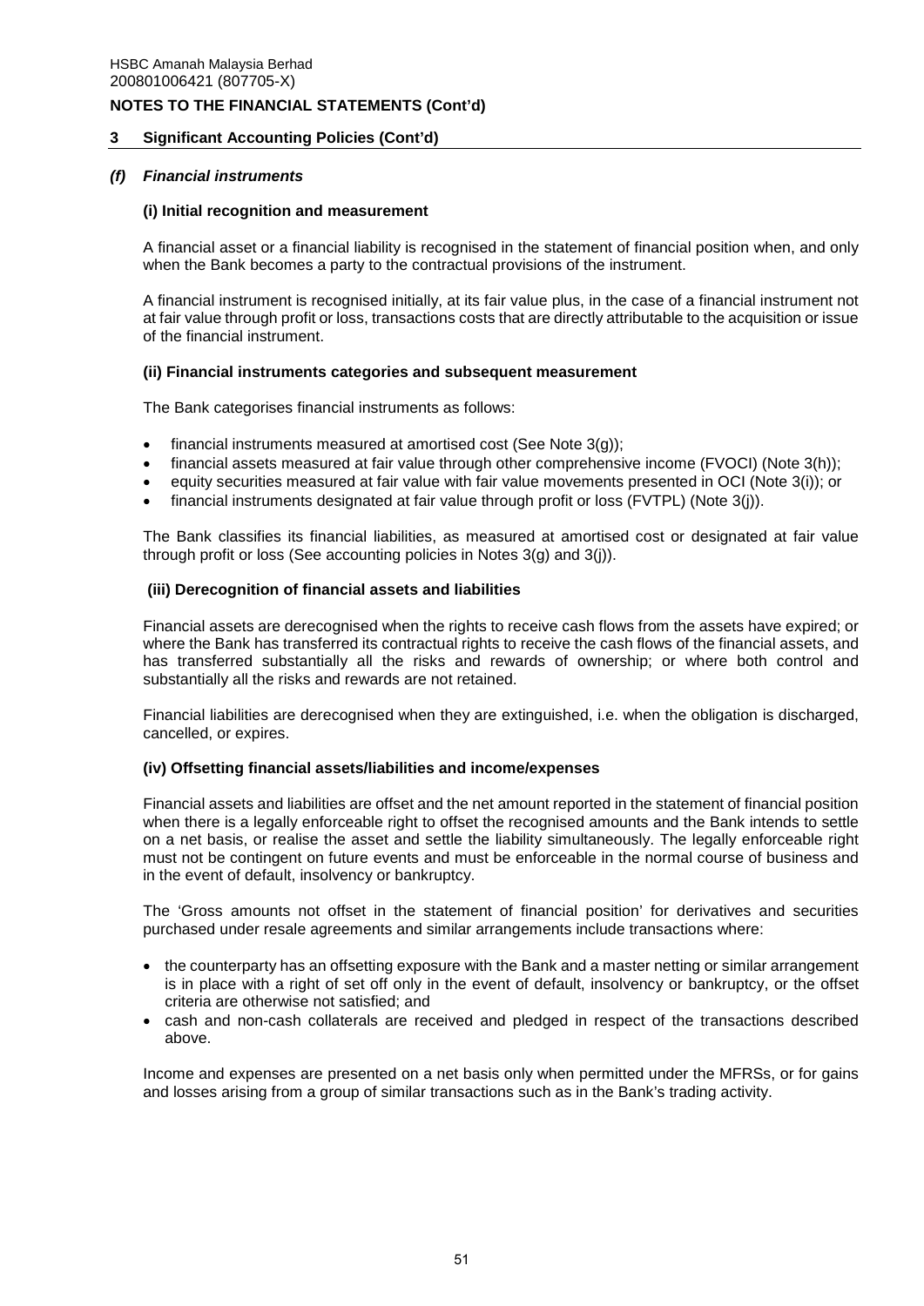## 3 Significant Accounting Policies (Cont'd)

### *(f) Financial instruments*

#### (i) Initial recognition and measurement

A financial asset or a financial liability is recognised in the statement of financial position when, and only when the Bank becomes a party to the contractual provisions of the instrument.

A financial instrument is recognised initially, at its fair value plus, in the case of a financial instrument not at fair value through profit or loss, transactions costs that are directly attributable to the acquisition or issue of the financial instrument.

#### (ii) Financial instruments categories and subsequent measurement

The Bank categorises financial instruments as follows:

- financial instruments measured at amortised cost (See Note 3(g));
- financial assets measured at fair value through other comprehensive income (FVOCI) (Note 3(h));
- equity securities measured at fair value with fair value movements presented in OCI (Note 3(i)); or
- financial instruments designated at fair value through profit or loss (FVTPL) (Note 3(j)).

The Bank classifies its financial liabilities, as measured at amortised cost or designated at fair value through profit or loss (See accounting policies in Notes 3(g) and 3(j)).

#### (iii) Derecognition of financial assets and liabilities

Financial assets are derecognised when the rights to receive cash flows from the assets have expired; or where the Bank has transferred its contractual rights to receive the cash flows of the financial assets, and has transferred substantially all the risks and rewards of ownership; or where both control and substantially all the risks and rewards are not retained.

Financial liabilities are derecognised when they are extinguished, i.e. when the obligation is discharged, cancelled, or expires.

#### (iv) Offsetting financial assets/liabilities and income/expenses

Financial assets and liabilities are offset and the net amount reported in the statement of financial position when there is a legally enforceable right to offset the recognised amounts and the Bank intends to settle on a net basis, or realise the asset and settle the liability simultaneously. The legally enforceable right must not be contingent on future events and must be enforceable in the normal course of business and in the event of default, insolvency or bankruptcy.

The 'Gross amounts not offset in the statement of financial position' for derivatives and securities purchased under resale agreements and similar arrangements include transactions where:

- the counterparty has an offsetting exposure with the Bank and a master netting or similar arrangement is in place with a right of set off only in the event of default, insolvency or bankruptcy, or the offset criteria are otherwise not satisfied; and
- cash and non-cash collaterals are received and pledged in respect of the transactions described above.

Income and expenses are presented on a net basis only when permitted under the MFRSs, or for gains and losses arising from a group of similar transactions such as in the Bank's trading activity.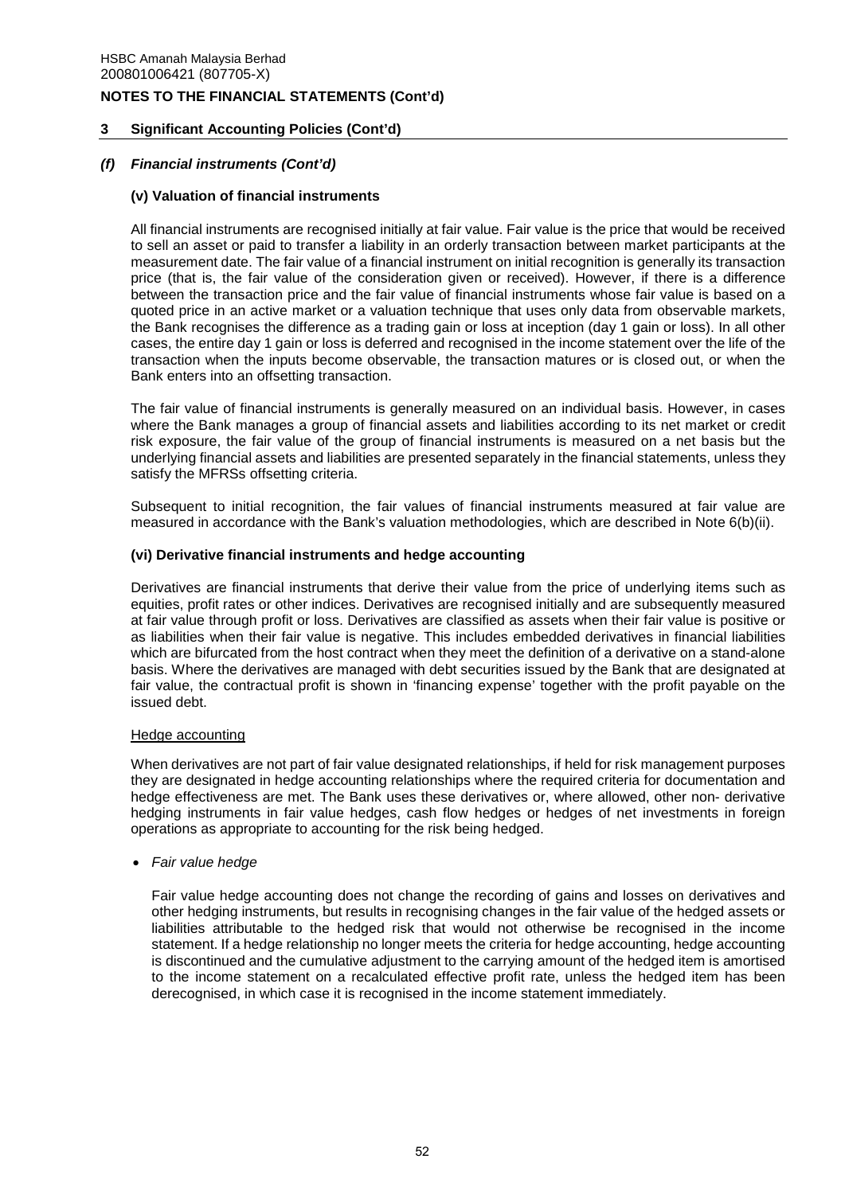## 3 Significant Accounting Policies (Cont'd)

### *(f) Financial instruments (Cont'd)*

#### (v) Valuation of financial instruments

All financial instruments are recognised initially at fair value. Fair value is the price that would be received to sell an asset or paid to transfer a liability in an orderly transaction between market participants at the measurement date. The fair value of a financial instrument on initial recognition is generally its transaction price (that is, the fair value of the consideration given or received). However, if there is a difference between the transaction price and the fair value of financial instruments whose fair value is based on a quoted price in an active market or a valuation technique that uses only data from observable markets, the Bank recognises the difference as a trading gain or loss at inception (day 1 gain or loss). In all other cases, the entire day 1 gain or loss is deferred and recognised in the income statement over the life of the transaction when the inputs become observable, the transaction matures or is closed out, or when the Bank enters into an offsetting transaction.

The fair value of financial instruments is generally measured on an individual basis. However, in cases where the Bank manages a group of financial assets and liabilities according to its net market or credit risk exposure, the fair value of the group of financial instruments is measured on a net basis but the underlying financial assets and liabilities are presented separately in the financial statements, unless they satisfy the MFRSs offsetting criteria.

Subsequent to initial recognition, the fair values of financial instruments measured at fair value are measured in accordance with the Bank's valuation methodologies, which are described in Note 6(b)(ii).

#### (vi) Derivative financial instruments and hedge accounting

Derivatives are financial instruments that derive their value from the price of underlying items such as equities, profit rates or other indices. Derivatives are recognised initially and are subsequently measured at fair value through profit or loss. Derivatives are classified as assets when their fair value is positive or as liabilities when their fair value is negative. This includes embedded derivatives in financial liabilities which are bifurcated from the host contract when they meet the definition of a derivative on a stand-alone basis. Where the derivatives are managed with debt securities issued by the Bank that are designated at fair value, the contractual profit is shown in 'financing expense' together with the profit payable on the issued debt.

<u>Hedge accounting</u>

When derivatives are not part of fair value designated relationships, if held for risk management purposes they are designated in hedge accounting relationships where the required criteria for documentation and hedge effectiveness are met. The Bank uses these derivatives or, where allowed, other non- derivative hedging instruments in fair value hedges, cash flow hedges or hedges of net investments in foreign operations as appropriate to accounting for the risk being hedged.

- *Fair value hedge*

  Fair value hedge accounting does not change the recording of gains and losses on derivatives and other hedging instruments, but results in recognising changes in the fair value of the hedged assets or liabilities attributable to the hedged risk that would not otherwise be recognised in the income statement. If a hedge relationship no longer meets the criteria for hedge accounting, hedge accounting is discontinued and the cumulative adjustment to the carrying amount of the hedged item is amortised to the income statement on a recalculated effective profit rate, unless the hedged item has been derecognised, in which case it is recognised in the income statement immediately.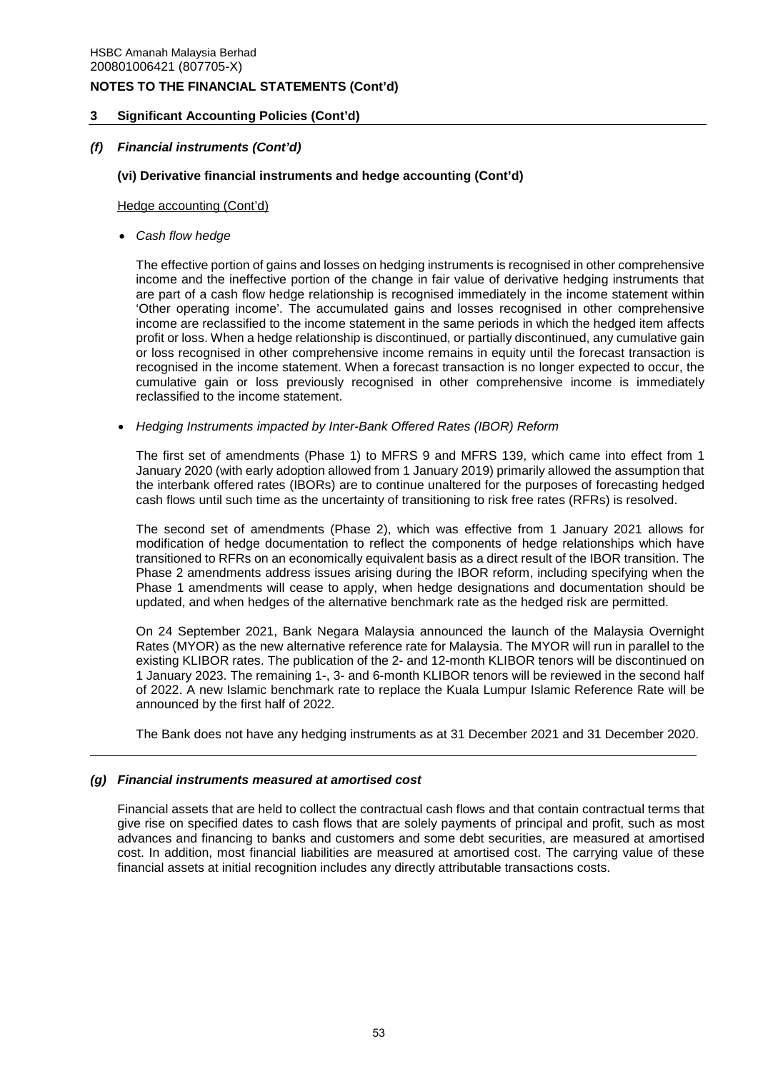## 3 Significant Accounting Policies (Cont'd)

### *(f) Financial instruments (Cont'd)*

#### (vi) Derivative financial instruments and hedge accounting (Cont'd)

Hedge accounting (Cont'd)

- *Cash flow hedge*

  The effective portion of gains and losses on hedging instruments is recognised in other comprehensive income and the ineffective portion of the change in fair value of derivative hedging instruments that are part of a cash flow hedge relationship is recognised immediately in the income statement within 'Other operating income'. The accumulated gains and losses recognised in other comprehensive income are reclassified to the income statement in the same periods in which the hedged item affects profit or loss. When a hedge relationship is discontinued, or partially discontinued, any cumulative gain or loss recognised in other comprehensive income remains in equity until the forecast transaction is recognised in the income statement. When a forecast transaction is no longer expected to occur, the cumulative gain or loss previously recognised in other comprehensive income is immediately reclassified to the income statement.

- *Hedging Instruments impacted by Inter-Bank Offered Rates (IBOR) Reform*

  The first set of amendments (Phase 1) to MFRS 9 and MFRS 139, which came into effect from 1 January 2020 (with early adoption allowed from 1 January 2019) primarily allowed the assumption that the interbank offered rates (IBORs) are to continue unaltered for the purposes of forecasting hedged cash flows until such time as the uncertainty of transitioning to risk free rates (RFRs) is resolved.

  The second set of amendments (Phase 2), which was effective from 1 January 2021 allows for modification of hedge documentation to reflect the components of hedge relationships which have transitioned to RFRs on an economically equivalent basis as a direct result of the IBOR transition. The Phase 2 amendments address issues arising during the IBOR reform, including specifying when the Phase 1 amendments will cease to apply, when hedge designations and documentation should be updated, and when hedges of the alternative benchmark rate as the hedged risk are permitted.

  On 24 September 2021, Bank Negara Malaysia announced the launch of the Malaysia Overnight Rates (MYOR) as the new alternative reference rate for Malaysia. The MYOR will run in parallel to the existing KLIBOR rates. The publication of the 2- and 12-month KLIBOR tenors will be discontinued on 1 January 2023. The remaining 1-, 3- and 6-month KLIBOR tenors will be reviewed in the second half of 2022. A new Islamic benchmark rate to replace the Kuala Lumpur Islamic Reference Rate will be announced by the first half of 2022.

  The Bank does not have any hedging instruments as at 31 December 2021 and 31 December 2020.

### *(g) Financial instruments measured at amortised cost*

Financial assets that are held to collect the contractual cash flows and that contain contractual terms that give rise on specified dates to cash flows that are solely payments of principal and profit, such as most advances and financing to banks and customers and some debt securities, are measured at amortised cost. In addition, most financial liabilities are measured at amortised cost. The carrying value of these financial assets at initial recognition includes any directly attributable transactions costs.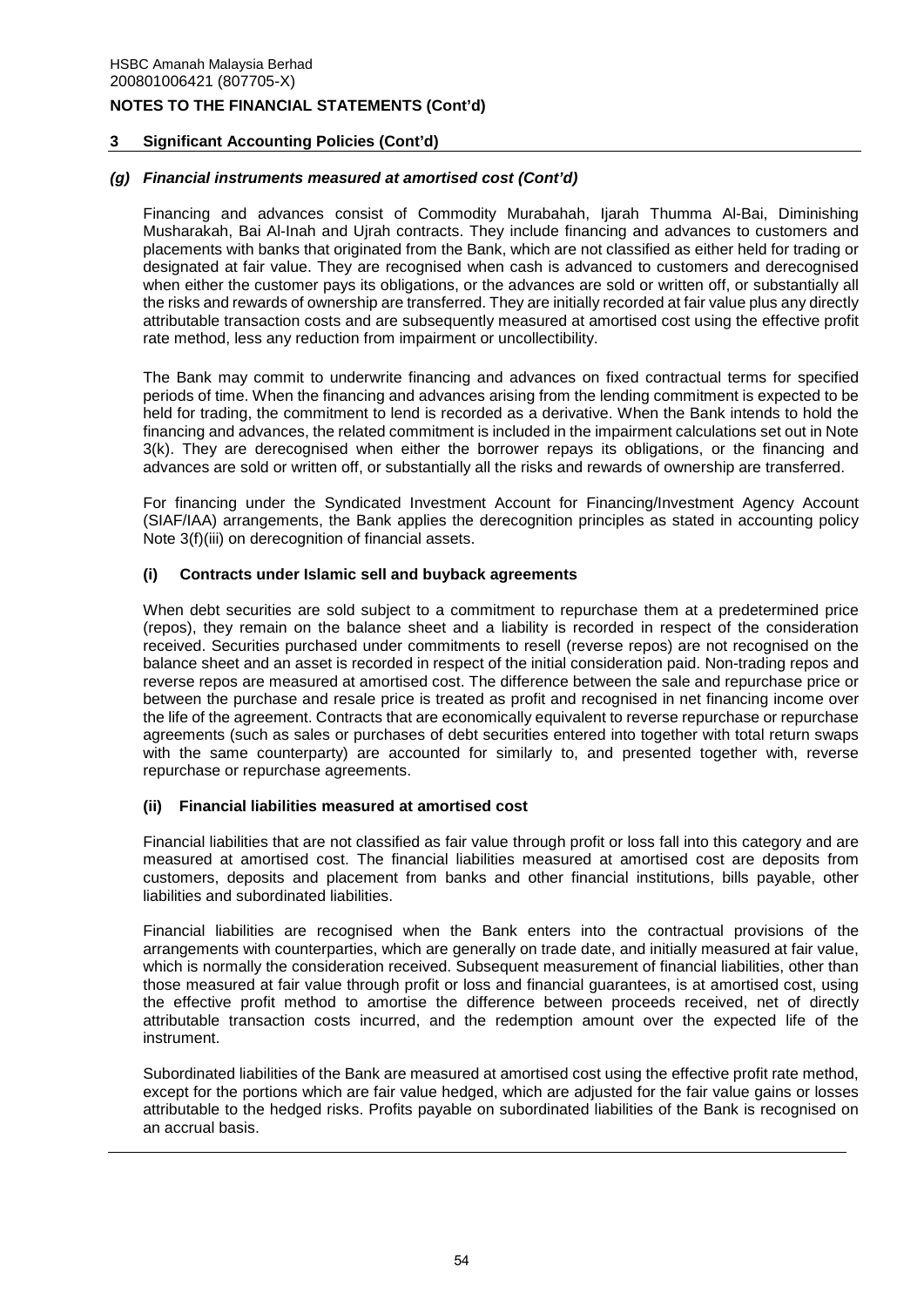## 3 Significant Accounting Policies (Cont'd)

### *(g) Financial instruments measured at amortised cost (Cont'd)*

Financing and advances consist of Commodity Murabahah, Ijarah Thumma Al-Bai, Diminishing Musharakah, Bai Al-Inah and Ujrah contracts. They include financing and advances to customers and placements with banks that originated from the Bank, which are not classified as either held for trading or designated at fair value. They are recognised when cash is advanced to customers and derecognised when either the customer pays its obligations, or the advances are sold or written off, or substantially all the risks and rewards of ownership are transferred. They are initially recorded at fair value plus any directly attributable transaction costs and are subsequently measured at amortised cost using the effective profit rate method, less any reduction from impairment or uncollectibility.

The Bank may commit to underwrite financing and advances on fixed contractual terms for specified periods of time. When the financing and advances arising from the lending commitment is expected to be held for trading, the commitment to lend is recorded as a derivative. When the Bank intends to hold the financing and advances, the related commitment is included in the impairment calculations set out in Note 3(k). They are derecognised when either the borrower repays its obligations, or the financing and advances are sold or written off, or substantially all the risks and rewards of ownership are transferred.

For financing under the Syndicated Investment Account for Financing/Investment Agency Account (SIAF/IAA) arrangements, the Bank applies the derecognition principles as stated in accounting policy Note 3(f)(iii) on derecognition of financial assets.

#### (i) Contracts under Islamic sell and buyback agreements

When debt securities are sold subject to a commitment to repurchase them at a predetermined price (repos), they remain on the balance sheet and a liability is recorded in respect of the consideration received. Securities purchased under commitments to resell (reverse repos) are not recognised on the balance sheet and an asset is recorded in respect of the initial consideration paid. Non-trading repos and reverse repos are measured at amortised cost. The difference between the sale and repurchase price or between the purchase and resale price is treated as profit and recognised in net financing income over the life of the agreement. Contracts that are economically equivalent to reverse repurchase or repurchase agreements (such as sales or purchases of debt securities entered into together with total return swaps with the same counterparty) are accounted for similarly to, and presented together with, reverse repurchase or repurchase agreements.

#### (ii) Financial liabilities measured at amortised cost

Financial liabilities that are not classified as fair value through profit or loss fall into this category and are measured at amortised cost. The financial liabilities measured at amortised cost are deposits from customers, deposits and placement from banks and other financial institutions, bills payable, other liabilities and subordinated liabilities.

Financial liabilities are recognised when the Bank enters into the contractual provisions of the arrangements with counterparties, which are generally on trade date, and initially measured at fair value, which is normally the consideration received. Subsequent measurement of financial liabilities, other than those measured at fair value through profit or loss and financial guarantees, is at amortised cost, using the effective profit method to amortise the difference between proceeds received, net of directly attributable transaction costs incurred, and the redemption amount over the expected life of the instrument.

Subordinated liabilities of the Bank are measured at amortised cost using the effective profit rate method, except for the portions which are fair value hedged, which are adjusted for the fair value gains or losses attributable to the hedged risks. Profits payable on subordinated liabilities of the Bank is recognised on an accrual basis.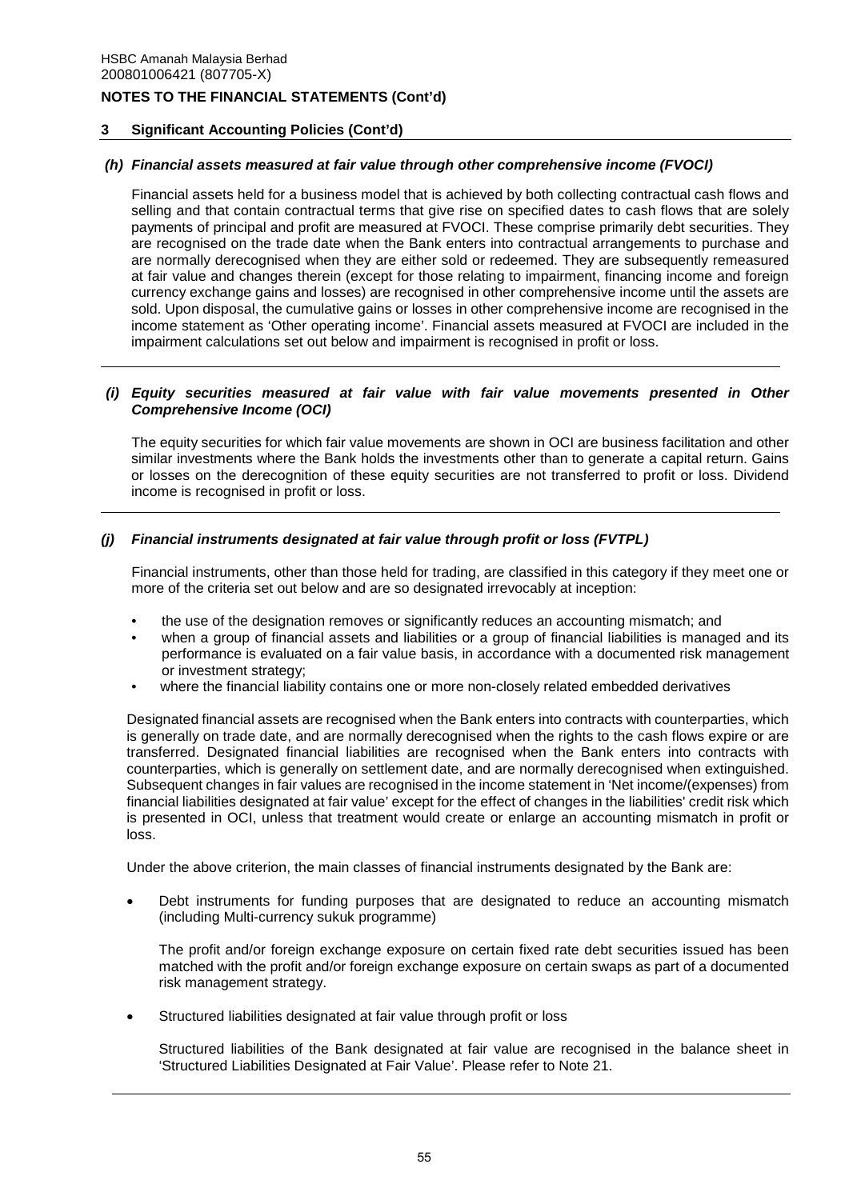## 3 Significant Accounting Policies (Cont'd)

### *(h) Financial assets measured at fair value through other comprehensive income (FVOCI)*

Financial assets held for a business model that is achieved by both collecting contractual cash flows and selling and that contain contractual terms that give rise on specified dates to cash flows that are solely payments of principal and profit are measured at FVOCI. These comprise primarily debt securities. They are recognised on the trade date when the Bank enters into contractual arrangements to purchase and are normally derecognised when they are either sold or redeemed. They are subsequently remeasured at fair value and changes therein (except for those relating to impairment, financing income and foreign currency exchange gains and losses) are recognised in other comprehensive income until the assets are sold. Upon disposal, the cumulative gains or losses in other comprehensive income are recognised in the income statement as 'Other operating income'. Financial assets measured at FVOCI are included in the impairment calculations set out below and impairment is recognised in profit or loss.

### *(i) Equity securities measured at fair value with fair value movements presented in Other Comprehensive Income (OCI)*

The equity securities for which fair value movements are shown in OCI are business facilitation and other similar investments where the Bank holds the investments other than to generate a capital return. Gains or losses on the derecognition of these equity securities are not transferred to profit or loss. Dividend income is recognised in profit or loss.

### *(j) Financial instruments designated at fair value through profit or loss (FVTPL)*

Financial instruments, other than those held for trading, are classified in this category if they meet one or more of the criteria set out below and are so designated irrevocably at inception:

- the use of the designation removes or significantly reduces an accounting mismatch; and
- when a group of financial assets and liabilities or a group of financial liabilities is managed and its performance is evaluated on a fair value basis, in accordance with a documented risk management or investment strategy;
- where the financial liability contains one or more non-closely related embedded derivatives

Designated financial assets are recognised when the Bank enters into contracts with counterparties, which is generally on trade date, and are normally derecognised when the rights to the cash flows expire or are transferred. Designated financial liabilities are recognised when the Bank enters into contracts with counterparties, which is generally on settlement date, and are normally derecognised when extinguished. Subsequent changes in fair values are recognised in the income statement in 'Net income/(expenses) from financial liabilities designated at fair value' except for the effect of changes in the liabilities' credit risk which is presented in OCI, unless that treatment would create or enlarge an accounting mismatch in profit or loss.

Under the above criterion, the main classes of financial instruments designated by the Bank are:

- Debt instruments for funding purposes that are designated to reduce an accounting mismatch (including Multi-currency sukuk programme)

  The profit and/or foreign exchange exposure on certain fixed rate debt securities issued has been matched with the profit and/or foreign exchange exposure on certain swaps as part of a documented risk management strategy.

- Structured liabilities designated at fair value through profit or loss

  Structured liabilities of the Bank designated at fair value are recognised in the balance sheet in 'Structured Liabilities Designated at Fair Value'. Please refer to Note 21.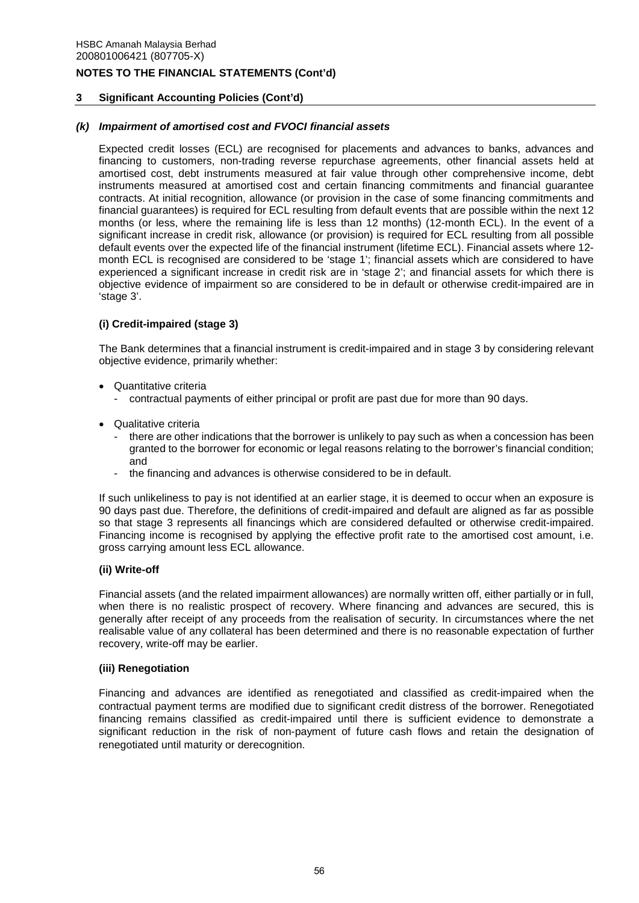## 3 Significant Accounting Policies (Cont'd)

### *(k) Impairment of amortised cost and FVOCI financial assets*

Expected credit losses (ECL) are recognised for placements and advances to banks, advances and financing to customers, non-trading reverse repurchase agreements, other financial assets held at amortised cost, debt instruments measured at fair value through other comprehensive income, debt instruments measured at amortised cost and certain financing commitments and financial guarantee contracts. At initial recognition, allowance (or provision in the case of some financing commitments and financial guarantees) is required for ECL resulting from default events that are possible within the next 12 months (or less, where the remaining life is less than 12 months) (12-month ECL). In the event of a significant increase in credit risk, allowance (or provision) is required for ECL resulting from all possible default events over the expected life of the financial instrument (lifetime ECL). Financial assets where 12-month ECL is recognised are considered to be 'stage 1'; financial assets which are considered to have experienced a significant increase in credit risk are in 'stage 2'; and financial assets for which there is objective evidence of impairment so are considered to be in default or otherwise credit-impaired are in 'stage 3'.

#### (i) Credit-impaired (stage 3)

The Bank determines that a financial instrument is credit-impaired and in stage 3 by considering relevant objective evidence, primarily whether:

- Quantitative criteria
  - contractual payments of either principal or profit are past due for more than 90 days.
- Qualitative criteria
  - there are other indications that the borrower is unlikely to pay such as when a concession has been granted to the borrower for economic or legal reasons relating to the borrower's financial condition; and
  - the financing and advances is otherwise considered to be in default.

If such unlikeliness to pay is not identified at an earlier stage, it is deemed to occur when an exposure is 90 days past due. Therefore, the definitions of credit-impaired and default are aligned as far as possible so that stage 3 represents all financings which are considered defaulted or otherwise credit-impaired. Financing income is recognised by applying the effective profit rate to the amortised cost amount, i.e. gross carrying amount less ECL allowance.

#### (ii) Write-off

Financial assets (and the related impairment allowances) are normally written off, either partially or in full, when there is no realistic prospect of recovery. Where financing and advances are secured, this is generally after receipt of any proceeds from the realisation of security. In circumstances where the net realisable value of any collateral has been determined and there is no reasonable expectation of further recovery, write-off may be earlier.

#### (iii) Renegotiation

Financing and advances are identified as renegotiated and classified as credit-impaired when the contractual payment terms are modified due to significant credit distress of the borrower. Renegotiated financing remains classified as credit-impaired until there is sufficient evidence to demonstrate a significant reduction in the risk of non-payment of future cash flows and retain the designation of renegotiated until maturity or derecognition.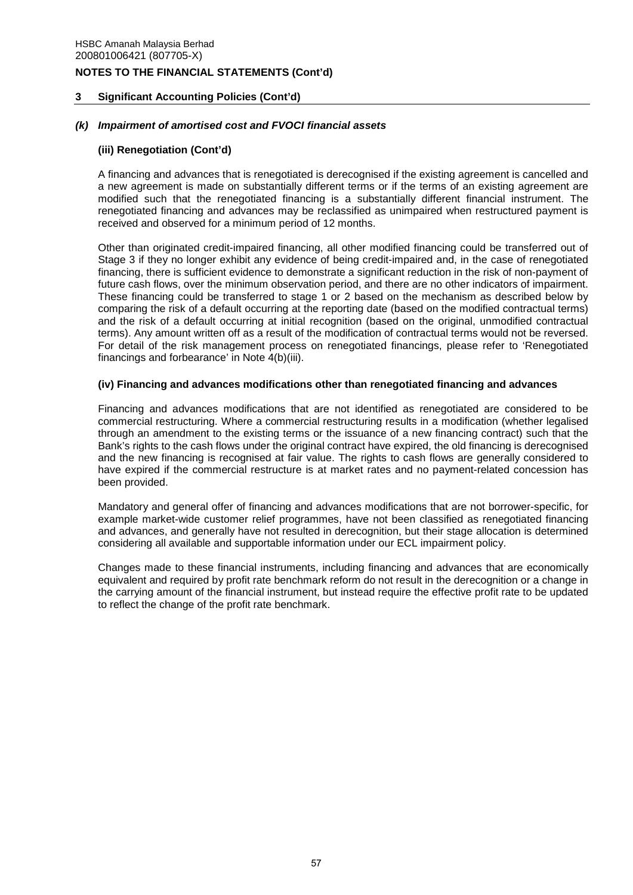## 3 Significant Accounting Policies (Cont'd)

### *(k) Impairment of amortised cost and FVOCI financial assets*

#### (iii) Renegotiation (Cont'd)

A financing and advances that is renegotiated is derecognised if the existing agreement is cancelled and a new agreement is made on substantially different terms or if the terms of an existing agreement are modified such that the renegotiated financing is a substantially different financial instrument. The renegotiated financing and advances may be reclassified as unimpaired when restructured payment is received and observed for a minimum period of 12 months.

Other than originated credit-impaired financing, all other modified financing could be transferred out of Stage 3 if they no longer exhibit any evidence of being credit-impaired and, in the case of renegotiated financing, there is sufficient evidence to demonstrate a significant reduction in the risk of non-payment of future cash flows, over the minimum observation period, and there are no other indicators of impairment. These financing could be transferred to stage 1 or 2 based on the mechanism as described below by comparing the risk of a default occurring at the reporting date (based on the modified contractual terms) and the risk of a default occurring at initial recognition (based on the original, unmodified contractual terms). Any amount written off as a result of the modification of contractual terms would not be reversed. For detail of the risk management process on renegotiated financings, please refer to 'Renegotiated financings and forbearance' in Note 4(b)(iii).

#### (iv) Financing and advances modifications other than renegotiated financing and advances

Financing and advances modifications that are not identified as renegotiated are considered to be commercial restructuring. Where a commercial restructuring results in a modification (whether legalised through an amendment to the existing terms or the issuance of a new financing contract) such that the Bank's rights to the cash flows under the original contract have expired, the old financing is derecognised and the new financing is recognised at fair value. The rights to cash flows are generally considered to have expired if the commercial restructure is at market rates and no payment-related concession has been provided.

Mandatory and general offer of financing and advances modifications that are not borrower-specific, for example market-wide customer relief programmes, have not been classified as renegotiated financing and advances, and generally have not resulted in derecognition, but their stage allocation is determined considering all available and supportable information under our ECL impairment policy.

Changes made to these financial instruments, including financing and advances that are economically equivalent and required by profit rate benchmark reform do not result in the derecognition or a change in the carrying amount of the financial instrument, but instead require the effective profit rate to be updated to reflect the change of the profit rate benchmark.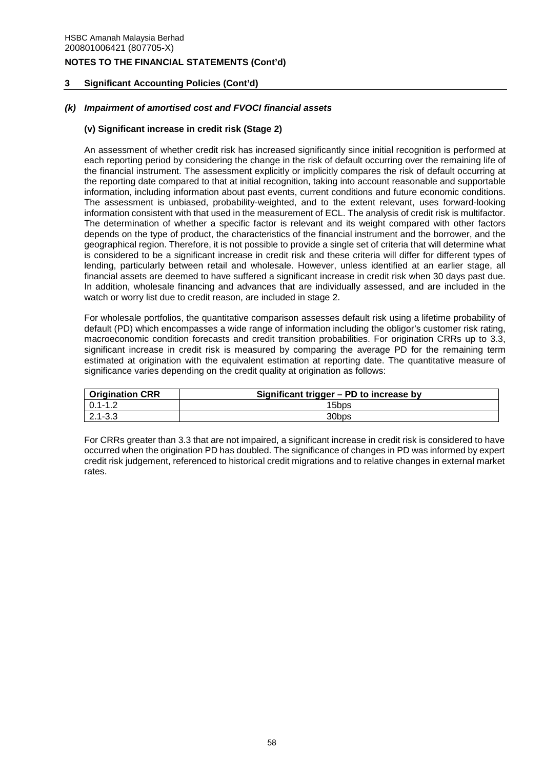## 3 Significant Accounting Policies (Cont'd)

### *(k) Impairment of amortised cost and FVOCI financial assets*

#### (v) Significant increase in credit risk (Stage 2)

An assessment of whether credit risk has increased significantly since initial recognition is performed at each reporting period by considering the change in the risk of default occurring over the remaining life of the financial instrument. The assessment explicitly or implicitly compares the risk of default occurring at the reporting date compared to that at initial recognition, taking into account reasonable and supportable information, including information about past events, current conditions and future economic conditions. The assessment is unbiased, probability-weighted, and to the extent relevant, uses forward-looking information consistent with that used in the measurement of ECL. The analysis of credit risk is multifactor. The determination of whether a specific factor is relevant and its weight compared with other factors depends on the type of product, the characteristics of the financial instrument and the borrower, and the geographical region. Therefore, it is not possible to provide a single set of criteria that will determine what is considered to be a significant increase in credit risk and these criteria will differ for different types of lending, particularly between retail and wholesale. However, unless identified at an earlier stage, all financial assets are deemed to have suffered a significant increase in credit risk when 30 days past due. In addition, wholesale financing and advances that are individually assessed, and are included in the watch or worry list due to credit reason, are included in stage 2.

For wholesale portfolios, the quantitative comparison assesses default risk using a lifetime probability of default (PD) which encompasses a wide range of information including the obligor's customer risk rating, macroeconomic condition forecasts and credit transition probabilities. For origination CRRs up to 3.3, significant increase in credit risk is measured by comparing the average PD for the remaining term estimated at origination with the equivalent estimation at reporting date. The quantitative measure of significance varies depending on the credit quality at origination as follows:

| Origination CRR | Significant trigger – PD to increase by |
|---|---|
| 0.1-1.2 | 15bps |
| 2.1-3.3 | 30bps |

For CRRs greater than 3.3 that are not impaired, a significant increase in credit risk is considered to have occurred when the origination PD has doubled. The significance of changes in PD was informed by expert credit risk judgement, referenced to historical credit migrations and to relative changes in external market rates.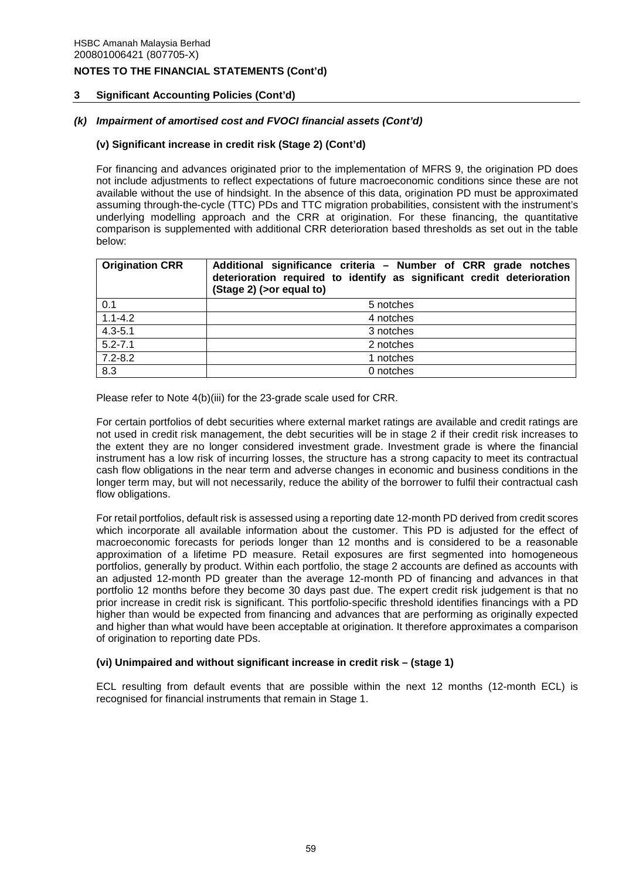## 3 Significant Accounting Policies (Cont'd)

### *(k) Impairment of amortised cost and FVOCI financial assets (Cont'd)*

#### (v) Significant increase in credit risk (Stage 2) (Cont'd)

For financing and advances originated prior to the implementation of MFRS 9, the origination PD does not include adjustments to reflect expectations of future macroeconomic conditions since these are not available without the use of hindsight. In the absence of this data, origination PD must be approximated assuming through-the-cycle (TTC) PDs and TTC migration probabilities, consistent with the instrument's underlying modelling approach and the CRR at origination. For these financing, the quantitative comparison is supplemented with additional CRR deterioration based thresholds as set out in the table below:

| Origination CRR | Additional significance criteria – Number of CRR grade notches deterioration required to identify as significant credit deterioration (Stage 2) (>or equal to) |
|---|---|
| 0.1 | 5 notches |
| 1.1-4.2 | 4 notches |
| 4.3-5.1 | 3 notches |
| 5.2-7.1 | 2 notches |
| 7.2-8.2 | 1 notches |
| 8.3 | 0 notches |

Please refer to Note 4(b)(iii) for the 23-grade scale used for CRR.

For certain portfolios of debt securities where external market ratings are available and credit ratings are not used in credit risk management, the debt securities will be in stage 2 if their credit risk increases to the extent they are no longer considered investment grade. Investment grade is where the financial instrument has a low risk of incurring losses, the structure has a strong capacity to meet its contractual cash flow obligations in the near term and adverse changes in economic and business conditions in the longer term may, but will not necessarily, reduce the ability of the borrower to fulfil their contractual cash flow obligations.

For retail portfolios, default risk is assessed using a reporting date 12-month PD derived from credit scores which incorporate all available information about the customer. This PD is adjusted for the effect of macroeconomic forecasts for periods longer than 12 months and is considered to be a reasonable approximation of a lifetime PD measure. Retail exposures are first segmented into homogeneous portfolios, generally by product. Within each portfolio, the stage 2 accounts are defined as accounts with an adjusted 12-month PD greater than the average 12-month PD of financing and advances in that portfolio 12 months before they become 30 days past due. The expert credit risk judgement is that no prior increase in credit risk is significant. This portfolio-specific threshold identifies financings with a PD higher than would be expected from financing and advances that are performing as originally expected and higher than what would have been acceptable at origination. It therefore approximates a comparison of origination to reporting date PDs.

#### (vi) Unimpaired and without significant increase in credit risk – (stage 1)

ECL resulting from default events that are possible within the next 12 months (12-month ECL) is recognised for financial instruments that remain in Stage 1.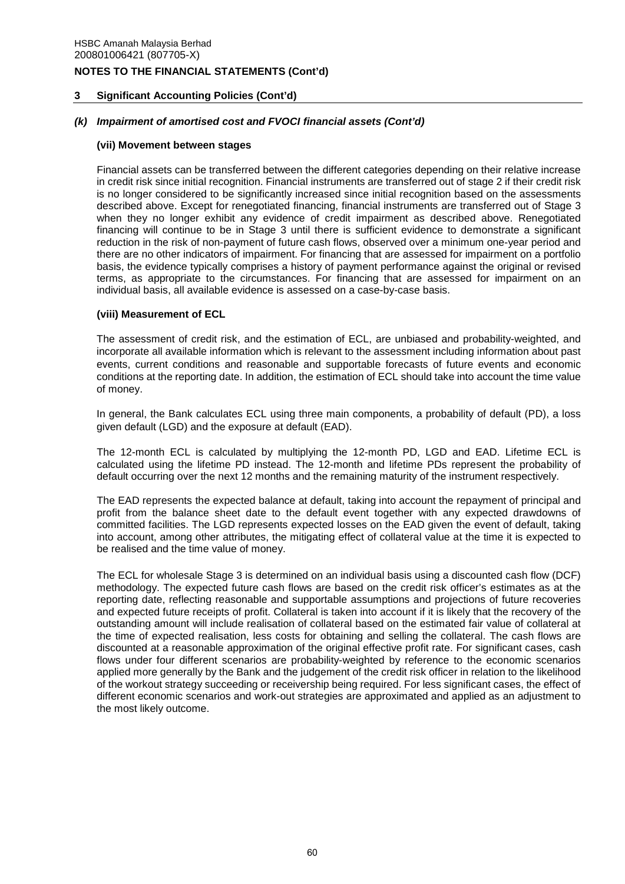## 3 Significant Accounting Policies (Cont'd)

### *(k) Impairment of amortised cost and FVOCI financial assets (Cont'd)*

#### (vii) Movement between stages

Financial assets can be transferred between the different categories depending on their relative increase in credit risk since initial recognition. Financial instruments are transferred out of stage 2 if their credit risk is no longer considered to be significantly increased since initial recognition based on the assessments described above. Except for renegotiated financing, financial instruments are transferred out of Stage 3 when they no longer exhibit any evidence of credit impairment as described above. Renegotiated financing will continue to be in Stage 3 until there is sufficient evidence to demonstrate a significant reduction in the risk of non-payment of future cash flows, observed over a minimum one-year period and there are no other indicators of impairment. For financing that are assessed for impairment on a portfolio basis, the evidence typically comprises a history of payment performance against the original or revised terms, as appropriate to the circumstances. For financing that are assessed for impairment on an individual basis, all available evidence is assessed on a case-by-case basis.

#### (viii) Measurement of ECL

The assessment of credit risk, and the estimation of ECL, are unbiased and probability-weighted, and incorporate all available information which is relevant to the assessment including information about past events, current conditions and reasonable and supportable forecasts of future events and economic conditions at the reporting date. In addition, the estimation of ECL should take into account the time value of money.

In general, the Bank calculates ECL using three main components, a probability of default (PD), a loss given default (LGD) and the exposure at default (EAD).

The 12-month ECL is calculated by multiplying the 12-month PD, LGD and EAD. Lifetime ECL is calculated using the lifetime PD instead. The 12-month and lifetime PDs represent the probability of default occurring over the next 12 months and the remaining maturity of the instrument respectively.

The EAD represents the expected balance at default, taking into account the repayment of principal and profit from the balance sheet date to the default event together with any expected drawdowns of committed facilities. The LGD represents expected losses on the EAD given the event of default, taking into account, among other attributes, the mitigating effect of collateral value at the time it is expected to be realised and the time value of money.

The ECL for wholesale Stage 3 is determined on an individual basis using a discounted cash flow (DCF) methodology. The expected future cash flows are based on the credit risk officer's estimates as at the reporting date, reflecting reasonable and supportable assumptions and projections of future recoveries and expected future receipts of profit. Collateral is taken into account if it is likely that the recovery of the outstanding amount will include realisation of collateral based on the estimated fair value of collateral at the time of expected realisation, less costs for obtaining and selling the collateral. The cash flows are discounted at a reasonable approximation of the original effective profit rate. For significant cases, cash flows under four different scenarios are probability-weighted by reference to the economic scenarios applied more generally by the Bank and the judgement of the credit risk officer in relation to the likelihood of the workout strategy succeeding or receivership being required. For less significant cases, the effect of different economic scenarios and work-out strategies are approximated and applied as an adjustment to the most likely outcome.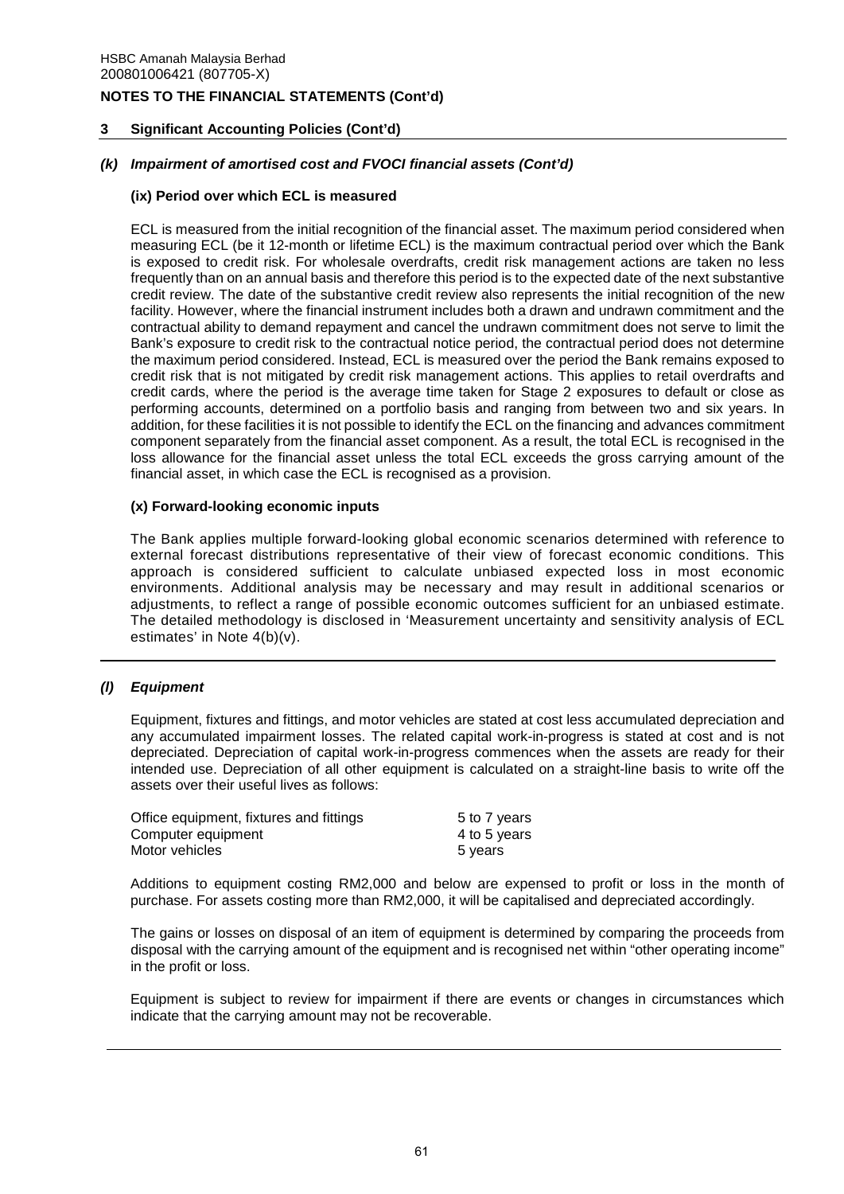## 3 Significant Accounting Policies (Cont'd)

### *(k) Impairment of amortised cost and FVOCI financial assets (Cont'd)*

#### (ix) Period over which ECL is measured

ECL is measured from the initial recognition of the financial asset. The maximum period considered when measuring ECL (be it 12-month or lifetime ECL) is the maximum contractual period over which the Bank is exposed to credit risk. For wholesale overdrafts, credit risk management actions are taken no less frequently than on an annual basis and therefore this period is to the expected date of the next substantive credit review. The date of the substantive credit review also represents the initial recognition of the new facility. However, where the financial instrument includes both a drawn and undrawn commitment and the contractual ability to demand repayment and cancel the undrawn commitment does not serve to limit the Bank's exposure to credit risk to the contractual notice period, the contractual period does not determine the maximum period considered. Instead, ECL is measured over the period the Bank remains exposed to credit risk that is not mitigated by credit risk management actions. This applies to retail overdrafts and credit cards, where the period is the average time taken for Stage 2 exposures to default or close as performing accounts, determined on a portfolio basis and ranging from between two and six years. In addition, for these facilities it is not possible to identify the ECL on the financing and advances commitment component separately from the financial asset component. As a result, the total ECL is recognised in the loss allowance for the financial asset unless the total ECL exceeds the gross carrying amount of the financial asset, in which case the ECL is recognised as a provision.

#### (x) Forward-looking economic inputs

The Bank applies multiple forward-looking global economic scenarios determined with reference to external forecast distributions representative of their view of forecast economic conditions. This approach is considered sufficient to calculate unbiased expected loss in most economic environments. Additional analysis may be necessary and may result in additional scenarios or adjustments, to reflect a range of possible economic outcomes sufficient for an unbiased estimate. The detailed methodology is disclosed in 'Measurement uncertainty and sensitivity analysis of ECL estimates' in Note 4(b)(v).

---

### *(l) Equipment*

Equipment, fixtures and fittings, and motor vehicles are stated at cost less accumulated depreciation and any accumulated impairment losses. The related capital work-in-progress is stated at cost and is not depreciated. Depreciation of capital work-in-progress commences when the assets are ready for their intended use. Depreciation of all other equipment is calculated on a straight-line basis to write off the assets over their useful lives as follows:

| | |
|---|---|
| Office equipment, fixtures and fittings | 5 to 7 years |
| Computer equipment | 4 to 5 years |
| Motor vehicles | 5 years |

Additions to equipment costing RM2,000 and below are expensed to profit or loss in the month of purchase. For assets costing more than RM2,000, it will be capitalised and depreciated accordingly.

The gains or losses on disposal of an item of equipment is determined by comparing the proceeds from disposal with the carrying amount of the equipment and is recognised net within "other operating income" in the profit or loss.

Equipment is subject to review for impairment if there are events or changes in circumstances which indicate that the carrying amount may not be recoverable.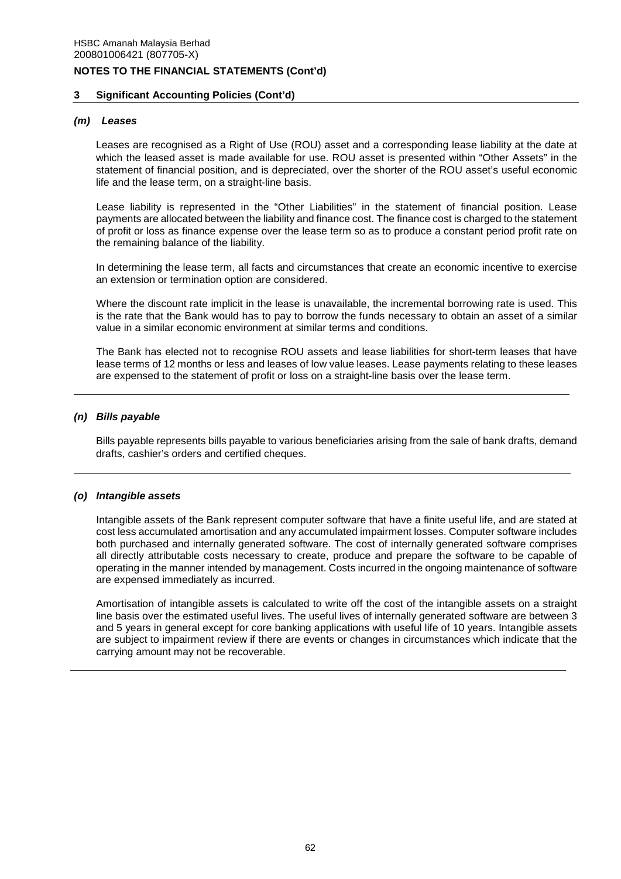## 3 Significant Accounting Policies (Cont'd)

### *(m) Leases*

Leases are recognised as a Right of Use (ROU) asset and a corresponding lease liability at the date at which the leased asset is made available for use. ROU asset is presented within "Other Assets" in the statement of financial position, and is depreciated, over the shorter of the ROU asset's useful economic life and the lease term, on a straight-line basis.

Lease liability is represented in the "Other Liabilities" in the statement of financial position. Lease payments are allocated between the liability and finance cost. The finance cost is charged to the statement of profit or loss as finance expense over the lease term so as to produce a constant period profit rate on the remaining balance of the liability.

In determining the lease term, all facts and circumstances that create an economic incentive to exercise an extension or termination option are considered.

Where the discount rate implicit in the lease is unavailable, the incremental borrowing rate is used. This is the rate that the Bank would has to pay to borrow the funds necessary to obtain an asset of a similar value in a similar economic environment at similar terms and conditions.

The Bank has elected not to recognise ROU assets and lease liabilities for short-term leases that have lease terms of 12 months or less and leases of low value leases. Lease payments relating to these leases are expensed to the statement of profit or loss on a straight-line basis over the lease term.

---

### *(n) Bills payable*

Bills payable represents bills payable to various beneficiaries arising from the sale of bank drafts, demand drafts, cashier's orders and certified cheques.

---

### *(o) Intangible assets*

Intangible assets of the Bank represent computer software that have a finite useful life, and are stated at cost less accumulated amortisation and any accumulated impairment losses. Computer software includes both purchased and internally generated software. The cost of internally generated software comprises all directly attributable costs necessary to create, produce and prepare the software to be capable of operating in the manner intended by management. Costs incurred in the ongoing maintenance of software are expensed immediately as incurred.

Amortisation of intangible assets is calculated to write off the cost of the intangible assets on a straight line basis over the estimated useful lives. The useful lives of internally generated software are between 3 and 5 years in general except for core banking applications with useful life of 10 years. Intangible assets are subject to impairment review if there are events or changes in circumstances which indicate that the carrying amount may not be recoverable.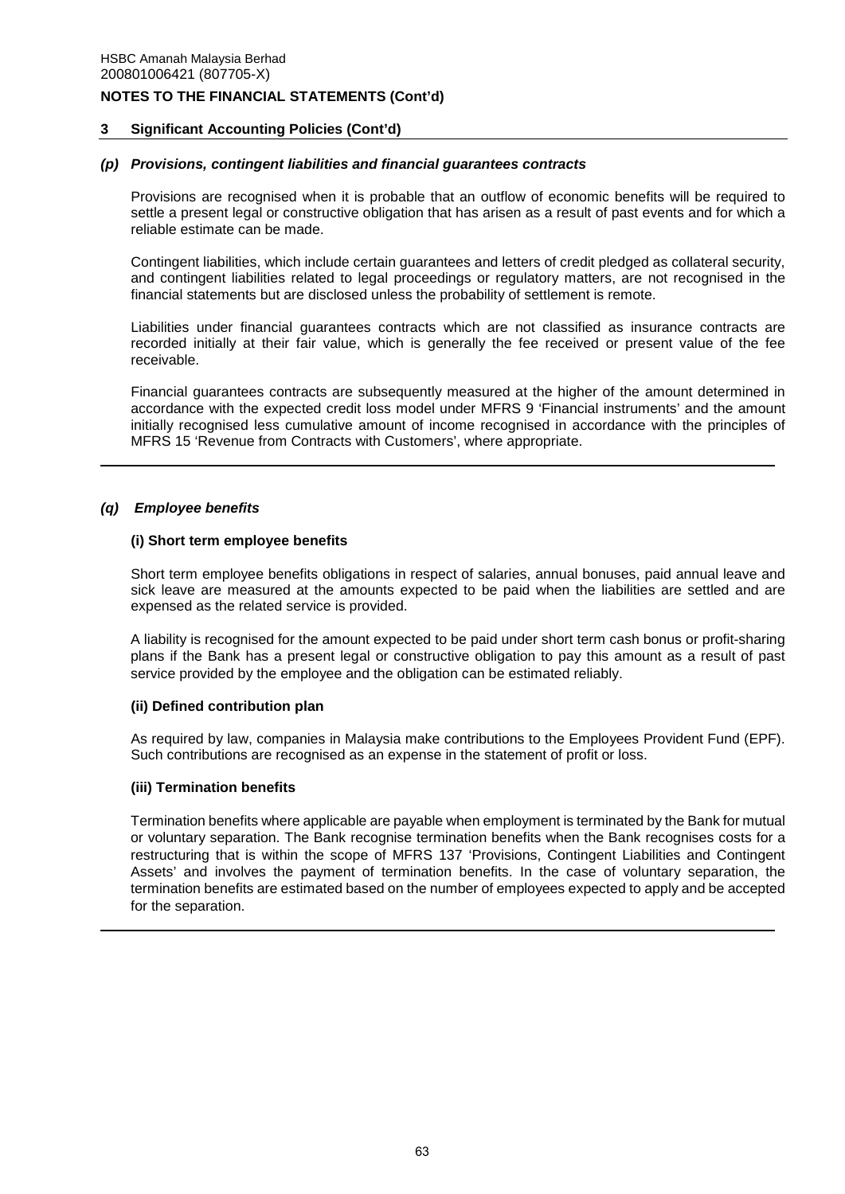## 3 Significant Accounting Policies (Cont'd)

### *(p) Provisions, contingent liabilities and financial guarantees contracts*

Provisions are recognised when it is probable that an outflow of economic benefits will be required to settle a present legal or constructive obligation that has arisen as a result of past events and for which a reliable estimate can be made.

Contingent liabilities, which include certain guarantees and letters of credit pledged as collateral security, and contingent liabilities related to legal proceedings or regulatory matters, are not recognised in the financial statements but are disclosed unless the probability of settlement is remote.

Liabilities under financial guarantees contracts which are not classified as insurance contracts are recorded initially at their fair value, which is generally the fee received or present value of the fee receivable.

Financial guarantees contracts are subsequently measured at the higher of the amount determined in accordance with the expected credit loss model under MFRS 9 'Financial instruments' and the amount initially recognised less cumulative amount of income recognised in accordance with the principles of MFRS 15 'Revenue from Contracts with Customers', where appropriate.

### *(q) Employee benefits*

**(i) Short term employee benefits**

Short term employee benefits obligations in respect of salaries, annual bonuses, paid annual leave and sick leave are measured at the amounts expected to be paid when the liabilities are settled and are expensed as the related service is provided.

A liability is recognised for the amount expected to be paid under short term cash bonus or profit-sharing plans if the Bank has a present legal or constructive obligation to pay this amount as a result of past service provided by the employee and the obligation can be estimated reliably.

**(ii) Defined contribution plan**

As required by law, companies in Malaysia make contributions to the Employees Provident Fund (EPF). Such contributions are recognised as an expense in the statement of profit or loss.

**(iii) Termination benefits**

Termination benefits where applicable are payable when employment is terminated by the Bank for mutual or voluntary separation. The Bank recognise termination benefits when the Bank recognises costs for a restructuring that is within the scope of MFRS 137 'Provisions, Contingent Liabilities and Contingent Assets' and involves the payment of termination benefits. In the case of voluntary separation, the termination benefits are estimated based on the number of employees expected to apply and be accepted for the separation.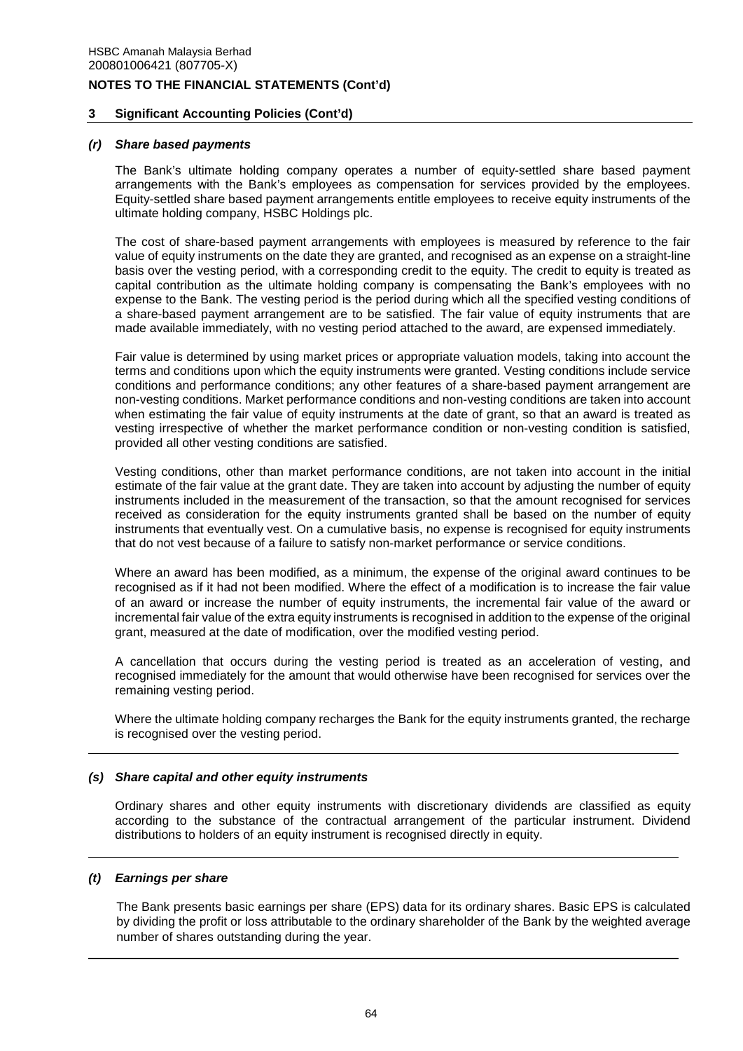### 3 Significant Accounting Policies (Cont'd)

#### *(r) Share based payments*

The Bank's ultimate holding company operates a number of equity-settled share based payment arrangements with the Bank's employees as compensation for services provided by the employees. Equity-settled share based payment arrangements entitle employees to receive equity instruments of the ultimate holding company, HSBC Holdings plc.

The cost of share-based payment arrangements with employees is measured by reference to the fair value of equity instruments on the date they are granted, and recognised as an expense on a straight-line basis over the vesting period, with a corresponding credit to the equity. The credit to equity is treated as capital contribution as the ultimate holding company is compensating the Bank's employees with no expense to the Bank. The vesting period is the period during which all the specified vesting conditions of a share-based payment arrangement are to be satisfied. The fair value of equity instruments that are made available immediately, with no vesting period attached to the award, are expensed immediately.

Fair value is determined by using market prices or appropriate valuation models, taking into account the terms and conditions upon which the equity instruments were granted. Vesting conditions include service conditions and performance conditions; any other features of a share-based payment arrangement are non-vesting conditions. Market performance conditions and non-vesting conditions are taken into account when estimating the fair value of equity instruments at the date of grant, so that an award is treated as vesting irrespective of whether the market performance condition or non-vesting condition is satisfied, provided all other vesting conditions are satisfied.

Vesting conditions, other than market performance conditions, are not taken into account in the initial estimate of the fair value at the grant date. They are taken into account by adjusting the number of equity instruments included in the measurement of the transaction, so that the amount recognised for services received as consideration for the equity instruments granted shall be based on the number of equity instruments that eventually vest. On a cumulative basis, no expense is recognised for equity instruments that do not vest because of a failure to satisfy non-market performance or service conditions.

Where an award has been modified, as a minimum, the expense of the original award continues to be recognised as if it had not been modified. Where the effect of a modification is to increase the fair value of an award or increase the number of equity instruments, the incremental fair value of the award or incremental fair value of the extra equity instruments is recognised in addition to the expense of the original grant, measured at the date of modification, over the modified vesting period.

A cancellation that occurs during the vesting period is treated as an acceleration of vesting, and recognised immediately for the amount that would otherwise have been recognised for services over the remaining vesting period.

Where the ultimate holding company recharges the Bank for the equity instruments granted, the recharge is recognised over the vesting period.

#### *(s) Share capital and other equity instruments*

Ordinary shares and other equity instruments with discretionary dividends are classified as equity according to the substance of the contractual arrangement of the particular instrument. Dividend distributions to holders of an equity instrument is recognised directly in equity.

#### *(t) Earnings per share*

The Bank presents basic earnings per share (EPS) data for its ordinary shares. Basic EPS is calculated by dividing the profit or loss attributable to the ordinary shareholder of the Bank by the weighted average number of shares outstanding during the year.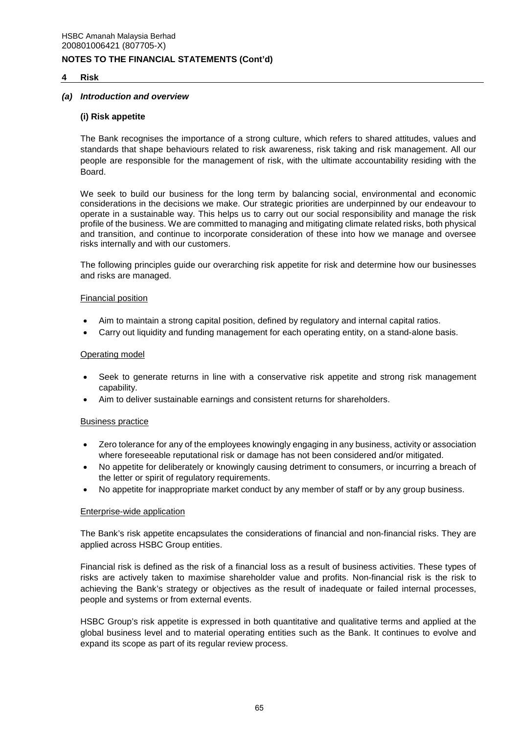## 4 Risk

### *(a) Introduction and overview*

#### (i) Risk appetite

The Bank recognises the importance of a strong culture, which refers to shared attitudes, values and standards that shape behaviours related to risk awareness, risk taking and risk management. All our people are responsible for the management of risk, with the ultimate accountability residing with the Board.

We seek to build our business for the long term by balancing social, environmental and economic considerations in the decisions we make. Our strategic priorities are underpinned by our endeavour to operate in a sustainable way. This helps us to carry out our social responsibility and manage the risk profile of the business. We are committed to managing and mitigating climate related risks, both physical and transition, and continue to incorporate consideration of these into how we manage and oversee risks internally and with our customers.

The following principles guide our overarching risk appetite for risk and determine how our businesses and risks are managed.

Financial position

- Aim to maintain a strong capital position, defined by regulatory and internal capital ratios.
- Carry out liquidity and funding management for each operating entity, on a stand-alone basis.

Operating model

- Seek to generate returns in line with a conservative risk appetite and strong risk management capability.
- Aim to deliver sustainable earnings and consistent returns for shareholders.

Business practice

- Zero tolerance for any of the employees knowingly engaging in any business, activity or association where foreseeable reputational risk or damage has not been considered and/or mitigated.
- No appetite for deliberately or knowingly causing detriment to consumers, or incurring a breach of the letter or spirit of regulatory requirements.
- No appetite for inappropriate market conduct by any member of staff or by any group business.

Enterprise-wide application

The Bank's risk appetite encapsulates the considerations of financial and non-financial risks. They are applied across HSBC Group entities.

Financial risk is defined as the risk of a financial loss as a result of business activities. These types of risks are actively taken to maximise shareholder value and profits. Non-financial risk is the risk to achieving the Bank's strategy or objectives as the result of inadequate or failed internal processes, people and systems or from external events.

HSBC Group's risk appetite is expressed in both quantitative and qualitative terms and applied at the global business level and to material operating entities such as the Bank. It continues to evolve and expand its scope as part of its regular review process.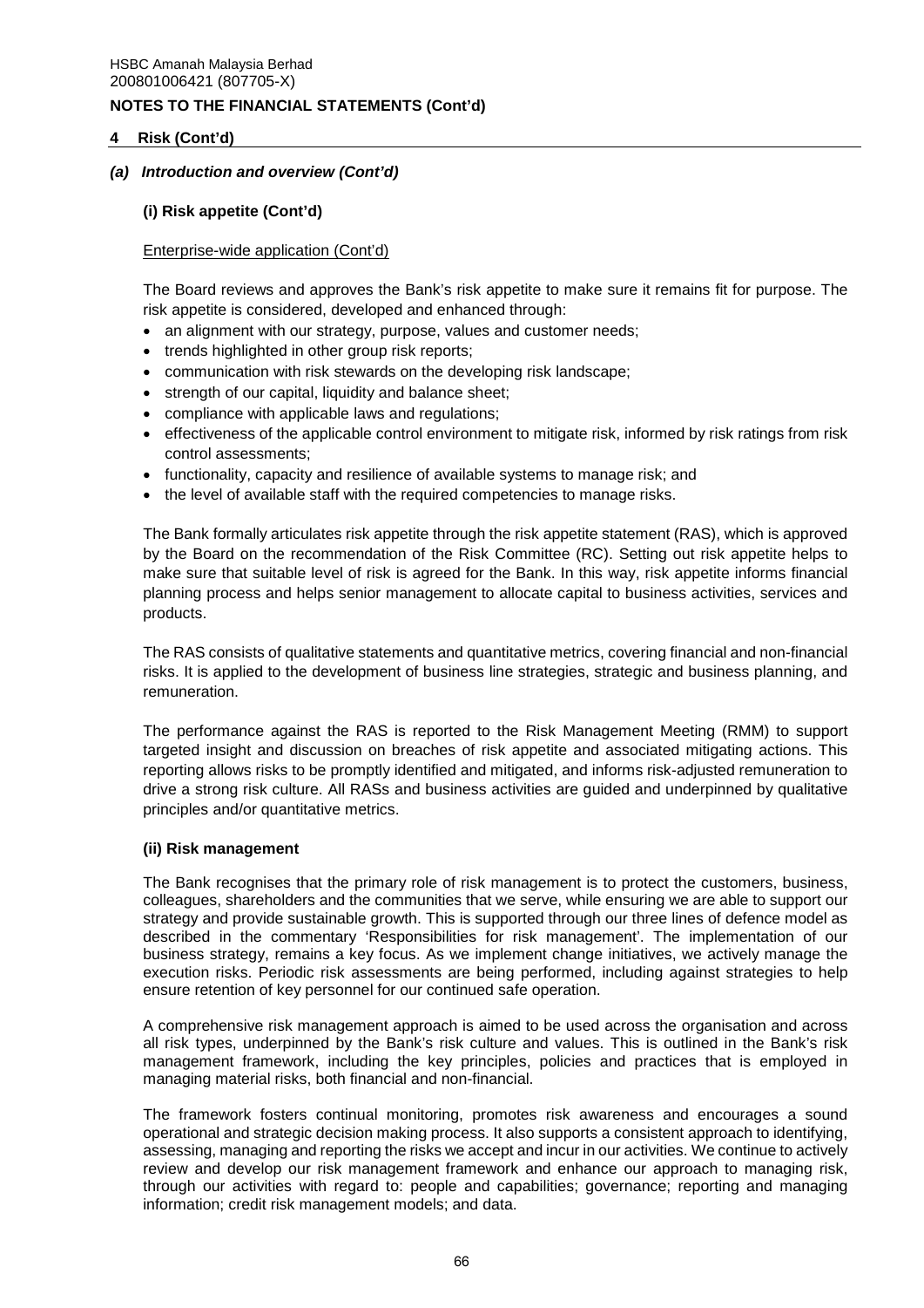## 4 Risk (Cont'd)

### *(a) Introduction and overview (Cont'd)*

#### (i) Risk appetite (Cont'd)

Enterprise-wide application (Cont'd)

The Board reviews and approves the Bank's risk appetite to make sure it remains fit for purpose. The risk appetite is considered, developed and enhanced through:

- an alignment with our strategy, purpose, values and customer needs;
- trends highlighted in other group risk reports;
- communication with risk stewards on the developing risk landscape;
- strength of our capital, liquidity and balance sheet;
- compliance with applicable laws and regulations;
- effectiveness of the applicable control environment to mitigate risk, informed by risk ratings from risk control assessments;
- functionality, capacity and resilience of available systems to manage risk; and
- the level of available staff with the required competencies to manage risks.

The Bank formally articulates risk appetite through the risk appetite statement (RAS), which is approved by the Board on the recommendation of the Risk Committee (RC). Setting out risk appetite helps to make sure that suitable level of risk is agreed for the Bank. In this way, risk appetite informs financial planning process and helps senior management to allocate capital to business activities, services and products.

The RAS consists of qualitative statements and quantitative metrics, covering financial and non-financial risks. It is applied to the development of business line strategies, strategic and business planning, and remuneration.

The performance against the RAS is reported to the Risk Management Meeting (RMM) to support targeted insight and discussion on breaches of risk appetite and associated mitigating actions. This reporting allows risks to be promptly identified and mitigated, and informs risk-adjusted remuneration to drive a strong risk culture. All RASs and business activities are guided and underpinned by qualitative principles and/or quantitative metrics.

#### (ii) Risk management

The Bank recognises that the primary role of risk management is to protect the customers, business, colleagues, shareholders and the communities that we serve, while ensuring we are able to support our strategy and provide sustainable growth. This is supported through our three lines of defence model as described in the commentary 'Responsibilities for risk management'. The implementation of our business strategy, remains a key focus. As we implement change initiatives, we actively manage the execution risks. Periodic risk assessments are being performed, including against strategies to help ensure retention of key personnel for our continued safe operation.

A comprehensive risk management approach is aimed to be used across the organisation and across all risk types, underpinned by the Bank's risk culture and values. This is outlined in the Bank's risk management framework, including the key principles, policies and practices that is employed in managing material risks, both financial and non-financial.

The framework fosters continual monitoring, promotes risk awareness and encourages a sound operational and strategic decision making process. It also supports a consistent approach to identifying, assessing, managing and reporting the risks we accept and incur in our activities. We continue to actively review and develop our risk management framework and enhance our approach to managing risk, through our activities with regard to: people and capabilities; governance; reporting and managing information; credit risk management models; and data.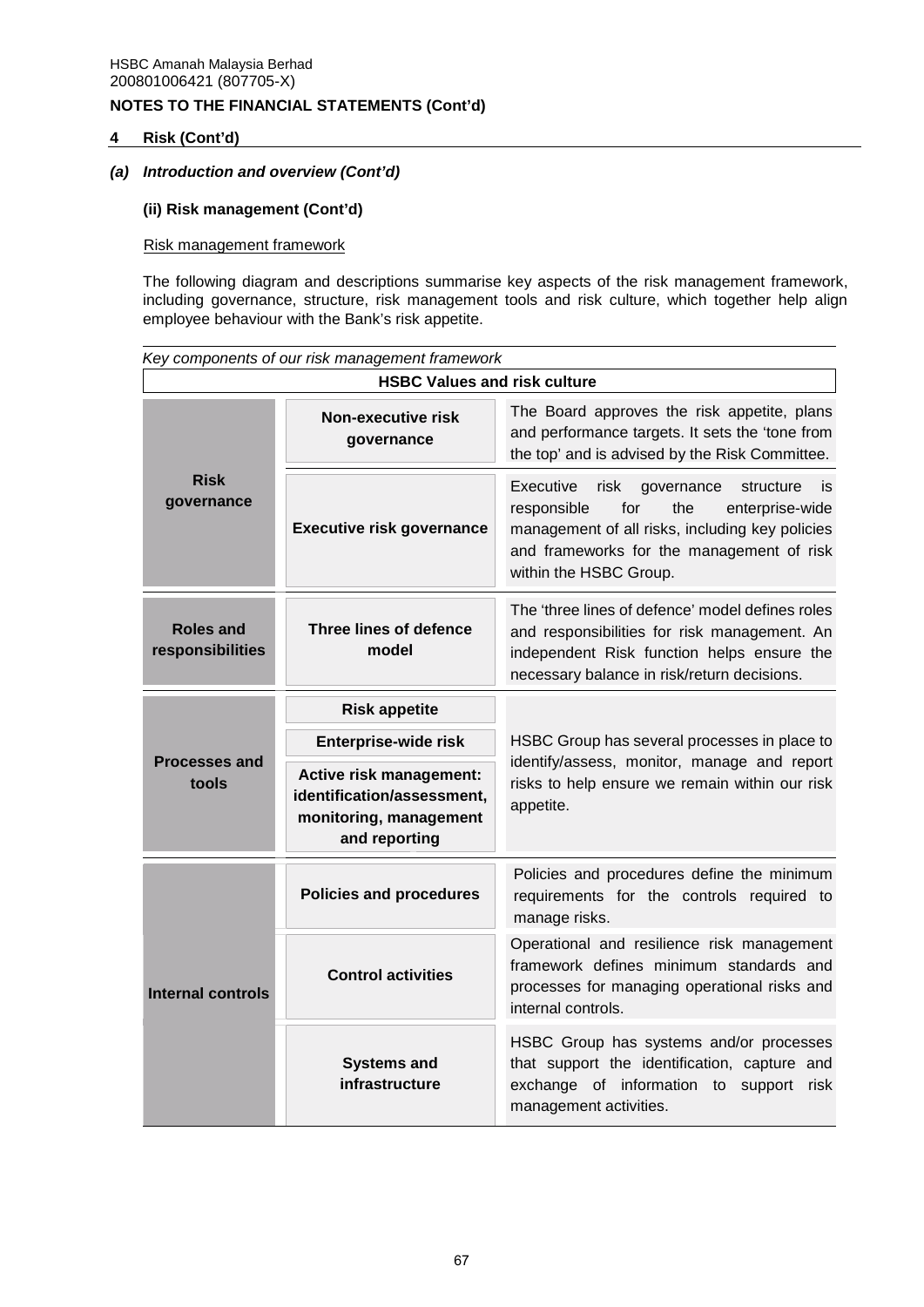## 4 Risk (Cont'd)

### *(a) Introduction and overview (Cont'd)*

#### (ii) Risk management (Cont'd)

Risk management framework

The following diagram and descriptions summarise key aspects of the risk management framework, including governance, structure, risk management tools and risk culture, which together help align employee behaviour with the Bank's risk appetite.

*Key components of our risk management framework*

| HSBC Values and risk culture | | |
|---|---|---|
| **Risk governance** | **Non-executive risk governance** | The Board approves the risk appetite, plans and performance targets. It sets the 'tone from the top' and is advised by the Risk Committee. |
| | **Executive risk governance** | Executive risk governance structure is responsible for the enterprise-wide management of all risks, including key policies and frameworks for the management of risk within the HSBC Group. |
| **Roles and responsibilities** | **Three lines of defence model** | The 'three lines of defence' model defines roles and responsibilities for risk management. An independent Risk function helps ensure the necessary balance in risk/return decisions. |
| **Processes and tools** | **Risk appetite** | HSBC Group has several processes in place to identify/assess, monitor, manage and report risks to help ensure we remain within our risk appetite. |
| | **Enterprise-wide risk** | |
| | **Active risk management: identification/assessment, monitoring, management and reporting** | |
| **Internal controls** | **Policies and procedures** | Policies and procedures define the minimum requirements for the controls required to manage risks. |
| | **Control activities** | Operational and resilience risk management framework defines minimum standards and processes for managing operational risks and internal controls. |
| | **Systems and infrastructure** | HSBC Group has systems and/or processes that support the identification, capture and exchange of information to support risk management activities. |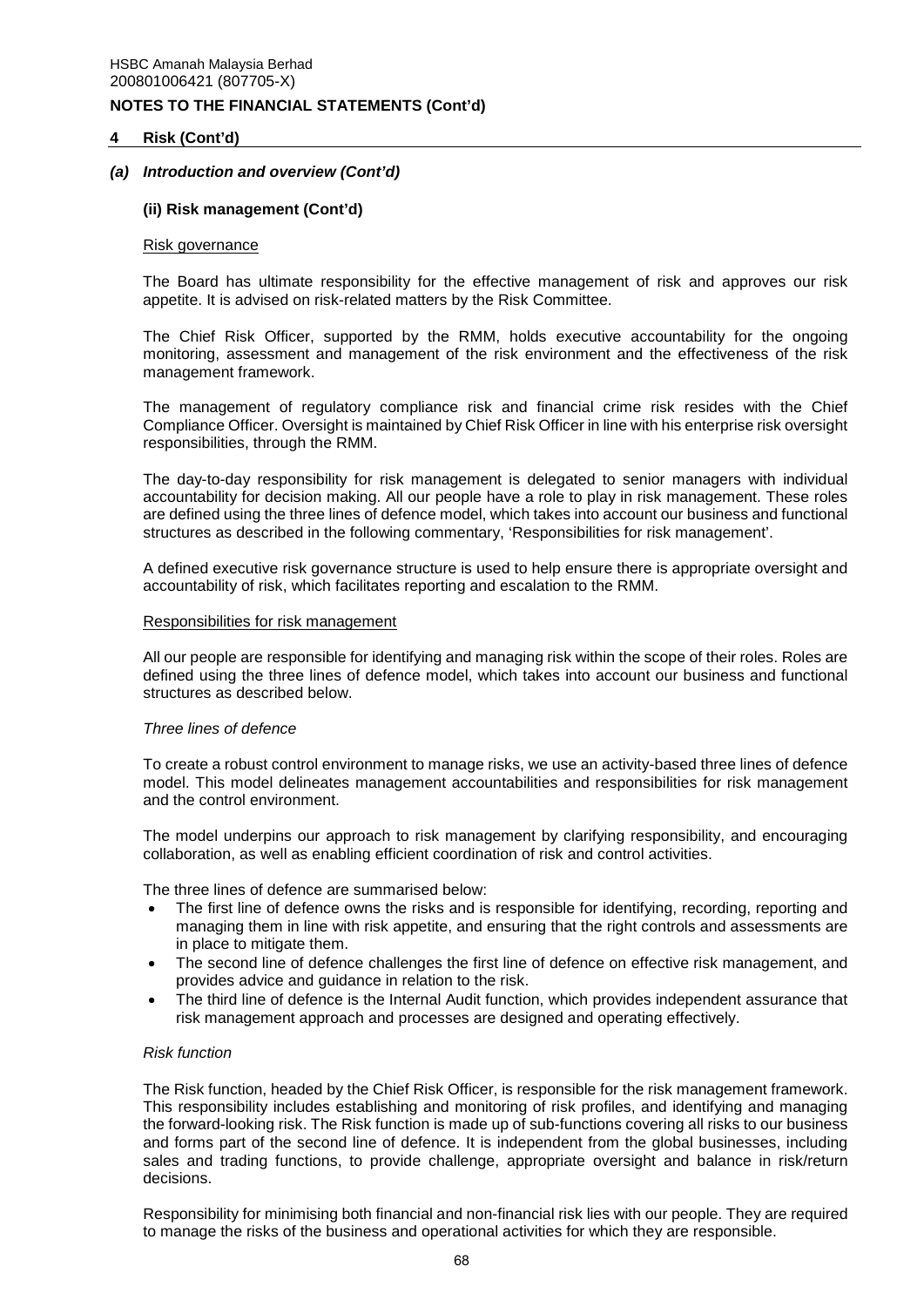## 4 Risk (Cont'd)

### *(a) Introduction and overview (Cont'd)*

#### (ii) Risk management (Cont'd)

Risk governance

The Board has ultimate responsibility for the effective management of risk and approves our risk appetite. It is advised on risk-related matters by the Risk Committee.

The Chief Risk Officer, supported by the RMM, holds executive accountability for the ongoing monitoring, assessment and management of the risk environment and the effectiveness of the risk management framework.

The management of regulatory compliance risk and financial crime risk resides with the Chief Compliance Officer. Oversight is maintained by Chief Risk Officer in line with his enterprise risk oversight responsibilities, through the RMM.

The day-to-day responsibility for risk management is delegated to senior managers with individual accountability for decision making. All our people have a role to play in risk management. These roles are defined using the three lines of defence model, which takes into account our business and functional structures as described in the following commentary, 'Responsibilities for risk management'.

A defined executive risk governance structure is used to help ensure there is appropriate oversight and accountability of risk, which facilitates reporting and escalation to the RMM.

Responsibilities for risk management

All our people are responsible for identifying and managing risk within the scope of their roles. Roles are defined using the three lines of defence model, which takes into account our business and functional structures as described below.

*Three lines of defence*

To create a robust control environment to manage risks, we use an activity-based three lines of defence model. This model delineates management accountabilities and responsibilities for risk management and the control environment.

The model underpins our approach to risk management by clarifying responsibility, and encouraging collaboration, as well as enabling efficient coordination of risk and control activities.

The three lines of defence are summarised below:

- The first line of defence owns the risks and is responsible for identifying, recording, reporting and managing them in line with risk appetite, and ensuring that the right controls and assessments are in place to mitigate them.
- The second line of defence challenges the first line of defence on effective risk management, and provides advice and guidance in relation to the risk.
- The third line of defence is the Internal Audit function, which provides independent assurance that risk management approach and processes are designed and operating effectively.

*Risk function*

The Risk function, headed by the Chief Risk Officer, is responsible for the risk management framework. This responsibility includes establishing and monitoring of risk profiles, and identifying and managing the forward-looking risk. The Risk function is made up of sub-functions covering all risks to our business and forms part of the second line of defence. It is independent from the global businesses, including sales and trading functions, to provide challenge, appropriate oversight and balance in risk/return decisions.

Responsibility for minimising both financial and non-financial risk lies with our people. They are required to manage the risks of the business and operational activities for which they are responsible.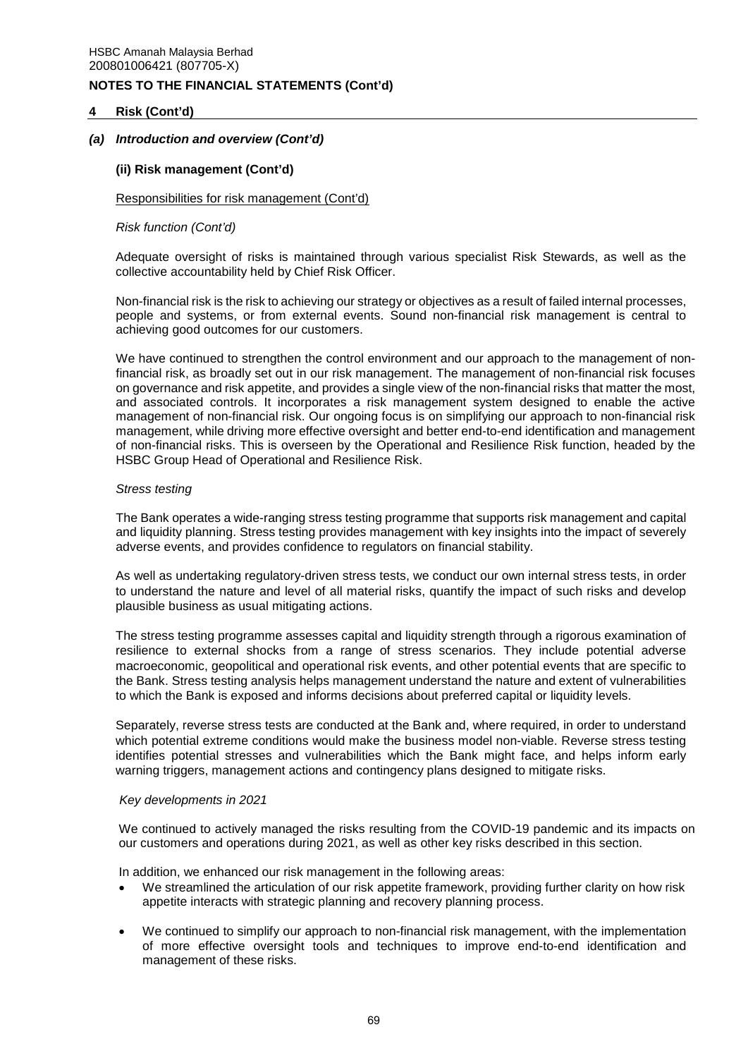## 4 Risk (Cont'd)

### *(a) Introduction and overview (Cont'd)*

#### (ii) Risk management (Cont'd)

Responsibilities for risk management (Cont'd)

*Risk function (Cont'd)*

Adequate oversight of risks is maintained through various specialist Risk Stewards, as well as the collective accountability held by Chief Risk Officer.

Non-financial risk is the risk to achieving our strategy or objectives as a result of failed internal processes, people and systems, or from external events. Sound non-financial risk management is central to achieving good outcomes for our customers.

We have continued to strengthen the control environment and our approach to the management of non-financial risk, as broadly set out in our risk management. The management of non-financial risk focuses on governance and risk appetite, and provides a single view of the non-financial risks that matter the most, and associated controls. It incorporates a risk management system designed to enable the active management of non-financial risk. Our ongoing focus is on simplifying our approach to non-financial risk management, while driving more effective oversight and better end-to-end identification and management of non-financial risks. This is overseen by the Operational and Resilience Risk function, headed by the HSBC Group Head of Operational and Resilience Risk.

*Stress testing*

The Bank operates a wide-ranging stress testing programme that supports risk management and capital and liquidity planning. Stress testing provides management with key insights into the impact of severely adverse events, and provides confidence to regulators on financial stability.

As well as undertaking regulatory-driven stress tests, we conduct our own internal stress tests, in order to understand the nature and level of all material risks, quantify the impact of such risks and develop plausible business as usual mitigating actions.

The stress testing programme assesses capital and liquidity strength through a rigorous examination of resilience to external shocks from a range of stress scenarios. They include potential adverse macroeconomic, geopolitical and operational risk events, and other potential events that are specific to the Bank. Stress testing analysis helps management understand the nature and extent of vulnerabilities to which the Bank is exposed and informs decisions about preferred capital or liquidity levels.

Separately, reverse stress tests are conducted at the Bank and, where required, in order to understand which potential extreme conditions would make the business model non-viable. Reverse stress testing identifies potential stresses and vulnerabilities which the Bank might face, and helps inform early warning triggers, management actions and contingency plans designed to mitigate risks.

*Key developments in 2021*

We continued to actively managed the risks resulting from the COVID-19 pandemic and its impacts on our customers and operations during 2021, as well as other key risks described in this section.

In addition, we enhanced our risk management in the following areas:

- We streamlined the articulation of our risk appetite framework, providing further clarity on how risk appetite interacts with strategic planning and recovery planning process.
- We continued to simplify our approach to non-financial risk management, with the implementation of more effective oversight tools and techniques to improve end-to-end identification and management of these risks.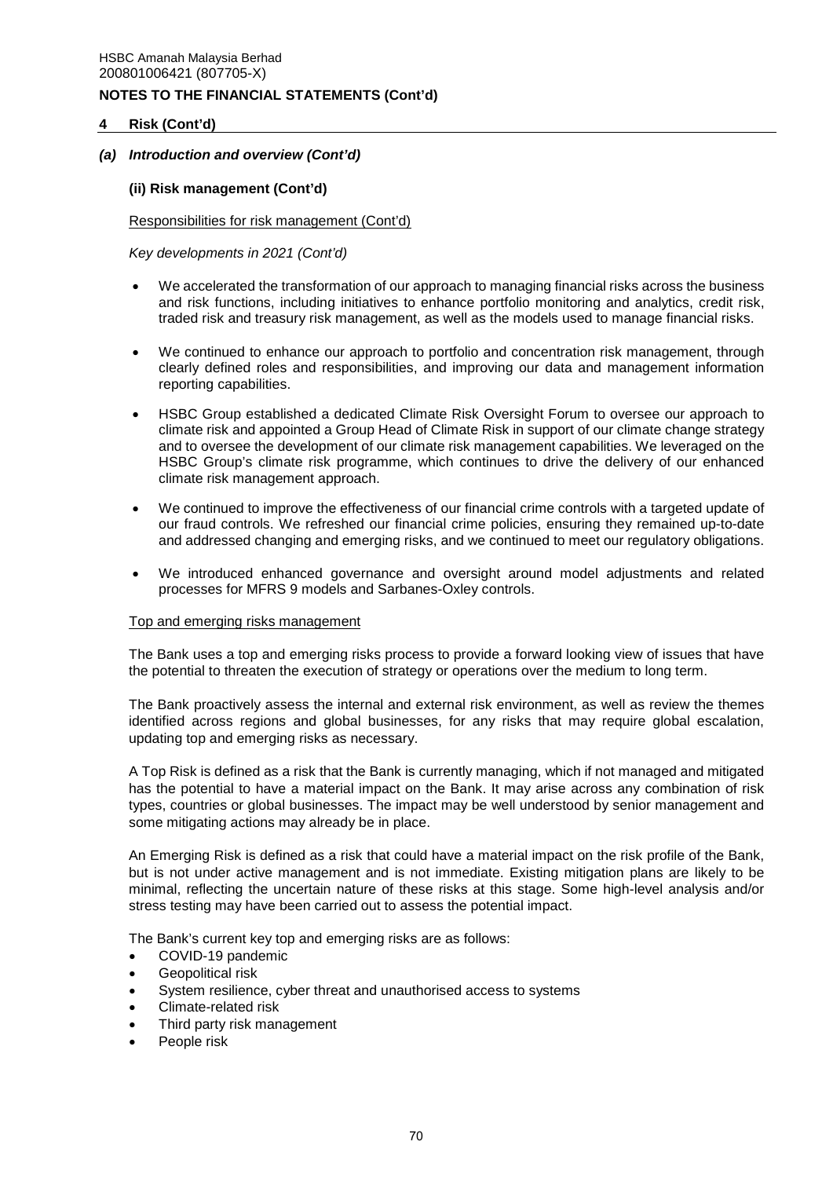## 4 Risk (Cont'd)

### *(a) Introduction and overview (Cont'd)*

#### (ii) Risk management (Cont'd)

Responsibilities for risk management (Cont'd)

*Key developments in 2021 (Cont'd)*

- We accelerated the transformation of our approach to managing financial risks across the business and risk functions, including initiatives to enhance portfolio monitoring and analytics, credit risk, traded risk and treasury risk management, as well as the models used to manage financial risks.
- We continued to enhance our approach to portfolio and concentration risk management, through clearly defined roles and responsibilities, and improving our data and management information reporting capabilities.
- HSBC Group established a dedicated Climate Risk Oversight Forum to oversee our approach to climate risk and appointed a Group Head of Climate Risk in support of our climate change strategy and to oversee the development of our climate risk management capabilities. We leveraged on the HSBC Group's climate risk programme, which continues to drive the delivery of our enhanced climate risk management approach.
- We continued to improve the effectiveness of our financial crime controls with a targeted update of our fraud controls. We refreshed our financial crime policies, ensuring they remained up-to-date and addressed changing and emerging risks, and we continued to meet our regulatory obligations.
- We introduced enhanced governance and oversight around model adjustments and related processes for MFRS 9 models and Sarbanes-Oxley controls.

Top and emerging risks management

The Bank uses a top and emerging risks process to provide a forward looking view of issues that have the potential to threaten the execution of strategy or operations over the medium to long term.

The Bank proactively assess the internal and external risk environment, as well as review the themes identified across regions and global businesses, for any risks that may require global escalation, updating top and emerging risks as necessary.

A Top Risk is defined as a risk that the Bank is currently managing, which if not managed and mitigated has the potential to have a material impact on the Bank. It may arise across any combination of risk types, countries or global businesses. The impact may be well understood by senior management and some mitigating actions may already be in place.

An Emerging Risk is defined as a risk that could have a material impact on the risk profile of the Bank, but is not under active management and is not immediate. Existing mitigation plans are likely to be minimal, reflecting the uncertain nature of these risks at this stage. Some high-level analysis and/or stress testing may have been carried out to assess the potential impact.

The Bank's current key top and emerging risks are as follows:

- COVID-19 pandemic
- Geopolitical risk
- System resilience, cyber threat and unauthorised access to systems
- Climate-related risk
- Third party risk management
- People risk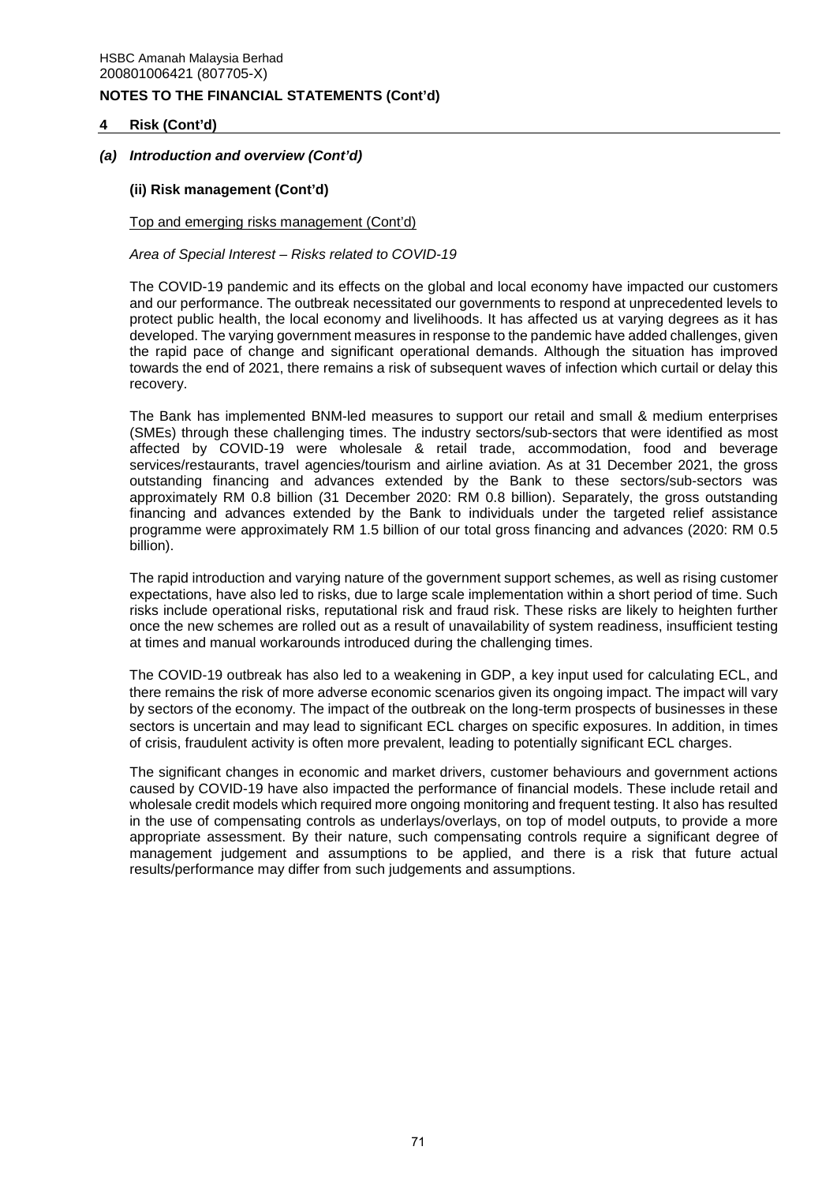## 4 Risk (Cont'd)

### *(a) Introduction and overview (Cont'd)*

#### (ii) Risk management (Cont'd)

Top and emerging risks management (Cont'd)

*Area of Special Interest – Risks related to COVID-19*

The COVID-19 pandemic and its effects on the global and local economy have impacted our customers and our performance. The outbreak necessitated our governments to respond at unprecedented levels to protect public health, the local economy and livelihoods. It has affected us at varying degrees as it has developed. The varying government measures in response to the pandemic have added challenges, given the rapid pace of change and significant operational demands. Although the situation has improved towards the end of 2021, there remains a risk of subsequent waves of infection which curtail or delay this recovery.

The Bank has implemented BNM-led measures to support our retail and small & medium enterprises (SMEs) through these challenging times. The industry sectors/sub-sectors that were identified as most affected by COVID-19 were wholesale & retail trade, accommodation, food and beverage services/restaurants, travel agencies/tourism and airline aviation. As at 31 December 2021, the gross outstanding financing and advances extended by the Bank to these sectors/sub-sectors was approximately RM 0.8 billion (31 December 2020: RM 0.8 billion). Separately, the gross outstanding financing and advances extended by the Bank to individuals under the targeted relief assistance programme were approximately RM 1.5 billion of our total gross financing and advances (2020: RM 0.5 billion).

The rapid introduction and varying nature of the government support schemes, as well as rising customer expectations, have also led to risks, due to large scale implementation within a short period of time. Such risks include operational risks, reputational risk and fraud risk. These risks are likely to heighten further once the new schemes are rolled out as a result of unavailability of system readiness, insufficient testing at times and manual workarounds introduced during the challenging times.

The COVID-19 outbreak has also led to a weakening in GDP, a key input used for calculating ECL, and there remains the risk of more adverse economic scenarios given its ongoing impact. The impact will vary by sectors of the economy. The impact of the outbreak on the long-term prospects of businesses in these sectors is uncertain and may lead to significant ECL charges on specific exposures. In addition, in times of crisis, fraudulent activity is often more prevalent, leading to potentially significant ECL charges.

The significant changes in economic and market drivers, customer behaviours and government actions caused by COVID-19 have also impacted the performance of financial models. These include retail and wholesale credit models which required more ongoing monitoring and frequent testing. It also has resulted in the use of compensating controls as underlays/overlays, on top of model outputs, to provide a more appropriate assessment. By their nature, such compensating controls require a significant degree of management judgement and assumptions to be applied, and there is a risk that future actual results/performance may differ from such judgements and assumptions.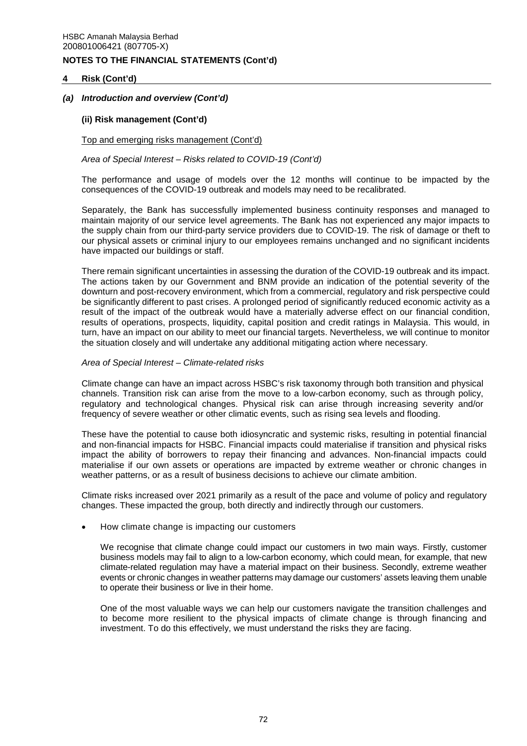## 4 Risk (Cont'd)

### *(a) Introduction and overview (Cont'd)*

#### (ii) Risk management (Cont'd)

Top and emerging risks management (Cont'd)

*Area of Special Interest – Risks related to COVID-19 (Cont'd)*

The performance and usage of models over the 12 months will continue to be impacted by the consequences of the COVID-19 outbreak and models may need to be recalibrated.

Separately, the Bank has successfully implemented business continuity responses and managed to maintain majority of our service level agreements. The Bank has not experienced any major impacts to the supply chain from our third-party service providers due to COVID-19. The risk of damage or theft to our physical assets or criminal injury to our employees remains unchanged and no significant incidents have impacted our buildings or staff.

There remain significant uncertainties in assessing the duration of the COVID-19 outbreak and its impact. The actions taken by our Government and BNM provide an indication of the potential severity of the downturn and post-recovery environment, which from a commercial, regulatory and risk perspective could be significantly different to past crises. A prolonged period of significantly reduced economic activity as a result of the impact of the outbreak would have a materially adverse effect on our financial condition, results of operations, prospects, liquidity, capital position and credit ratings in Malaysia. This would, in turn, have an impact on our ability to meet our financial targets. Nevertheless, we will continue to monitor the situation closely and will undertake any additional mitigating action where necessary.

*Area of Special Interest – Climate-related risks*

Climate change can have an impact across HSBC's risk taxonomy through both transition and physical channels. Transition risk can arise from the move to a low-carbon economy, such as through policy, regulatory and technological changes. Physical risk can arise through increasing severity and/or frequency of severe weather or other climatic events, such as rising sea levels and flooding.

These have the potential to cause both idiosyncratic and systemic risks, resulting in potential financial and non-financial impacts for HSBC. Financial impacts could materialise if transition and physical risks impact the ability of borrowers to repay their financing and advances. Non-financial impacts could materialise if our own assets or operations are impacted by extreme weather or chronic changes in weather patterns, or as a result of business decisions to achieve our climate ambition.

Climate risks increased over 2021 primarily as a result of the pace and volume of policy and regulatory changes. These impacted the group, both directly and indirectly through our customers.

- How climate change is impacting our customers

  We recognise that climate change could impact our customers in two main ways. Firstly, customer business models may fail to align to a low-carbon economy, which could mean, for example, that new climate-related regulation may have a material impact on their business. Secondly, extreme weather events or chronic changes in weather patterns may damage our customers' assets leaving them unable to operate their business or live in their home.

  One of the most valuable ways we can help our customers navigate the transition challenges and to become more resilient to the physical impacts of climate change is through financing and investment. To do this effectively, we must understand the risks they are facing.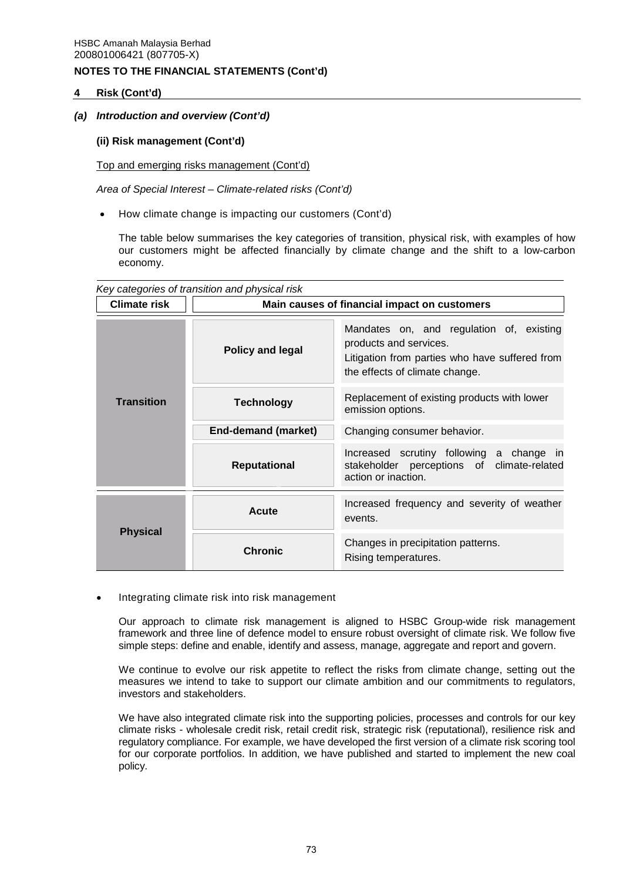**NOTES TO THE FINANCIAL STATEMENTS (Cont'd)**

**4 Risk (Cont'd)**

***(a) Introduction and overview (Cont'd)***

**(ii) Risk management (Cont'd)**

Top and emerging risks management (Cont'd)

*Area of Special Interest – Climate-related risks (Cont'd)*

- How climate change is impacting our customers (Cont'd)

  The table below summarises the key categories of transition, physical risk, with examples of how our customers might be affected financially by climate change and the shift to a low-carbon economy.

*Key categories of transition and physical risk*

| Climate risk | Main causes of financial impact on customers | |
|---|---|---|
| **Transition** | **Policy and legal** | Mandates on, and regulation of, existing products and services.<br>Litigation from parties who have suffered from the effects of climate change. |
| | **Technology** | Replacement of existing products with lower emission options. |
| | **End-demand (market)** | Changing consumer behavior. |
| | **Reputational** | Increased scrutiny following a change in stakeholder perceptions of climate-related action or inaction. |
| **Physical** | **Acute** | Increased frequency and severity of weather events. |
| | **Chronic** | Changes in precipitation patterns.<br>Rising temperatures. |

- Integrating climate risk into risk management

  Our approach to climate risk management is aligned to HSBC Group-wide risk management framework and three line of defence model to ensure robust oversight of climate risk. We follow five simple steps: define and enable, identify and assess, manage, aggregate and report and govern.

  We continue to evolve our risk appetite to reflect the risks from climate change, setting out the measures we intend to take to support our climate ambition and our commitments to regulators, investors and stakeholders.

  We have also integrated climate risk into the supporting policies, processes and controls for our key climate risks - wholesale credit risk, retail credit risk, strategic risk (reputational), resilience risk and regulatory compliance. For example, we have developed the first version of a climate risk scoring tool for our corporate portfolios. In addition, we have published and started to implement the new coal policy.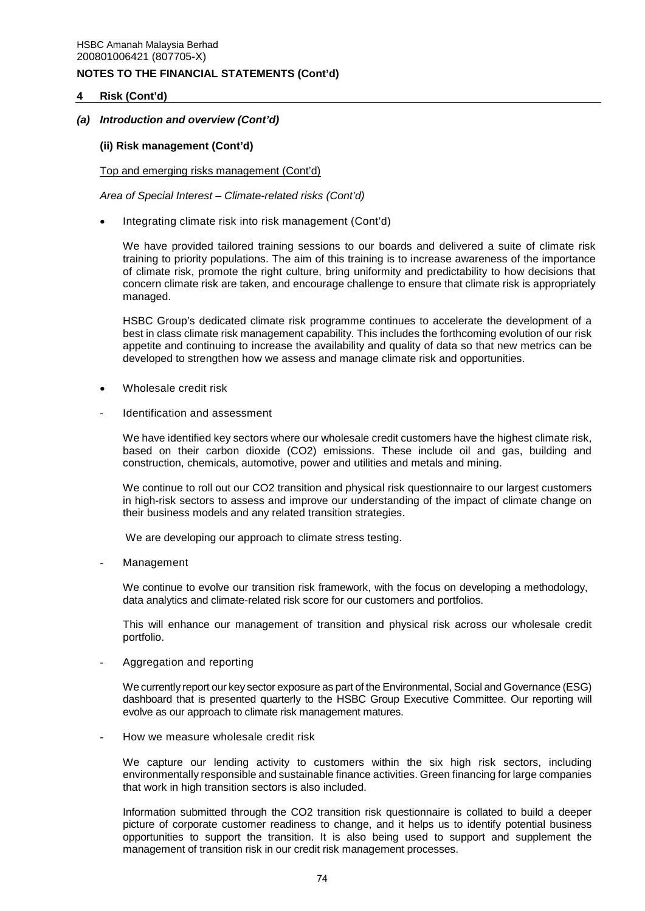## 4 Risk (Cont'd)

### *(a) Introduction and overview (Cont'd)*

#### (ii) Risk management (Cont'd)

Top and emerging risks management (Cont'd)

*Area of Special Interest – Climate-related risks (Cont'd)*

- Integrating climate risk into risk management (Cont'd)

  We have provided tailored training sessions to our boards and delivered a suite of climate risk training to priority populations. The aim of this training is to increase awareness of the importance of climate risk, promote the right culture, bring uniformity and predictability to how decisions that concern climate risk are taken, and encourage challenge to ensure that climate risk is appropriately managed.

  HSBC Group's dedicated climate risk programme continues to accelerate the development of a best in class climate risk management capability. This includes the forthcoming evolution of our risk appetite and continuing to increase the availability and quality of data so that new metrics can be developed to strengthen how we assess and manage climate risk and opportunities.

- Wholesale credit risk

\- Identification and assessment

  We have identified key sectors where our wholesale credit customers have the highest climate risk, based on their carbon dioxide ($CO_2$) emissions. These include oil and gas, building and construction, chemicals, automotive, power and utilities and metals and mining.

  We continue to roll out our $CO_2$ transition and physical risk questionnaire to our largest customers in high-risk sectors to assess and improve our understanding of the impact of climate change on their business models and any related transition strategies.

  We are developing our approach to climate stress testing.

\- Management

  We continue to evolve our transition risk framework, with the focus on developing a methodology, data analytics and climate-related risk score for our customers and portfolios.

  This will enhance our management of transition and physical risk across our wholesale credit portfolio.

\- Aggregation and reporting

  We currently report our key sector exposure as part of the Environmental, Social and Governance (ESG) dashboard that is presented quarterly to the HSBC Group Executive Committee. Our reporting will evolve as our approach to climate risk management matures.

\- How we measure wholesale credit risk

  We capture our lending activity to customers within the six high risk sectors, including environmentally responsible and sustainable finance activities. Green financing for large companies that work in high transition sectors is also included.

  Information submitted through the $CO_2$ transition risk questionnaire is collated to build a deeper picture of corporate customer readiness to change, and it helps us to identify potential business opportunities to support the transition. It is also being used to support and supplement the management of transition risk in our credit risk management processes.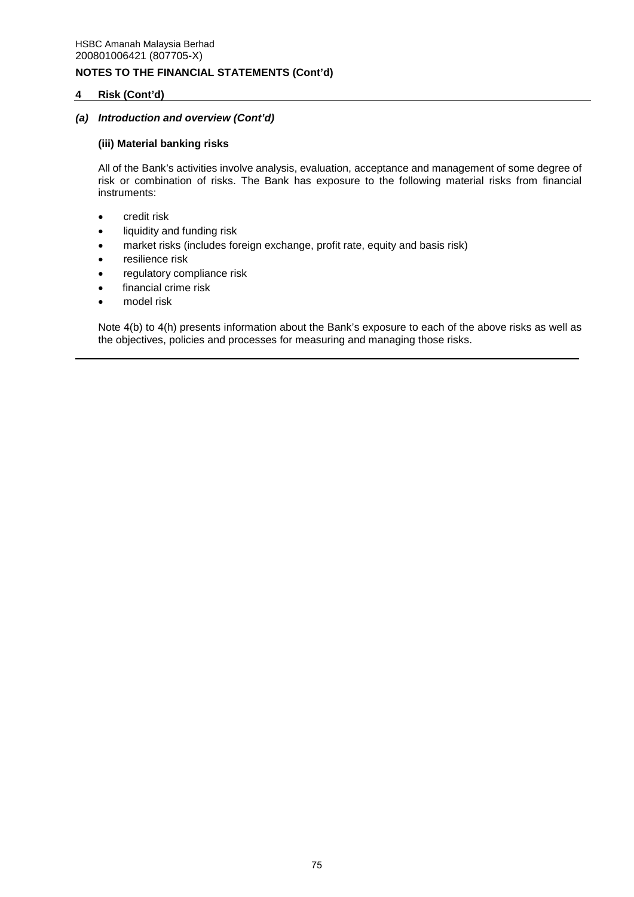## 4 Risk (Cont'd)

### *(a) Introduction and overview (Cont'd)*

#### (iii) Material banking risks

All of the Bank's activities involve analysis, evaluation, acceptance and management of some degree of risk or combination of risks. The Bank has exposure to the following material risks from financial instruments:

- credit risk
- liquidity and funding risk
- market risks (includes foreign exchange, profit rate, equity and basis risk)
- resilience risk
- regulatory compliance risk
- financial crime risk
- model risk

Note 4(b) to 4(h) presents information about the Bank's exposure to each of the above risks as well as the objectives, policies and processes for measuring and managing those risks.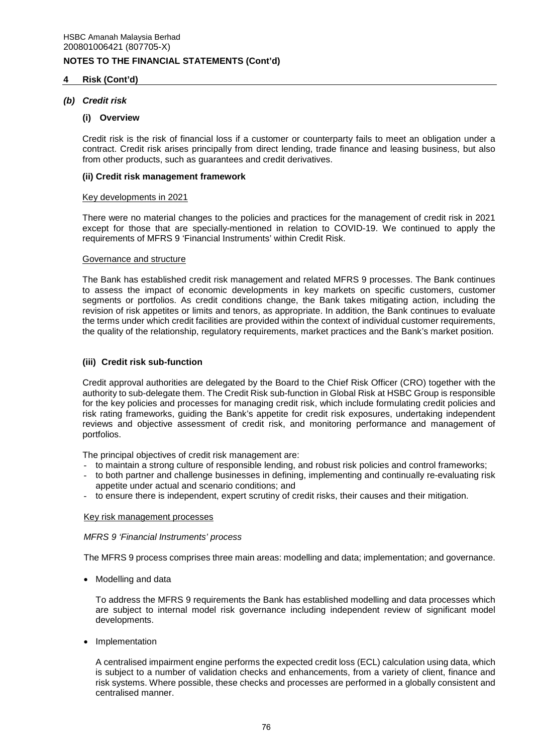## 4 Risk (Cont'd)

### *(b) Credit risk*

#### (i) Overview

Credit risk is the risk of financial loss if a customer or counterparty fails to meet an obligation under a contract. Credit risk arises principally from direct lending, trade finance and leasing business, but also from other products, such as guarantees and credit derivatives.

#### (ii) Credit risk management framework

Key developments in 2021

There were no material changes to the policies and practices for the management of credit risk in 2021 except for those that are specially-mentioned in relation to COVID-19. We continued to apply the requirements of MFRS 9 'Financial Instruments' within Credit Risk.

Governance and structure

The Bank has established credit risk management and related MFRS 9 processes. The Bank continues to assess the impact of economic developments in key markets on specific customers, customer segments or portfolios. As credit conditions change, the Bank takes mitigating action, including the revision of risk appetites or limits and tenors, as appropriate. In addition, the Bank continues to evaluate the terms under which credit facilities are provided within the context of individual customer requirements, the quality of the relationship, regulatory requirements, market practices and the Bank's market position.

#### (iii) Credit risk sub-function

Credit approval authorities are delegated by the Board to the Chief Risk Officer (CRO) together with the authority to sub-delegate them. The Credit Risk sub-function in Global Risk at HSBC Group is responsible for the key policies and processes for managing credit risk, which include formulating credit policies and risk rating frameworks, guiding the Bank's appetite for credit risk exposures, undertaking independent reviews and objective assessment of credit risk, and monitoring performance and management of portfolios.

The principal objectives of credit risk management are:

- to maintain a strong culture of responsible lending, and robust risk policies and control frameworks;
- to both partner and challenge businesses in defining, implementing and continually re-evaluating risk appetite under actual and scenario conditions; and
- to ensure there is independent, expert scrutiny of credit risks, their causes and their mitigation.

Key risk management processes

*MFRS 9 'Financial Instruments' process*

The MFRS 9 process comprises three main areas: modelling and data; implementation; and governance.

- Modelling and data

  To address the MFRS 9 requirements the Bank has established modelling and data processes which are subject to internal model risk governance including independent review of significant model developments.

- Implementation

  A centralised impairment engine performs the expected credit loss (ECL) calculation using data, which is subject to a number of validation checks and enhancements, from a variety of client, finance and risk systems. Where possible, these checks and processes are performed in a globally consistent and centralised manner.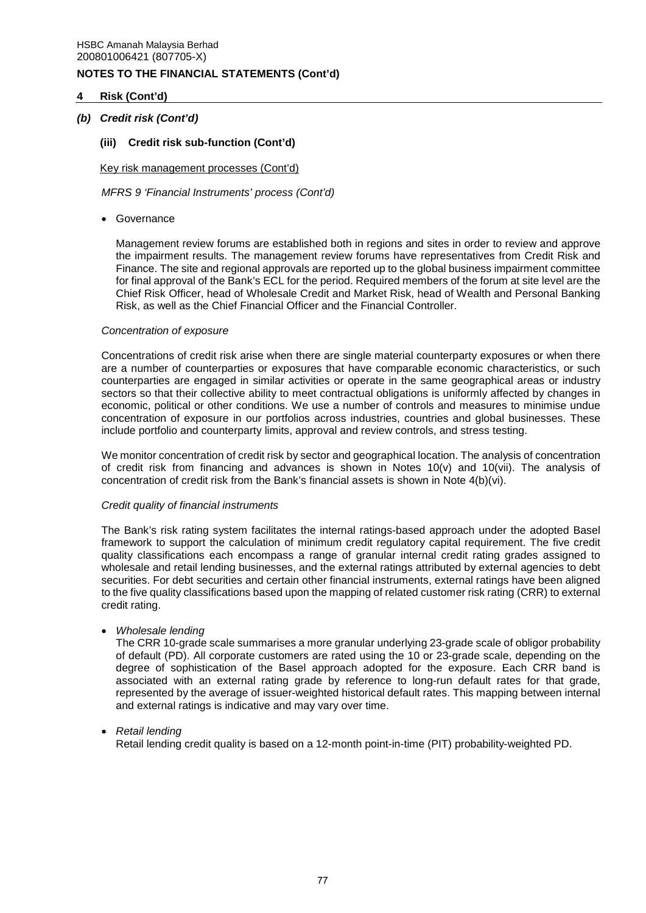## 4 Risk (Cont'd)

### *(b) Credit risk (Cont'd)*

#### (iii) Credit risk sub-function (Cont'd)

Key risk management processes (Cont'd)

*MFRS 9 'Financial Instruments' process (Cont'd)*

- Governance

  Management review forums are established both in regions and sites in order to review and approve the impairment results. The management review forums have representatives from Credit Risk and Finance. The site and regional approvals are reported up to the global business impairment committee for final approval of the Bank's ECL for the period. Required members of the forum at site level are the Chief Risk Officer, head of Wholesale Credit and Market Risk, head of Wealth and Personal Banking Risk, as well as the Chief Financial Officer and the Financial Controller.

*Concentration of exposure*

Concentrations of credit risk arise when there are single material counterparty exposures or when there are a number of counterparties or exposures that have comparable economic characteristics, or such counterparties are engaged in similar activities or operate in the same geographical areas or industry sectors so that their collective ability to meet contractual obligations is uniformly affected by changes in economic, political or other conditions. We use a number of controls and measures to minimise undue concentration of exposure in our portfolios across industries, countries and global businesses. These include portfolio and counterparty limits, approval and review controls, and stress testing.

We monitor concentration of credit risk by sector and geographical location. The analysis of concentration of credit risk from financing and advances is shown in Notes 10(v) and 10(vii). The analysis of concentration of credit risk from the Bank's financial assets is shown in Note 4(b)(vi).

*Credit quality of financial instruments*

The Bank's risk rating system facilitates the internal ratings-based approach under the adopted Basel framework to support the calculation of minimum credit regulatory capital requirement. The five credit quality classifications each encompass a range of granular internal credit rating grades assigned to wholesale and retail lending businesses, and the external ratings attributed by external agencies to debt securities. For debt securities and certain other financial instruments, external ratings have been aligned to the five quality classifications based upon the mapping of related customer risk rating (CRR) to external credit rating.

- *Wholesale lending*

  The CRR 10-grade scale summarises a more granular underlying 23-grade scale of obligor probability of default (PD). All corporate customers are rated using the 10 or 23-grade scale, depending on the degree of sophistication of the Basel approach adopted for the exposure. Each CRR band is associated with an external rating grade by reference to long-run default rates for that grade, represented by the average of issuer-weighted historical default rates. This mapping between internal and external ratings is indicative and may vary over time.

- *Retail lending*

  Retail lending credit quality is based on a 12-month point-in-time (PIT) probability-weighted PD.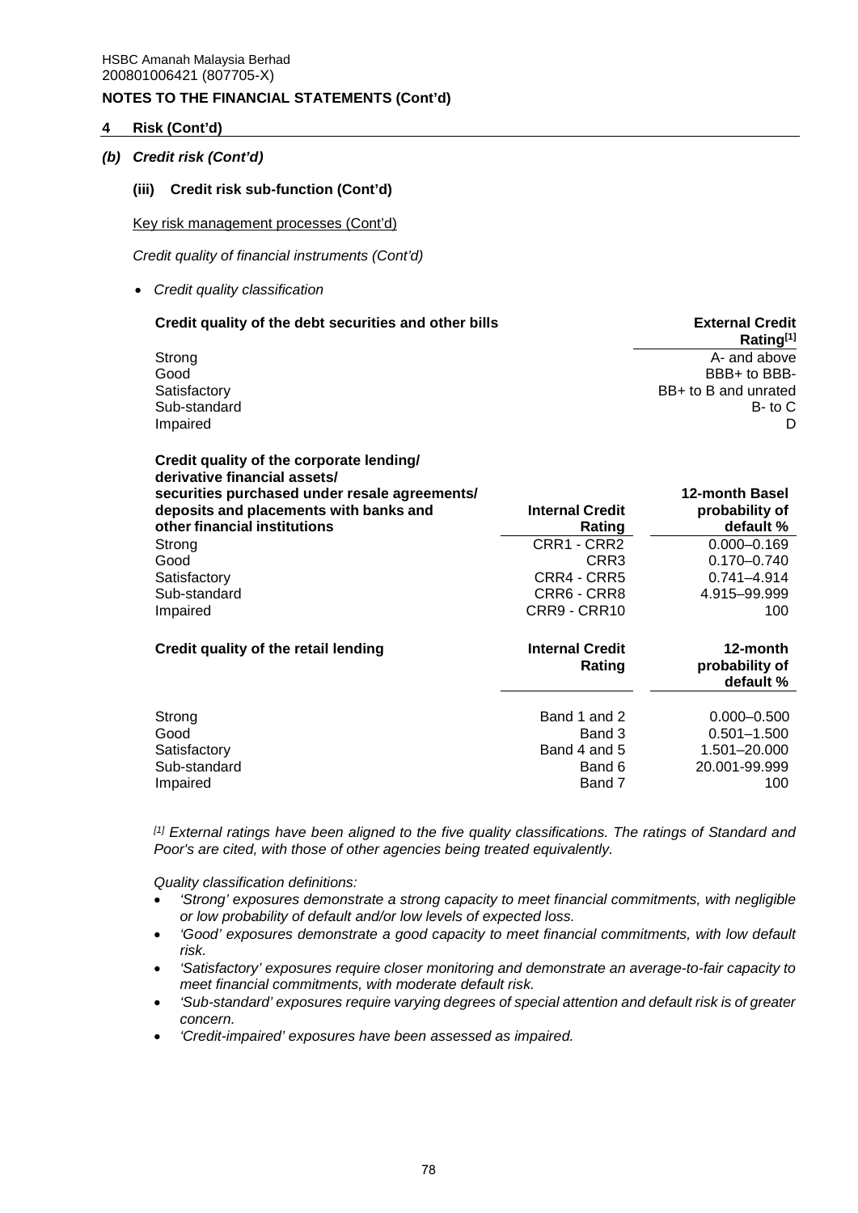HSBC Amanah Malaysia Berhad
200801006421 (807705-X)

**NOTES TO THE FINANCIAL STATEMENTS (Cont'd)**

## 4 Risk (Cont'd)

### *(b) Credit risk (Cont'd)*

#### (iii) Credit risk sub-function (Cont'd)

Key risk management processes (Cont'd)

*Credit quality of financial instruments (Cont'd)*

- *Credit quality classification*

| Credit quality of the debt securities and other bills | External Credit Rating[1] |
|---|---|
| Strong | A- and above |
| Good | BBB+ to BBB- |
| Satisfactory | BB+ to B and unrated |
| Sub-standard | B- to C |
| Impaired | D |

| Credit quality of the corporate lending/ derivative financial assets/ securities purchased under resale agreements/ deposits and placements with banks and other financial institutions | Internal Credit Rating | 12-month Basel probability of default % |
|---|---|---|
| Strong | CRR1 - CRR2 | 0.000–0.169 |
| Good | CRR3 | 0.170–0.740 |
| Satisfactory | CRR4 - CRR5 | 0.741–4.914 |
| Sub-standard | CRR6 - CRR8 | 4.915–99.999 |
| Impaired | CRR9 - CRR10 | 100 |

| Credit quality of the retail lending | Internal Credit Rating | 12-month probability of default % |
|---|---|---|
| Strong | Band 1 and 2 | 0.000–0.500 |
| Good | Band 3 | 0.501–1.500 |
| Satisfactory | Band 4 and 5 | 1.501–20.000 |
| Sub-standard | Band 6 | 20.001-99.999 |
| Impaired | Band 7 | 100 |

*[1] External ratings have been aligned to the five quality classifications. The ratings of Standard and Poor's are cited, with those of other agencies being treated equivalently.*

*Quality classification definitions:*

- *'Strong' exposures demonstrate a strong capacity to meet financial commitments, with negligible or low probability of default and/or low levels of expected loss.*
- *'Good' exposures demonstrate a good capacity to meet financial commitments, with low default risk.*
- *'Satisfactory' exposures require closer monitoring and demonstrate an average-to-fair capacity to meet financial commitments, with moderate default risk.*
- *'Sub-standard' exposures require varying degrees of special attention and default risk is of greater concern.*
- *'Credit-impaired' exposures have been assessed as impaired.*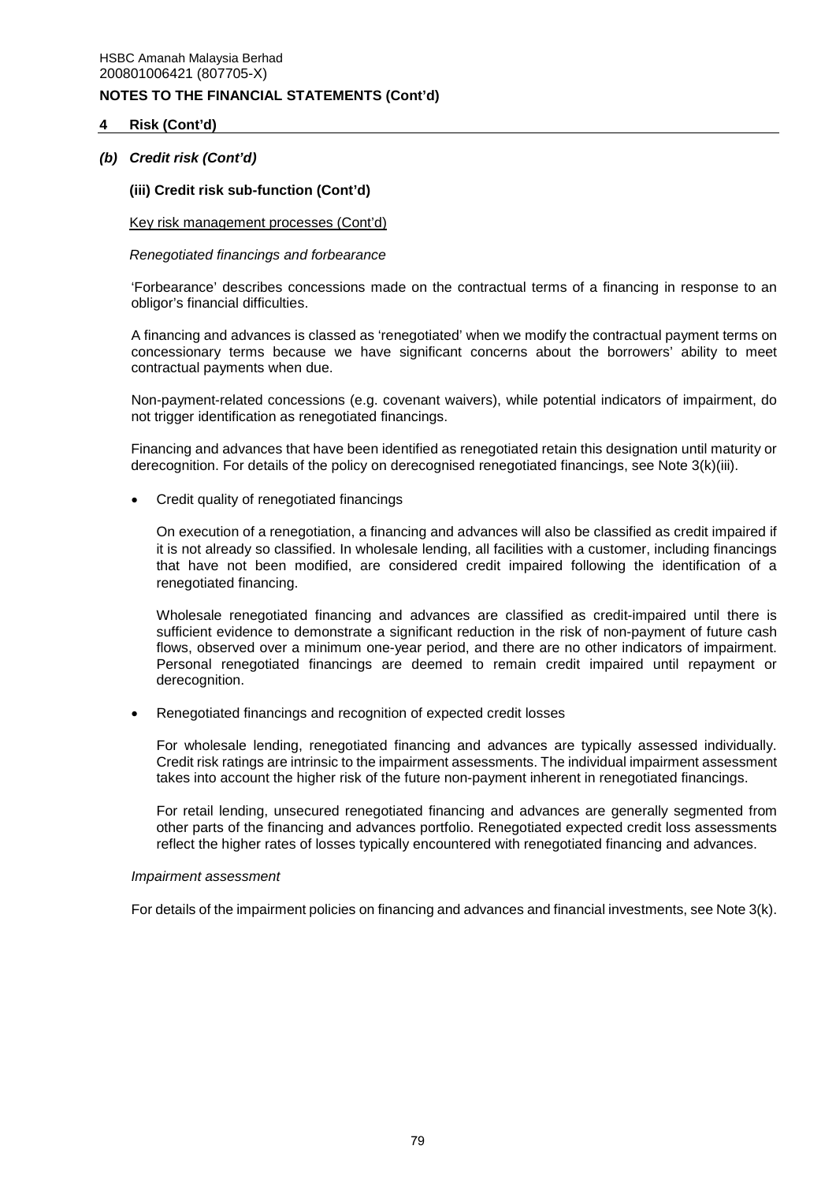## 4 Risk (Cont'd)

### *(b) Credit risk (Cont'd)*

#### (iii) Credit risk sub-function (Cont'd)

Key risk management processes (Cont'd)

*Renegotiated financings and forbearance*

'Forbearance' describes concessions made on the contractual terms of a financing in response to an obligor's financial difficulties.

A financing and advances is classed as 'renegotiated' when we modify the contractual payment terms on concessionary terms because we have significant concerns about the borrowers' ability to meet contractual payments when due.

Non-payment-related concessions (e.g. covenant waivers), while potential indicators of impairment, do not trigger identification as renegotiated financings.

Financing and advances that have been identified as renegotiated retain this designation until maturity or derecognition. For details of the policy on derecognised renegotiated financings, see Note 3(k)(iii).

- Credit quality of renegotiated financings

  On execution of a renegotiation, a financing and advances will also be classified as credit impaired if it is not already so classified. In wholesale lending, all facilities with a customer, including financings that have not been modified, are considered credit impaired following the identification of a renegotiated financing.

  Wholesale renegotiated financing and advances are classified as credit-impaired until there is sufficient evidence to demonstrate a significant reduction in the risk of non-payment of future cash flows, observed over a minimum one-year period, and there are no other indicators of impairment. Personal renegotiated financings are deemed to remain credit impaired until repayment or derecognition.

- Renegotiated financings and recognition of expected credit losses

  For wholesale lending, renegotiated financing and advances are typically assessed individually. Credit risk ratings are intrinsic to the impairment assessments. The individual impairment assessment takes into account the higher risk of the future non-payment inherent in renegotiated financings.

  For retail lending, unsecured renegotiated financing and advances are generally segmented from other parts of the financing and advances portfolio. Renegotiated expected credit loss assessments reflect the higher rates of losses typically encountered with renegotiated financing and advances.

*Impairment assessment*

For details of the impairment policies on financing and advances and financial investments, see Note 3(k).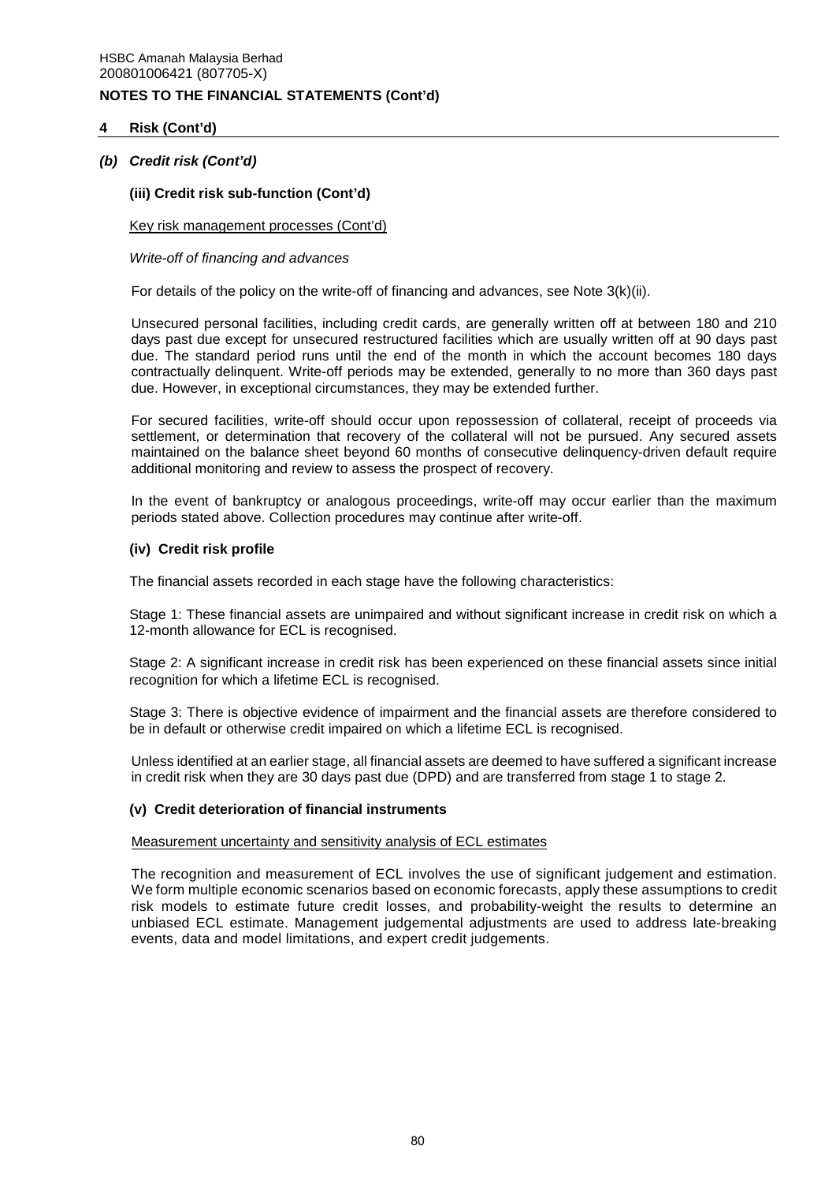## 4 Risk (Cont'd)

### *(b) Credit risk (Cont'd)*

#### (iii) Credit risk sub-function (Cont'd)

Key risk management processes (Cont'd)

*Write-off of financing and advances*

For details of the policy on the write-off of financing and advances, see Note 3(k)(ii).

Unsecured personal facilities, including credit cards, are generally written off at between 180 and 210 days past due except for unsecured restructured facilities which are usually written off at 90 days past due. The standard period runs until the end of the month in which the account becomes 180 days contractually delinquent. Write-off periods may be extended, generally to no more than 360 days past due. However, in exceptional circumstances, they may be extended further.

For secured facilities, write-off should occur upon repossession of collateral, receipt of proceeds via settlement, or determination that recovery of the collateral will not be pursued. Any secured assets maintained on the balance sheet beyond 60 months of consecutive delinquency-driven default require additional monitoring and review to assess the prospect of recovery.

In the event of bankruptcy or analogous proceedings, write-off may occur earlier than the maximum periods stated above. Collection procedures may continue after write-off.

#### (iv) Credit risk profile

The financial assets recorded in each stage have the following characteristics:

Stage 1: These financial assets are unimpaired and without significant increase in credit risk on which a 12-month allowance for ECL is recognised.

Stage 2: A significant increase in credit risk has been experienced on these financial assets since initial recognition for which a lifetime ECL is recognised.

Stage 3: There is objective evidence of impairment and the financial assets are therefore considered to be in default or otherwise credit impaired on which a lifetime ECL is recognised.

Unless identified at an earlier stage, all financial assets are deemed to have suffered a significant increase in credit risk when they are 30 days past due (DPD) and are transferred from stage 1 to stage 2.

#### (v) Credit deterioration of financial instruments

Measurement uncertainty and sensitivity analysis of ECL estimates

The recognition and measurement of ECL involves the use of significant judgement and estimation. We form multiple economic scenarios based on economic forecasts, apply these assumptions to credit risk models to estimate future credit losses, and probability-weight the results to determine an unbiased ECL estimate. Management judgemental adjustments are used to address late-breaking events, data and model limitations, and expert credit judgements.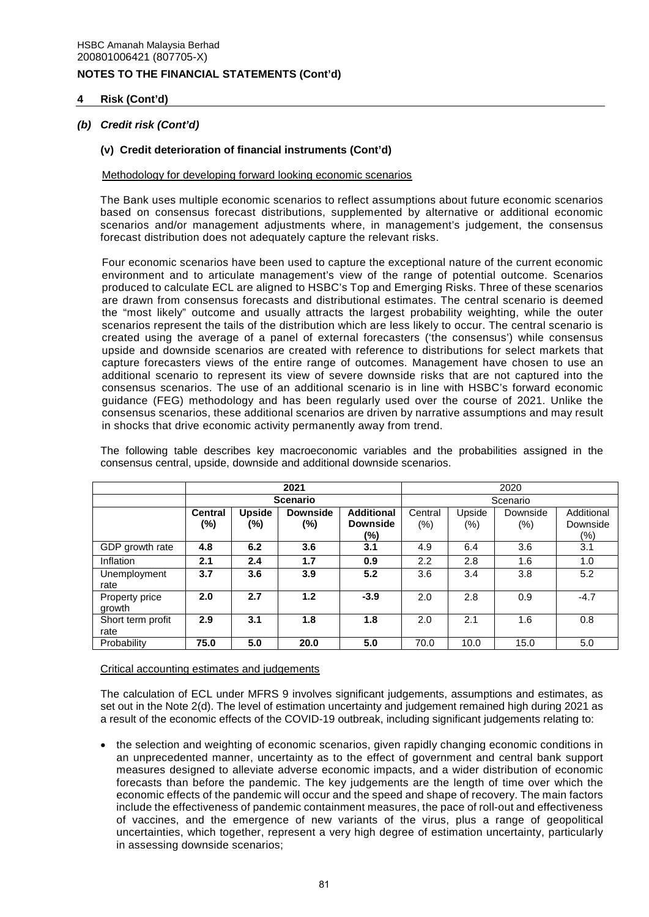HSBC Amanah Malaysia Berhad
200801006421 (807705-X)

**NOTES TO THE FINANCIAL STATEMENTS (Cont'd)**

## 4 Risk (Cont'd)

### *(b) Credit risk (Cont'd)*

#### (v) Credit deterioration of financial instruments (Cont'd)

Methodology for developing forward looking economic scenarios

The Bank uses multiple economic scenarios to reflect assumptions about future economic scenarios based on consensus forecast distributions, supplemented by alternative or additional economic scenarios and/or management adjustments where, in management's judgement, the consensus forecast distribution does not adequately capture the relevant risks.

Four economic scenarios have been used to capture the exceptional nature of the current economic environment and to articulate management's view of the range of potential outcome. Scenarios produced to calculate ECL are aligned to HSBC's Top and Emerging Risks. Three of these scenarios are drawn from consensus forecasts and distributional estimates. The central scenario is deemed the "most likely" outcome and usually attracts the largest probability weighting, while the outer scenarios represent the tails of the distribution which are less likely to occur. The central scenario is created using the average of a panel of external forecasters ('the consensus') while consensus upside and downside scenarios are created with reference to distributions for select markets that capture forecasters views of the entire range of outcomes. Management have chosen to use an additional scenario to represent its view of severe downside risks that are not captured into the consensus scenarios. The use of an additional scenario is in line with HSBC's forward economic guidance (FEG) methodology and has been regularly used over the course of 2021. Unlike the consensus scenarios, these additional scenarios are driven by narrative assumptions and may result in shocks that drive economic activity permanently away from trend.

The following table describes key macroeconomic variables and the probabilities assigned in the consensus central, upside, downside and additional downside scenarios.

| | **2021** | | | | 2020 | | | |
|---|---|---|---|---|---|---|---|---|
| | **Scenario** | | | | Scenario | | | |
| | **Central (%)** | **Upside (%)** | **Downside (%)** | **Additional Downside (%)** | Central (%) | Upside (%) | Downside (%) | Additional Downside (%) |
| GDP growth rate | **4.8** | **6.2** | **3.6** | **3.1** | 4.9 | 6.4 | 3.6 | 3.1 |
| Inflation | **2.1** | **2.4** | **1.7** | **0.9** | 2.2 | 2.8 | 1.6 | 1.0 |
| Unemployment rate | **3.7** | **3.6** | **3.9** | **5.2** | 3.6 | 3.4 | 3.8 | 5.2 |
| Property price growth | **2.0** | **2.7** | **1.2** | **-3.9** | 2.0 | 2.8 | 0.9 | -4.7 |
| Short term profit rate | **2.9** | **3.1** | **1.8** | **1.8** | 2.0 | 2.1 | 1.6 | 0.8 |
| Probability | **75.0** | **5.0** | **20.0** | **5.0** | 70.0 | 10.0 | 15.0 | 5.0 |

Critical accounting estimates and judgements

The calculation of ECL under MFRS 9 involves significant judgements, assumptions and estimates, as set out in the Note 2(d). The level of estimation uncertainty and judgement remained high during 2021 as a result of the economic effects of the COVID-19 outbreak, including significant judgements relating to:

- the selection and weighting of economic scenarios, given rapidly changing economic conditions in an unprecedented manner, uncertainty as to the effect of government and central bank support measures designed to alleviate adverse economic impacts, and a wider distribution of economic forecasts than before the pandemic. The key judgements are the length of time over which the economic effects of the pandemic will occur and the speed and shape of recovery. The main factors include the effectiveness of pandemic containment measures, the pace of roll-out and effectiveness of vaccines, and the emergence of new variants of the virus, plus a range of geopolitical uncertainties, which together, represent a very high degree of estimation uncertainty, particularly in assessing downside scenarios;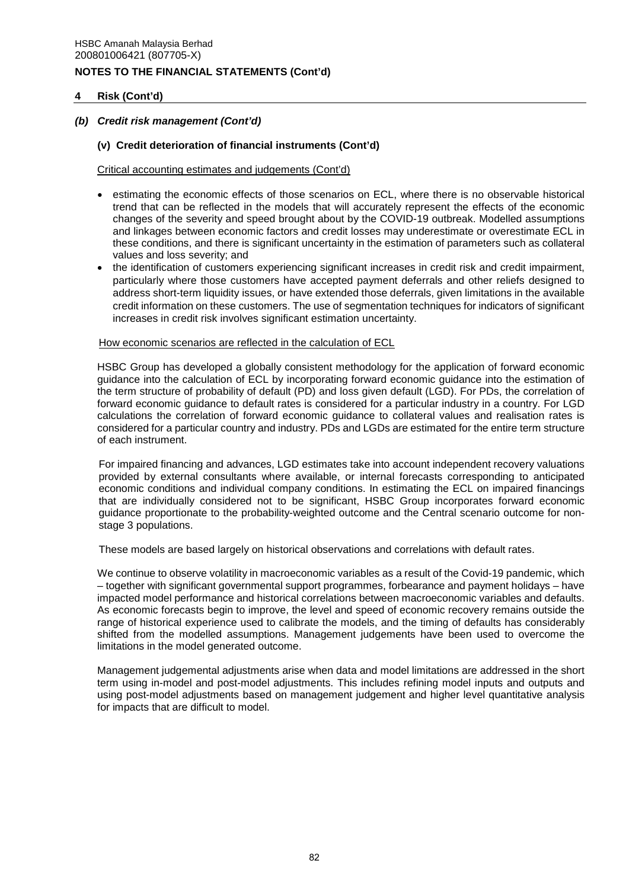## 4 Risk (Cont'd)

### *(b) Credit risk management (Cont'd)*

#### (v) Credit deterioration of financial instruments (Cont'd)

Critical accounting estimates and judgements (Cont'd)

- estimating the economic effects of those scenarios on ECL, where there is no observable historical trend that can be reflected in the models that will accurately represent the effects of the economic changes of the severity and speed brought about by the COVID-19 outbreak. Modelled assumptions and linkages between economic factors and credit losses may underestimate or overestimate ECL in these conditions, and there is significant uncertainty in the estimation of parameters such as collateral values and loss severity; and
- the identification of customers experiencing significant increases in credit risk and credit impairment, particularly where those customers have accepted payment deferrals and other reliefs designed to address short-term liquidity issues, or have extended those deferrals, given limitations in the available credit information on these customers. The use of segmentation techniques for indicators of significant increases in credit risk involves significant estimation uncertainty.

How economic scenarios are reflected in the calculation of ECL

HSBC Group has developed a globally consistent methodology for the application of forward economic guidance into the calculation of ECL by incorporating forward economic guidance into the estimation of the term structure of probability of default (PD) and loss given default (LGD). For PDs, the correlation of forward economic guidance to default rates is considered for a particular industry in a country. For LGD calculations the correlation of forward economic guidance to collateral values and realisation rates is considered for a particular country and industry. PDs and LGDs are estimated for the entire term structure of each instrument.

For impaired financing and advances, LGD estimates take into account independent recovery valuations provided by external consultants where available, or internal forecasts corresponding to anticipated economic conditions and individual company conditions. In estimating the ECL on impaired financings that are individually considered not to be significant, HSBC Group incorporates forward economic guidance proportionate to the probability-weighted outcome and the Central scenario outcome for non-stage 3 populations.

These models are based largely on historical observations and correlations with default rates.

We continue to observe volatility in macroeconomic variables as a result of the Covid-19 pandemic, which – together with significant governmental support programmes, forbearance and payment holidays – have impacted model performance and historical correlations between macroeconomic variables and defaults. As economic forecasts begin to improve, the level and speed of economic recovery remains outside the range of historical experience used to calibrate the models, and the timing of defaults has considerably shifted from the modelled assumptions. Management judgements have been used to overcome the limitations in the model generated outcome.

Management judgemental adjustments arise when data and model limitations are addressed in the short term using in-model and post-model adjustments. This includes refining model inputs and outputs and using post-model adjustments based on management judgement and higher level quantitative analysis for impacts that are difficult to model.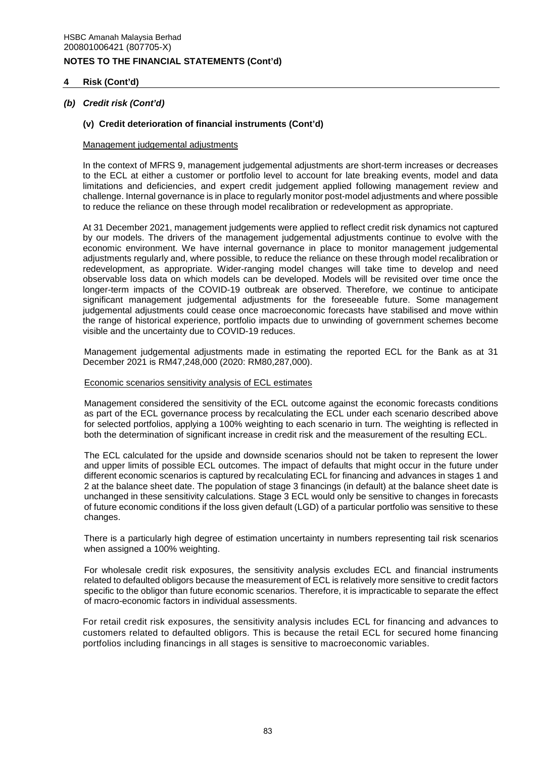## 4 Risk (Cont'd)

### *(b) Credit risk (Cont'd)*

#### (v) Credit deterioration of financial instruments (Cont'd)

Management judgemental adjustments

In the context of MFRS 9, management judgemental adjustments are short-term increases or decreases to the ECL at either a customer or portfolio level to account for late breaking events, model and data limitations and deficiencies, and expert credit judgement applied following management review and challenge. Internal governance is in place to regularly monitor post-model adjustments and where possible to reduce the reliance on these through model recalibration or redevelopment as appropriate.

At 31 December 2021, management judgements were applied to reflect credit risk dynamics not captured by our models. The drivers of the management judgemental adjustments continue to evolve with the economic environment. We have internal governance in place to monitor management judgemental adjustments regularly and, where possible, to reduce the reliance on these through model recalibration or redevelopment, as appropriate. Wider-ranging model changes will take time to develop and need observable loss data on which models can be developed. Models will be revisited over time once the longer-term impacts of the COVID-19 outbreak are observed. Therefore, we continue to anticipate significant management judgemental adjustments for the foreseeable future. Some management judgemental adjustments could cease once macroeconomic forecasts have stabilised and move within the range of historical experience, portfolio impacts due to unwinding of government schemes become visible and the uncertainty due to COVID-19 reduces.

Management judgemental adjustments made in estimating the reported ECL for the Bank as at 31 December 2021 is RM47,248,000 (2020: RM80,287,000).

Economic scenarios sensitivity analysis of ECL estimates

Management considered the sensitivity of the ECL outcome against the economic forecasts conditions as part of the ECL governance process by recalculating the ECL under each scenario described above for selected portfolios, applying a 100% weighting to each scenario in turn. The weighting is reflected in both the determination of significant increase in credit risk and the measurement of the resulting ECL.

The ECL calculated for the upside and downside scenarios should not be taken to represent the lower and upper limits of possible ECL outcomes. The impact of defaults that might occur in the future under different economic scenarios is captured by recalculating ECL for financing and advances in stages 1 and 2 at the balance sheet date. The population of stage 3 financings (in default) at the balance sheet date is unchanged in these sensitivity calculations. Stage 3 ECL would only be sensitive to changes in forecasts of future economic conditions if the loss given default (LGD) of a particular portfolio was sensitive to these changes.

There is a particularly high degree of estimation uncertainty in numbers representing tail risk scenarios when assigned a 100% weighting.

For wholesale credit risk exposures, the sensitivity analysis excludes ECL and financial instruments related to defaulted obligors because the measurement of ECL is relatively more sensitive to credit factors specific to the obligor than future economic scenarios. Therefore, it is impracticable to separate the effect of macro-economic factors in individual assessments.

For retail credit risk exposures, the sensitivity analysis includes ECL for financing and advances to customers related to defaulted obligors. This is because the retail ECL for secured home financing portfolios including financings in all stages is sensitive to macroeconomic variables.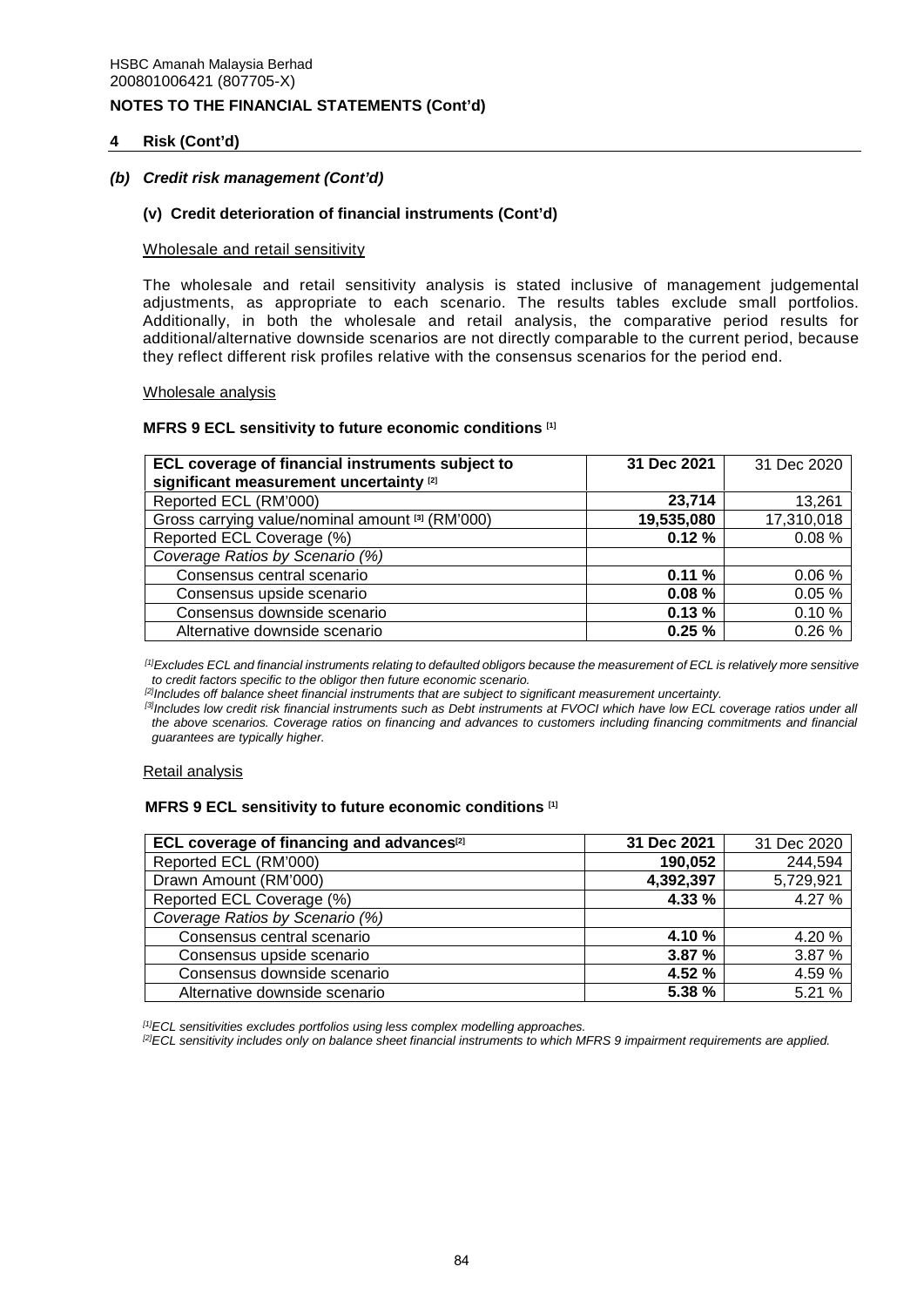HSBC Amanah Malaysia Berhad
200801006421 (807705-X)

**NOTES TO THE FINANCIAL STATEMENTS (Cont'd)**

## 4 Risk (Cont'd)

### *(b) Credit risk management (Cont'd)*

#### (v) Credit deterioration of financial instruments (Cont'd)

Wholesale and retail sensitivity

The wholesale and retail sensitivity analysis is stated inclusive of management judgemental adjustments, as appropriate to each scenario. The results tables exclude small portfolios. Additionally, in both the wholesale and retail analysis, the comparative period results for additional/alternative downside scenarios are not directly comparable to the current period, because they reflect different risk profiles relative with the consensus scenarios for the period end.

Wholesale analysis

**MFRS 9 ECL sensitivity to future economic conditions [1]**

| **ECL coverage of financial instruments subject to significant measurement uncertainty [2]** | **31 Dec 2021** | 31 Dec 2020 |
|---|---|---|
| Reported ECL (RM'000) | **23,714** | 13,261 |
| Gross carrying value/nominal amount [3] (RM'000) | **19,535,080** | 17,310,018 |
| Reported ECL Coverage (%) | **0.12 %** | 0.08 % |
| *Coverage Ratios by Scenario (%)* | | |
| Consensus central scenario | **0.11 %** | 0.06 % |
| Consensus upside scenario | **0.08 %** | 0.05 % |
| Consensus downside scenario | **0.13 %** | 0.10 % |
| Alternative downside scenario | **0.25 %** | 0.26 % |

*[1]Excludes ECL and financial instruments relating to defaulted obligors because the measurement of ECL is relatively more sensitive to credit factors specific to the obligor then future economic scenario.*
*[2]Includes off balance sheet financial instruments that are subject to significant measurement uncertainty.*
*[3]Includes low credit risk financial instruments such as Debt instruments at FVOCI which have low ECL coverage ratios under all the above scenarios. Coverage ratios on financing and advances to customers including financing commitments and financial guarantees are typically higher.*

Retail analysis

**MFRS 9 ECL sensitivity to future economic conditions [1]**

| **ECL coverage of financing and advances[2]** | **31 Dec 2021** | 31 Dec 2020 |
|---|---|---|
| Reported ECL (RM'000) | **190,052** | 244,594 |
| Drawn Amount (RM'000) | **4,392,397** | 5,729,921 |
| Reported ECL Coverage (%) | **4.33 %** | 4.27 % |
| *Coverage Ratios by Scenario (%)* | | |
| Consensus central scenario | **4.10 %** | 4.20 % |
| Consensus upside scenario | **3.87 %** | 3.87 % |
| Consensus downside scenario | **4.52 %** | 4.59 % |
| Alternative downside scenario | **5.38 %** | 5.21 % |

*[1]ECL sensitivities excludes portfolios using less complex modelling approaches.*
*[2]ECL sensitivity includes only on balance sheet financial instruments to which MFRS 9 impairment requirements are applied.*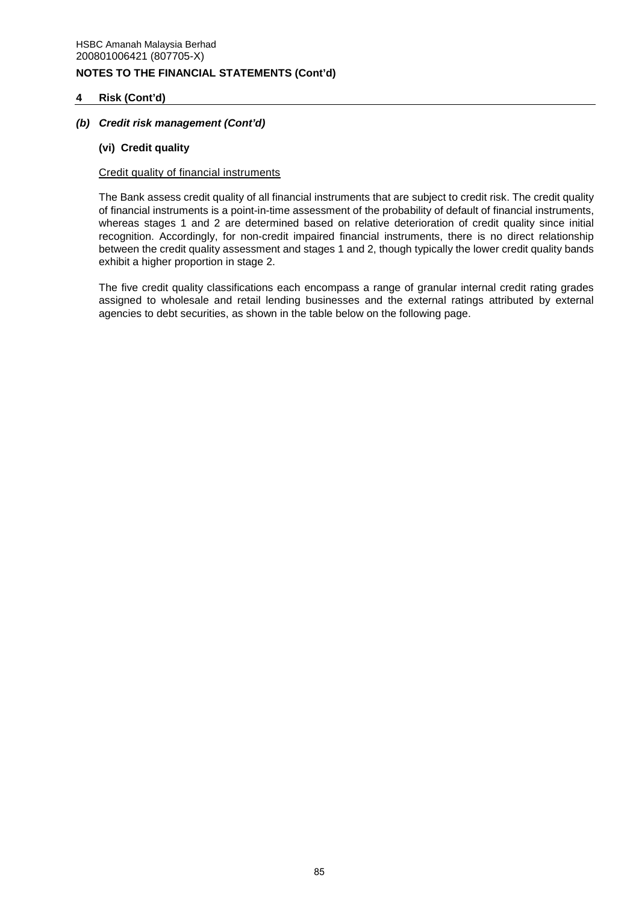## 4 Risk (Cont'd)

### *(b) Credit risk management (Cont'd)*

#### (vi) Credit quality

Credit quality of financial instruments

The Bank assess credit quality of all financial instruments that are subject to credit risk. The credit quality of financial instruments is a point-in-time assessment of the probability of default of financial instruments, whereas stages 1 and 2 are determined based on relative deterioration of credit quality since initial recognition. Accordingly, for non-credit impaired financial instruments, there is no direct relationship between the credit quality assessment and stages 1 and 2, though typically the lower credit quality bands exhibit a higher proportion in stage 2.

The five credit quality classifications each encompass a range of granular internal credit rating grades assigned to wholesale and retail lending businesses and the external ratings attributed by external agencies to debt securities, as shown in the table below on the following page.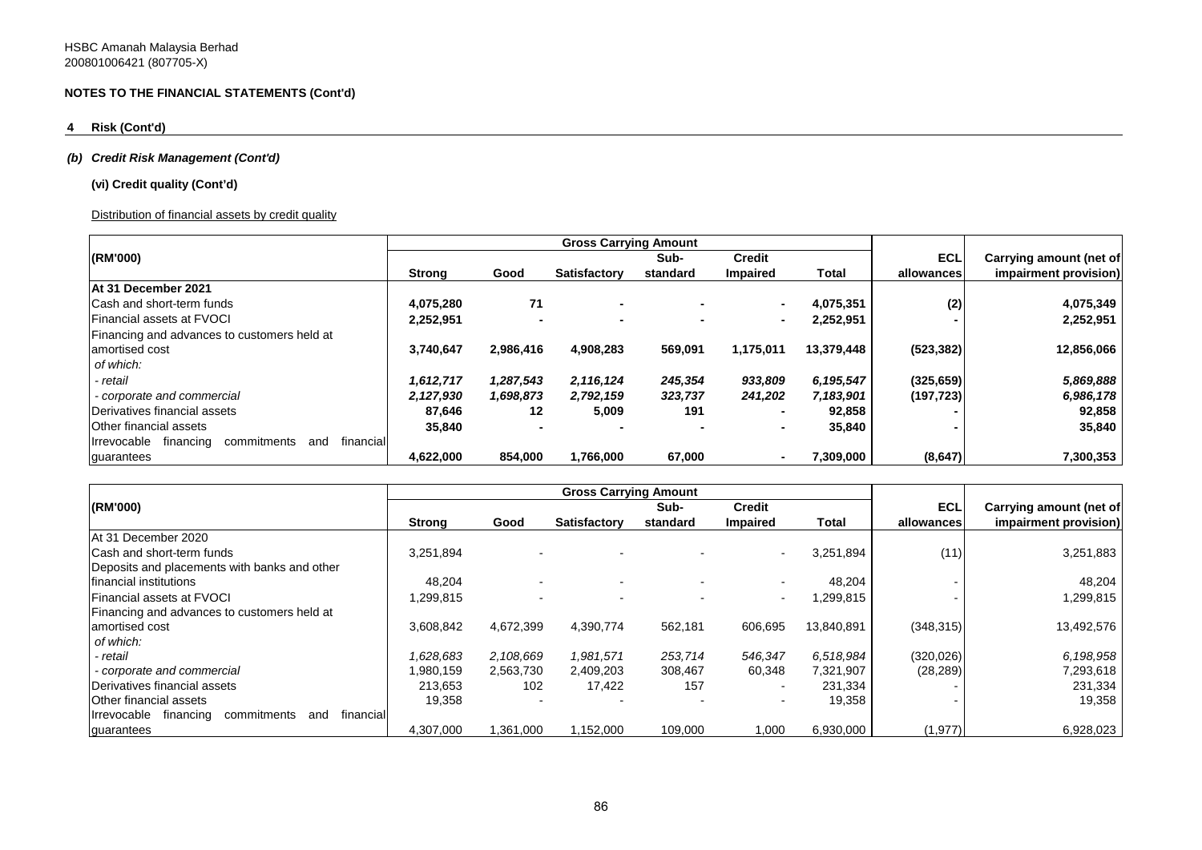HSBC Amanah Malaysia Berhad
200801006421 (807705-X)

**NOTES TO THE FINANCIAL STATEMENTS (Cont'd)**

**4 Risk (Cont'd)**

***(b) Credit Risk Management (Cont'd)***

**(vi) Credit quality (Cont'd)**

Distribution of financial assets by credit quality

| (RM'000) | Gross Carrying Amount | | | | | | ECL allowances | Carrying amount (net of impairment provision) |
|---|---|---|---|---|---|---|---|---|
| | Strong | Good | Satisfactory | Sub-standard | Credit Impaired | Total | | |
| **At 31 December 2021** | | | | | | | | |
| Cash and short-term funds | **4,075,280** | **71** | **-** | **-** | **-** | **4,075,351** | **(2)** | **4,075,349** |
| Financial assets at FVOCI | **2,252,951** | **-** | **-** | **-** | **-** | **2,252,951** | **-** | **2,252,951** |
| Financing and advances to customers held at amortised cost | **3,740,647** | **2,986,416** | **4,908,283** | **569,091** | **1,175,011** | **13,379,448** | **(523,382)** | **12,856,066** |
| *of which:* | | | | | | | | |
| *- retail* | ***1,612,717*** | ***1,287,543*** | ***2,116,124*** | ***245,354*** | ***933,809*** | ***6,195,547*** | **(325,659)** | ***5,869,888*** |
| *- corporate and commercial* | ***2,127,930*** | ***1,698,873*** | ***2,792,159*** | ***323,737*** | ***241,202*** | ***7,183,901*** | **(197,723)** | ***6,986,178*** |
| Derivatives financial assets | **87,646** | **12** | **5,009** | **191** | **-** | **92,858** | **-** | **92,858** |
| Other financial assets | **35,840** | **-** | **-** | **-** | **-** | **35,840** | **-** | **35,840** |
| Irrevocable financing commitments and financial guarantees | **4,622,000** | **854,000** | **1,766,000** | **67,000** | **-** | **7,309,000** | **(8,647)** | **7,300,353** |

| (RM'000) | Gross Carrying Amount | | | | | | ECL allowances | Carrying amount (net of impairment provision) |
|---|---|---|---|---|---|---|---|---|
| | Strong | Good | Satisfactory | Sub-standard | Credit Impaired | Total | | |
| At 31 December 2020 | | | | | | | | |
| Cash and short-term funds | 3,251,894 | - | - | - | - | 3,251,894 | (11) | 3,251,883 |
| Deposits and placements with banks and other financial institutions | 48,204 | - | - | - | - | 48,204 | - | 48,204 |
| Financial assets at FVOCI | 1,299,815 | - | - | - | - | 1,299,815 | - | 1,299,815 |
| Financing and advances to customers held at amortised cost | 3,608,842 | 4,672,399 | 4,390,774 | 562,181 | 606,695 | 13,840,891 | (348,315) | 13,492,576 |
| *of which:* | | | | | | | | |
| *- retail* | *1,628,683* | *2,108,669* | *1,981,571* | *253,714* | *546,347* | *6,518,984* | (320,026) | *6,198,958* |
| *- corporate and commercial* | 1,980,159 | 2,563,730 | 2,409,203 | 308,467 | 60,348 | 7,321,907 | (28,289) | 7,293,618 |
| Derivatives financial assets | 213,653 | 102 | 17,422 | 157 | - | 231,334 | - | 231,334 |
| Other financial assets | 19,358 | - | - | - | - | 19,358 | - | 19,358 |
| Irrevocable financing commitments and financial guarantees | 4,307,000 | 1,361,000 | 1,152,000 | 109,000 | 1,000 | 6,930,000 | (1,977) | 6,928,023 |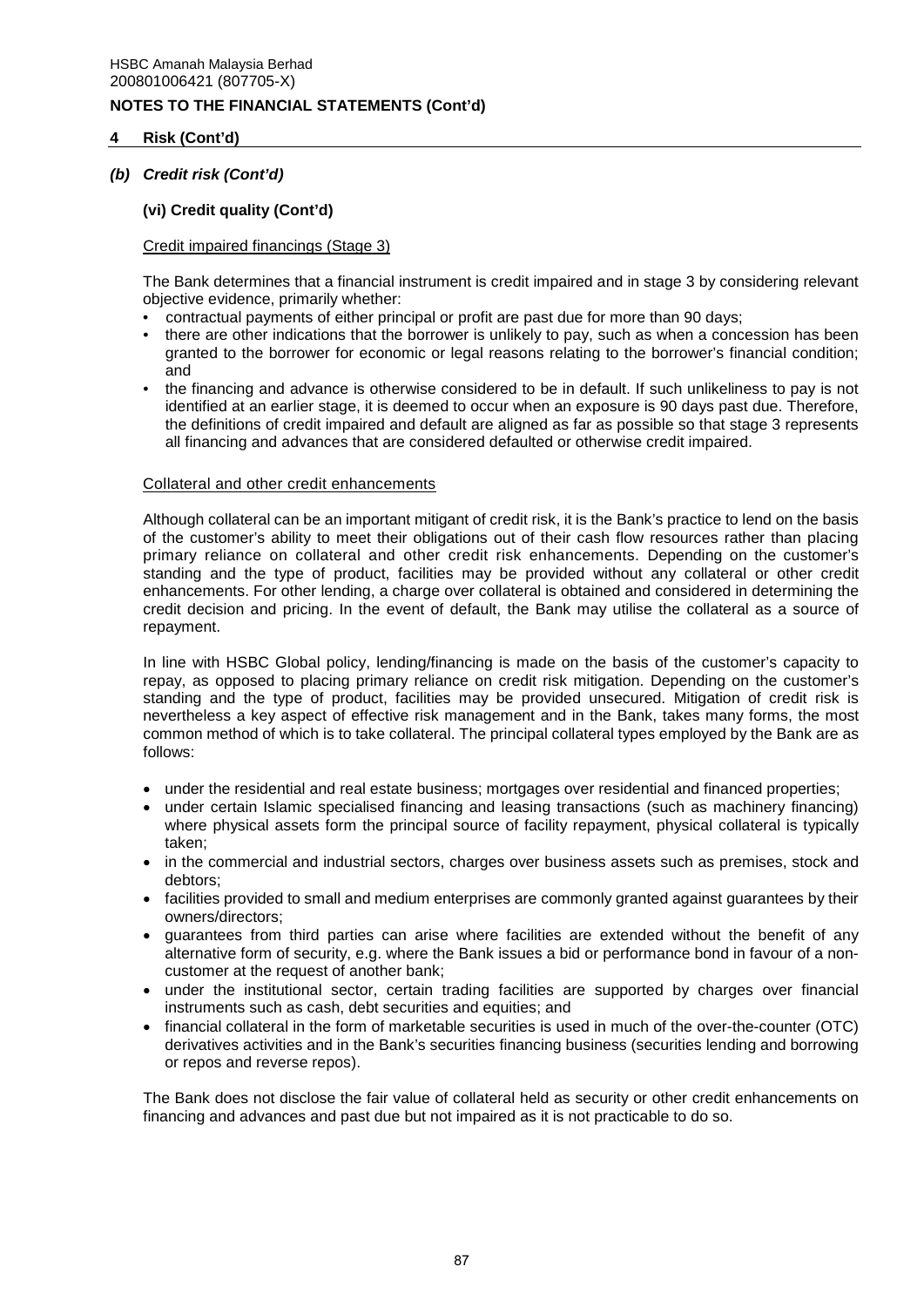## 4 Risk (Cont'd)

### *(b) Credit risk (Cont'd)*

#### (vi) Credit quality (Cont'd)

Credit impaired financings (Stage 3)

The Bank determines that a financial instrument is credit impaired and in stage 3 by considering relevant objective evidence, primarily whether:

- contractual payments of either principal or profit are past due for more than 90 days;
- there are other indications that the borrower is unlikely to pay, such as when a concession has been granted to the borrower for economic or legal reasons relating to the borrower's financial condition; and
- the financing and advance is otherwise considered to be in default. If such unlikeliness to pay is not identified at an earlier stage, it is deemed to occur when an exposure is 90 days past due. Therefore, the definitions of credit impaired and default are aligned as far as possible so that stage 3 represents all financing and advances that are considered defaulted or otherwise credit impaired.

Collateral and other credit enhancements

Although collateral can be an important mitigant of credit risk, it is the Bank's practice to lend on the basis of the customer's ability to meet their obligations out of their cash flow resources rather than placing primary reliance on collateral and other credit risk enhancements. Depending on the customer's standing and the type of product, facilities may be provided without any collateral or other credit enhancements. For other lending, a charge over collateral is obtained and considered in determining the credit decision and pricing. In the event of default, the Bank may utilise the collateral as a source of repayment.

In line with HSBC Global policy, lending/financing is made on the basis of the customer's capacity to repay, as opposed to placing primary reliance on credit risk mitigation. Depending on the customer's standing and the type of product, facilities may be provided unsecured. Mitigation of credit risk is nevertheless a key aspect of effective risk management and in the Bank, takes many forms, the most common method of which is to take collateral. The principal collateral types employed by the Bank are as follows:

- under the residential and real estate business; mortgages over residential and financed properties;
- under certain Islamic specialised financing and leasing transactions (such as machinery financing) where physical assets form the principal source of facility repayment, physical collateral is typically taken;
- in the commercial and industrial sectors, charges over business assets such as premises, stock and debtors;
- facilities provided to small and medium enterprises are commonly granted against guarantees by their owners/directors;
- guarantees from third parties can arise where facilities are extended without the benefit of any alternative form of security, e.g. where the Bank issues a bid or performance bond in favour of a non-customer at the request of another bank;
- under the institutional sector, certain trading facilities are supported by charges over financial instruments such as cash, debt securities and equities; and
- financial collateral in the form of marketable securities is used in much of the over-the-counter (OTC) derivatives activities and in the Bank's securities financing business (securities lending and borrowing or repos and reverse repos).

The Bank does not disclose the fair value of collateral held as security or other credit enhancements on financing and advances and past due but not impaired as it is not practicable to do so.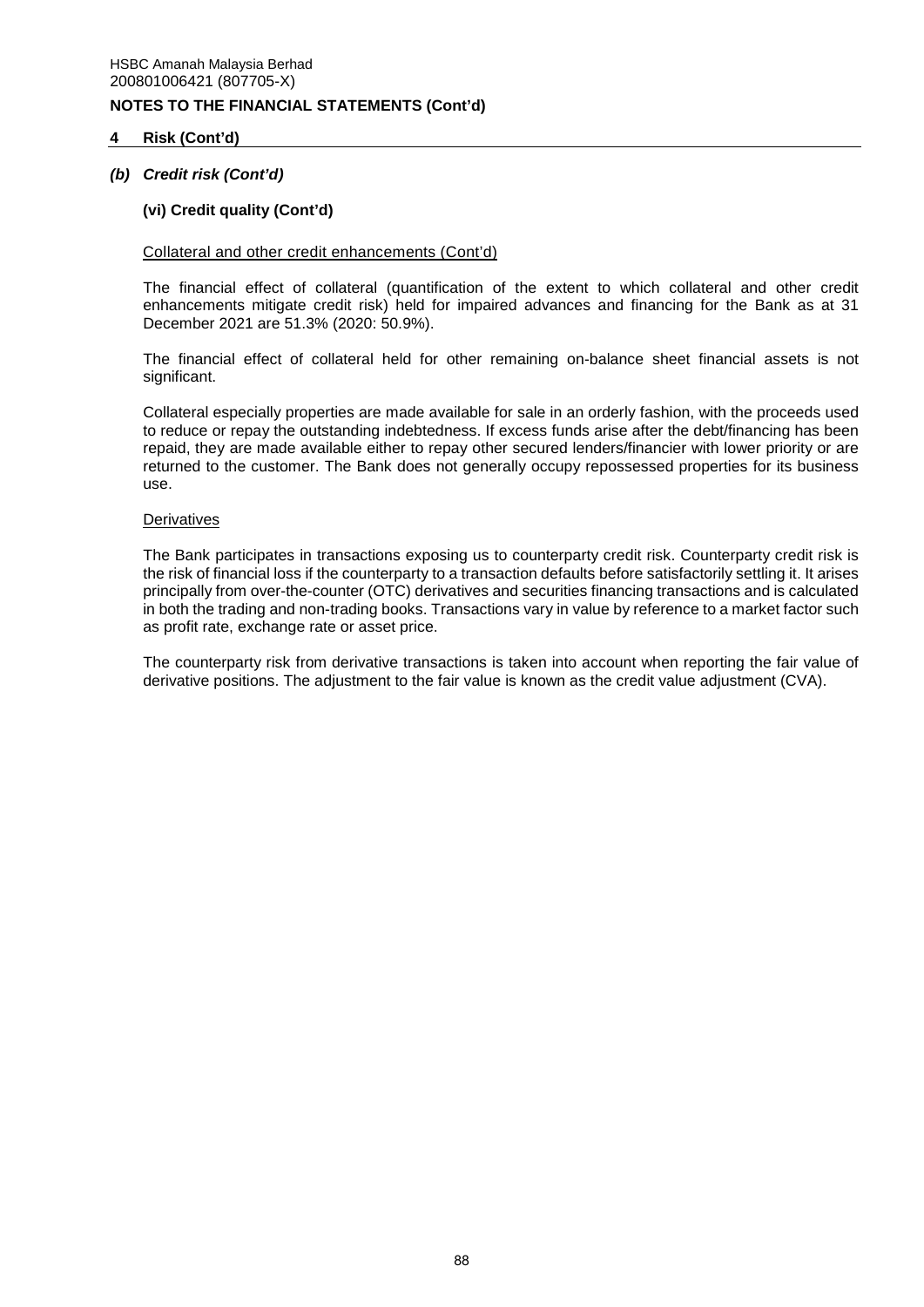## 4 Risk (Cont'd)

### *(b) Credit risk (Cont'd)*

#### (vi) Credit quality (Cont'd)

Collateral and other credit enhancements (Cont'd)

The financial effect of collateral (quantification of the extent to which collateral and other credit enhancements mitigate credit risk) held for impaired advances and financing for the Bank as at 31 December 2021 are 51.3% (2020: 50.9%).

The financial effect of collateral held for other remaining on-balance sheet financial assets is not significant.

Collateral especially properties are made available for sale in an orderly fashion, with the proceeds used to reduce or repay the outstanding indebtedness. If excess funds arise after the debt/financing has been repaid, they are made available either to repay other secured lenders/financier with lower priority or are returned to the customer. The Bank does not generally occupy repossessed properties for its business use.

Derivatives

The Bank participates in transactions exposing us to counterparty credit risk. Counterparty credit risk is the risk of financial loss if the counterparty to a transaction defaults before satisfactorily settling it. It arises principally from over-the-counter (OTC) derivatives and securities financing transactions and is calculated in both the trading and non-trading books. Transactions vary in value by reference to a market factor such as profit rate, exchange rate or asset price.

The counterparty risk from derivative transactions is taken into account when reporting the fair value of derivative positions. The adjustment to the fair value is known as the credit value adjustment (CVA).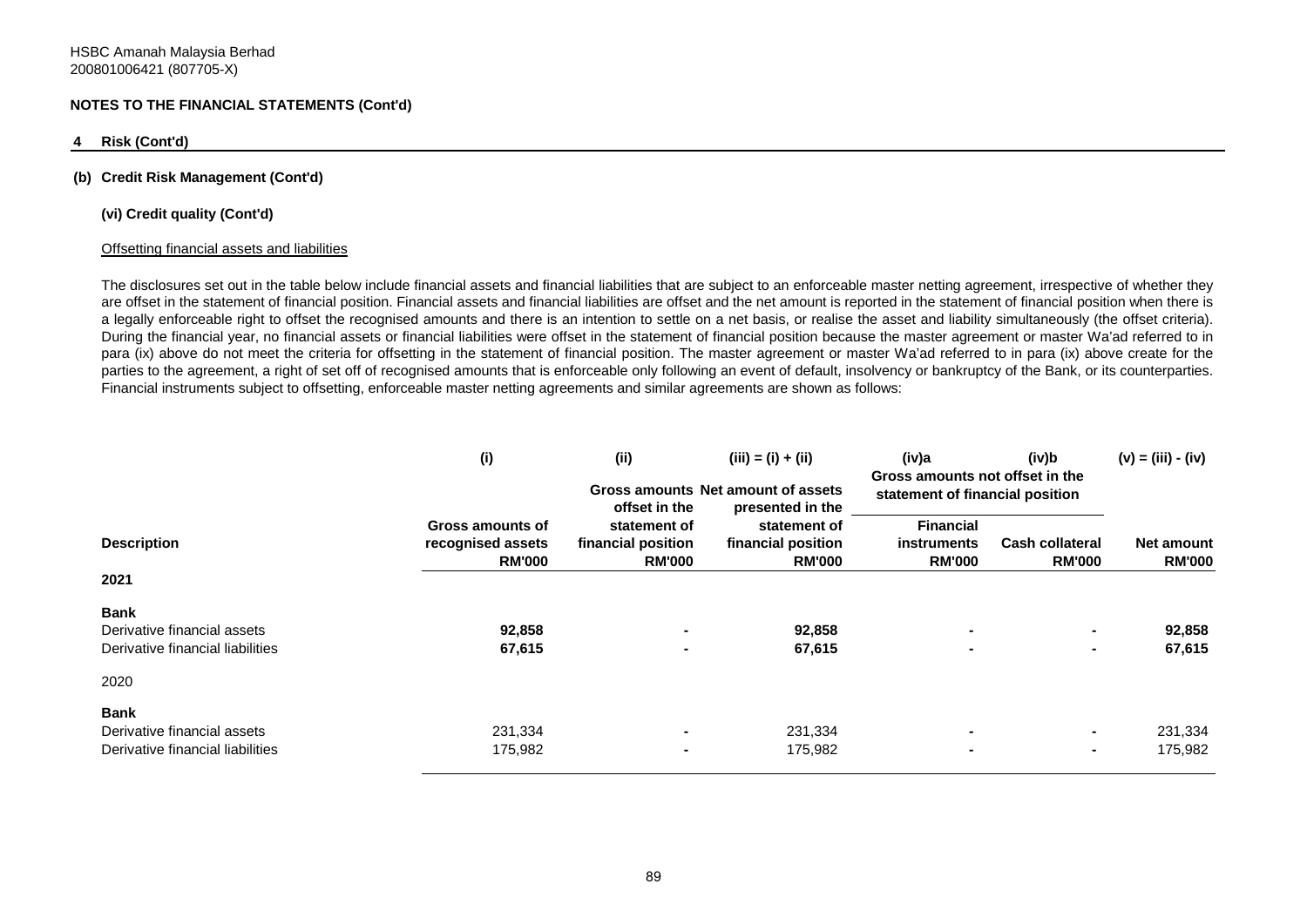HSBC Amanah Malaysia Berhad
200801006421 (807705-X)

**NOTES TO THE FINANCIAL STATEMENTS (Cont'd)**

**4 Risk (Cont'd)**

**(b) Credit Risk Management (Cont'd)**

**(vi) Credit quality (Cont'd)**

Offsetting financial assets and liabilities

The disclosures set out in the table below include financial assets and financial liabilities that are subject to an enforceable master netting agreement, irrespective of whether they are offset in the statement of financial position. Financial assets and financial liabilities are offset and the net amount is reported in the statement of financial position when there is a legally enforceable right to offset the recognised amounts and there is an intention to settle on a net basis, or realise the asset and liability simultaneously (the offset criteria). During the financial year, no financial assets or financial liabilities were offset in the statement of financial position because the master agreement or master Wa'ad referred to in para (ix) above do not meet the criteria for offsetting in the statement of financial position. The master agreement or master Wa'ad referred to in para (ix) above create for the parties to the agreement, a right of set off of recognised amounts that is enforceable only following an event of default, insolvency or bankruptcy of the Bank, or its counterparties. Financial instruments subject to offsetting, enforceable master netting agreements and similar agreements are shown as follows:

| | (i) | (ii) | (iii) = (i) + (ii) | (iv)a | (iv)b | (v) = (iii) - (iv) |
|---|---|---|---|---|---|---|
| | | | | Gross amounts not offset in the statement of financial position | | |
| **Description** | **Gross amounts of recognised assets RM'000** | **Gross amounts offset in the statement of financial position RM'000** | **Net amount of assets presented in the statement of financial position RM'000** | **Financial instruments RM'000** | **Cash collateral RM'000** | **Net amount RM'000** |
| **2021** | | | | | | |
| **Bank** | | | | | | |
| Derivative financial assets | **92,858** | **-** | **92,858** | **-** | **-** | **92,858** |
| Derivative financial liabilities | **67,615** | **-** | **67,615** | **-** | **-** | **67,615** |
| 2020 | | | | | | |
| **Bank** | | | | | | |
| Derivative financial assets | 231,334 | - | 231,334 | - | - | 231,334 |
| Derivative financial liabilities | 175,982 | - | 175,982 | - | - | 175,982 |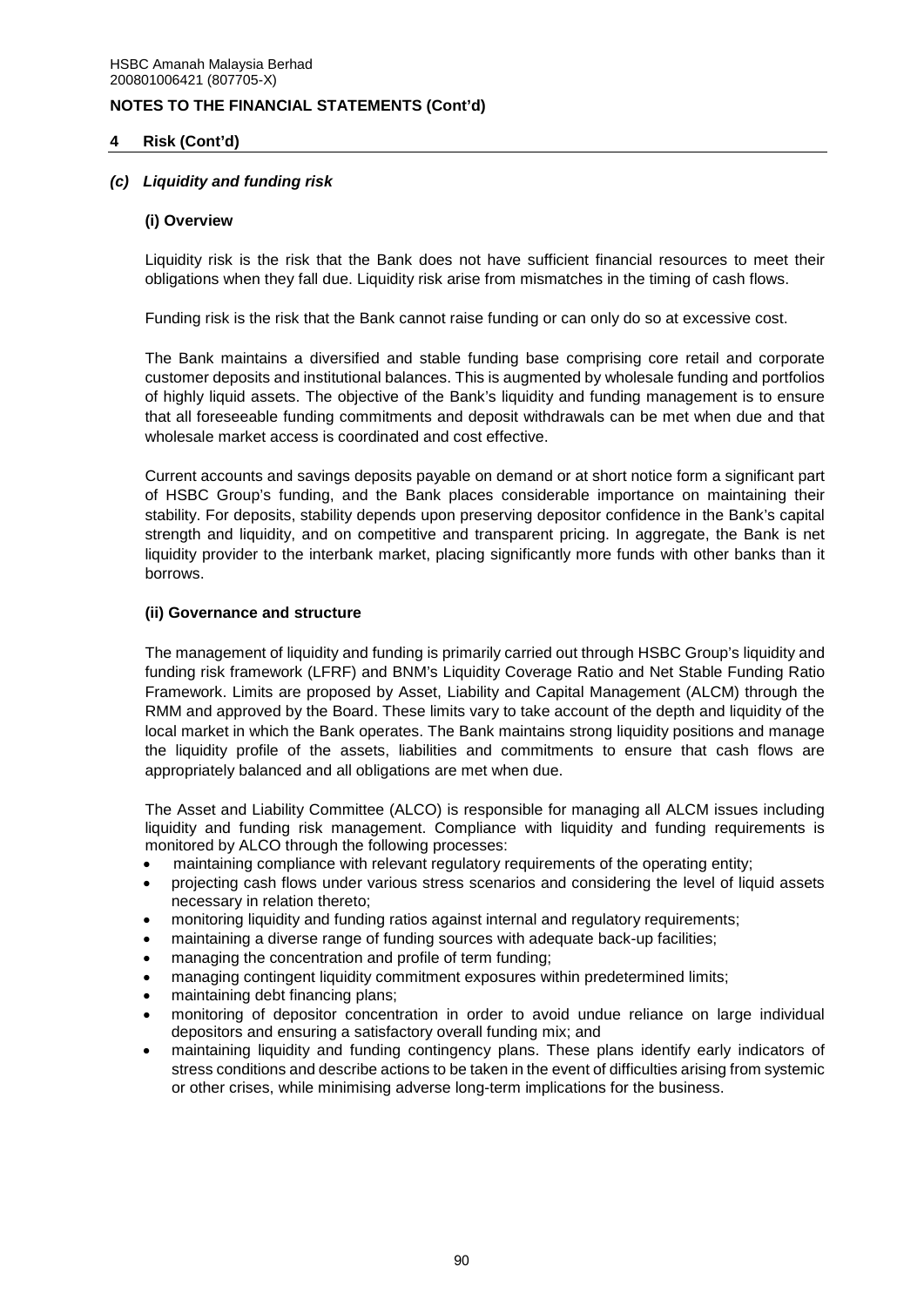## NOTES TO THE FINANCIAL STATEMENTS (Cont'd)

### 4 Risk (Cont'd)

#### *(c) Liquidity and funding risk*

**(i) Overview**

Liquidity risk is the risk that the Bank does not have sufficient financial resources to meet their obligations when they fall due. Liquidity risk arise from mismatches in the timing of cash flows.

Funding risk is the risk that the Bank cannot raise funding or can only do so at excessive cost.

The Bank maintains a diversified and stable funding base comprising core retail and corporate customer deposits and institutional balances. This is augmented by wholesale funding and portfolios of highly liquid assets. The objective of the Bank's liquidity and funding management is to ensure that all foreseeable funding commitments and deposit withdrawals can be met when due and that wholesale market access is coordinated and cost effective.

Current accounts and savings deposits payable on demand or at short notice form a significant part of HSBC Group's funding, and the Bank places considerable importance on maintaining their stability. For deposits, stability depends upon preserving depositor confidence in the Bank's capital strength and liquidity, and on competitive and transparent pricing. In aggregate, the Bank is net liquidity provider to the interbank market, placing significantly more funds with other banks than it borrows.

**(ii) Governance and structure**

The management of liquidity and funding is primarily carried out through HSBC Group's liquidity and funding risk framework (LFRF) and BNM's Liquidity Coverage Ratio and Net Stable Funding Ratio Framework. Limits are proposed by Asset, Liability and Capital Management (ALCM) through the RMM and approved by the Board. These limits vary to take account of the depth and liquidity of the local market in which the Bank operates. The Bank maintains strong liquidity positions and manage the liquidity profile of the assets, liabilities and commitments to ensure that cash flows are appropriately balanced and all obligations are met when due.

The Asset and Liability Committee (ALCO) is responsible for managing all ALCM issues including liquidity and funding risk management. Compliance with liquidity and funding requirements is monitored by ALCO through the following processes:

- maintaining compliance with relevant regulatory requirements of the operating entity;
- projecting cash flows under various stress scenarios and considering the level of liquid assets necessary in relation thereto;
- monitoring liquidity and funding ratios against internal and regulatory requirements;
- maintaining a diverse range of funding sources with adequate back-up facilities;
- managing the concentration and profile of term funding;
- managing contingent liquidity commitment exposures within predetermined limits;
- maintaining debt financing plans;
- monitoring of depositor concentration in order to avoid undue reliance on large individual depositors and ensuring a satisfactory overall funding mix; and
- maintaining liquidity and funding contingency plans. These plans identify early indicators of stress conditions and describe actions to be taken in the event of difficulties arising from systemic or other crises, while minimising adverse long-term implications for the business.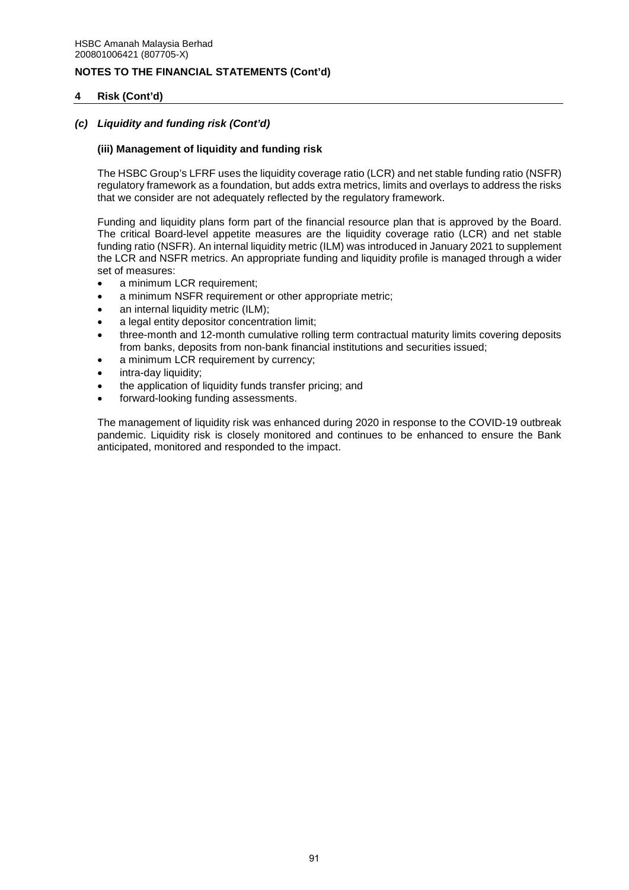## NOTES TO THE FINANCIAL STATEMENTS (Cont'd)

### 4 Risk (Cont'd)

#### *(c) Liquidity and funding risk (Cont'd)*

**(iii) Management of liquidity and funding risk**

The HSBC Group's LFRF uses the liquidity coverage ratio (LCR) and net stable funding ratio (NSFR) regulatory framework as a foundation, but adds extra metrics, limits and overlays to address the risks that we consider are not adequately reflected by the regulatory framework.

Funding and liquidity plans form part of the financial resource plan that is approved by the Board. The critical Board-level appetite measures are the liquidity coverage ratio (LCR) and net stable funding ratio (NSFR). An internal liquidity metric (ILM) was introduced in January 2021 to supplement the LCR and NSFR metrics. An appropriate funding and liquidity profile is managed through a wider set of measures:

- a minimum LCR requirement;
- a minimum NSFR requirement or other appropriate metric;
- an internal liquidity metric (ILM);
- a legal entity depositor concentration limit;
- three-month and 12-month cumulative rolling term contractual maturity limits covering deposits from banks, deposits from non-bank financial institutions and securities issued;
- a minimum LCR requirement by currency;
- intra-day liquidity;
- the application of liquidity funds transfer pricing; and
- forward-looking funding assessments.

The management of liquidity risk was enhanced during 2020 in response to the COVID-19 outbreak pandemic. Liquidity risk is closely monitored and continues to be enhanced to ensure the Bank anticipated, monitored and responded to the impact.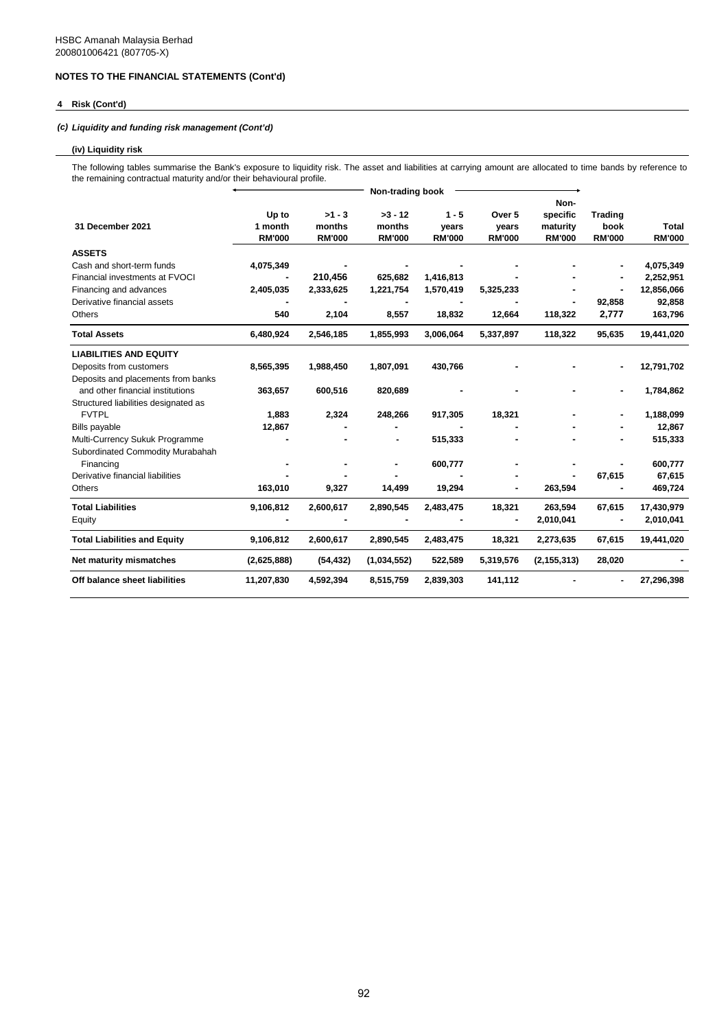HSBC Amanah Malaysia Berhad
200801006421 (807705-X)

## NOTES TO THE FINANCIAL STATEMENTS (Cont'd)

### 4 Risk (Cont'd)

#### *(c) Liquidity and funding risk management (Cont'd)*

#### (iv) Liquidity risk

The following tables summarise the Bank's exposure to liquidity risk. The asset and liabilities at carrying amount are allocated to time bands by reference to the remaining contractual maturity and/or their behavioural profile.

| | Non-trading book | | | | | | | |
|---|---|---|---|---|---|---|---|---|
| **31 December 2021** | **Up to 1 month RM'000** | **>1 - 3 months RM'000** | **>3 - 12 months RM'000** | **1 - 5 years RM'000** | **Over 5 years RM'000** | **Non-specific maturity RM'000** | **Trading book RM'000** | **Total RM'000** |
| **ASSETS** | | | | | | | | |
| Cash and short-term funds | 4,075,349 | - | - | - | - | - | - | 4,075,349 |
| Financial investments at FVOCI | - | 210,456 | 625,682 | 1,416,813 | - | - | - | 2,252,951 |
| Financing and advances | 2,405,035 | 2,333,625 | 1,221,754 | 1,570,419 | 5,325,233 | - | - | 12,856,066 |
| Derivative financial assets | - | - | - | - | - | - | 92,858 | 92,858 |
| Others | 540 | 2,104 | 8,557 | 18,832 | 12,664 | 118,322 | 2,777 | 163,796 |
| **Total Assets** | **6,480,924** | **2,546,185** | **1,855,993** | **3,006,064** | **5,337,897** | **118,322** | **95,635** | **19,441,020** |
| **LIABILITIES AND EQUITY** | | | | | | | | |
| Deposits from customers | 8,565,395 | 1,988,450 | 1,807,091 | 430,766 | - | - | - | 12,791,702 |
| Deposits and placements from banks and other financial institutions | 363,657 | 600,516 | 820,689 | - | - | - | - | 1,784,862 |
| Structured liabilities designated as FVTPL | 1,883 | 2,324 | 248,266 | 917,305 | 18,321 | - | - | 1,188,099 |
| Bills payable | 12,867 | - | - | - | - | - | - | 12,867 |
| Multi-Currency Sukuk Programme | - | - | - | 515,333 | - | - | - | 515,333 |
| Subordinated Commodity Murabahah Financing | - | - | - | 600,777 | - | - | - | 600,777 |
| Derivative financial liabilities | - | - | - | - | - | - | 67,615 | 67,615 |
| Others | 163,010 | 9,327 | 14,499 | 19,294 | - | 263,594 | - | 469,724 |
| **Total Liabilities** | **9,106,812** | **2,600,617** | **2,890,545** | **2,483,475** | **18,321** | **263,594** | **67,615** | **17,430,979** |
| Equity | - | - | - | - | - | 2,010,041 | - | 2,010,041 |
| **Total Liabilities and Equity** | **9,106,812** | **2,600,617** | **2,890,545** | **2,483,475** | **18,321** | **2,273,635** | **67,615** | **19,441,020** |
| **Net maturity mismatches** | **(2,625,888)** | **(54,432)** | **(1,034,552)** | **522,589** | **5,319,576** | **(2,155,313)** | **28,020** | **-** |
| **Off balance sheet liabilities** | **11,207,830** | **4,592,394** | **8,515,759** | **2,839,303** | **141,112** | **-** | **-** | **27,296,398** |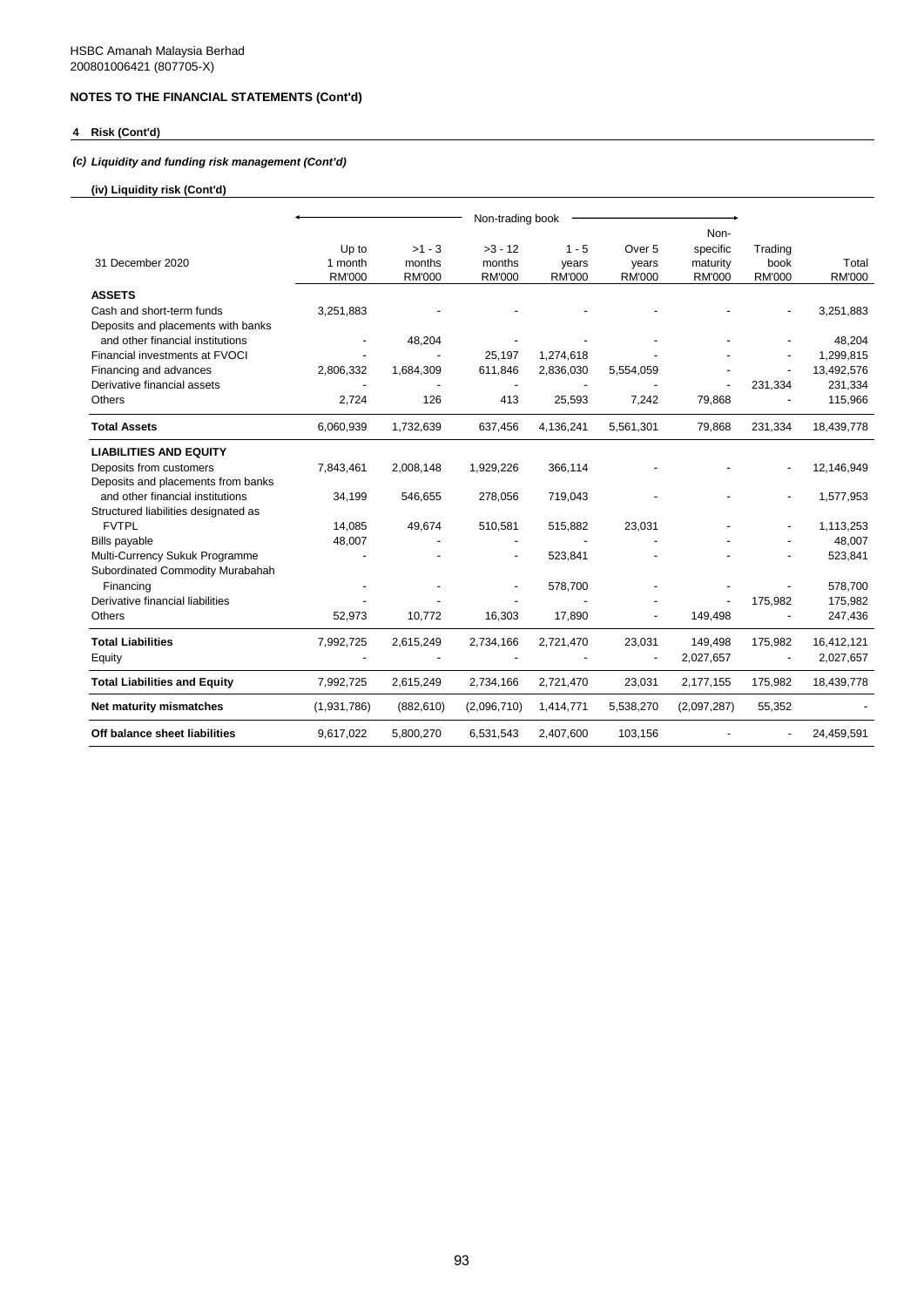HSBC Amanah Malaysia Berhad
200801006421 (807705-X)

**NOTES TO THE FINANCIAL STATEMENTS (Cont'd)**

**4 Risk (Cont'd)**

***(c) Liquidity and funding risk management (Cont'd)***

**(iv) Liquidity risk (Cont'd)**

| | Non-trading book | | | | | | | |
|---|---|---|---|---|---|---|---|---|
| 31 December 2020 | Up to 1 month RM'000 | >1 - 3 months RM'000 | >3 - 12 months RM'000 | 1 - 5 years RM'000 | Over 5 years RM'000 | Non-specific maturity RM'000 | Trading book RM'000 | Total RM'000 |
| **ASSETS** | | | | | | | | |
| Cash and short-term funds | 3,251,883 | - | - | - | - | - | - | 3,251,883 |
| Deposits and placements with banks and other financial institutions | - | 48,204 | - | - | - | - | - | 48,204 |
| Financial investments at FVOCI | - | - | 25,197 | 1,274,618 | - | - | - | 1,299,815 |
| Financing and advances | 2,806,332 | 1,684,309 | 611,846 | 2,836,030 | 5,554,059 | - | - | 13,492,576 |
| Derivative financial assets | - | - | - | - | - | - | 231,334 | 231,334 |
| Others | 2,724 | 126 | 413 | 25,593 | 7,242 | 79,868 | - | 115,966 |
| **Total Assets** | 6,060,939 | 1,732,639 | 637,456 | 4,136,241 | 5,561,301 | 79,868 | 231,334 | 18,439,778 |
| **LIABILITIES AND EQUITY** | | | | | | | | |
| Deposits from customers | 7,843,461 | 2,008,148 | 1,929,226 | 366,114 | - | - | - | 12,146,949 |
| Deposits and placements from banks and other financial institutions | 34,199 | 546,655 | 278,056 | 719,043 | - | - | - | 1,577,953 |
| Structured liabilities designated as FVTPL | 14,085 | 49,674 | 510,581 | 515,882 | 23,031 | - | - | 1,113,253 |
| Bills payable | 48,007 | - | - | - | - | - | - | 48,007 |
| Multi-Currency Sukuk Programme | - | - | - | 523,841 | - | - | - | 523,841 |
| Subordinated Commodity Murabahah Financing | - | - | - | 578,700 | - | - | - | 578,700 |
| Derivative financial liabilities | - | - | - | - | - | - | 175,982 | 175,982 |
| Others | 52,973 | 10,772 | 16,303 | 17,890 | - | 149,498 | - | 247,436 |
| **Total Liabilities** | 7,992,725 | 2,615,249 | 2,734,166 | 2,721,470 | 23,031 | 149,498 | 175,982 | 16,412,121 |
| Equity | - | - | - | - | - | 2,027,657 | - | 2,027,657 |
| **Total Liabilities and Equity** | 7,992,725 | 2,615,249 | 2,734,166 | 2,721,470 | 23,031 | 2,177,155 | 175,982 | 18,439,778 |
| **Net maturity mismatches** | (1,931,786) | (882,610) | (2,096,710) | 1,414,771 | 5,538,270 | (2,097,287) | 55,352 | - |
| **Off balance sheet liabilities** | 9,617,022 | 5,800,270 | 6,531,543 | 2,407,600 | 103,156 | - | - | 24,459,591 |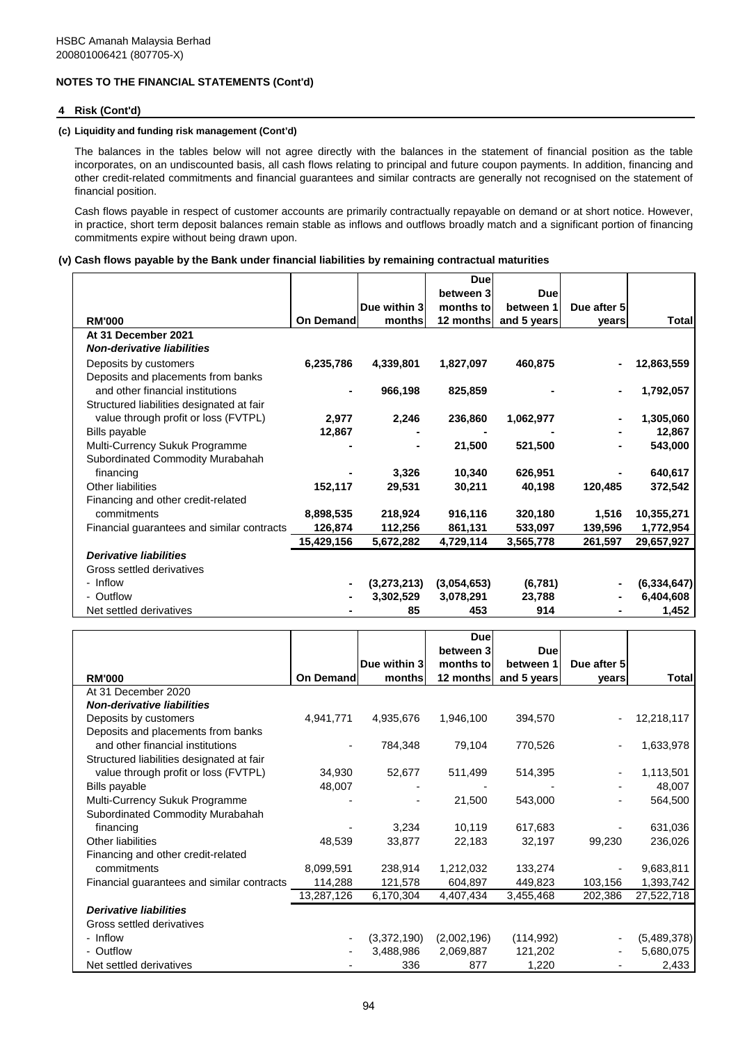HSBC Amanah Malaysia Berhad
200801006421 (807705-X)

**NOTES TO THE FINANCIAL STATEMENTS (Cont'd)**

**4 Risk (Cont'd)**

**(c) Liquidity and funding risk management (Cont'd)**

The balances in the tables below will not agree directly with the balances in the statement of financial position as the table incorporates, on an undiscounted basis, all cash flows relating to principal and future coupon payments. In addition, financing and other credit-related commitments and financial guarantees and similar contracts are generally not recognised on the statement of financial position.

Cash flows payable in respect of customer accounts are primarily contractually repayable on demand or at short notice. However, in practice, short term deposit balances remain stable as inflows and outflows broadly match and a significant portion of financing commitments expire without being drawn upon.

**(v) Cash flows payable by the Bank under financial liabilities by remaining contractual maturities**

| RM'000 | On Demand | Due within 3 months | Due between 3 months to 12 months | Due between 1 and 5 years | Due after 5 years | Total |
|---|---|---|---|---|---|---|
| **At 31 December 2021** | | | | | | |
| ***Non-derivative liabilities*** | | | | | | |
| Deposits by customers | **6,235,786** | **4,339,801** | **1,827,097** | **460,875** | **-** | **12,863,559** |
| Deposits and placements from banks and other financial institutions | **-** | **966,198** | **825,859** | **-** | **-** | **1,792,057** |
| Structured liabilities designated at fair value through profit or loss (FVTPL) | **2,977** | **2,246** | **236,860** | **1,062,977** | **-** | **1,305,060** |
| Bills payable | **12,867** | **-** | **-** | **-** | **-** | **12,867** |
| Multi-Currency Sukuk Programme | **-** | **-** | **21,500** | **521,500** | **-** | **543,000** |
| Subordinated Commodity Murabahah financing | **-** | **3,326** | **10,340** | **626,951** | **-** | **640,617** |
| Other liabilities | **152,117** | **29,531** | **30,211** | **40,198** | **120,485** | **372,542** |
| Financing and other credit-related commitments | **8,898,535** | **218,924** | **916,116** | **320,180** | **1,516** | **10,355,271** |
| Financial guarantees and similar contracts | **126,874** | **112,256** | **861,131** | **533,097** | **139,596** | **1,772,954** |
| | **15,429,156** | **5,672,282** | **4,729,114** | **3,565,778** | **261,597** | **29,657,927** |
| ***Derivative liabilities*** | | | | | | |
| Gross settled derivatives | | | | | | |
| - Inflow | **-** | **(3,273,213)** | **(3,054,653)** | **(6,781)** | **-** | **(6,334,647)** |
| - Outflow | **-** | **3,302,529** | **3,078,291** | **23,788** | **-** | **6,404,608** |
| Net settled derivatives | **-** | **85** | **453** | **914** | **-** | **1,452** |

| RM'000 | On Demand | Due within 3 months | Due between 3 months to 12 months | Due between 1 and 5 years | Due after 5 years | Total |
|---|---|---|---|---|---|---|
| At 31 December 2020 | | | | | | |
| ***Non-derivative liabilities*** | | | | | | |
| Deposits by customers | 4,941,771 | 4,935,676 | 1,946,100 | 394,570 | - | 12,218,117 |
| Deposits and placements from banks and other financial institutions | - | 784,348 | 79,104 | 770,526 | - | 1,633,978 |
| Structured liabilities designated at fair value through profit or loss (FVTPL) | 34,930 | 52,677 | 511,499 | 514,395 | - | 1,113,501 |
| Bills payable | 48,007 | - | - | - | - | 48,007 |
| Multi-Currency Sukuk Programme | - | - | 21,500 | 543,000 | - | 564,500 |
| Subordinated Commodity Murabahah financing | - | 3,234 | 10,119 | 617,683 | - | 631,036 |
| Other liabilities | 48,539 | 33,877 | 22,183 | 32,197 | 99,230 | 236,026 |
| Financing and other credit-related commitments | 8,099,591 | 238,914 | 1,212,032 | 133,274 | - | 9,683,811 |
| Financial guarantees and similar contracts | 114,288 | 121,578 | 604,897 | 449,823 | 103,156 | 1,393,742 |
| | 13,287,126 | 6,170,304 | 4,407,434 | 3,455,468 | 202,386 | 27,522,718 |
| ***Derivative liabilities*** | | | | | | |
| Gross settled derivatives | | | | | | |
| - Inflow | - | (3,372,190) | (2,002,196) | (114,992) | - | (5,489,378) |
| - Outflow | - | 3,488,986 | 2,069,887 | 121,202 | - | 5,680,075 |
| Net settled derivatives | - | 336 | 877 | 1,220 | - | 2,433 |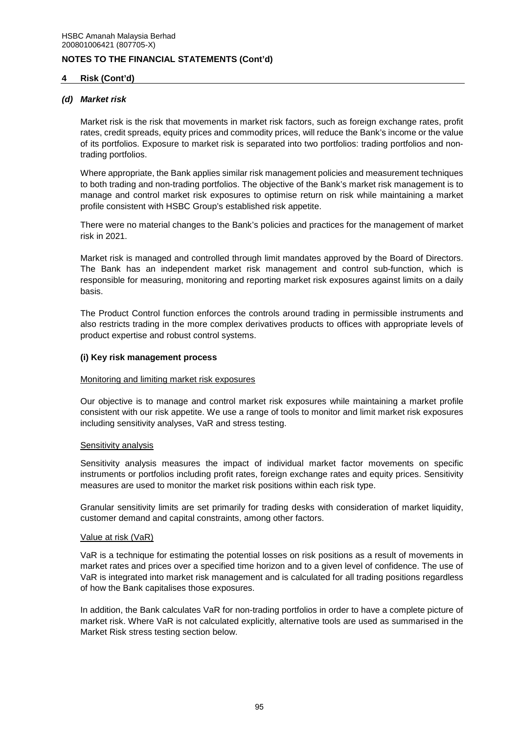## 4 Risk (Cont'd)

### *(d) Market risk*

Market risk is the risk that movements in market risk factors, such as foreign exchange rates, profit rates, credit spreads, equity prices and commodity prices, will reduce the Bank's income or the value of its portfolios. Exposure to market risk is separated into two portfolios: trading portfolios and non-trading portfolios.

Where appropriate, the Bank applies similar risk management policies and measurement techniques to both trading and non-trading portfolios. The objective of the Bank's market risk management is to manage and control market risk exposures to optimise return on risk while maintaining a market profile consistent with HSBC Group's established risk appetite.

There were no material changes to the Bank's policies and practices for the management of market risk in 2021.

Market risk is managed and controlled through limit mandates approved by the Board of Directors. The Bank has an independent market risk management and control sub-function, which is responsible for measuring, monitoring and reporting market risk exposures against limits on a daily basis.

The Product Control function enforces the controls around trading in permissible instruments and also restricts trading in the more complex derivatives products to offices with appropriate levels of product expertise and robust control systems.

#### (i) Key risk management process

Monitoring and limiting market risk exposures

Our objective is to manage and control market risk exposures while maintaining a market profile consistent with our risk appetite. We use a range of tools to monitor and limit market risk exposures including sensitivity analyses, VaR and stress testing.

Sensitivity analysis

Sensitivity analysis measures the impact of individual market factor movements on specific instruments or portfolios including profit rates, foreign exchange rates and equity prices. Sensitivity measures are used to monitor the market risk positions within each risk type.

Granular sensitivity limits are set primarily for trading desks with consideration of market liquidity, customer demand and capital constraints, among other factors.

Value at risk (VaR)

VaR is a technique for estimating the potential losses on risk positions as a result of movements in market rates and prices over a specified time horizon and to a given level of confidence. The use of VaR is integrated into market risk management and is calculated for all trading positions regardless of how the Bank capitalises those exposures.

In addition, the Bank calculates VaR for non-trading portfolios in order to have a complete picture of market risk. Where VaR is not calculated explicitly, alternative tools are used as summarised in the Market Risk stress testing section below.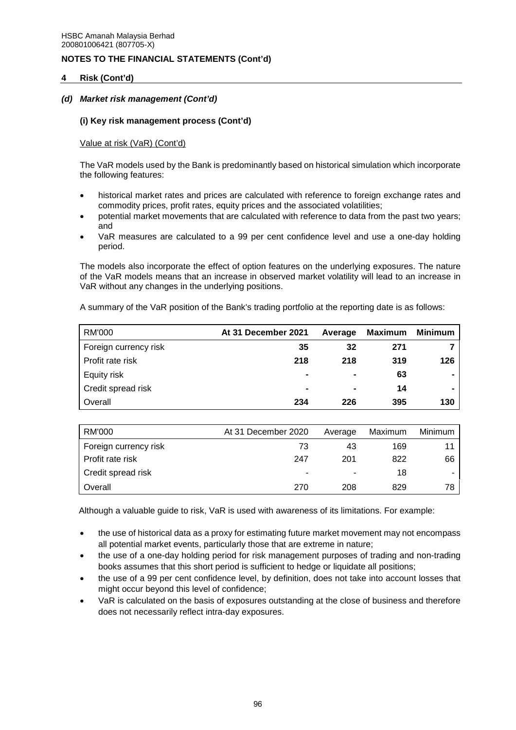HSBC Amanah Malaysia Berhad
200801006421 (807705-X)

**NOTES TO THE FINANCIAL STATEMENTS (Cont'd)**

## 4 Risk (Cont'd)

### *(d) Market risk management (Cont'd)*

#### (i) Key risk management process (Cont'd)

Value at risk (VaR) (Cont'd)

The VaR models used by the Bank is predominantly based on historical simulation which incorporate the following features:

- historical market rates and prices are calculated with reference to foreign exchange rates and commodity prices, profit rates, equity prices and the associated volatilities;
- potential market movements that are calculated with reference to data from the past two years; and
- VaR measures are calculated to a 99 per cent confidence level and use a one-day holding period.

The models also incorporate the effect of option features on the underlying exposures. The nature of the VaR models means that an increase in observed market volatility will lead to an increase in VaR without any changes in the underlying positions.

A summary of the VaR position of the Bank's trading portfolio at the reporting date is as follows:

| RM'000 | **At 31 December 2021** | **Average** | **Maximum** | **Minimum** |
|---|---|---|---|---|
| Foreign currency risk | **35** | **32** | **271** | **7** |
| Profit rate risk | **218** | **218** | **319** | **126** |
| Equity risk | **-** | **-** | **63** | **-** |
| Credit spread risk | **-** | **-** | **14** | **-** |
| Overall | **234** | **226** | **395** | **130** |

| RM'000 | At 31 December 2020 | Average | Maximum | Minimum |
|---|---|---|---|---|
| Foreign currency risk | 73 | 43 | 169 | 11 |
| Profit rate risk | 247 | 201 | 822 | 66 |
| Credit spread risk | - | - | 18 | - |
| Overall | 270 | 208 | 829 | 78 |

Although a valuable guide to risk, VaR is used with awareness of its limitations. For example:

- the use of historical data as a proxy for estimating future market movement may not encompass all potential market events, particularly those that are extreme in nature;
- the use of a one-day holding period for risk management purposes of trading and non-trading books assumes that this short period is sufficient to hedge or liquidate all positions;
- the use of a 99 per cent confidence level, by definition, does not take into account losses that might occur beyond this level of confidence;
- VaR is calculated on the basis of exposures outstanding at the close of business and therefore does not necessarily reflect intra-day exposures.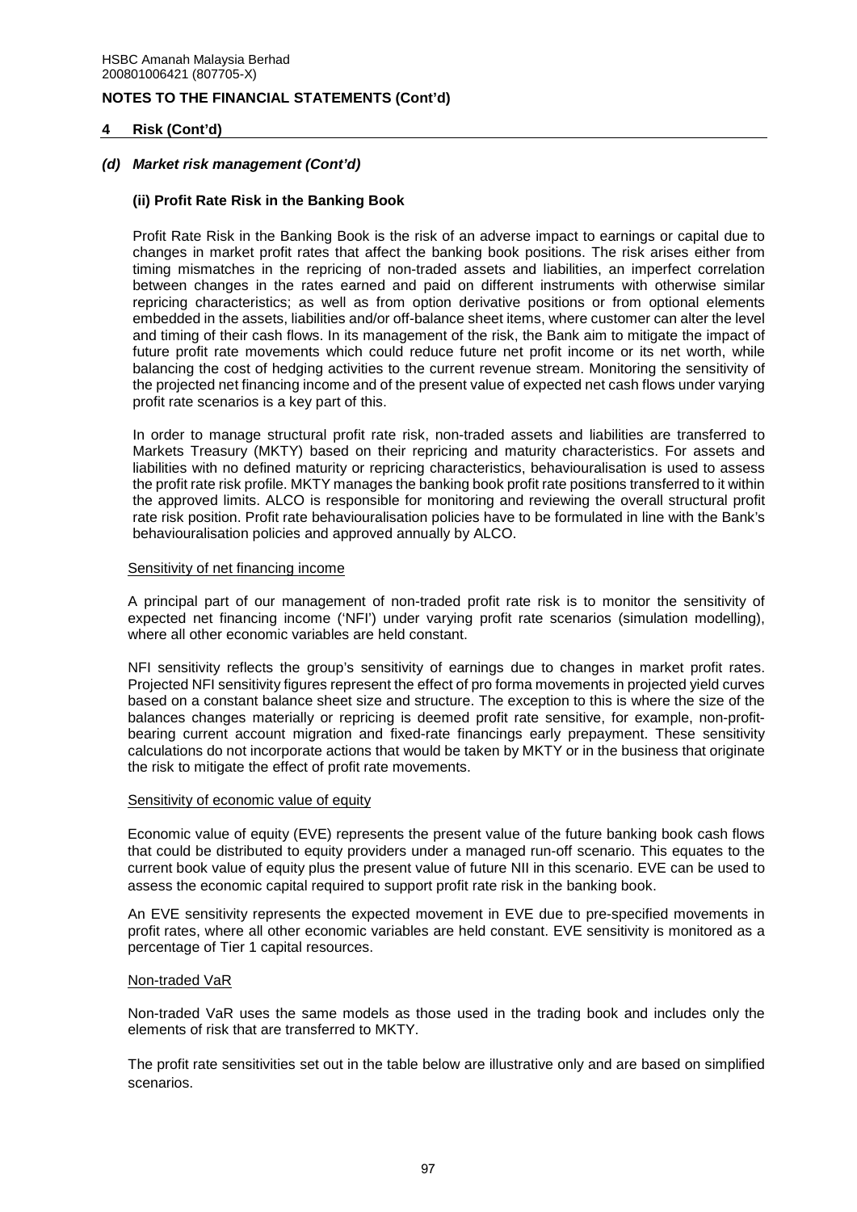## NOTES TO THE FINANCIAL STATEMENTS (Cont'd)

### 4 Risk (Cont'd)

#### *(d) Market risk management (Cont'd)*

**(ii) Profit Rate Risk in the Banking Book**

Profit Rate Risk in the Banking Book is the risk of an adverse impact to earnings or capital due to changes in market profit rates that affect the banking book positions. The risk arises either from timing mismatches in the repricing of non-traded assets and liabilities, an imperfect correlation between changes in the rates earned and paid on different instruments with otherwise similar repricing characteristics; as well as from option derivative positions or from optional elements embedded in the assets, liabilities and/or off-balance sheet items, where customer can alter the level and timing of their cash flows. In its management of the risk, the Bank aim to mitigate the impact of future profit rate movements which could reduce future net profit income or its net worth, while balancing the cost of hedging activities to the current revenue stream. Monitoring the sensitivity of the projected net financing income and of the present value of expected net cash flows under varying profit rate scenarios is a key part of this.

In order to manage structural profit rate risk, non-traded assets and liabilities are transferred to Markets Treasury (MKTY) based on their repricing and maturity characteristics. For assets and liabilities with no defined maturity or repricing characteristics, behaviouralisation is used to assess the profit rate risk profile. MKTY manages the banking book profit rate positions transferred to it within the approved limits. ALCO is responsible for monitoring and reviewing the overall structural profit rate risk position. Profit rate behaviouralisation policies have to be formulated in line with the Bank's behaviouralisation policies and approved annually by ALCO.

Sensitivity of net financing income

A principal part of our management of non-traded profit rate risk is to monitor the sensitivity of expected net financing income ('NFI') under varying profit rate scenarios (simulation modelling), where all other economic variables are held constant.

NFI sensitivity reflects the group's sensitivity of earnings due to changes in market profit rates. Projected NFI sensitivity figures represent the effect of pro forma movements in projected yield curves based on a constant balance sheet size and structure. The exception to this is where the size of the balances changes materially or repricing is deemed profit rate sensitive, for example, non-profit-bearing current account migration and fixed-rate financings early prepayment. These sensitivity calculations do not incorporate actions that would be taken by MKTY or in the business that originate the risk to mitigate the effect of profit rate movements.

Sensitivity of economic value of equity

Economic value of equity (EVE) represents the present value of the future banking book cash flows that could be distributed to equity providers under a managed run-off scenario. This equates to the current book value of equity plus the present value of future NII in this scenario. EVE can be used to assess the economic capital required to support profit rate risk in the banking book.

An EVE sensitivity represents the expected movement in EVE due to pre-specified movements in profit rates, where all other economic variables are held constant. EVE sensitivity is monitored as a percentage of Tier 1 capital resources.

Non-traded VaR

Non-traded VaR uses the same models as those used in the trading book and includes only the elements of risk that are transferred to MKTY.

The profit rate sensitivities set out in the table below are illustrative only and are based on simplified scenarios.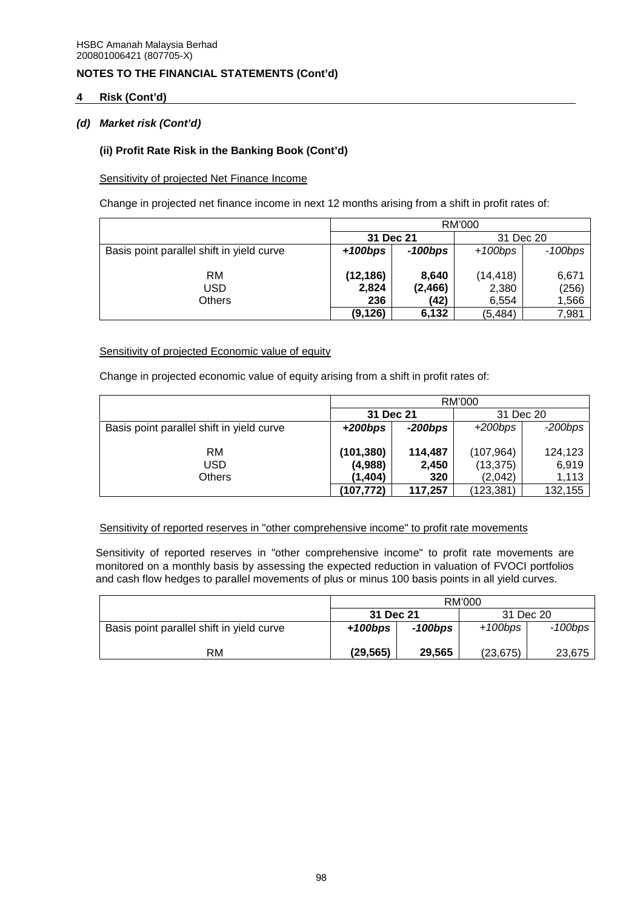HSBC Amanah Malaysia Berhad
200801006421 (807705-X)

**NOTES TO THE FINANCIAL STATEMENTS (Cont'd)**

## 4 Risk (Cont'd)

### *(d) Market risk (Cont'd)*

#### (ii) Profit Rate Risk in the Banking Book (Cont'd)

Sensitivity of projected Net Finance Income

Change in projected net finance income in next 12 months arising from a shift in profit rates of:

| | RM'000 | | | |
|---|---|---|---|---|
| | **31 Dec 21** | | 31 Dec 20 | |
| Basis point parallel shift in yield curve | ***+100bps*** | ***-100bps*** | *+100bps* | *-100bps* |
| RM | **(12,186)** | **8,640** | (14,418) | 6,671 |
| USD | **2,824** | **(2,466)** | 2,380 | (256) |
| Others | **236** | **(42)** | 6,554 | 1,566 |
| | **(9,126)** | **6,132** | (5,484) | 7,981 |

Sensitivity of projected Economic value of equity

Change in projected economic value of equity arising from a shift in profit rates of:

| | RM'000 | | | |
|---|---|---|---|---|
| | **31 Dec 21** | | 31 Dec 20 | |
| Basis point parallel shift in yield curve | ***+200bps*** | ***-200bps*** | *+200bps* | *-200bps* |
| RM | **(101,380)** | **114,487** | (107,964) | 124,123 |
| USD | **(4,988)** | **2,450** | (13,375) | 6,919 |
| Others | **(1,404)** | **320** | (2,042) | 1,113 |
| | **(107,772)** | **117,257** | (123,381) | 132,155 |

Sensitivity of reported reserves in "other comprehensive income" to profit rate movements

Sensitivity of reported reserves in "other comprehensive income" to profit rate movements are monitored on a monthly basis by assessing the expected reduction in valuation of FVOCI portfolios and cash flow hedges to parallel movements of plus or minus 100 basis points in all yield curves.

| | RM'000 | | | |
|---|---|---|---|---|
| | **31 Dec 21** | | 31 Dec 20 | |
| Basis point parallel shift in yield curve | ***+100bps*** | ***-100bps*** | *+100bps* | *-100bps* |
| RM | **(29,565)** | **29,565** | (23,675) | 23,675 |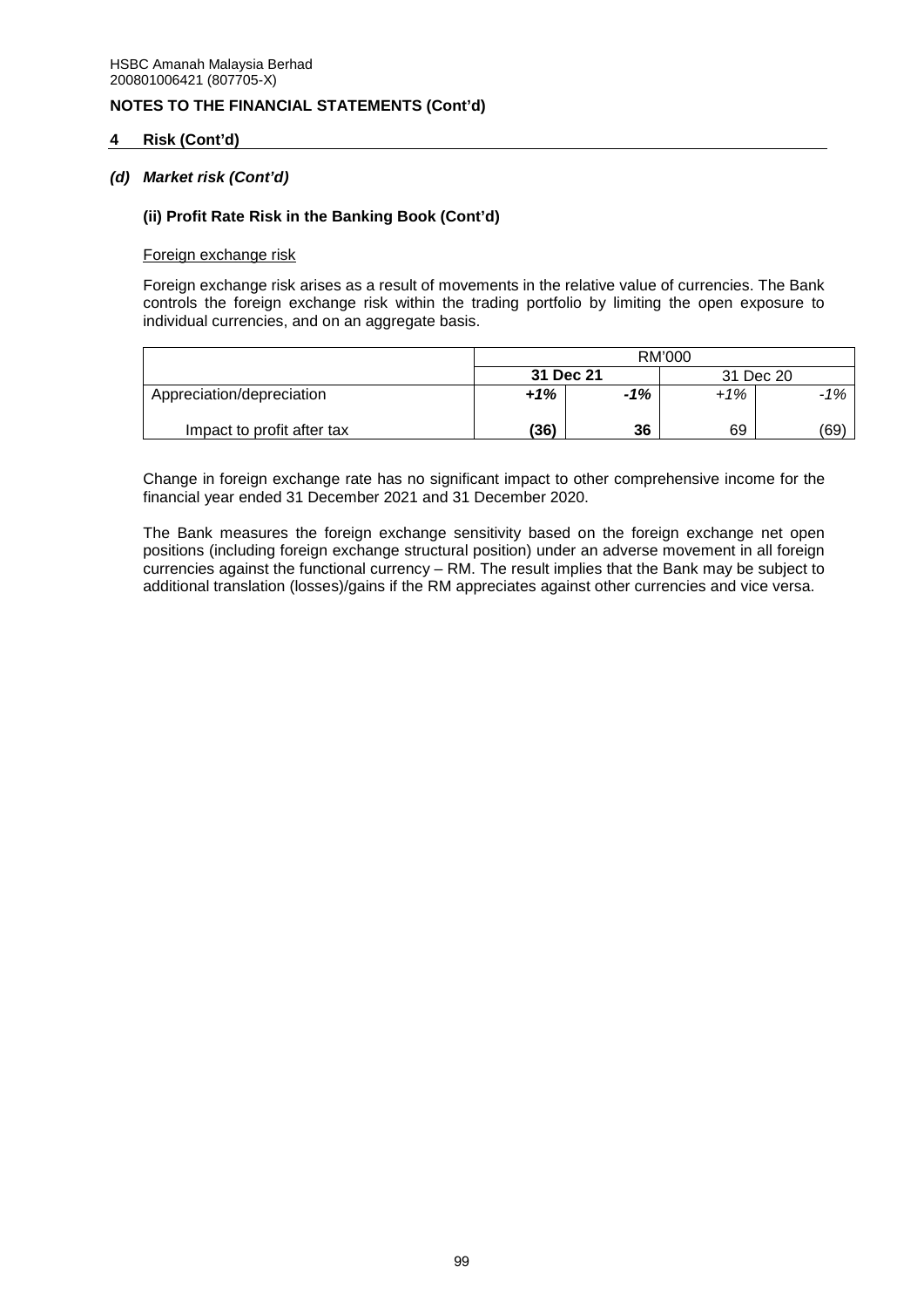HSBC Amanah Malaysia Berhad
200801006421 (807705-X)

**NOTES TO THE FINANCIAL STATEMENTS (Cont'd)**

**4 Risk (Cont'd)**

***(d) Market risk (Cont'd)***

**(ii) Profit Rate Risk in the Banking Book (Cont'd)**

Foreign exchange risk

Foreign exchange risk arises as a result of movements in the relative value of currencies. The Bank controls the foreign exchange risk within the trading portfolio by limiting the open exposure to individual currencies, and on an aggregate basis.

| | RM'000 | | | |
|---|---|---|---|---|
| | **31 Dec 21** | | 31 Dec 20 | |
| Appreciation/depreciation | ***+1%*** | ***-1%*** | *+1%* | *-1%* |
| Impact to profit after tax | **(36)** | **36** | 69 | (69) |

Change in foreign exchange rate has no significant impact to other comprehensive income for the financial year ended 31 December 2021 and 31 December 2020.

The Bank measures the foreign exchange sensitivity based on the foreign exchange net open positions (including foreign exchange structural position) under an adverse movement in all foreign currencies against the functional currency – RM. The result implies that the Bank may be subject to additional translation (losses)/gains if the RM appreciates against other currencies and vice versa.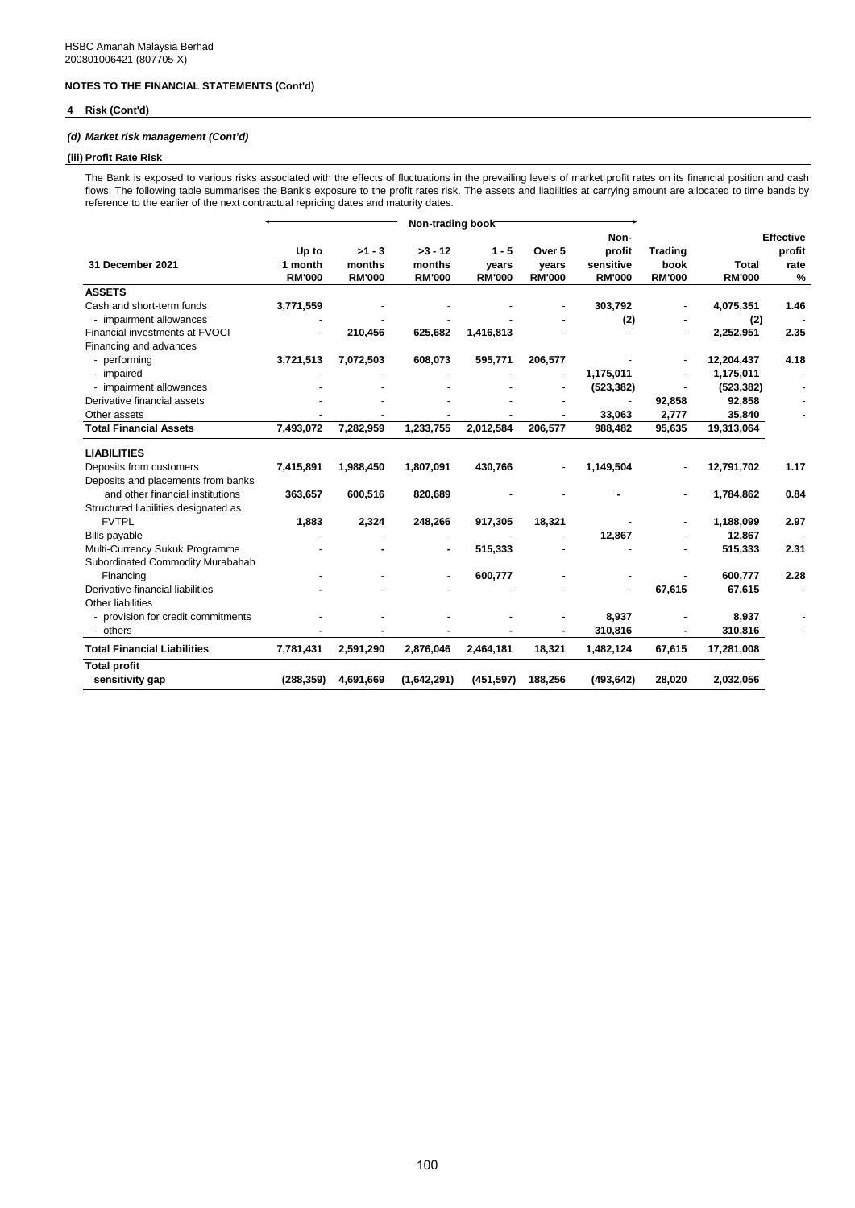HSBC Amanah Malaysia Berhad
200801006421 (807705-X)

**NOTES TO THE FINANCIAL STATEMENTS (Cont'd)**

**4 Risk (Cont'd)**

***(d) Market risk management (Cont'd)***

**(iii) Profit Rate Risk**

The Bank is exposed to various risks associated with the effects of fluctuations in the prevailing levels of market profit rates on its financial position and cash flows. The following table summarises the Bank's exposure to the profit rates risk. The assets and liabilities at carrying amount are allocated to time bands by reference to the earlier of the next contractual repricing dates and maturity dates.

| 31 December 2021 | Non-trading book | | | | | | | | |
|---|---|---|---|---|---|---|---|---|---|
| | Up to 1 month RM'000 | >1 - 3 months RM'000 | >3 - 12 months RM'000 | 1 - 5 years RM'000 | Over 5 years RM'000 | Non-profit sensitive RM'000 | Trading book RM'000 | Total RM'000 | Effective profit rate % |
| **ASSETS** | | | | | | | | | |
| Cash and short-term funds | 3,771,559 | - | - | - | - | 303,792 | - | 4,075,351 | 1.46 |
| - impairment allowances | - | - | - | - | - | (2) | - | (2) | - |
| Financial investments at FVOCI | - | 210,456 | 625,682 | 1,416,813 | - | - | - | 2,252,951 | 2.35 |
| Financing and advances | | | | | | | | | |
| - performing | 3,721,513 | 7,072,503 | 608,073 | 595,771 | 206,577 | - | - | 12,204,437 | 4.18 |
| - impaired | - | - | - | - | - | 1,175,011 | - | 1,175,011 | - |
| - impairment allowances | - | - | - | - | - | (523,382) | - | (523,382) | - |
| Derivative financial assets | - | - | - | - | - | - | 92,858 | 92,858 | - |
| Other assets | - | - | - | - | - | 33,063 | 2,777 | 35,840 | - |
| **Total Financial Assets** | **7,493,072** | **7,282,959** | **1,233,755** | **2,012,584** | **206,577** | **988,482** | **95,635** | **19,313,064** | |
| **LIABILITIES** | | | | | | | | | |
| Deposits from customers | 7,415,891 | 1,988,450 | 1,807,091 | 430,766 | - | 1,149,504 | - | 12,791,702 | 1.17 |
| Deposits and placements from banks and other financial institutions | 363,657 | 600,516 | 820,689 | - | - | - | - | 1,784,862 | 0.84 |
| Structured liabilities designated as FVTPL | 1,883 | 2,324 | 248,266 | 917,305 | 18,321 | - | - | 1,188,099 | 2.97 |
| Bills payable | - | - | - | - | - | 12,867 | - | 12,867 | - |
| Multi-Currency Sukuk Programme | - | - | - | 515,333 | - | - | - | 515,333 | 2.31 |
| Subordinated Commodity Murabahah Financing | - | - | - | 600,777 | - | - | - | 600,777 | 2.28 |
| Derivative financial liabilities | - | - | - | - | - | - | 67,615 | 67,615 | - |
| Other liabilities | | | | | | | | | |
| - provision for credit commitments | - | - | - | - | - | 8,937 | - | 8,937 | - |
| - others | - | - | - | - | - | 310,816 | - | 310,816 | - |
| **Total Financial Liabilities** | **7,781,431** | **2,591,290** | **2,876,046** | **2,464,181** | **18,321** | **1,482,124** | **67,615** | **17,281,008** | |
| **Total profit sensitivity gap** | **(288,359)** | **4,691,669** | **(1,642,291)** | **(451,597)** | **188,256** | **(493,642)** | **28,020** | **2,032,056** | |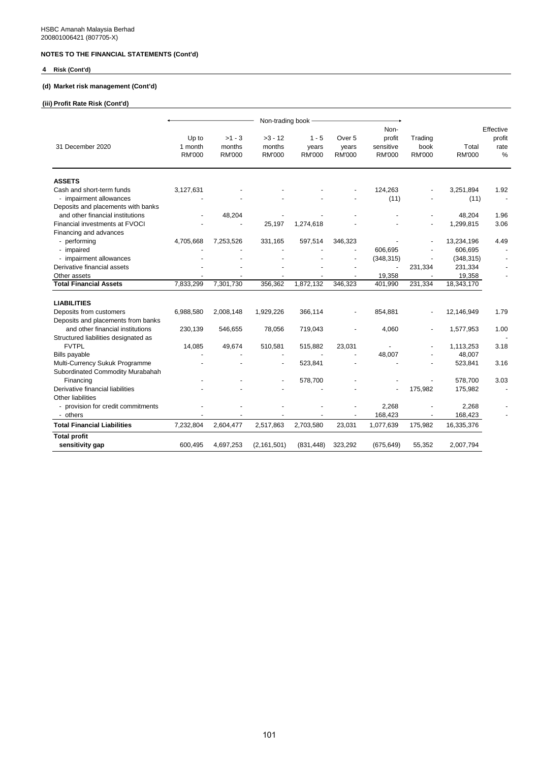HSBC Amanah Malaysia Berhad
200801006421 (807705-X)

**NOTES TO THE FINANCIAL STATEMENTS (Cont'd)**

**4 Risk (Cont'd)**

**(d) Market risk management (Cont'd)**

**(iii) Profit Rate Risk (Cont'd)**

| 31 December 2020 | Non-trading book | | | | | | | | |
|---|---|---|---|---|---|---|---|---|---|
| | Up to 1 month RM'000 | >1 - 3 months RM'000 | >3 - 12 months RM'000 | 1 - 5 years RM'000 | Over 5 years RM'000 | Non-profit sensitive RM'000 | Trading book RM'000 | Total RM'000 | Effective profit rate % |
| **ASSETS** | | | | | | | | | |
| Cash and short-term funds | 3,127,631 | - | - | - | - | 124,263 | - | 3,251,894 | 1.92 |
| - impairment allowances | - | - | - | - | - | (11) | - | (11) | - |
| Deposits and placements with banks and other financial institutions | - | 48,204 | - | - | - | - | - | 48,204 | 1.96 |
| Financial investments at FVOCI | - | - | 25,197 | 1,274,618 | - | - | - | 1,299,815 | 3.06 |
| Financing and advances | | | | | | | | | |
| - performing | 4,705,668 | 7,253,526 | 331,165 | 597,514 | 346,323 | - | - | 13,234,196 | 4.49 |
| - impaired | - | - | - | - | - | 606,695 | - | 606,695 | - |
| - impairment allowances | - | - | - | - | - | (348,315) | - | (348,315) | - |
| Derivative financial assets | - | - | - | - | - | - | 231,334 | 231,334 | - |
| Other assets | - | - | - | - | - | 19,358 | - | 19,358 | - |
| **Total Financial Assets** | 7,833,299 | 7,301,730 | 356,362 | 1,872,132 | 346,323 | 401,990 | 231,334 | 18,343,170 | |
| **LIABILITIES** | | | | | | | | | |
| Deposits from customers | 6,988,580 | 2,008,148 | 1,929,226 | 366,114 | - | 854,881 | - | 12,146,949 | 1.79 |
| Deposits and placements from banks and other financial institutions | 230,139 | 546,655 | 78,056 | 719,043 | - | 4,060 | - | 1,577,953 | 1.00 |
| Structured liabilities designated as FVTPL | 14,085 | 49,674 | 510,581 | 515,882 | 23,031 | - | - | 1,113,253 | 3.18 |
| Bills payable | - | - | - | - | - | 48,007 | - | 48,007 | - |
| Multi-Currency Sukuk Programme | - | - | - | 523,841 | - | - | - | 523,841 | 3.16 |
| Subordinated Commodity Murabahah Financing | - | - | - | 578,700 | - | - | - | 578,700 | 3.03 |
| Derivative financial liabilities | - | - | - | - | - | - | 175,982 | 175,982 | - |
| Other liabilities | | | | | | | | | |
| - provision for credit commitments | - | - | - | - | - | 2,268 | - | 2,268 | - |
| - others | - | - | - | - | - | 168,423 | - | 168,423 | - |
| **Total Financial Liabilities** | 7,232,804 | 2,604,477 | 2,517,863 | 2,703,580 | 23,031 | 1,077,639 | 175,982 | 16,335,376 | |
| **Total profit sensitivity gap** | 600,495 | 4,697,253 | (2,161,501) | (831,448) | 323,292 | (675,649) | 55,352 | 2,007,794 | |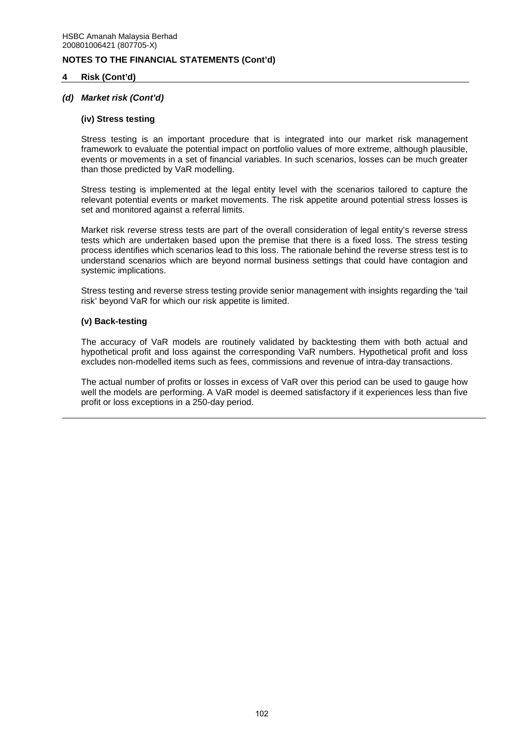HSBC Amanah Malaysia Berhad
200801006421 (807705-X)

**NOTES TO THE FINANCIAL STATEMENTS (Cont'd)**

**4 Risk (Cont'd)**

***(d) Market risk (Cont'd)***

**(iv) Stress testing**

Stress testing is an important procedure that is integrated into our market risk management framework to evaluate the potential impact on portfolio values of more extreme, although plausible, events or movements in a set of financial variables. In such scenarios, losses can be much greater than those predicted by VaR modelling.

Stress testing is implemented at the legal entity level with the scenarios tailored to capture the relevant potential events or market movements. The risk appetite around potential stress losses is set and monitored against a referral limits.

Market risk reverse stress tests are part of the overall consideration of legal entity's reverse stress tests which are undertaken based upon the premise that there is a fixed loss. The stress testing process identifies which scenarios lead to this loss. The rationale behind the reverse stress test is to understand scenarios which are beyond normal business settings that could have contagion and systemic implications.

Stress testing and reverse stress testing provide senior management with insights regarding the 'tail risk' beyond VaR for which our risk appetite is limited.

**(v) Back-testing**

The accuracy of VaR models are routinely validated by backtesting them with both actual and hypothetical profit and loss against the corresponding VaR numbers. Hypothetical profit and loss excludes non-modelled items such as fees, commissions and revenue of intra-day transactions.

The actual number of profits or losses in excess of VaR over this period can be used to gauge how well the models are performing. A VaR model is deemed satisfactory if it experiences less than five profit or loss exceptions in a 250-day period.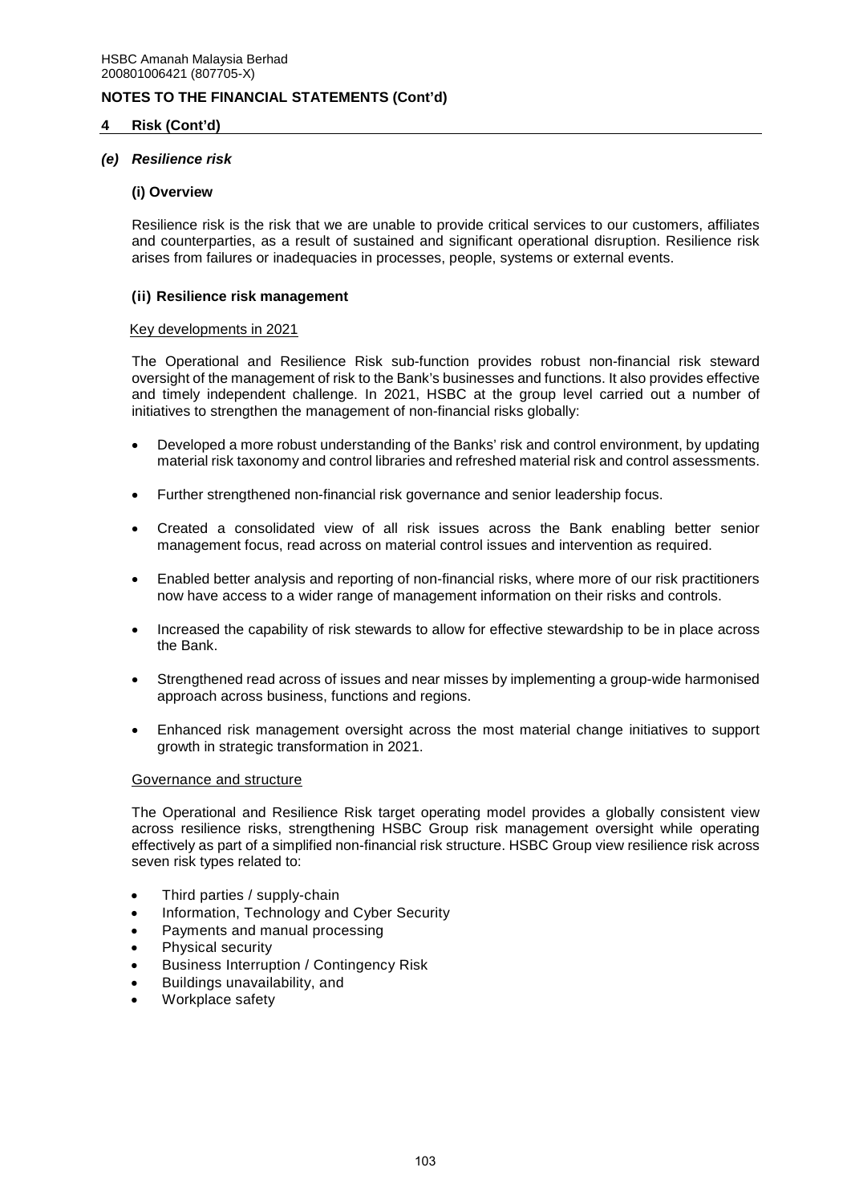## 4 Risk (Cont'd)

### *(e) Resilience risk*

#### (i) Overview

Resilience risk is the risk that we are unable to provide critical services to our customers, affiliates and counterparties, as a result of sustained and significant operational disruption. Resilience risk arises from failures or inadequacies in processes, people, systems or external events.

#### (ii) Resilience risk management

Key developments in 2021

The Operational and Resilience Risk sub-function provides robust non-financial risk steward oversight of the management of risk to the Bank's businesses and functions. It also provides effective and timely independent challenge. In 2021, HSBC at the group level carried out a number of initiatives to strengthen the management of non-financial risks globally:

- Developed a more robust understanding of the Banks' risk and control environment, by updating material risk taxonomy and control libraries and refreshed material risk and control assessments.
- Further strengthened non-financial risk governance and senior leadership focus.
- Created a consolidated view of all risk issues across the Bank enabling better senior management focus, read across on material control issues and intervention as required.
- Enabled better analysis and reporting of non-financial risks, where more of our risk practitioners now have access to a wider range of management information on their risks and controls.
- Increased the capability of risk stewards to allow for effective stewardship to be in place across the Bank.
- Strengthened read across of issues and near misses by implementing a group-wide harmonised approach across business, functions and regions.
- Enhanced risk management oversight across the most material change initiatives to support growth in strategic transformation in 2021.

Governance and structure

The Operational and Resilience Risk target operating model provides a globally consistent view across resilience risks, strengthening HSBC Group risk management oversight while operating effectively as part of a simplified non-financial risk structure. HSBC Group view resilience risk across seven risk types related to:

- Third parties / supply-chain
- Information, Technology and Cyber Security
- Payments and manual processing
- Physical security
- Business Interruption / Contingency Risk
- Buildings unavailability, and
- Workplace safety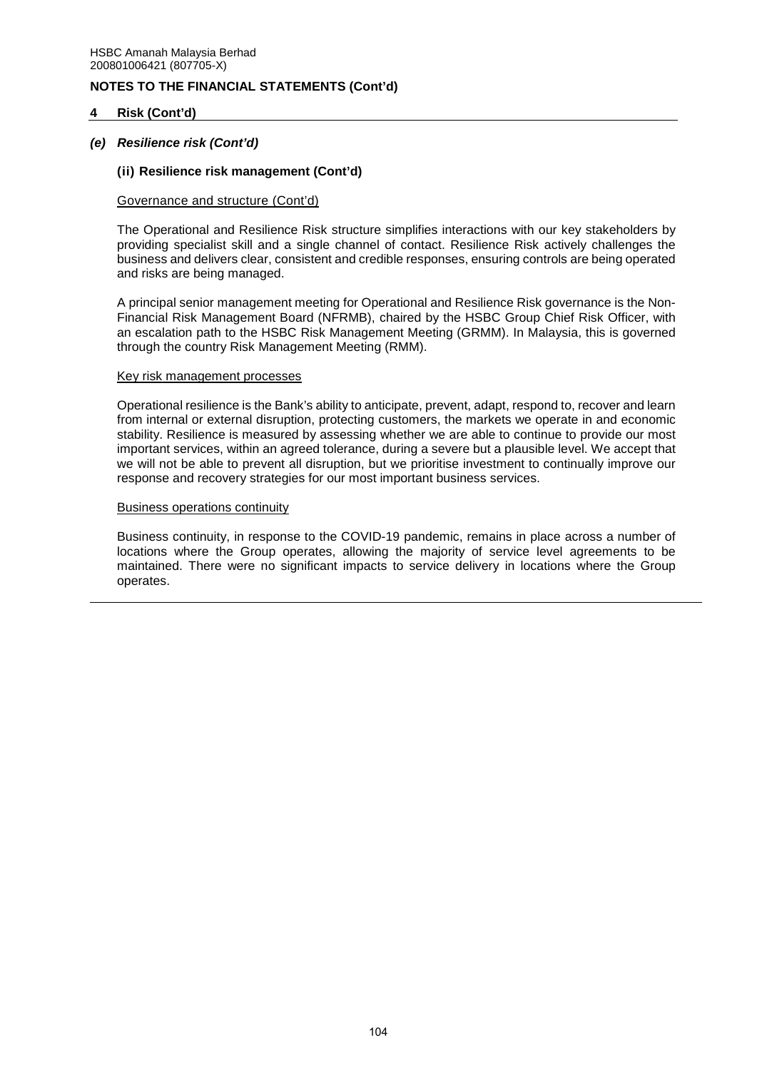## NOTES TO THE FINANCIAL STATEMENTS (Cont'd)

### 4 Risk (Cont'd)

#### *(e) Resilience risk (Cont'd)*

##### (ii) Resilience risk management (Cont'd)

Governance and structure (Cont'd)

The Operational and Resilience Risk structure simplifies interactions with our key stakeholders by providing specialist skill and a single channel of contact. Resilience Risk actively challenges the business and delivers clear, consistent and credible responses, ensuring controls are being operated and risks are being managed.

A principal senior management meeting for Operational and Resilience Risk governance is the Non-Financial Risk Management Board (NFRMB), chaired by the HSBC Group Chief Risk Officer, with an escalation path to the HSBC Risk Management Meeting (GRMM). In Malaysia, this is governed through the country Risk Management Meeting (RMM).

Key risk management processes

Operational resilience is the Bank's ability to anticipate, prevent, adapt, respond to, recover and learn from internal or external disruption, protecting customers, the markets we operate in and economic stability. Resilience is measured by assessing whether we are able to continue to provide our most important services, within an agreed tolerance, during a severe but a plausible level. We accept that we will not be able to prevent all disruption, but we prioritise investment to continually improve our response and recovery strategies for our most important business services.

Business operations continuity

Business continuity, in response to the COVID-19 pandemic, remains in place across a number of locations where the Group operates, allowing the majority of service level agreements to be maintained. There were no significant impacts to service delivery in locations where the Group operates.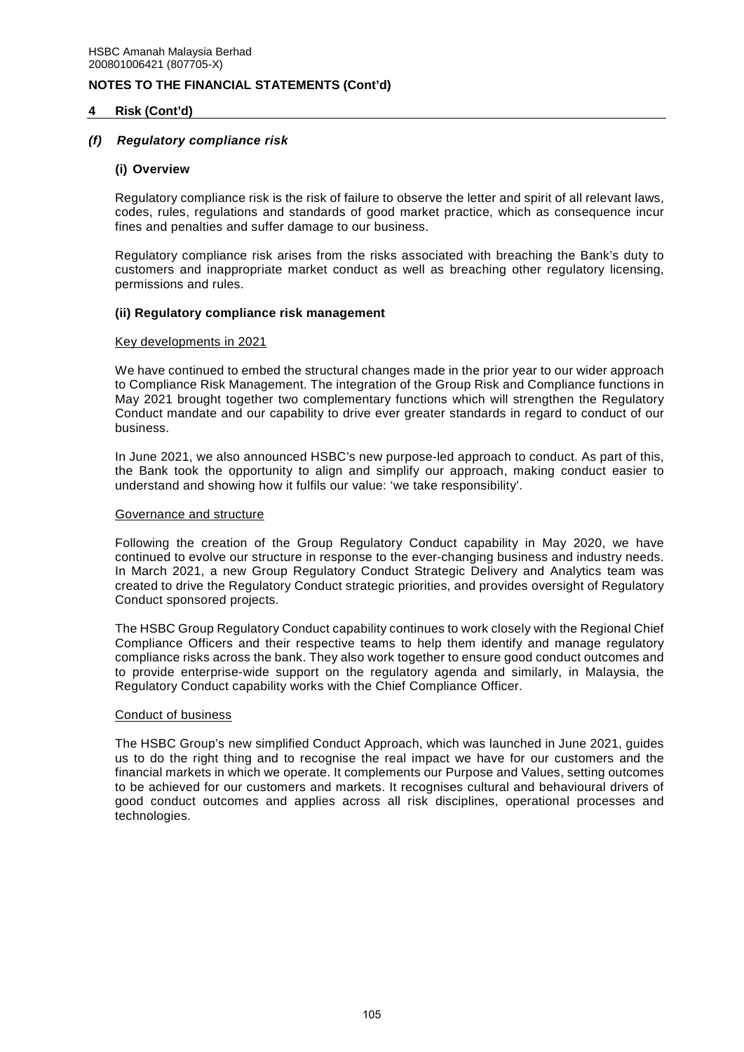## NOTES TO THE FINANCIAL STATEMENTS (Cont'd)

### 4 Risk (Cont'd)

#### *(f) Regulatory compliance risk*

**(i) Overview**

Regulatory compliance risk is the risk of failure to observe the letter and spirit of all relevant laws, codes, rules, regulations and standards of good market practice, which as consequence incur fines and penalties and suffer damage to our business.

Regulatory compliance risk arises from the risks associated with breaching the Bank's duty to customers and inappropriate market conduct as well as breaching other regulatory licensing, permissions and rules.

**(ii) Regulatory compliance risk management**

Key developments in 2021

We have continued to embed the structural changes made in the prior year to our wider approach to Compliance Risk Management. The integration of the Group Risk and Compliance functions in May 2021 brought together two complementary functions which will strengthen the Regulatory Conduct mandate and our capability to drive ever greater standards in regard to conduct of our business.

In June 2021, we also announced HSBC's new purpose-led approach to conduct. As part of this, the Bank took the opportunity to align and simplify our approach, making conduct easier to understand and showing how it fulfils our value: 'we take responsibility'.

Governance and structure

Following the creation of the Group Regulatory Conduct capability in May 2020, we have continued to evolve our structure in response to the ever-changing business and industry needs. In March 2021, a new Group Regulatory Conduct Strategic Delivery and Analytics team was created to drive the Regulatory Conduct strategic priorities, and provides oversight of Regulatory Conduct sponsored projects.

The HSBC Group Regulatory Conduct capability continues to work closely with the Regional Chief Compliance Officers and their respective teams to help them identify and manage regulatory compliance risks across the bank. They also work together to ensure good conduct outcomes and to provide enterprise-wide support on the regulatory agenda and similarly, in Malaysia, the Regulatory Conduct capability works with the Chief Compliance Officer.

Conduct of business

The HSBC Group's new simplified Conduct Approach, which was launched in June 2021, guides us to do the right thing and to recognise the real impact we have for our customers and the financial markets in which we operate. It complements our Purpose and Values, setting outcomes to be achieved for our customers and markets. It recognises cultural and behavioural drivers of good conduct outcomes and applies across all risk disciplines, operational processes and technologies.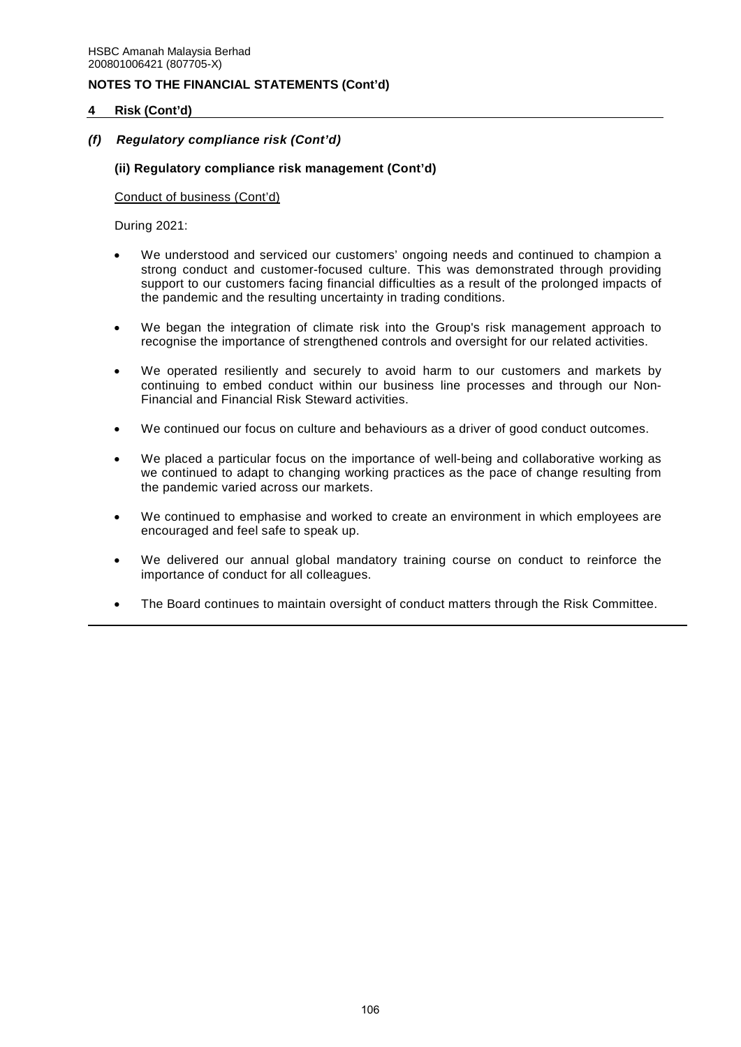**NOTES TO THE FINANCIAL STATEMENTS (Cont'd)**

## 4 Risk (Cont'd)

### *(f) Regulatory compliance risk (Cont'd)*

#### (ii) Regulatory compliance risk management (Cont'd)

Conduct of business (Cont'd)

During 2021:

- We understood and serviced our customers' ongoing needs and continued to champion a strong conduct and customer-focused culture. This was demonstrated through providing support to our customers facing financial difficulties as a result of the prolonged impacts of the pandemic and the resulting uncertainty in trading conditions.
- We began the integration of climate risk into the Group's risk management approach to recognise the importance of strengthened controls and oversight for our related activities.
- We operated resiliently and securely to avoid harm to our customers and markets by continuing to embed conduct within our business line processes and through our Non-Financial and Financial Risk Steward activities.
- We continued our focus on culture and behaviours as a driver of good conduct outcomes.
- We placed a particular focus on the importance of well-being and collaborative working as we continued to adapt to changing working practices as the pace of change resulting from the pandemic varied across our markets.
- We continued to emphasise and worked to create an environment in which employees are encouraged and feel safe to speak up.
- We delivered our annual global mandatory training course on conduct to reinforce the importance of conduct for all colleagues.
- The Board continues to maintain oversight of conduct matters through the Risk Committee.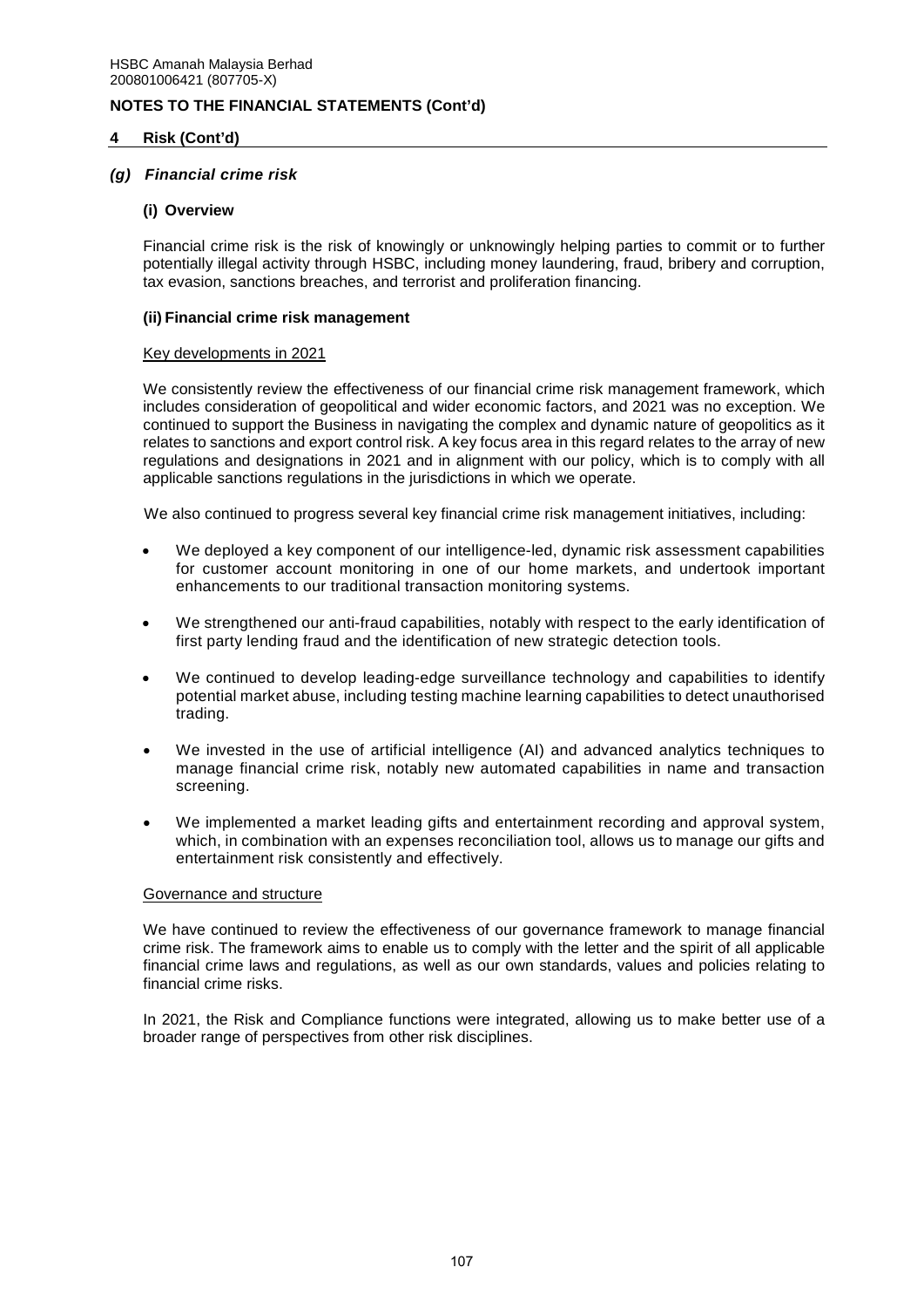## NOTES TO THE FINANCIAL STATEMENTS (Cont'd)

### 4 Risk (Cont'd)

#### *(g) Financial crime risk*

**(i) Overview**

Financial crime risk is the risk of knowingly or unknowingly helping parties to commit or to further potentially illegal activity through HSBC, including money laundering, fraud, bribery and corruption, tax evasion, sanctions breaches, and terrorist and proliferation financing.

**(ii) Financial crime risk management**

Key developments in 2021

We consistently review the effectiveness of our financial crime risk management framework, which includes consideration of geopolitical and wider economic factors, and 2021 was no exception. We continued to support the Business in navigating the complex and dynamic nature of geopolitics as it relates to sanctions and export control risk. A key focus area in this regard relates to the array of new regulations and designations in 2021 and in alignment with our policy, which is to comply with all applicable sanctions regulations in the jurisdictions in which we operate.

We also continued to progress several key financial crime risk management initiatives, including:

- We deployed a key component of our intelligence-led, dynamic risk assessment capabilities for customer account monitoring in one of our home markets, and undertook important enhancements to our traditional transaction monitoring systems.
- We strengthened our anti-fraud capabilities, notably with respect to the early identification of first party lending fraud and the identification of new strategic detection tools.
- We continued to develop leading-edge surveillance technology and capabilities to identify potential market abuse, including testing machine learning capabilities to detect unauthorised trading.
- We invested in the use of artificial intelligence (AI) and advanced analytics techniques to manage financial crime risk, notably new automated capabilities in name and transaction screening.
- We implemented a market leading gifts and entertainment recording and approval system, which, in combination with an expenses reconciliation tool, allows us to manage our gifts and entertainment risk consistently and effectively.

Governance and structure

We have continued to review the effectiveness of our governance framework to manage financial crime risk. The framework aims to enable us to comply with the letter and the spirit of all applicable financial crime laws and regulations, as well as our own standards, values and policies relating to financial crime risks.

In 2021, the Risk and Compliance functions were integrated, allowing us to make better use of a broader range of perspectives from other risk disciplines.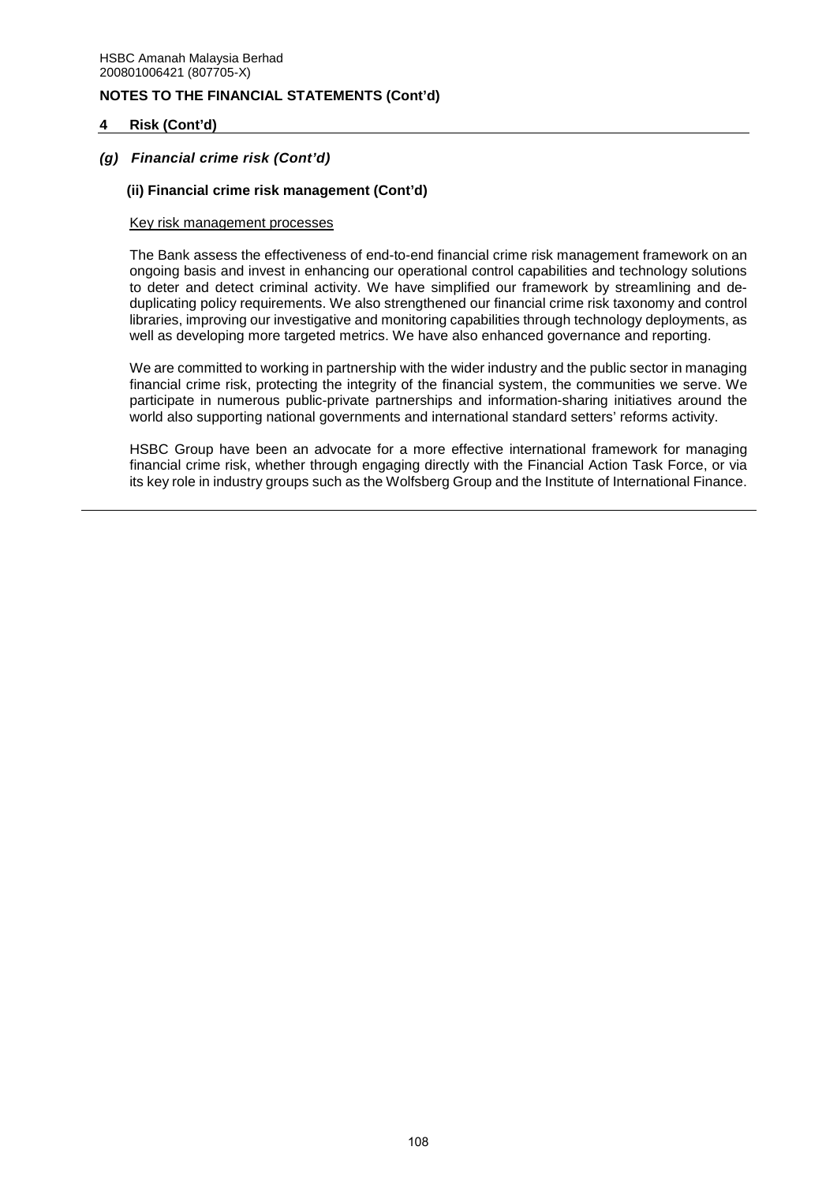## NOTES TO THE FINANCIAL STATEMENTS (Cont'd)

### 4 Risk (Cont'd)

#### *(g) Financial crime risk (Cont'd)*

##### (ii) Financial crime risk management (Cont'd)

Key risk management processes

The Bank assess the effectiveness of end-to-end financial crime risk management framework on an ongoing basis and invest in enhancing our operational control capabilities and technology solutions to deter and detect criminal activity. We have simplified our framework by streamlining and de-duplicating policy requirements. We also strengthened our financial crime risk taxonomy and control libraries, improving our investigative and monitoring capabilities through technology deployments, as well as developing more targeted metrics. We have also enhanced governance and reporting.

We are committed to working in partnership with the wider industry and the public sector in managing financial crime risk, protecting the integrity of the financial system, the communities we serve. We participate in numerous public-private partnerships and information-sharing initiatives around the world also supporting national governments and international standard setters' reforms activity.

HSBC Group have been an advocate for a more effective international framework for managing financial crime risk, whether through engaging directly with the Financial Action Task Force, or via its key role in industry groups such as the Wolfsberg Group and the Institute of International Finance.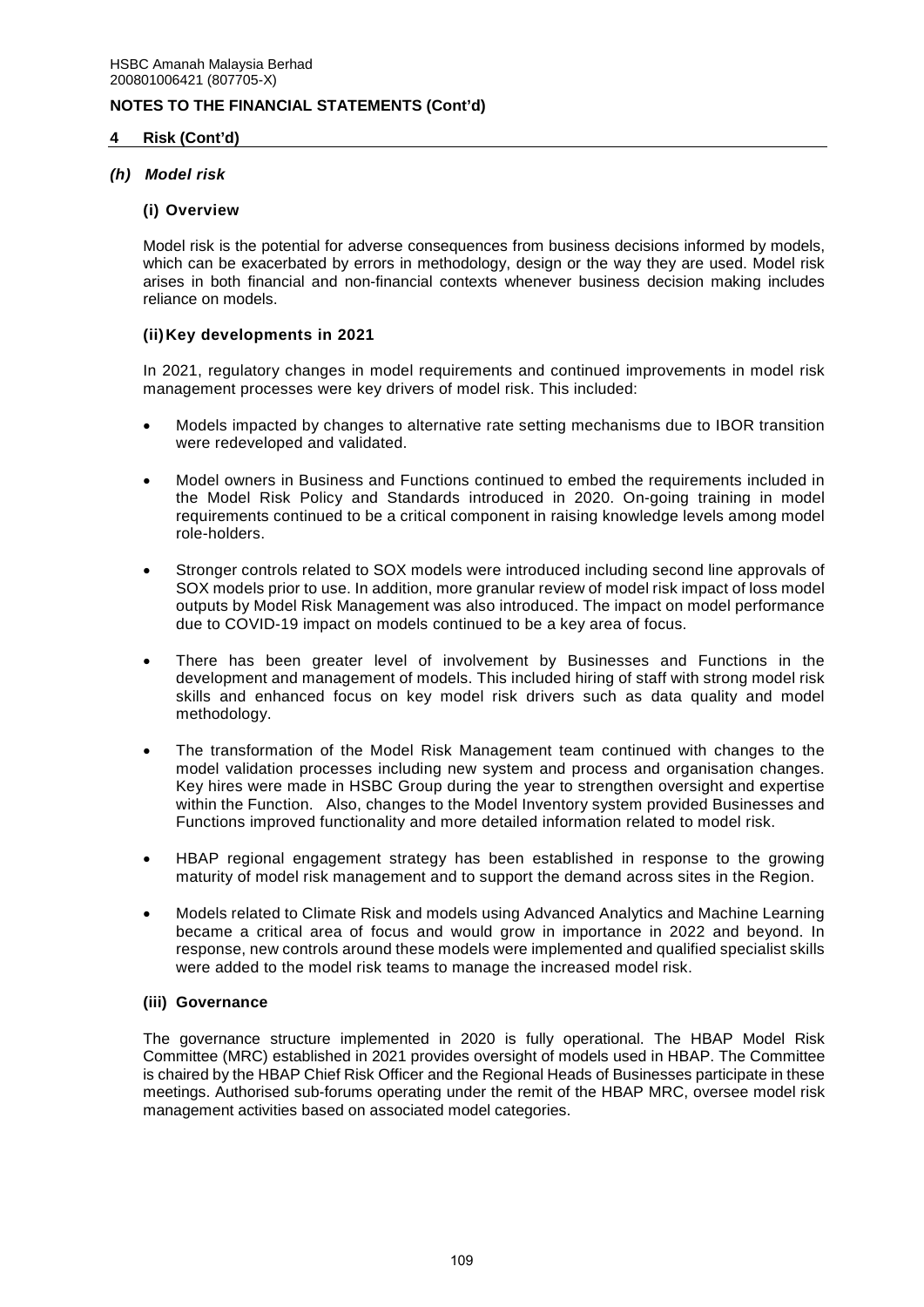HSBC Amanah Malaysia Berhad
200801006421 (807705-X)

## NOTES TO THE FINANCIAL STATEMENTS (Cont'd)

### 4 Risk (Cont'd)

### *(h) Model risk*

#### (i) Overview

Model risk is the potential for adverse consequences from business decisions informed by models, which can be exacerbated by errors in methodology, design or the way they are used. Model risk arises in both financial and non-financial contexts whenever business decision making includes reliance on models.

#### (ii) Key developments in 2021

In 2021, regulatory changes in model requirements and continued improvements in model risk management processes were key drivers of model risk. This included:

- Models impacted by changes to alternative rate setting mechanisms due to IBOR transition were redeveloped and validated.
- Model owners in Business and Functions continued to embed the requirements included in the Model Risk Policy and Standards introduced in 2020. On-going training in model requirements continued to be a critical component in raising knowledge levels among model role-holders.
- Stronger controls related to SOX models were introduced including second line approvals of SOX models prior to use. In addition, more granular review of model risk impact of loss model outputs by Model Risk Management was also introduced. The impact on model performance due to COVID-19 impact on models continued to be a key area of focus.
- There has been greater level of involvement by Businesses and Functions in the development and management of models. This included hiring of staff with strong model risk skills and enhanced focus on key model risk drivers such as data quality and model methodology.
- The transformation of the Model Risk Management team continued with changes to the model validation processes including new system and process and organisation changes. Key hires were made in HSBC Group during the year to strengthen oversight and expertise within the Function. Also, changes to the Model Inventory system provided Businesses and Functions improved functionality and more detailed information related to model risk.
- HBAP regional engagement strategy has been established in response to the growing maturity of model risk management and to support the demand across sites in the Region.
- Models related to Climate Risk and models using Advanced Analytics and Machine Learning became a critical area of focus and would grow in importance in 2022 and beyond. In response, new controls around these models were implemented and qualified specialist skills were added to the model risk teams to manage the increased model risk.

#### (iii) Governance

The governance structure implemented in 2020 is fully operational. The HBAP Model Risk Committee (MRC) established in 2021 provides oversight of models used in HBAP. The Committee is chaired by the HBAP Chief Risk Officer and the Regional Heads of Businesses participate in these meetings. Authorised sub-forums operating under the remit of the HBAP MRC, oversee model risk management activities based on associated model categories.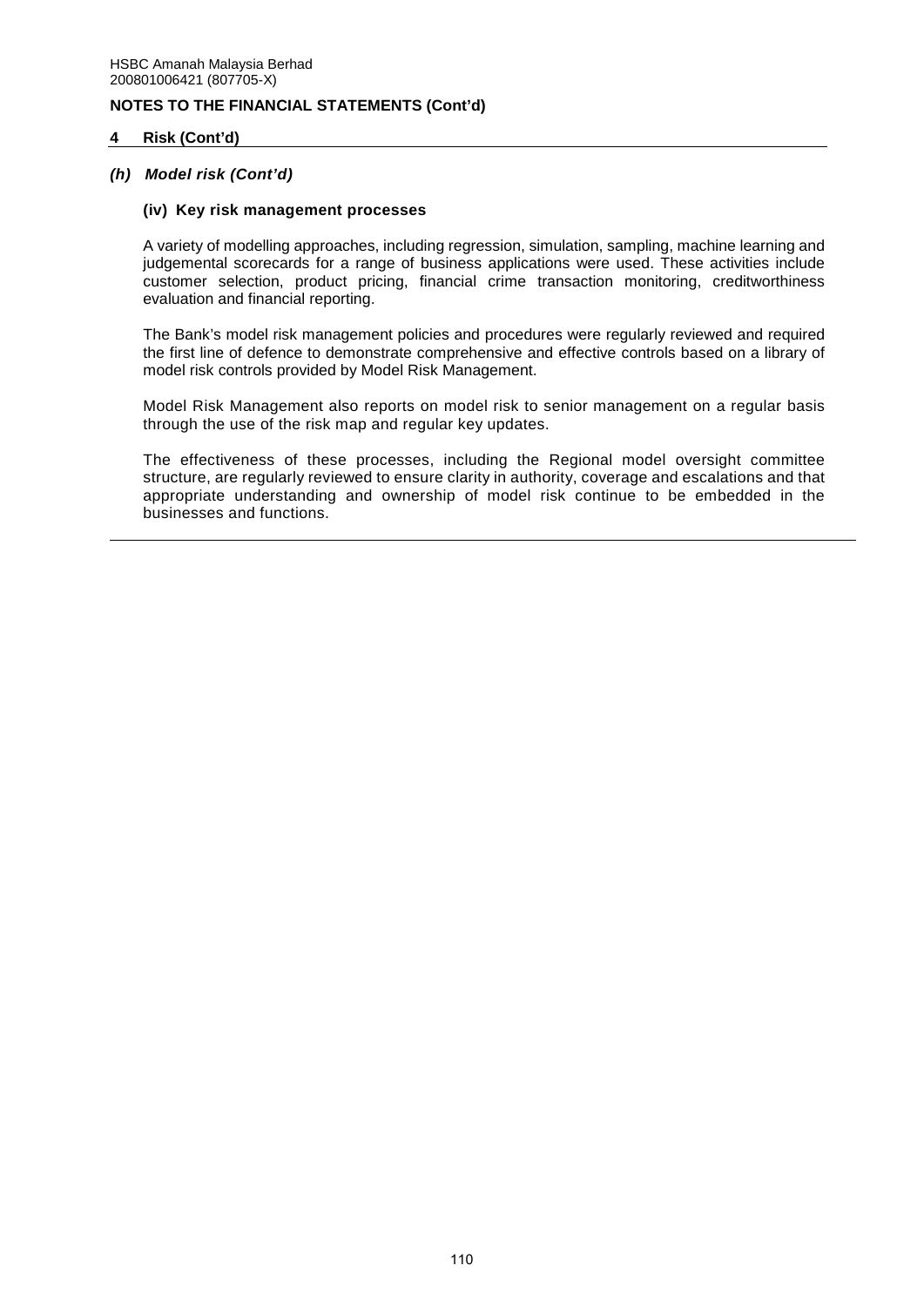## NOTES TO THE FINANCIAL STATEMENTS (Cont'd)

### 4 Risk (Cont'd)

#### *(h) Model risk (Cont'd)*

**(iv) Key risk management processes**

A variety of modelling approaches, including regression, simulation, sampling, machine learning and judgemental scorecards for a range of business applications were used. These activities include customer selection, product pricing, financial crime transaction monitoring, creditworthiness evaluation and financial reporting.

The Bank's model risk management policies and procedures were regularly reviewed and required the first line of defence to demonstrate comprehensive and effective controls based on a library of model risk controls provided by Model Risk Management.

Model Risk Management also reports on model risk to senior management on a regular basis through the use of the risk map and regular key updates.

The effectiveness of these processes, including the Regional model oversight committee structure, are regularly reviewed to ensure clarity in authority, coverage and escalations and that appropriate understanding and ownership of model risk continue to be embedded in the businesses and functions.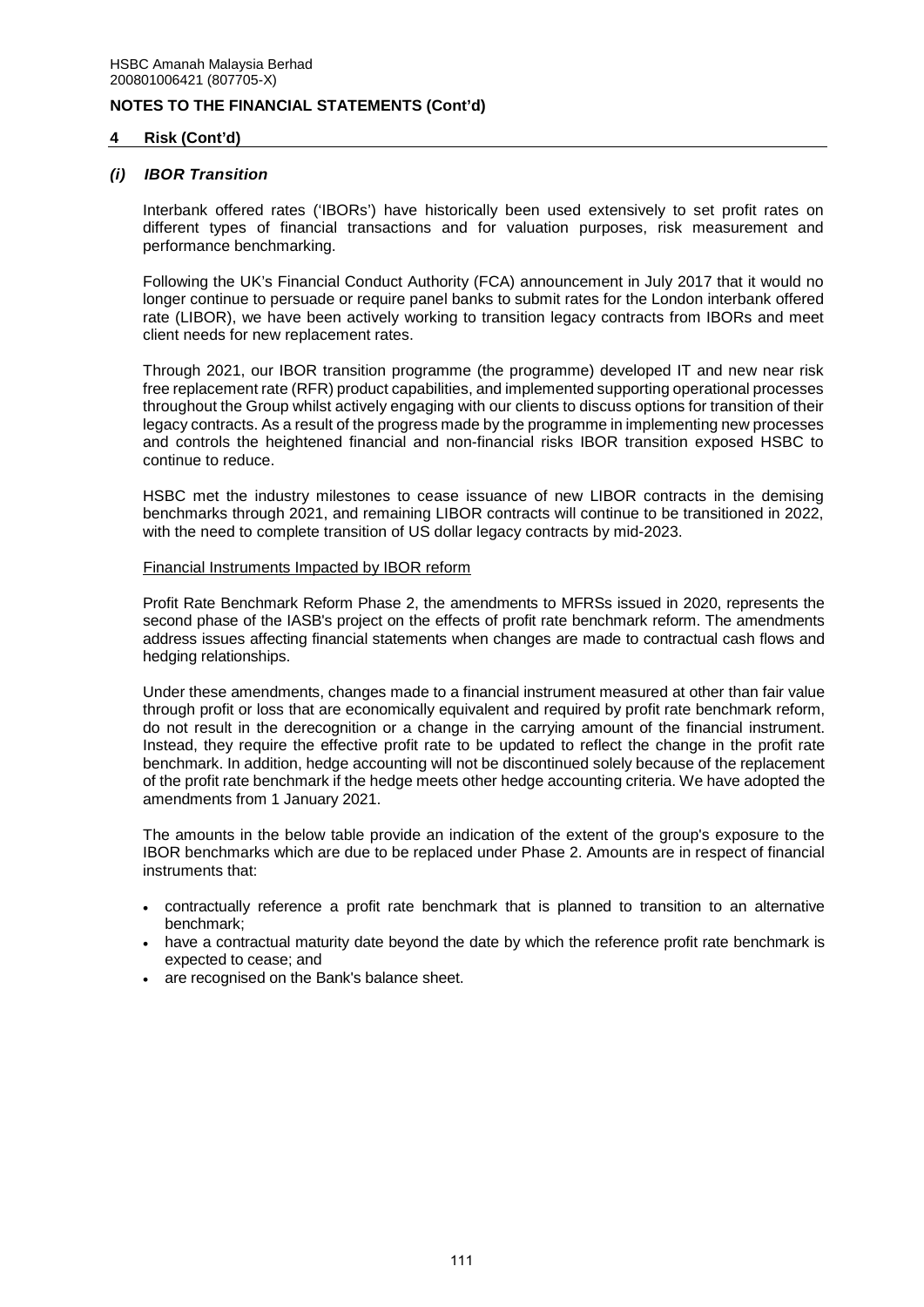## NOTES TO THE FINANCIAL STATEMENTS (Cont'd)

### 4 Risk (Cont'd)

#### *(i) IBOR Transition*

Interbank offered rates ('IBORs') have historically been used extensively to set profit rates on different types of financial transactions and for valuation purposes, risk measurement and performance benchmarking.

Following the UK's Financial Conduct Authority (FCA) announcement in July 2017 that it would no longer continue to persuade or require panel banks to submit rates for the London interbank offered rate (LIBOR), we have been actively working to transition legacy contracts from IBORs and meet client needs for new replacement rates.

Through 2021, our IBOR transition programme (the programme) developed IT and new near risk free replacement rate (RFR) product capabilities, and implemented supporting operational processes throughout the Group whilst actively engaging with our clients to discuss options for transition of their legacy contracts. As a result of the progress made by the programme in implementing new processes and controls the heightened financial and non-financial risks IBOR transition exposed HSBC to continue to reduce.

HSBC met the industry milestones to cease issuance of new LIBOR contracts in the demising benchmarks through 2021, and remaining LIBOR contracts will continue to be transitioned in 2022, with the need to complete transition of US dollar legacy contracts by mid-2023.

Financial Instruments Impacted by IBOR reform

Profit Rate Benchmark Reform Phase 2, the amendments to MFRSs issued in 2020, represents the second phase of the IASB's project on the effects of profit rate benchmark reform. The amendments address issues affecting financial statements when changes are made to contractual cash flows and hedging relationships.

Under these amendments, changes made to a financial instrument measured at other than fair value through profit or loss that are economically equivalent and required by profit rate benchmark reform, do not result in the derecognition or a change in the carrying amount of the financial instrument. Instead, they require the effective profit rate to be updated to reflect the change in the profit rate benchmark. In addition, hedge accounting will not be discontinued solely because of the replacement of the profit rate benchmark if the hedge meets other hedge accounting criteria. We have adopted the amendments from 1 January 2021.

The amounts in the below table provide an indication of the extent of the group's exposure to the IBOR benchmarks which are due to be replaced under Phase 2. Amounts are in respect of financial instruments that:

- contractually reference a profit rate benchmark that is planned to transition to an alternative benchmark;
- have a contractual maturity date beyond the date by which the reference profit rate benchmark is expected to cease; and
- are recognised on the Bank's balance sheet.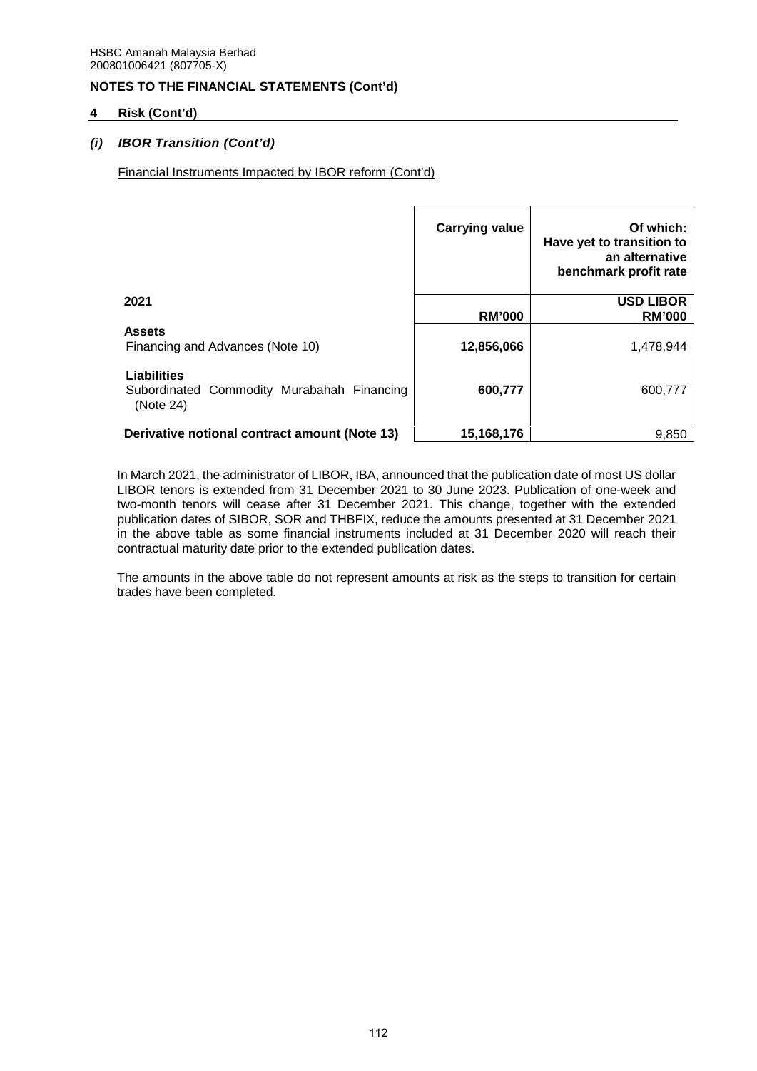HSBC Amanah Malaysia Berhad
200801006421 (807705-X)

**NOTES TO THE FINANCIAL STATEMENTS (Cont'd)**

**4 Risk (Cont'd)**

***(i) IBOR Transition (Cont'd)***

Financial Instruments Impacted by IBOR reform (Cont'd)

| 2021 | Carrying value<br>RM'000 | Of which: Have yet to transition to an alternative benchmark profit rate<br>USD LIBOR<br>RM'000 |
|---|---|---|
| **Assets** | | |
| Financing and Advances (Note 10) | **12,856,066** | 1,478,944 |
| **Liabilities** | | |
| Subordinated Commodity Murabahah Financing (Note 24) | **600,777** | 600,777 |
| **Derivative notional contract amount (Note 13)** | **15,168,176** | 9,850 |

In March 2021, the administrator of LIBOR, IBA, announced that the publication date of most US dollar LIBOR tenors is extended from 31 December 2021 to 30 June 2023. Publication of one-week and two-month tenors will cease after 31 December 2021. This change, together with the extended publication dates of SIBOR, SOR and THBFIX, reduce the amounts presented at 31 December 2021 in the above table as some financial instruments included at 31 December 2020 will reach their contractual maturity date prior to the extended publication dates.

The amounts in the above table do not represent amounts at risk as the steps to transition for certain trades have been completed.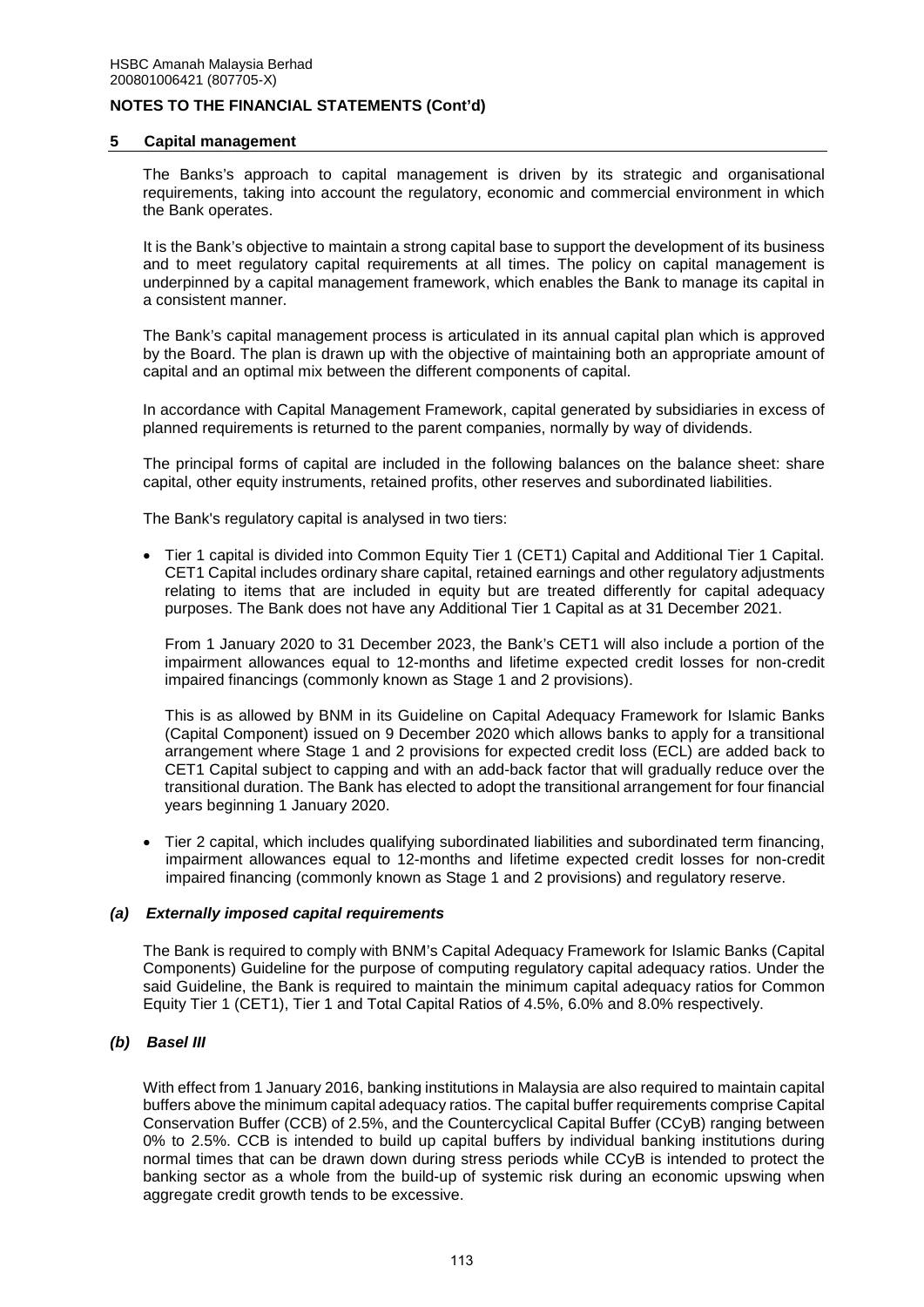## 5 Capital management

The Banks's approach to capital management is driven by its strategic and organisational requirements, taking into account the regulatory, economic and commercial environment in which the Bank operates.

It is the Bank's objective to maintain a strong capital base to support the development of its business and to meet regulatory capital requirements at all times. The policy on capital management is underpinned by a capital management framework, which enables the Bank to manage its capital in a consistent manner.

The Bank's capital management process is articulated in its annual capital plan which is approved by the Board. The plan is drawn up with the objective of maintaining both an appropriate amount of capital and an optimal mix between the different components of capital.

In accordance with Capital Management Framework, capital generated by subsidiaries in excess of planned requirements is returned to the parent companies, normally by way of dividends.

The principal forms of capital are included in the following balances on the balance sheet: share capital, other equity instruments, retained profits, other reserves and subordinated liabilities.

The Bank's regulatory capital is analysed in two tiers:

- Tier 1 capital is divided into Common Equity Tier 1 (CET1) Capital and Additional Tier 1 Capital. CET1 Capital includes ordinary share capital, retained earnings and other regulatory adjustments relating to items that are included in equity but are treated differently for capital adequacy purposes. The Bank does not have any Additional Tier 1 Capital as at 31 December 2021.

  From 1 January 2020 to 31 December 2023, the Bank's CET1 will also include a portion of the impairment allowances equal to 12-months and lifetime expected credit losses for non-credit impaired financings (commonly known as Stage 1 and 2 provisions).

  This is as allowed by BNM in its Guideline on Capital Adequacy Framework for Islamic Banks (Capital Component) issued on 9 December 2020 which allows banks to apply for a transitional arrangement where Stage 1 and 2 provisions for expected credit loss (ECL) are added back to CET1 Capital subject to capping and with an add-back factor that will gradually reduce over the transitional duration. The Bank has elected to adopt the transitional arrangement for four financial years beginning 1 January 2020.

- Tier 2 capital, which includes qualifying subordinated liabilities and subordinated term financing, impairment allowances equal to 12-months and lifetime expected credit losses for non-credit impaired financing (commonly known as Stage 1 and 2 provisions) and regulatory reserve.

### *(a) Externally imposed capital requirements*

The Bank is required to comply with BNM's Capital Adequacy Framework for Islamic Banks (Capital Components) Guideline for the purpose of computing regulatory capital adequacy ratios. Under the said Guideline, the Bank is required to maintain the minimum capital adequacy ratios for Common Equity Tier 1 (CET1), Tier 1 and Total Capital Ratios of 4.5%, 6.0% and 8.0% respectively.

### *(b) Basel III*

With effect from 1 January 2016, banking institutions in Malaysia are also required to maintain capital buffers above the minimum capital adequacy ratios. The capital buffer requirements comprise Capital Conservation Buffer (CCB) of 2.5%, and the Countercyclical Capital Buffer (CCyB) ranging between 0% to 2.5%. CCB is intended to build up capital buffers by individual banking institutions during normal times that can be drawn down during stress periods while CCyB is intended to protect the banking sector as a whole from the build-up of systemic risk during an economic upswing when aggregate credit growth tends to be excessive.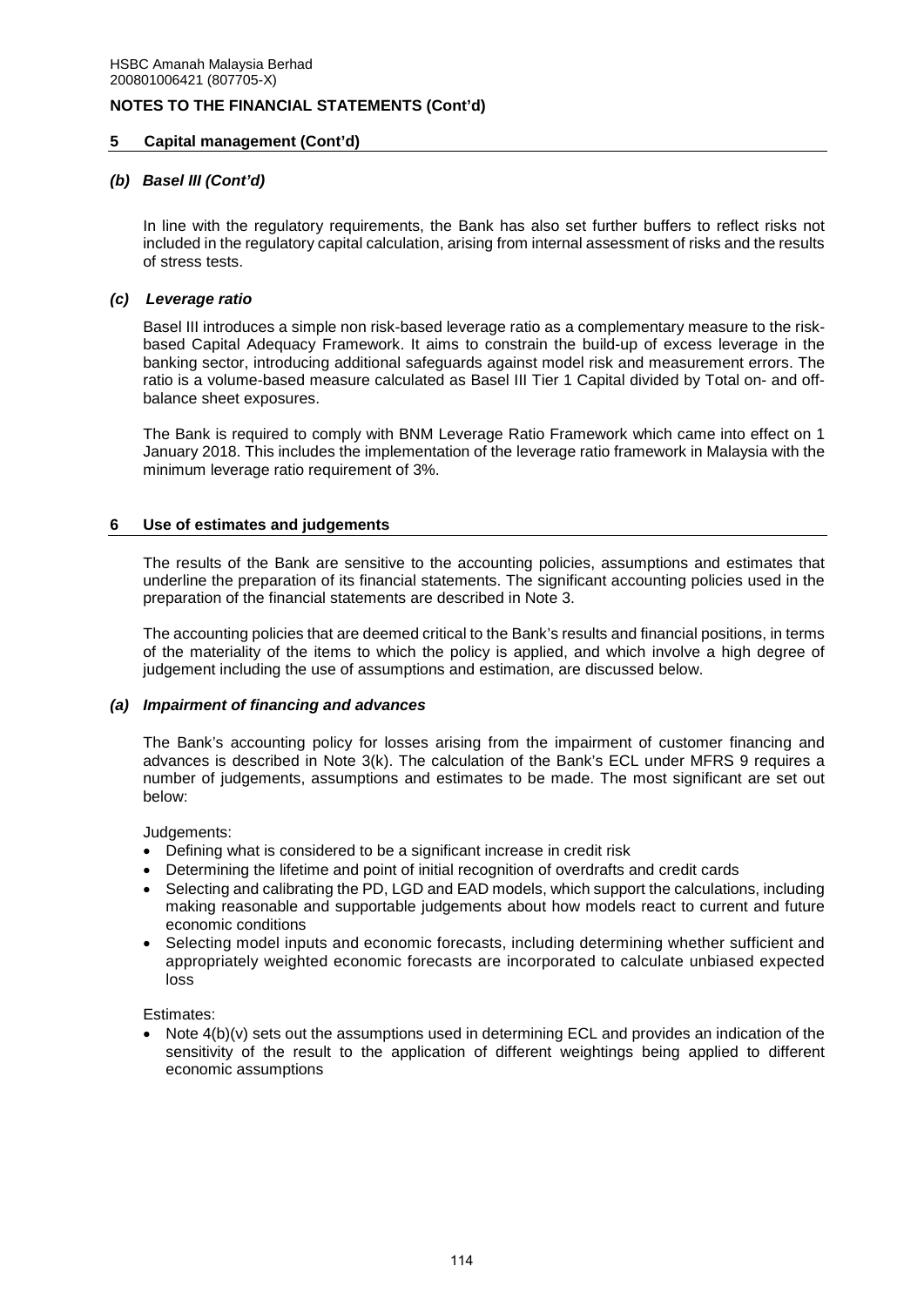## NOTES TO THE FINANCIAL STATEMENTS (Cont'd)

### 5 Capital management (Cont'd)

#### *(b) Basel III (Cont'd)*

In line with the regulatory requirements, the Bank has also set further buffers to reflect risks not included in the regulatory capital calculation, arising from internal assessment of risks and the results of stress tests.

#### *(c) Leverage ratio*

Basel III introduces a simple non risk-based leverage ratio as a complementary measure to the risk-based Capital Adequacy Framework. It aims to constrain the build-up of excess leverage in the banking sector, introducing additional safeguards against model risk and measurement errors. The ratio is a volume-based measure calculated as Basel III Tier 1 Capital divided by Total on- and off-balance sheet exposures.

The Bank is required to comply with BNM Leverage Ratio Framework which came into effect on 1 January 2018. This includes the implementation of the leverage ratio framework in Malaysia with the minimum leverage ratio requirement of 3%.

### 6 Use of estimates and judgements

The results of the Bank are sensitive to the accounting policies, assumptions and estimates that underline the preparation of its financial statements. The significant accounting policies used in the preparation of the financial statements are described in Note 3.

The accounting policies that are deemed critical to the Bank's results and financial positions, in terms of the materiality of the items to which the policy is applied, and which involve a high degree of judgement including the use of assumptions and estimation, are discussed below.

#### *(a) Impairment of financing and advances*

The Bank's accounting policy for losses arising from the impairment of customer financing and advances is described in Note 3(k). The calculation of the Bank's ECL under MFRS 9 requires a number of judgements, assumptions and estimates to be made. The most significant are set out below:

Judgements:

- Defining what is considered to be a significant increase in credit risk
- Determining the lifetime and point of initial recognition of overdrafts and credit cards
- Selecting and calibrating the PD, LGD and EAD models, which support the calculations, including making reasonable and supportable judgements about how models react to current and future economic conditions
- Selecting model inputs and economic forecasts, including determining whether sufficient and appropriately weighted economic forecasts are incorporated to calculate unbiased expected loss

Estimates:

- Note 4(b)(v) sets out the assumptions used in determining ECL and provides an indication of the sensitivity of the result to the application of different weightings being applied to different economic assumptions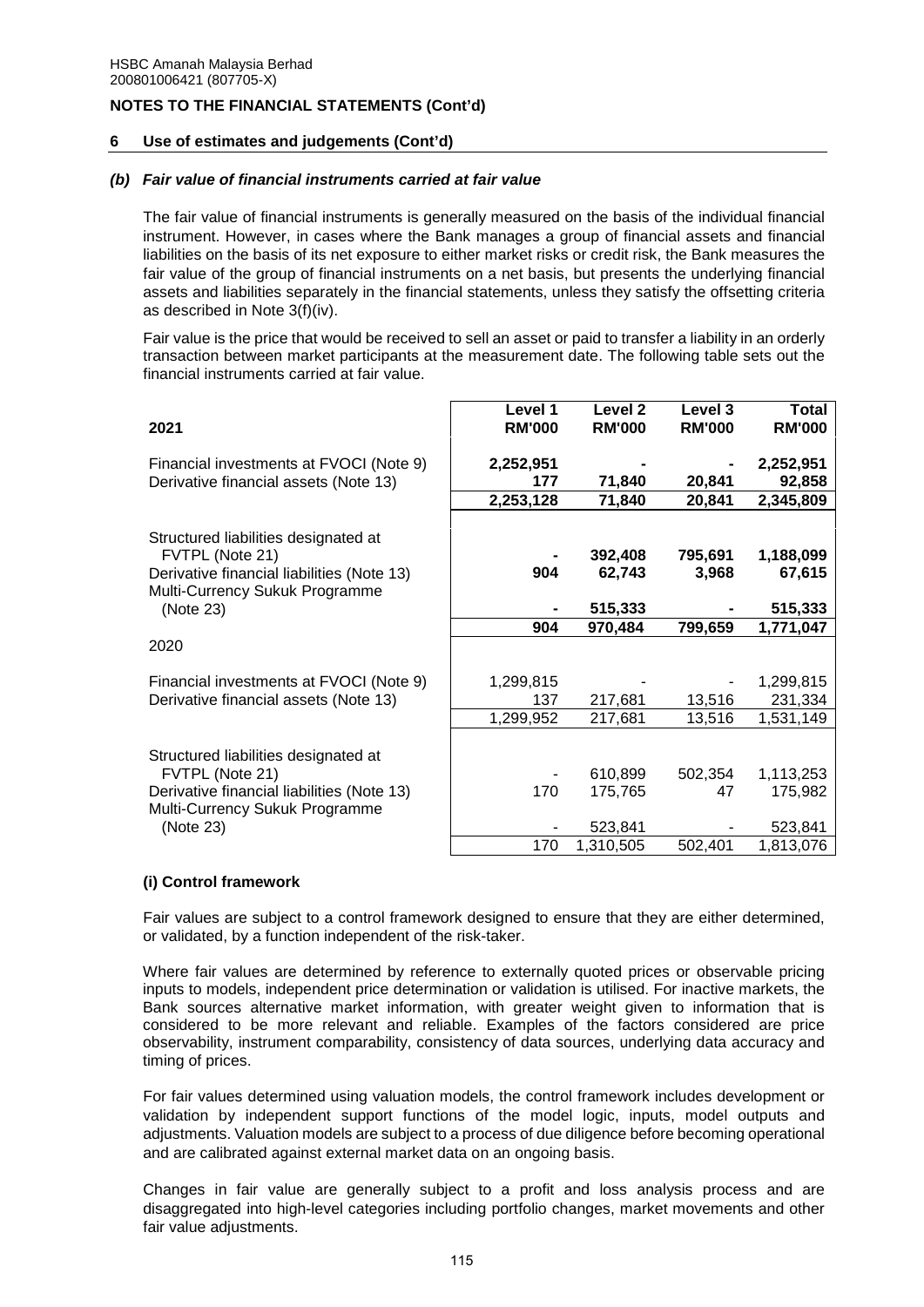HSBC Amanah Malaysia Berhad
200801006421 (807705-X)

**NOTES TO THE FINANCIAL STATEMENTS (Cont'd)**

**6 Use of estimates and judgements (Cont'd)**

***(b) Fair value of financial instruments carried at fair value***

The fair value of financial instruments is generally measured on the basis of the individual financial instrument. However, in cases where the Bank manages a group of financial assets and financial liabilities on the basis of its net exposure to either market risks or credit risk, the Bank measures the fair value of the group of financial instruments on a net basis, but presents the underlying financial assets and liabilities separately in the financial statements, unless they satisfy the offsetting criteria as described in Note 3(f)(iv).

Fair value is the price that would be received to sell an asset or paid to transfer a liability in an orderly transaction between market participants at the measurement date. The following table sets out the financial instruments carried at fair value.

| **2021** | **Level 1 RM'000** | **Level 2 RM'000** | **Level 3 RM'000** | **Total RM'000** |
|---|---|---|---|---|
| Financial investments at FVOCI (Note 9) | **2,252,951** | **-** | **-** | **2,252,951** |
| Derivative financial assets (Note 13) | **177** | **71,840** | **20,841** | **92,858** |
| | **2,253,128** | **71,840** | **20,841** | **2,345,809** |
| Structured liabilities designated at FVTPL (Note 21) | **-** | **392,408** | **795,691** | **1,188,099** |
| Derivative financial liabilities (Note 13) | **904** | **62,743** | **3,968** | **67,615** |
| Multi-Currency Sukuk Programme (Note 23) | **-** | **515,333** | **-** | **515,333** |
| | **904** | **970,484** | **799,659** | **1,771,047** |
| 2020 | | | | |
| Financial investments at FVOCI (Note 9) | 1,299,815 | - | - | 1,299,815 |
| Derivative financial assets (Note 13) | 137 | 217,681 | 13,516 | 231,334 |
| | 1,299,952 | 217,681 | 13,516 | 1,531,149 |
| Structured liabilities designated at FVTPL (Note 21) | - | 610,899 | 502,354 | 1,113,253 |
| Derivative financial liabilities (Note 13) | 170 | 175,765 | 47 | 175,982 |
| Multi-Currency Sukuk Programme (Note 23) | - | 523,841 | - | 523,841 |
| | 170 | 1,310,505 | 502,401 | 1,813,076 |

**(i) Control framework**

Fair values are subject to a control framework designed to ensure that they are either determined, or validated, by a function independent of the risk-taker.

Where fair values are determined by reference to externally quoted prices or observable pricing inputs to models, independent price determination or validation is utilised. For inactive markets, the Bank sources alternative market information, with greater weight given to information that is considered to be more relevant and reliable. Examples of the factors considered are price observability, instrument comparability, consistency of data sources, underlying data accuracy and timing of prices.

For fair values determined using valuation models, the control framework includes development or validation by independent support functions of the model logic, inputs, model outputs and adjustments. Valuation models are subject to a process of due diligence before becoming operational and are calibrated against external market data on an ongoing basis.

Changes in fair value are generally subject to a profit and loss analysis process and are disaggregated into high-level categories including portfolio changes, market movements and other fair value adjustments.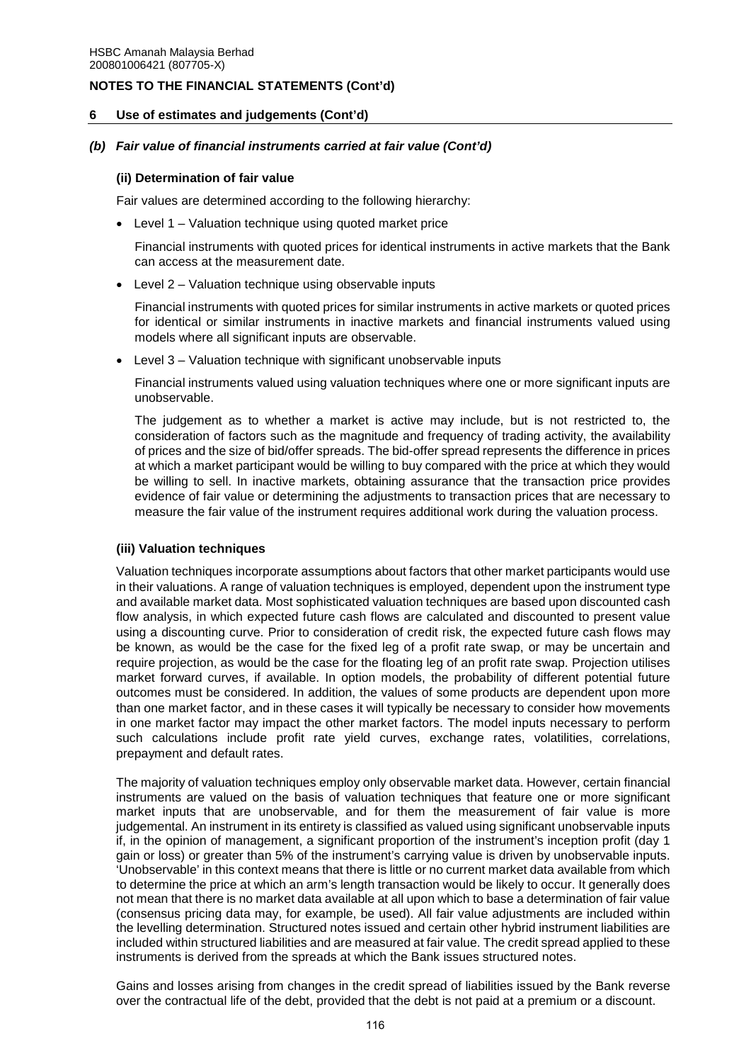## 6 Use of estimates and judgements (Cont'd)

### *(b) Fair value of financial instruments carried at fair value (Cont'd)*

#### (ii) Determination of fair value

Fair values are determined according to the following hierarchy:

- Level 1 – Valuation technique using quoted market price

  Financial instruments with quoted prices for identical instruments in active markets that the Bank can access at the measurement date.

- Level 2 – Valuation technique using observable inputs

  Financial instruments with quoted prices for similar instruments in active markets or quoted prices for identical or similar instruments in inactive markets and financial instruments valued using models where all significant inputs are observable.

- Level 3 – Valuation technique with significant unobservable inputs

  Financial instruments valued using valuation techniques where one or more significant inputs are unobservable.

  The judgement as to whether a market is active may include, but is not restricted to, the consideration of factors such as the magnitude and frequency of trading activity, the availability of prices and the size of bid/offer spreads. The bid-offer spread represents the difference in prices at which a market participant would be willing to buy compared with the price at which they would be willing to sell. In inactive markets, obtaining assurance that the transaction price provides evidence of fair value or determining the adjustments to transaction prices that are necessary to measure the fair value of the instrument requires additional work during the valuation process.

#### (iii) Valuation techniques

Valuation techniques incorporate assumptions about factors that other market participants would use in their valuations. A range of valuation techniques is employed, dependent upon the instrument type and available market data. Most sophisticated valuation techniques are based upon discounted cash flow analysis, in which expected future cash flows are calculated and discounted to present value using a discounting curve. Prior to consideration of credit risk, the expected future cash flows may be known, as would be the case for the fixed leg of a profit rate swap, or may be uncertain and require projection, as would be the case for the floating leg of an profit rate swap. Projection utilises market forward curves, if available. In option models, the probability of different potential future outcomes must be considered. In addition, the values of some products are dependent upon more than one market factor, and in these cases it will typically be necessary to consider how movements in one market factor may impact the other market factors. The model inputs necessary to perform such calculations include profit rate yield curves, exchange rates, volatilities, correlations, prepayment and default rates.

The majority of valuation techniques employ only observable market data. However, certain financial instruments are valued on the basis of valuation techniques that feature one or more significant market inputs that are unobservable, and for them the measurement of fair value is more judgemental. An instrument in its entirety is classified as valued using significant unobservable inputs if, in the opinion of management, a significant proportion of the instrument's inception profit (day 1 gain or loss) or greater than 5% of the instrument's carrying value is driven by unobservable inputs. 'Unobservable' in this context means that there is little or no current market data available from which to determine the price at which an arm's length transaction would be likely to occur. It generally does not mean that there is no market data available at all upon which to base a determination of fair value (consensus pricing data may, for example, be used). All fair value adjustments are included within the levelling determination. Structured notes issued and certain other hybrid instrument liabilities are included within structured liabilities and are measured at fair value. The credit spread applied to these instruments is derived from the spreads at which the Bank issues structured notes.

Gains and losses arising from changes in the credit spread of liabilities issued by the Bank reverse over the contractual life of the debt, provided that the debt is not paid at a premium or a discount.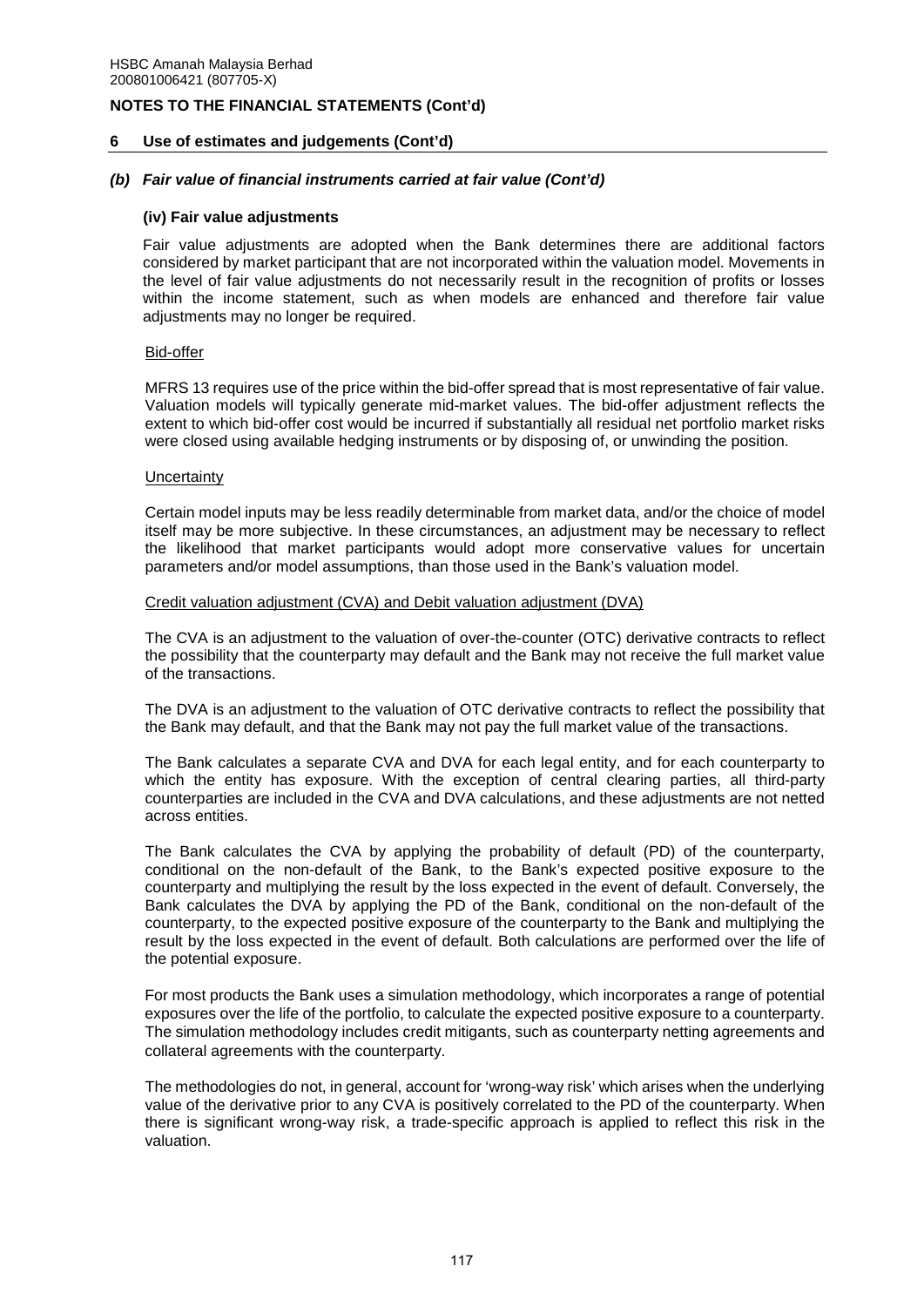## 6 Use of estimates and judgements (Cont'd)

### *(b) Fair value of financial instruments carried at fair value (Cont'd)*

#### (iv) Fair value adjustments

Fair value adjustments are adopted when the Bank determines there are additional factors considered by market participant that are not incorporated within the valuation model. Movements in the level of fair value adjustments do not necessarily result in the recognition of profits or losses within the income statement, such as when models are enhanced and therefore fair value adjustments may no longer be required.

Bid-offer

MFRS 13 requires use of the price within the bid-offer spread that is most representative of fair value. Valuation models will typically generate mid-market values. The bid-offer adjustment reflects the extent to which bid-offer cost would be incurred if substantially all residual net portfolio market risks were closed using available hedging instruments or by disposing of, or unwinding the position.

Uncertainty

Certain model inputs may be less readily determinable from market data, and/or the choice of model itself may be more subjective. In these circumstances, an adjustment may be necessary to reflect the likelihood that market participants would adopt more conservative values for uncertain parameters and/or model assumptions, than those used in the Bank's valuation model.

Credit valuation adjustment (CVA) and Debit valuation adjustment (DVA)

The CVA is an adjustment to the valuation of over-the-counter (OTC) derivative contracts to reflect the possibility that the counterparty may default and the Bank may not receive the full market value of the transactions.

The DVA is an adjustment to the valuation of OTC derivative contracts to reflect the possibility that the Bank may default, and that the Bank may not pay the full market value of the transactions.

The Bank calculates a separate CVA and DVA for each legal entity, and for each counterparty to which the entity has exposure. With the exception of central clearing parties, all third-party counterparties are included in the CVA and DVA calculations, and these adjustments are not netted across entities.

The Bank calculates the CVA by applying the probability of default (PD) of the counterparty, conditional on the non-default of the Bank, to the Bank's expected positive exposure to the counterparty and multiplying the result by the loss expected in the event of default. Conversely, the Bank calculates the DVA by applying the PD of the Bank, conditional on the non-default of the counterparty, to the expected positive exposure of the counterparty to the Bank and multiplying the result by the loss expected in the event of default. Both calculations are performed over the life of the potential exposure.

For most products the Bank uses a simulation methodology, which incorporates a range of potential exposures over the life of the portfolio, to calculate the expected positive exposure to a counterparty. The simulation methodology includes credit mitigants, such as counterparty netting agreements and collateral agreements with the counterparty.

The methodologies do not, in general, account for 'wrong-way risk' which arises when the underlying value of the derivative prior to any CVA is positively correlated to the PD of the counterparty. When there is significant wrong-way risk, a trade-specific approach is applied to reflect this risk in the valuation.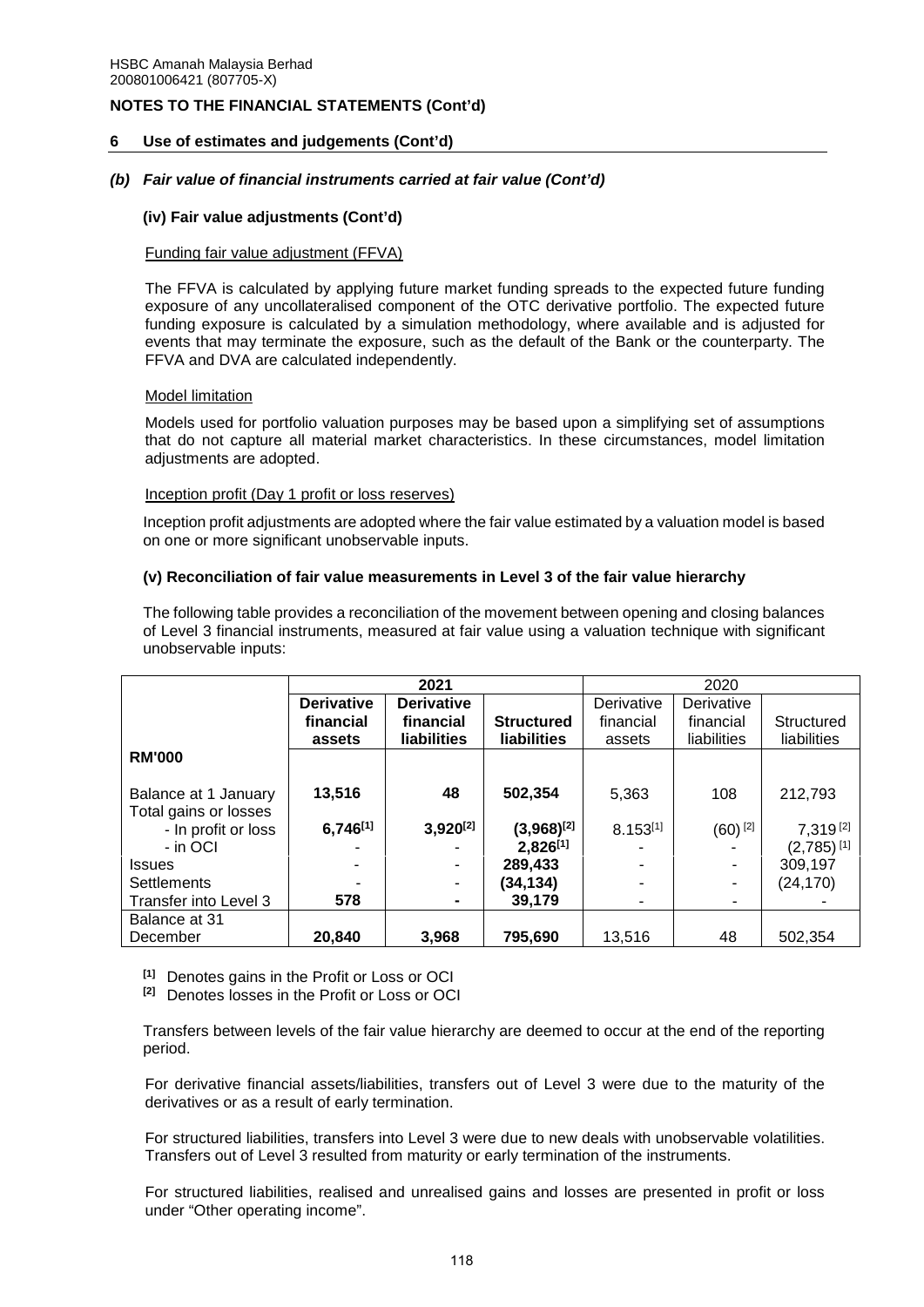HSBC Amanah Malaysia Berhad
200801006421 (807705-X)

**NOTES TO THE FINANCIAL STATEMENTS (Cont'd)**

**6 Use of estimates and judgements (Cont'd)**

***(b) Fair value of financial instruments carried at fair value (Cont'd)***

**(iv) Fair value adjustments (Cont'd)**

Funding fair value adjustment (FFVA)

The FFVA is calculated by applying future market funding spreads to the expected future funding exposure of any uncollateralised component of the OTC derivative portfolio. The expected future funding exposure is calculated by a simulation methodology, where available and is adjusted for events that may terminate the exposure, such as the default of the Bank or the counterparty. The FFVA and DVA are calculated independently.

Model limitation

Models used for portfolio valuation purposes may be based upon a simplifying set of assumptions that do not capture all material market characteristics. In these circumstances, model limitation adjustments are adopted.

Inception profit (Day 1 profit or loss reserves)

Inception profit adjustments are adopted where the fair value estimated by a valuation model is based on one or more significant unobservable inputs.

**(v) Reconciliation of fair value measurements in Level 3 of the fair value hierarchy**

The following table provides a reconciliation of the movement between opening and closing balances of Level 3 financial instruments, measured at fair value using a valuation technique with significant unobservable inputs:

| | **2021** | | | 2020 | | |
|---|---|---|---|---|---|---|
| **RM'000** | **Derivative financial assets** | **Derivative financial liabilities** | **Structured liabilities** | Derivative financial assets | Derivative financial liabilities | Structured liabilities |
| Balance at 1 January | **13,516** | **48** | **502,354** | 5,363 | 108 | 212,793 |
| Total gains or losses | | | | | | |
| - In profit or loss | **6,746[1]** | **3,920[2]** | **(3,968)[2]** | 8.153[1] | (60)[2] | 7,319[2] |
| - in OCI | - | - | **2,826[1]** | - | - | (2,785)[1] |
| Issues | - | - | **289,433** | - | - | 309,197 |
| Settlements | - | - | **(34,134)** | - | - | (24,170) |
| Transfer into Level 3 | **578** | **-** | **39,179** | - | - | - |
| Balance at 31 December | **20,840** | **3,968** | **795,690** | 13,516 | 48 | 502,354 |

**[1]** Denotes gains in the Profit or Loss or OCI
**[2]** Denotes losses in the Profit or Loss or OCI

Transfers between levels of the fair value hierarchy are deemed to occur at the end of the reporting period.

For derivative financial assets/liabilities, transfers out of Level 3 were due to the maturity of the derivatives or as a result of early termination.

For structured liabilities, transfers into Level 3 were due to new deals with unobservable volatilities. Transfers out of Level 3 resulted from maturity or early termination of the instruments.

For structured liabilities, realised and unrealised gains and losses are presented in profit or loss under "Other operating income".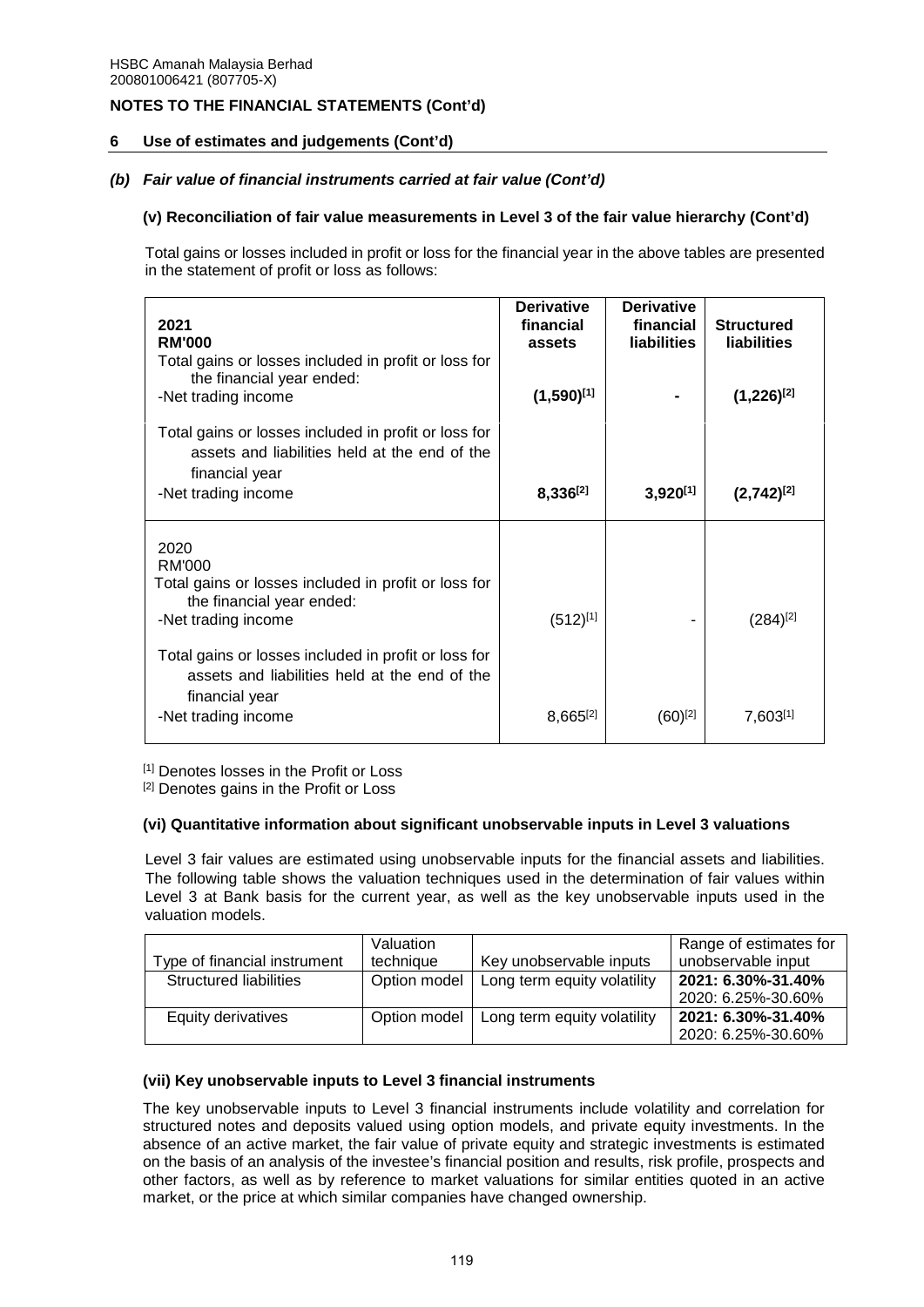HSBC Amanah Malaysia Berhad
200801006421 (807705-X)

**NOTES TO THE FINANCIAL STATEMENTS (Cont'd)**

## 6 Use of estimates and judgements (Cont'd)

### *(b) Fair value of financial instruments carried at fair value (Cont'd)*

#### (v) Reconciliation of fair value measurements in Level 3 of the fair value hierarchy (Cont'd)

Total gains or losses included in profit or loss for the financial year in the above tables are presented in the statement of profit or loss as follows:

| **2021 RM'000** | **Derivative financial assets** | **Derivative financial liabilities** | **Structured liabilities** |
|---|---|---|---|
| Total gains or losses included in profit or loss for the financial year ended: | | | |
| -Net trading income | **(1,590)[1]** | **-** | **(1,226)[2]** |
| Total gains or losses included in profit or loss for assets and liabilities held at the end of the financial year | | | |
| -Net trading income | **8,336[2]** | **3,920[1]** | **(2,742)[2]** |
| 2020 RM'000 | | | |
| Total gains or losses included in profit or loss for the financial year ended: | | | |
| -Net trading income | (512)[1] | - | (284)[2] |
| Total gains or losses included in profit or loss for assets and liabilities held at the end of the financial year | | | |
| -Net trading income | 8,665[2] | (60)[2] | 7,603[1] |

[1] Denotes losses in the Profit or Loss
[2] Denotes gains in the Profit or Loss

#### (vi) Quantitative information about significant unobservable inputs in Level 3 valuations

Level 3 fair values are estimated using unobservable inputs for the financial assets and liabilities. The following table shows the valuation techniques used in the determination of fair values within Level 3 at Bank basis for the current year, as well as the key unobservable inputs used in the valuation models.

| Type of financial instrument | Valuation technique | Key unobservable inputs | Range of estimates for unobservable input |
|---|---|---|---|
| Structured liabilities | Option model | Long term equity volatility | **2021: 6.30%-31.40%** 2020: 6.25%-30.60% |
| Equity derivatives | Option model | Long term equity volatility | **2021: 6.30%-31.40%** 2020: 6.25%-30.60% |

#### (vii) Key unobservable inputs to Level 3 financial instruments

The key unobservable inputs to Level 3 financial instruments include volatility and correlation for structured notes and deposits valued using option models, and private equity investments. In the absence of an active market, the fair value of private equity and strategic investments is estimated on the basis of an analysis of the investee's financial position and results, risk profile, prospects and other factors, as well as by reference to market valuations for similar entities quoted in an active market, or the price at which similar companies have changed ownership.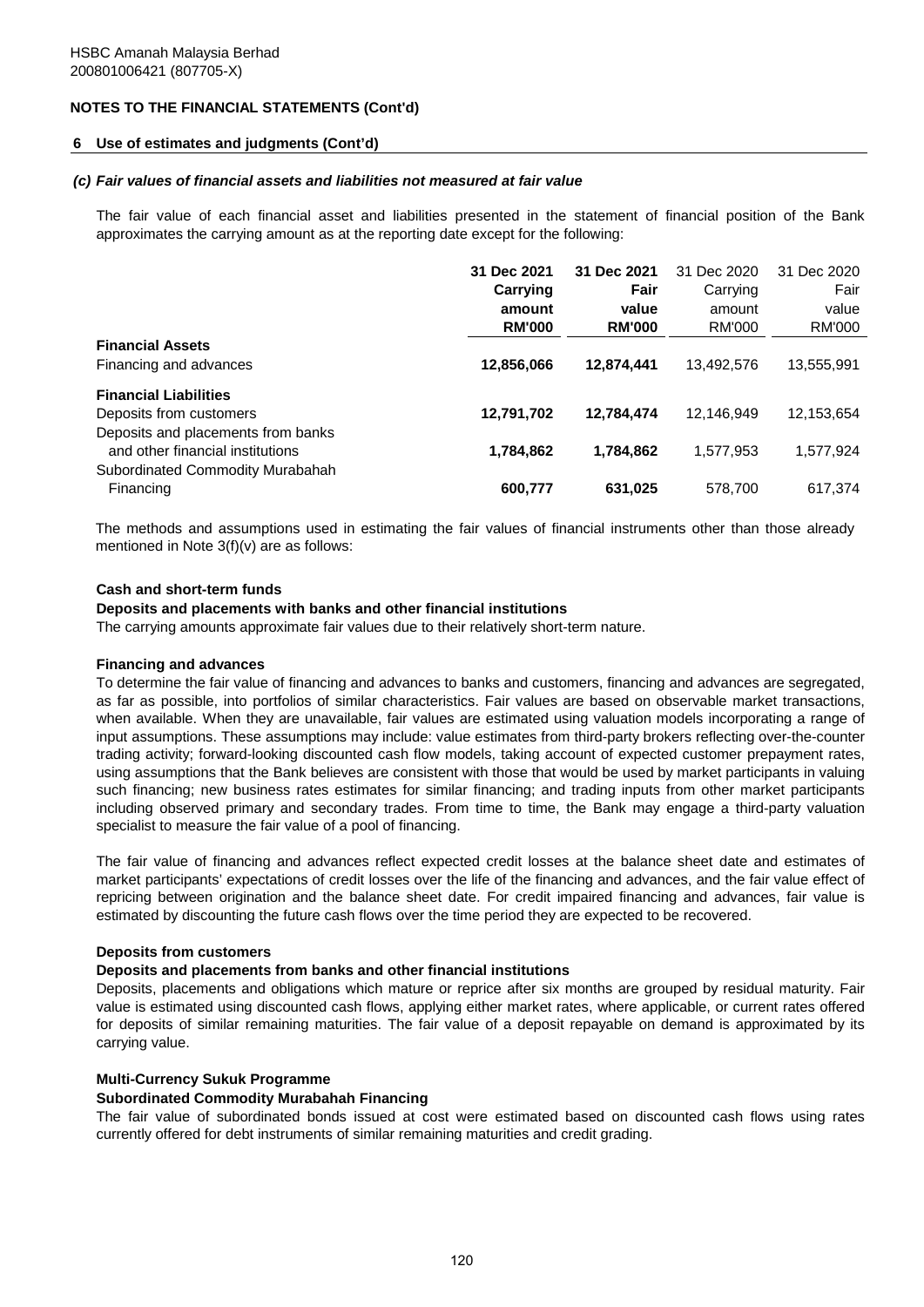HSBC Amanah Malaysia Berhad
200801006421 (807705-X)

**NOTES TO THE FINANCIAL STATEMENTS (Cont'd)**

**6 Use of estimates and judgments (Cont'd)**

***(c) Fair values of financial assets and liabilities not measured at fair value***

The fair value of each financial asset and liabilities presented in the statement of financial position of the Bank approximates the carrying amount as at the reporting date except for the following:

| | **31 Dec 2021 Carrying amount RM'000** | **31 Dec 2021 Fair value RM'000** | 31 Dec 2020 Carrying amount RM'000 | 31 Dec 2020 Fair value RM'000 |
|---|---|---|---|---|
| **Financial Assets** | | | | |
| Financing and advances | **12,856,066** | **12,874,441** | 13,492,576 | 13,555,991 |
| **Financial Liabilities** | | | | |
| Deposits from customers | **12,791,702** | **12,784,474** | 12,146,949 | 12,153,654 |
| Deposits and placements from banks and other financial institutions | **1,784,862** | **1,784,862** | 1,577,953 | 1,577,924 |
| Subordinated Commodity Murabahah Financing | **600,777** | **631,025** | 578,700 | 617,374 |

The methods and assumptions used in estimating the fair values of financial instruments other than those already mentioned in Note 3(f)(v) are as follows:

**Cash and short-term funds**

**Deposits and placements with banks and other financial institutions**

The carrying amounts approximate fair values due to their relatively short-term nature.

**Financing and advances**

To determine the fair value of financing and advances to banks and customers, financing and advances are segregated, as far as possible, into portfolios of similar characteristics. Fair values are based on observable market transactions, when available. When they are unavailable, fair values are estimated using valuation models incorporating a range of input assumptions. These assumptions may include: value estimates from third-party brokers reflecting over-the-counter trading activity; forward-looking discounted cash flow models, taking account of expected customer prepayment rates, using assumptions that the Bank believes are consistent with those that would be used by market participants in valuing such financing; new business rates estimates for similar financing; and trading inputs from other market participants including observed primary and secondary trades. From time to time, the Bank may engage a third-party valuation specialist to measure the fair value of a pool of financing.

The fair value of financing and advances reflect expected credit losses at the balance sheet date and estimates of market participants' expectations of credit losses over the life of the financing and advances, and the fair value effect of repricing between origination and the balance sheet date. For credit impaired financing and advances, fair value is estimated by discounting the future cash flows over the time period they are expected to be recovered.

**Deposits from customers**

**Deposits and placements from banks and other financial institutions**

Deposits, placements and obligations which mature or reprice after six months are grouped by residual maturity. Fair value is estimated using discounted cash flows, applying either market rates, where applicable, or current rates offered for deposits of similar remaining maturities. The fair value of a deposit repayable on demand is approximated by its carrying value.

**Multi-Currency Sukuk Programme**

**Subordinated Commodity Murabahah Financing**

The fair value of subordinated bonds issued at cost were estimated based on discounted cash flows using rates currently offered for debt instruments of similar remaining maturities and credit grading.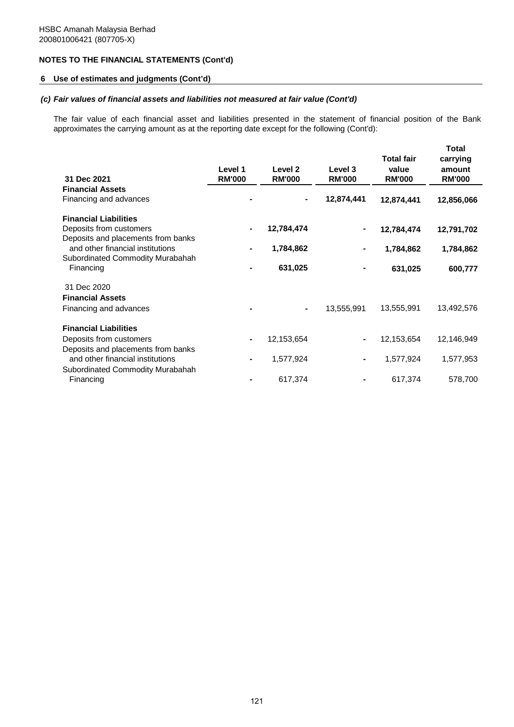HSBC Amanah Malaysia Berhad
200801006421 (807705-X)

## NOTES TO THE FINANCIAL STATEMENTS (Cont'd)

### 6 Use of estimates and judgments (Cont'd)

#### *(c) Fair values of financial assets and liabilities not measured at fair value (Cont'd)*

The fair value of each financial asset and liabilities presented in the statement of financial position of the Bank approximates the carrying amount as at the reporting date except for the following (Cont'd):

| 31 Dec 2021 | Level 1 RM'000 | Level 2 RM'000 | Level 3 RM'000 | Total fair value RM'000 | Total carrying amount RM'000 |
|---|---|---|---|---|---|
| **Financial Assets** | | | | | |
| Financing and advances | - | - | **12,874,441** | **12,874,441** | **12,856,066** |
| **Financial Liabilities** | | | | | |
| Deposits from customers | - | **12,784,474** | - | **12,784,474** | **12,791,702** |
| Deposits and placements from banks and other financial institutions | - | **1,784,862** | - | **1,784,862** | **1,784,862** |
| Subordinated Commodity Murabahah Financing | - | **631,025** | - | **631,025** | **600,777** |
| 31 Dec 2020 | | | | | |
| **Financial Assets** | | | | | |
| Financing and advances | - | - | 13,555,991 | 13,555,991 | 13,492,576 |
| **Financial Liabilities** | | | | | |
| Deposits from customers | - | 12,153,654 | - | 12,153,654 | 12,146,949 |
| Deposits and placements from banks and other financial institutions | - | 1,577,924 | - | 1,577,924 | 1,577,953 |
| Subordinated Commodity Murabahah Financing | - | 617,374 | - | 617,374 | 578,700 |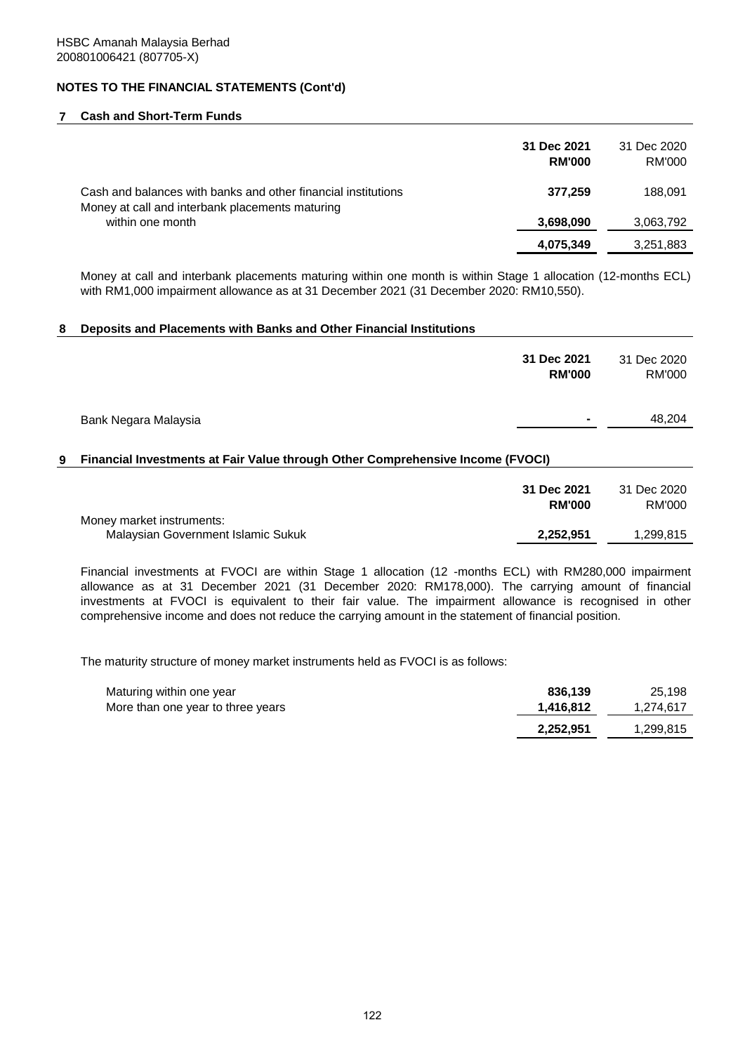HSBC Amanah Malaysia Berhad
200801006421 (807705-X)

## NOTES TO THE FINANCIAL STATEMENTS (Cont'd)

### 7 Cash and Short-Term Funds

| | **31 Dec 2021 RM'000** | 31 Dec 2020 RM'000 |
|---|---|---|
| Cash and balances with banks and other financial institutions | **377,259** | 188,091 |
| Money at call and interbank placements maturing within one month | **3,698,090** | 3,063,792 |
| | **4,075,349** | 3,251,883 |

Money at call and interbank placements maturing within one month is within Stage 1 allocation (12-months ECL) with RM1,000 impairment allowance as at 31 December 2021 (31 December 2020: RM10,550).

### 8 Deposits and Placements with Banks and Other Financial Institutions

| | **31 Dec 2021 RM'000** | 31 Dec 2020 RM'000 |
|---|---|---|
| Bank Negara Malaysia | **-** | 48,204 |

### 9 Financial Investments at Fair Value through Other Comprehensive Income (FVOCI)

| | **31 Dec 2021 RM'000** | 31 Dec 2020 RM'000 |
|---|---|---|
| Money market instruments: | | |
| Malaysian Government Islamic Sukuk | **2,252,951** | 1,299,815 |

Financial investments at FVOCI are within Stage 1 allocation (12 -months ECL) with RM280,000 impairment allowance as at 31 December 2021 (31 December 2020: RM178,000). The carrying amount of financial investments at FVOCI is equivalent to their fair value. The impairment allowance is recognised in other comprehensive income and does not reduce the carrying amount in the statement of financial position.

The maturity structure of money market instruments held as FVOCI is as follows:

| | **31 Dec 2021 RM'000** | 31 Dec 2020 RM'000 |
|---|---|---|
| Maturing within one year | **836,139** | 25,198 |
| More than one year to three years | **1,416,812** | 1,274,617 |
| | **2,252,951** | 1,299,815 |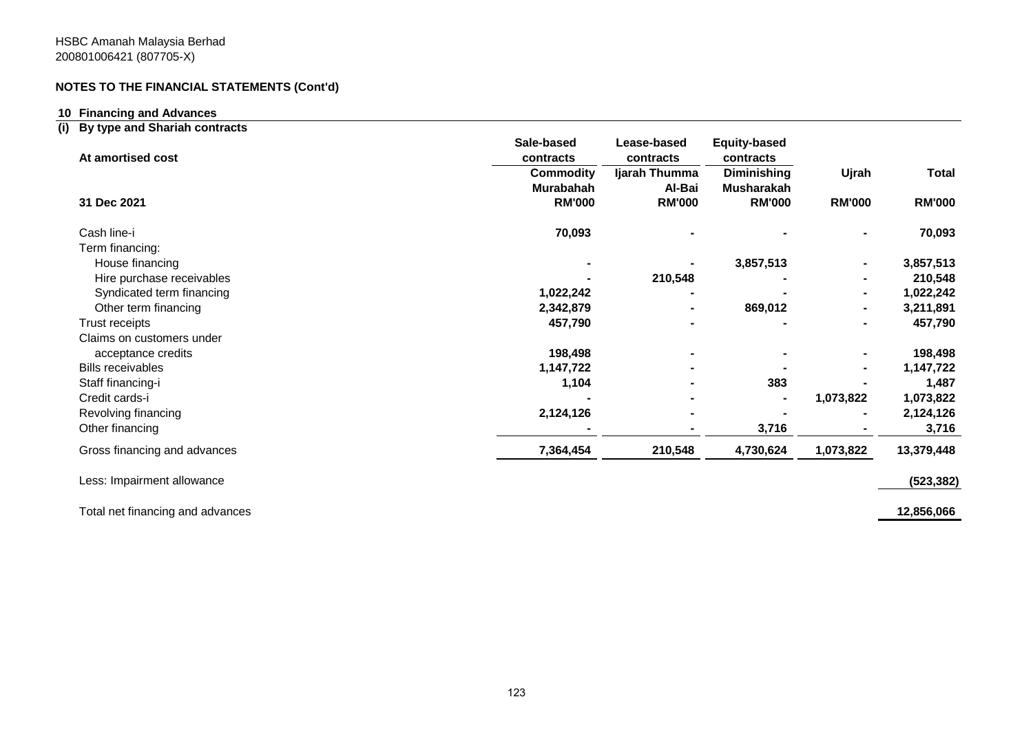HSBC Amanah Malaysia Berhad
200801006421 (807705-X)

**NOTES TO THE FINANCIAL STATEMENTS (Cont'd)**

**10 Financing and Advances**

**(i) By type and Shariah contracts**

| At amortised cost | Sale-based contracts | Lease-based contracts | Equity-based contracts | | |
|---|---|---|---|---|---|
| | Commodity Murabahah | Ijarah Thumma Al-Bai | Diminishing Musharakah | Ujrah | Total |
| 31 Dec 2021 | RM'000 | RM'000 | RM'000 | RM'000 | RM'000 |
| Cash line-i | 70,093 | - | - | - | 70,093 |
| Term financing: | | | | | |
| House financing | - | - | 3,857,513 | - | 3,857,513 |
| Hire purchase receivables | - | 210,548 | - | - | 210,548 |
| Syndicated term financing | 1,022,242 | - | - | - | 1,022,242 |
| Other term financing | 2,342,879 | - | 869,012 | - | 3,211,891 |
| Trust receipts | 457,790 | - | - | - | 457,790 |
| Claims on customers under acceptance credits | 198,498 | - | - | - | 198,498 |
| Bills receivables | 1,147,722 | - | - | - | 1,147,722 |
| Staff financing-i | 1,104 | - | 383 | - | 1,487 |
| Credit cards-i | - | - | - | 1,073,822 | 1,073,822 |
| Revolving financing | 2,124,126 | - | - | - | 2,124,126 |
| Other financing | - | - | 3,716 | - | 3,716 |
| Gross financing and advances | 7,364,454 | 210,548 | 4,730,624 | 1,073,822 | 13,379,448 |
| Less: Impairment allowance | | | | | (523,382) |
| Total net financing and advances | | | | | 12,856,066 |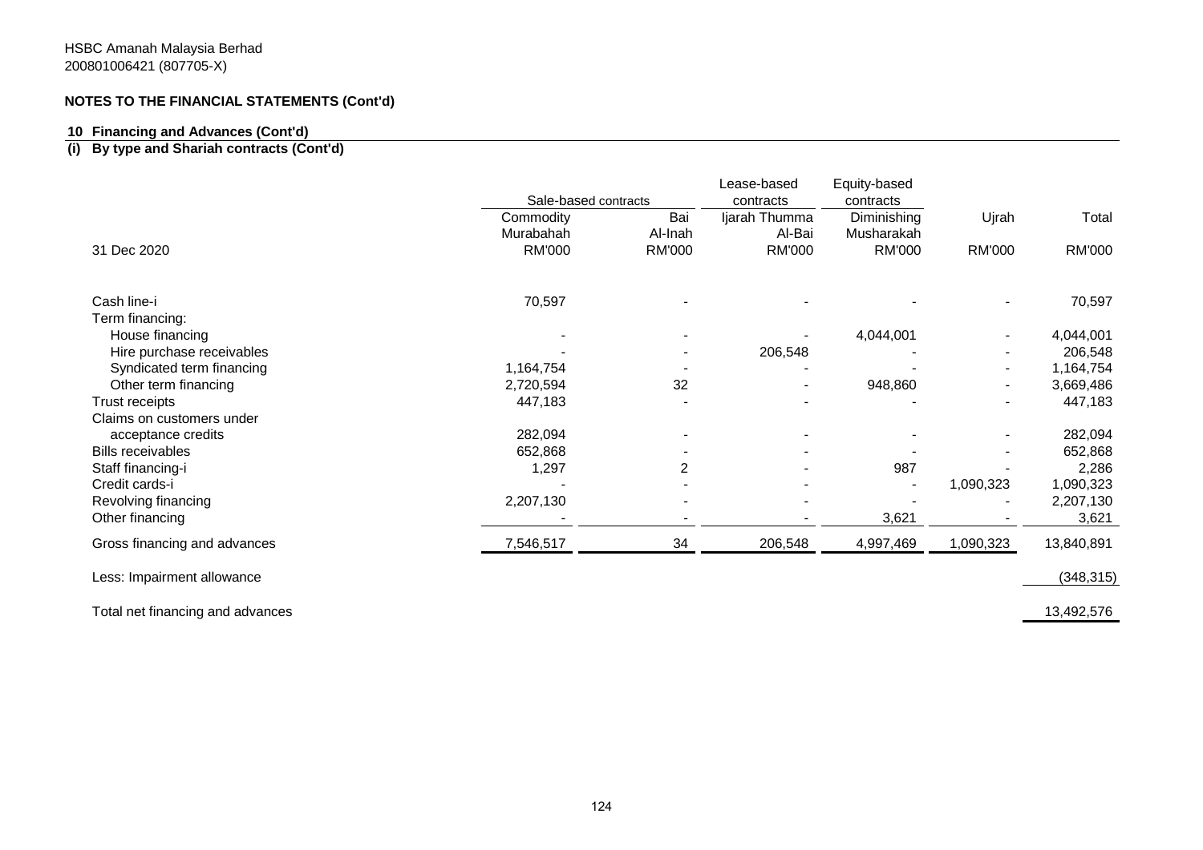HSBC Amanah Malaysia Berhad
200801006421 (807705-X)

**NOTES TO THE FINANCIAL STATEMENTS (Cont'd)**

**10 Financing and Advances (Cont'd)**

**(i) By type and Shariah contracts (Cont'd)**

| | Sale-based contracts | | Lease-based contracts | Equity-based contracts | | |
|---|---|---|---|---|---|---|
| | Commodity Murabahah | Bai Al-Inah | Ijarah Thumma Al-Bai | Diminishing Musharakah | Ujrah | Total |
| 31 Dec 2020 | RM'000 | RM'000 | RM'000 | RM'000 | RM'000 | RM'000 |
| Cash line-i | 70,597 | - | - | - | - | 70,597 |
| Term financing: | | | | | | |
| House financing | - | - | - | 4,044,001 | - | 4,044,001 |
| Hire purchase receivables | - | - | 206,548 | - | - | 206,548 |
| Syndicated term financing | 1,164,754 | - | - | - | - | 1,164,754 |
| Other term financing | 2,720,594 | 32 | - | 948,860 | - | 3,669,486 |
| Trust receipts | 447,183 | - | - | - | - | 447,183 |
| Claims on customers under acceptance credits | 282,094 | - | - | - | - | 282,094 |
| Bills receivables | 652,868 | - | - | - | - | 652,868 |
| Staff financing-i | 1,297 | 2 | - | 987 | - | 2,286 |
| Credit cards-i | - | - | - | - | 1,090,323 | 1,090,323 |
| Revolving financing | 2,207,130 | - | - | - | - | 2,207,130 |
| Other financing | - | - | - | 3,621 | - | 3,621 |
| Gross financing and advances | 7,546,517 | 34 | 206,548 | 4,997,469 | 1,090,323 | 13,840,891 |
| Less: Impairment allowance | | | | | | (348,315) |
| Total net financing and advances | | | | | | 13,492,576 |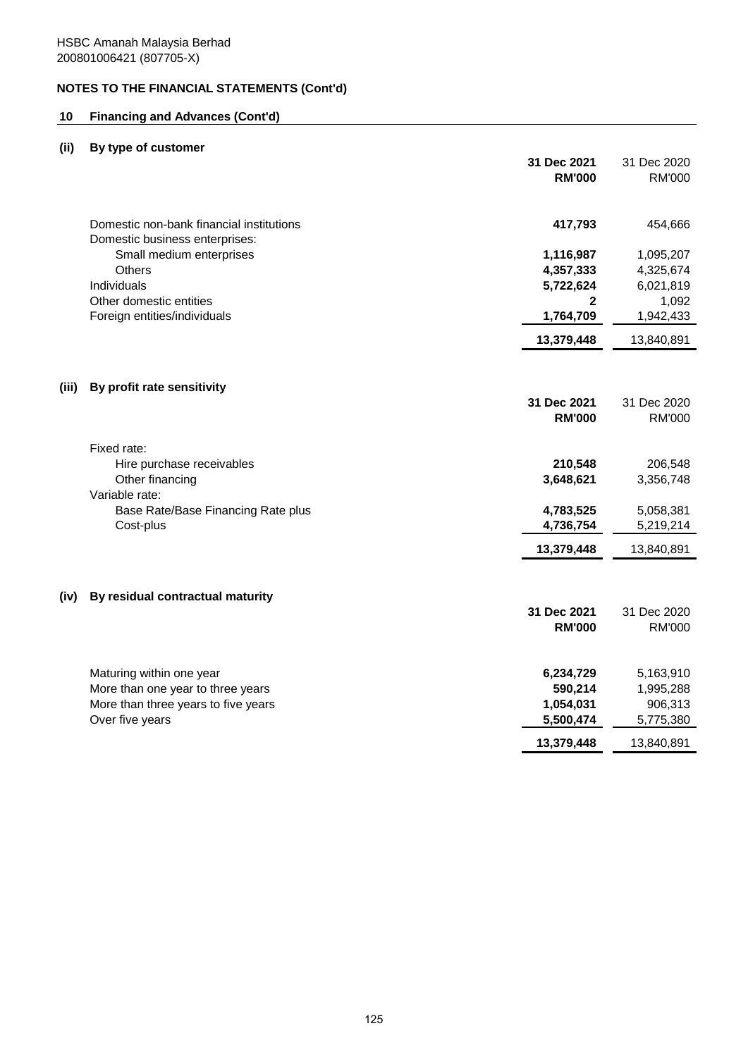HSBC Amanah Malaysia Berhad
200801006421 (807705-X)

**NOTES TO THE FINANCIAL STATEMENTS (Cont'd)**

## 10 Financing and Advances (Cont'd)

### (ii) By type of customer

| | 31 Dec 2021 RM'000 | 31 Dec 2020 RM'000 |
|---|---|---|
| Domestic non-bank financial institutions | **417,793** | 454,666 |
| Domestic business enterprises: | | |
| Small medium enterprises | **1,116,987** | 1,095,207 |
| Others | **4,357,333** | 4,325,674 |
| Individuals | **5,722,624** | 6,021,819 |
| Other domestic entities | **2** | 1,092 |
| Foreign entities/individuals | **1,764,709** | 1,942,433 |
| | **13,379,448** | 13,840,891 |

### (iii) By profit rate sensitivity

| | 31 Dec 2021 RM'000 | 31 Dec 2020 RM'000 |
|---|---|---|
| Fixed rate: | | |
| Hire purchase receivables | **210,548** | 206,548 |
| Other financing | **3,648,621** | 3,356,748 |
| Variable rate: | | |
| Base Rate/Base Financing Rate plus | **4,783,525** | 5,058,381 |
| Cost-plus | **4,736,754** | 5,219,214 |
| | **13,379,448** | 13,840,891 |

### (iv) By residual contractual maturity

| | 31 Dec 2021 RM'000 | 31 Dec 2020 RM'000 |
|---|---|---|
| Maturing within one year | **6,234,729** | 5,163,910 |
| More than one year to three years | **590,214** | 1,995,288 |
| More than three years to five years | **1,054,031** | 906,313 |
| Over five years | **5,500,474** | 5,775,380 |
| | **13,379,448** | 13,840,891 |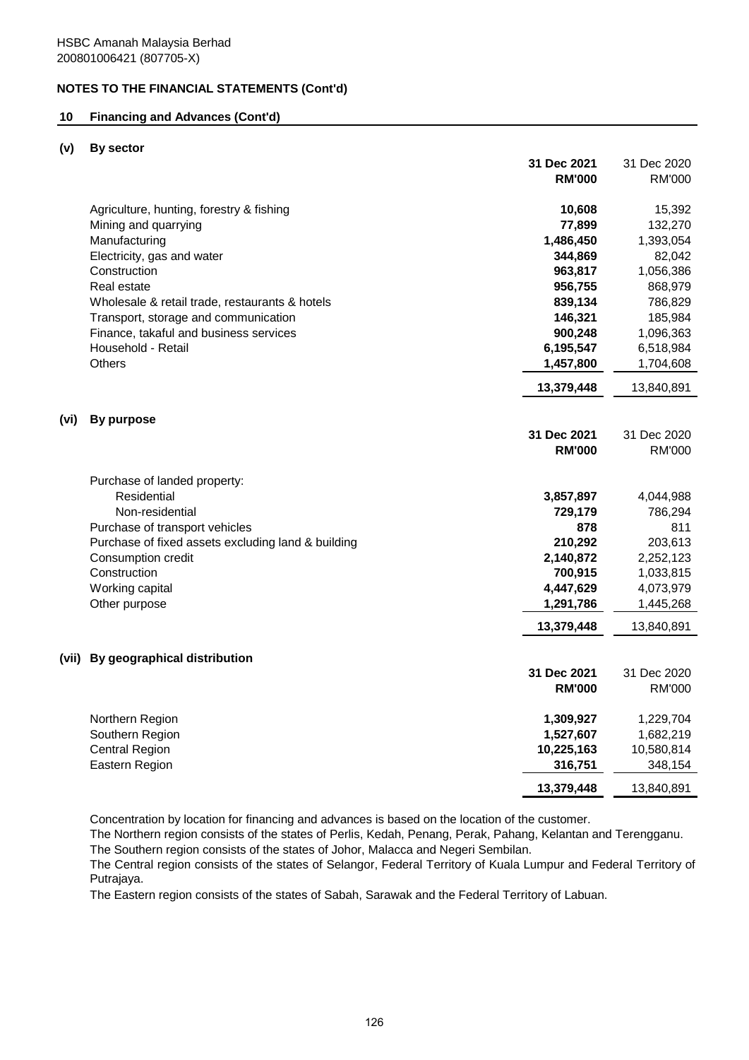HSBC Amanah Malaysia Berhad
200801006421 (807705-X)

**NOTES TO THE FINANCIAL STATEMENTS (Cont'd)**

## 10 Financing and Advances (Cont'd)

### (v) By sector

| | 31 Dec 2021 RM'000 | 31 Dec 2020 RM'000 |
|---|---|---|
| Agriculture, hunting, forestry & fishing | 10,608 | 15,392 |
| Mining and quarrying | 77,899 | 132,270 |
| Manufacturing | 1,486,450 | 1,393,054 |
| Electricity, gas and water | 344,869 | 82,042 |
| Construction | 963,817 | 1,056,386 |
| Real estate | 956,755 | 868,979 |
| Wholesale & retail trade, restaurants & hotels | 839,134 | 786,829 |
| Transport, storage and communication | 146,321 | 185,984 |
| Finance, takaful and business services | 900,248 | 1,096,363 |
| Household - Retail | 6,195,547 | 6,518,984 |
| Others | 1,457,800 | 1,704,608 |
| | **13,379,448** | 13,840,891 |

### (vi) By purpose

| | 31 Dec 2021 RM'000 | 31 Dec 2020 RM'000 |
|---|---|---|
| Purchase of landed property: | | |
| Residential | 3,857,897 | 4,044,988 |
| Non-residential | 729,179 | 786,294 |
| Purchase of transport vehicles | 878 | 811 |
| Purchase of fixed assets excluding land & building | 210,292 | 203,613 |
| Consumption credit | 2,140,872 | 2,252,123 |
| Construction | 700,915 | 1,033,815 |
| Working capital | 4,447,629 | 4,073,979 |
| Other purpose | 1,291,786 | 1,445,268 |
| | **13,379,448** | 13,840,891 |

### (vii) By geographical distribution

| | 31 Dec 2021 RM'000 | 31 Dec 2020 RM'000 |
|---|---|---|
| Northern Region | 1,309,927 | 1,229,704 |
| Southern Region | 1,527,607 | 1,682,219 |
| Central Region | 10,225,163 | 10,580,814 |
| Eastern Region | 316,751 | 348,154 |
| | **13,379,448** | 13,840,891 |

Concentration by location for financing and advances is based on the location of the customer.
The Northern region consists of the states of Perlis, Kedah, Penang, Perak, Pahang, Kelantan and Terengganu.
The Southern region consists of the states of Johor, Malacca and Negeri Sembilan.
The Central region consists of the states of Selangor, Federal Territory of Kuala Lumpur and Federal Territory of Putrajaya.
The Eastern region consists of the states of Sabah, Sarawak and the Federal Territory of Labuan.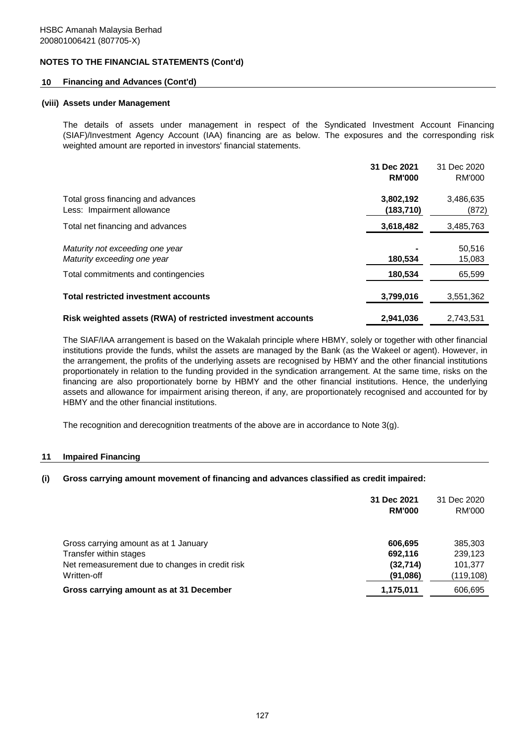HSBC Amanah Malaysia Berhad
200801006421 (807705-X)

## NOTES TO THE FINANCIAL STATEMENTS (Cont'd)

### 10 Financing and Advances (Cont'd)

#### (viii) Assets under Management

The details of assets under management in respect of the Syndicated Investment Account Financing (SIAF)/Investment Agency Account (IAA) financing are as below. The exposures and the corresponding risk weighted amount are reported in investors' financial statements.

| | **31 Dec 2021 RM'000** | 31 Dec 2020 RM'000 |
|---|---|---|
| Total gross financing and advances | **3,802,192** | 3,486,635 |
| Less: Impairment allowance | **(183,710)** | (872) |
| Total net financing and advances | **3,618,482** | 3,485,763 |
| *Maturity not exceeding one year* | **-** | 50,516 |
| *Maturity exceeding one year* | **180,534** | 15,083 |
| Total commitments and contingencies | **180,534** | 65,599 |
| **Total restricted investment accounts** | **3,799,016** | 3,551,362 |
| **Risk weighted assets (RWA) of restricted investment accounts** | **2,941,036** | 2,743,531 |

The SIAF/IAA arrangement is based on the Wakalah principle where HBMY, solely or together with other financial institutions provide the funds, whilst the assets are managed by the Bank (as the Wakeel or agent). However, in the arrangement, the profits of the underlying assets are recognised by HBMY and the other financial institutions proportionately in relation to the funding provided in the syndication arrangement. At the same time, risks on the financing are also proportionately borne by HBMY and the other financial institutions. Hence, the underlying assets and allowance for impairment arising thereon, if any, are proportionately recognised and accounted for by HBMY and the other financial institutions.

The recognition and derecognition treatments of the above are in accordance to Note 3(g).

### 11 Impaired Financing

#### (i) Gross carrying amount movement of financing and advances classified as credit impaired:

| | **31 Dec 2021 RM'000** | 31 Dec 2020 RM'000 |
|---|---|---|
| Gross carrying amount as at 1 January | **606,695** | 385,303 |
| Transfer within stages | **692,116** | 239,123 |
| Net remeasurement due to changes in credit risk | **(32,714)** | 101,377 |
| Written-off | **(91,086)** | (119,108) |
| **Gross carrying amount as at 31 December** | **1,175,011** | 606,695 |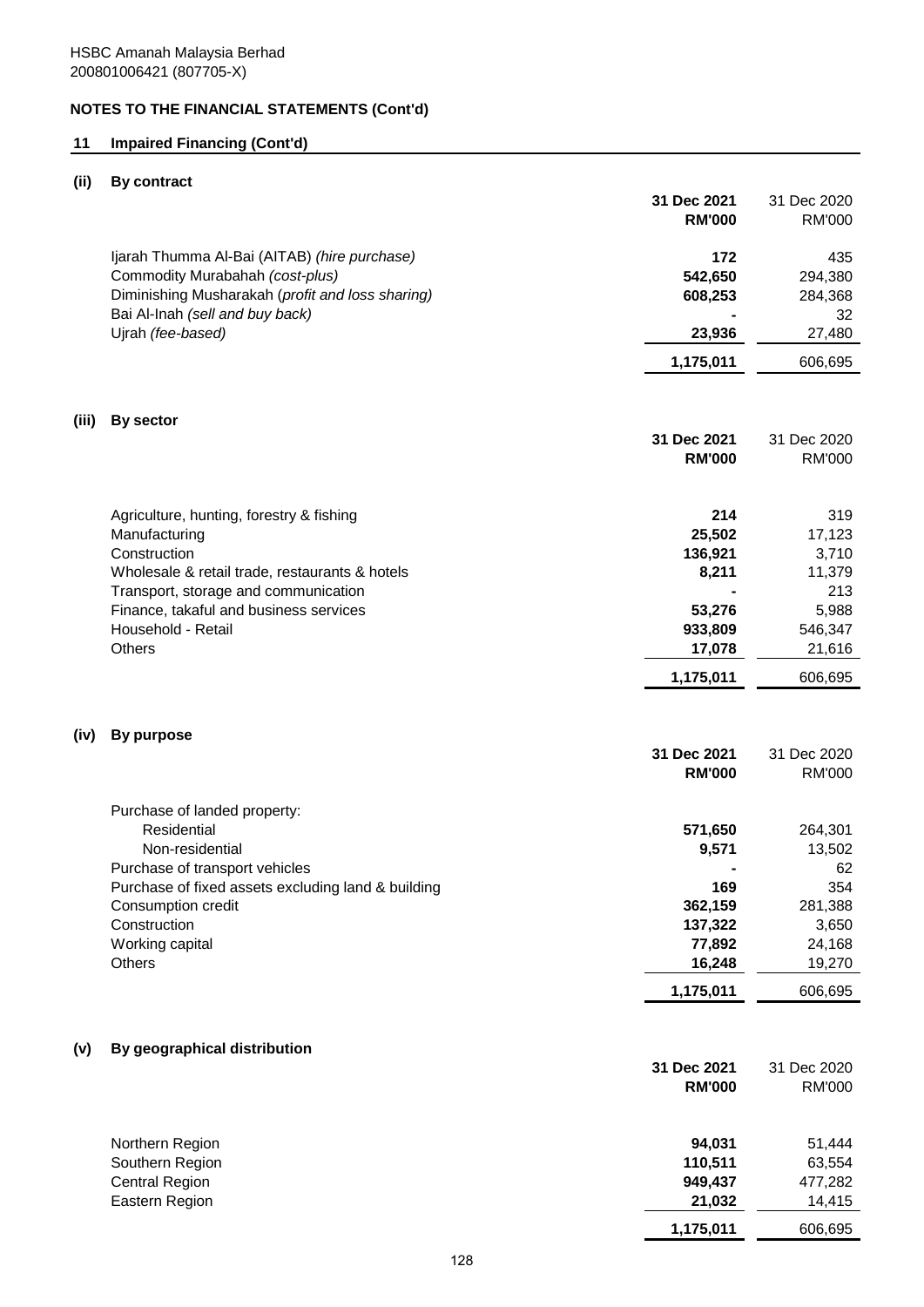HSBC Amanah Malaysia Berhad
200801006421 (807705-X)

**NOTES TO THE FINANCIAL STATEMENTS (Cont'd)**

## 11 Impaired Financing (Cont'd)

### (ii) By contract

| | **31 Dec 2021 RM'000** | 31 Dec 2020 RM'000 |
|---|---|---|
| Ijarah Thumma Al-Bai (AITAB) *(hire purchase)* | **172** | 435 |
| Commodity Murabahah *(cost-plus)* | **542,650** | 294,380 |
| Diminishing Musharakah (*profit and loss sharing)* | **608,253** | 284,368 |
| Bai Al-Inah *(sell and buy back)* | **-** | 32 |
| Ujrah *(fee-based)* | **23,936** | 27,480 |
| | **1,175,011** | 606,695 |

### (iii) By sector

| | **31 Dec 2021 RM'000** | 31 Dec 2020 RM'000 |
|---|---|---|
| Agriculture, hunting, forestry & fishing | **214** | 319 |
| Manufacturing | **25,502** | 17,123 |
| Construction | **136,921** | 3,710 |
| Wholesale & retail trade, restaurants & hotels | **8,211** | 11,379 |
| Transport, storage and communication | **-** | 213 |
| Finance, takaful and business services | **53,276** | 5,988 |
| Household - Retail | **933,809** | 546,347 |
| Others | **17,078** | 21,616 |
| | **1,175,011** | 606,695 |

### (iv) By purpose

| | **31 Dec 2021 RM'000** | 31 Dec 2020 RM'000 |
|---|---|---|
| Purchase of landed property: | | |
| Residential | **571,650** | 264,301 |
| Non-residential | **9,571** | 13,502 |
| Purchase of transport vehicles | **-** | 62 |
| Purchase of fixed assets excluding land & building | **169** | 354 |
| Consumption credit | **362,159** | 281,388 |
| Construction | **137,322** | 3,650 |
| Working capital | **77,892** | 24,168 |
| Others | **16,248** | 19,270 |
| | **1,175,011** | 606,695 |

### (v) By geographical distribution

| | **31 Dec 2021 RM'000** | 31 Dec 2020 RM'000 |
|---|---|---|
| Northern Region | **94,031** | 51,444 |
| Southern Region | **110,511** | 63,554 |
| Central Region | **949,437** | 477,282 |
| Eastern Region | **21,032** | 14,415 |
| | **1,175,011** | 606,695 |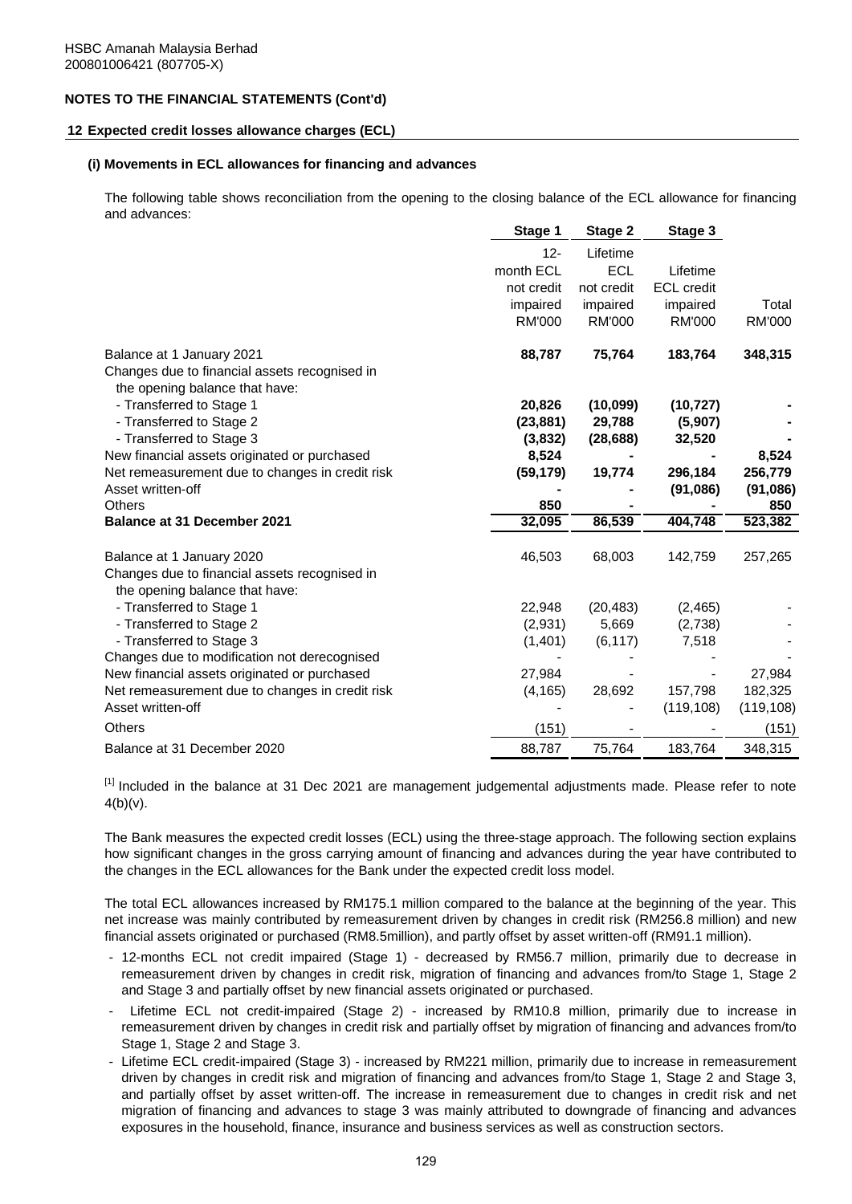HSBC Amanah Malaysia Berhad
200801006421 (807705-X)

**NOTES TO THE FINANCIAL STATEMENTS (Cont'd)**

## 12 Expected credit losses allowance charges (ECL)

### (i) Movements in ECL allowances for financing and advances

The following table shows reconciliation from the opening to the closing balance of the ECL allowance for financing and advances:

| | Stage 1 | Stage 2 | Stage 3 | |
|---|---|---|---|---|
| | 12-month ECL not credit impaired RM'000 | Lifetime ECL not credit impaired RM'000 | Lifetime ECL credit impaired RM'000 | Total RM'000 |
| Balance at 1 January 2021 | **88,787** | **75,764** | **183,764** | **348,315** |
| Changes due to financial assets recognised in the opening balance that have: | | | | |
| - Transferred to Stage 1 | **20,826** | **(10,099)** | **(10,727)** | **-** |
| - Transferred to Stage 2 | **(23,881)** | **29,788** | **(5,907)** | **-** |
| - Transferred to Stage 3 | **(3,832)** | **(28,688)** | **32,520** | **-** |
| New financial assets originated or purchased | **8,524** | **-** | **-** | **8,524** |
| Net remeasurement due to changes in credit risk | **(59,179)** | **19,774** | **296,184** | **256,779** |
| Asset written-off | **-** | **-** | **(91,086)** | **(91,086)** |
| Others | **850** | **-** | **-** | **850** |
| **Balance at 31 December 2021** | **32,095** | **86,539** | **404,748** | **523,382** |
| | | | | |
| Balance at 1 January 2020 | 46,503 | 68,003 | 142,759 | 257,265 |
| Changes due to financial assets recognised in the opening balance that have: | | | | |
| - Transferred to Stage 1 | 22,948 | (20,483) | (2,465) | - |
| - Transferred to Stage 2 | (2,931) | 5,669 | (2,738) | - |
| - Transferred to Stage 3 | (1,401) | (6,117) | 7,518 | - |
| Changes due to modification not derecognised | - | - | - | - |
| New financial assets originated or purchased | 27,984 | - | - | 27,984 |
| Net remeasurement due to changes in credit risk | (4,165) | 28,692 | 157,798 | 182,325 |
| Asset written-off | - | - | (119,108) | (119,108) |
| Others | (151) | - | - | (151) |
| Balance at 31 December 2020 | 88,787 | 75,764 | 183,764 | 348,315 |

[1] Included in the balance at 31 Dec 2021 are management judgemental adjustments made. Please refer to note 4(b)(v).

The Bank measures the expected credit losses (ECL) using the three-stage approach. The following section explains how significant changes in the gross carrying amount of financing and advances during the year have contributed to the changes in the ECL allowances for the Bank under the expected credit loss model.

The total ECL allowances increased by RM175.1 million compared to the balance at the beginning of the year. This net increase was mainly contributed by remeasurement driven by changes in credit risk (RM256.8 million) and new financial assets originated or purchased (RM8.5million), and partly offset by asset written-off (RM91.1 million).

- 12-months ECL not credit impaired (Stage 1) - decreased by RM56.7 million, primarily due to decrease in remeasurement driven by changes in credit risk, migration of financing and advances from/to Stage 1, Stage 2 and Stage 3 and partially offset by new financial assets originated or purchased.
- Lifetime ECL not credit-impaired (Stage 2) - increased by RM10.8 million, primarily due to increase in remeasurement driven by changes in credit risk and partially offset by migration of financing and advances from/to Stage 1, Stage 2 and Stage 3.
- Lifetime ECL credit-impaired (Stage 3) - increased by RM221 million, primarily due to increase in remeasurement driven by changes in credit risk and migration of financing and advances from/to Stage 1, Stage 2 and Stage 3, and partially offset by asset written-off. The increase in remeasurement due to changes in credit risk and net migration of financing and advances to stage 3 was mainly attributed to downgrade of financing and advances exposures in the household, finance, insurance and business services as well as construction sectors.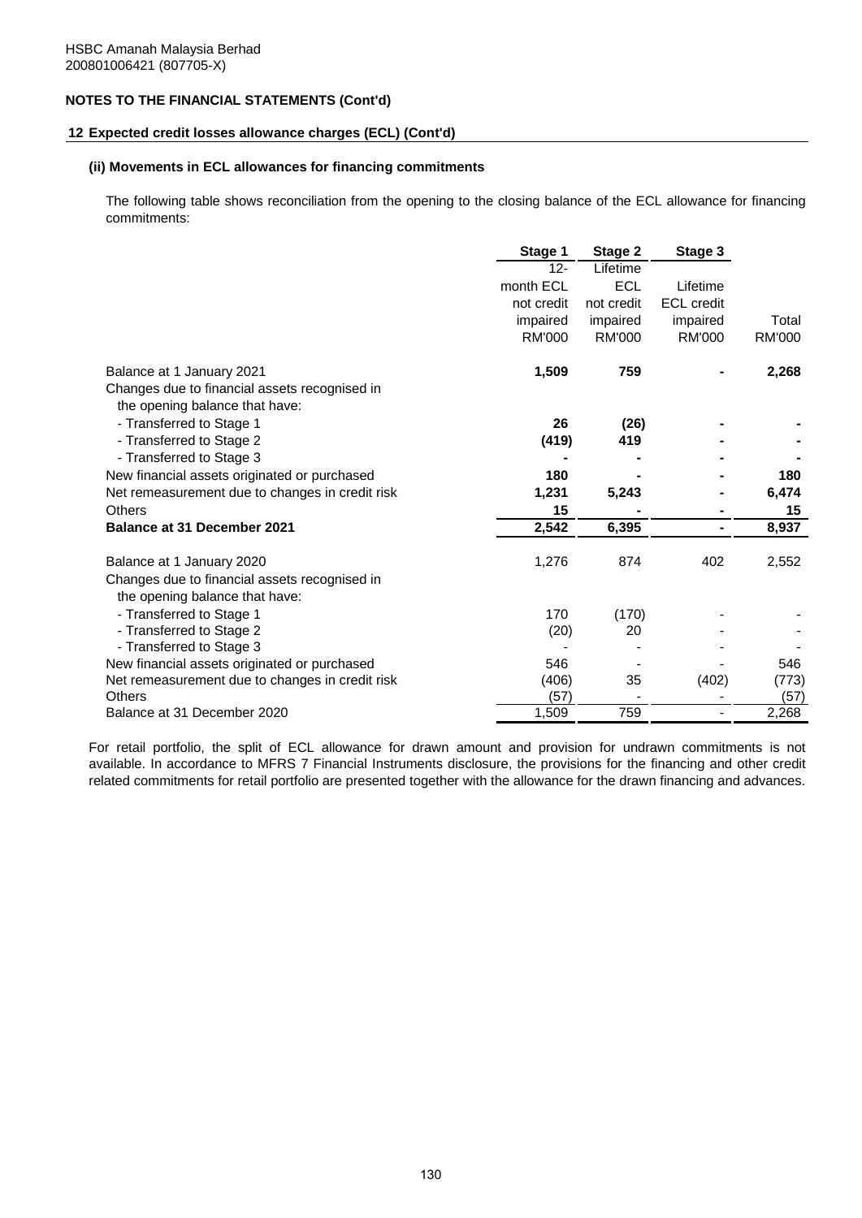HSBC Amanah Malaysia Berhad
200801006421 (807705-X)

## NOTES TO THE FINANCIAL STATEMENTS (Cont'd)

### 12 Expected credit losses allowance charges (ECL) (Cont'd)

#### (ii) Movements in ECL allowances for financing commitments

The following table shows reconciliation from the opening to the closing balance of the ECL allowance for financing commitments:

| | Stage 1 | Stage 2 | Stage 3 | |
|---|---|---|---|---|
| | 12-month ECL not credit impaired RM'000 | Lifetime ECL not credit impaired RM'000 | Lifetime ECL credit impaired RM'000 | Total RM'000 |
| Balance at 1 January 2021 | **1,509** | **759** | **-** | **2,268** |
| Changes due to financial assets recognised in the opening balance that have: | | | | |
| - Transferred to Stage 1 | **26** | **(26)** | **-** | **-** |
| - Transferred to Stage 2 | **(419)** | **419** | **-** | **-** |
| - Transferred to Stage 3 | **-** | **-** | **-** | **-** |
| New financial assets originated or purchased | **180** | **-** | **-** | **180** |
| Net remeasurement due to changes in credit risk | **1,231** | **5,243** | **-** | **6,474** |
| Others | **15** | **-** | **-** | **15** |
| **Balance at 31 December 2021** | **2,542** | **6,395** | **-** | **8,937** |
| Balance at 1 January 2020 | 1,276 | 874 | 402 | 2,552 |
| Changes due to financial assets recognised in the opening balance that have: | | | | |
| - Transferred to Stage 1 | 170 | (170) | - | - |
| - Transferred to Stage 2 | (20) | 20 | - | - |
| - Transferred to Stage 3 | - | - | - | - |
| New financial assets originated or purchased | 546 | - | - | 546 |
| Net remeasurement due to changes in credit risk | (406) | 35 | (402) | (773) |
| Others | (57) | - | - | (57) |
| Balance at 31 December 2020 | 1,509 | 759 | - | 2,268 |

For retail portfolio, the split of ECL allowance for drawn amount and provision for undrawn commitments is not available. In accordance to MFRS 7 Financial Instruments disclosure, the provisions for the financing and other credit related commitments for retail portfolio are presented together with the allowance for the drawn financing and advances.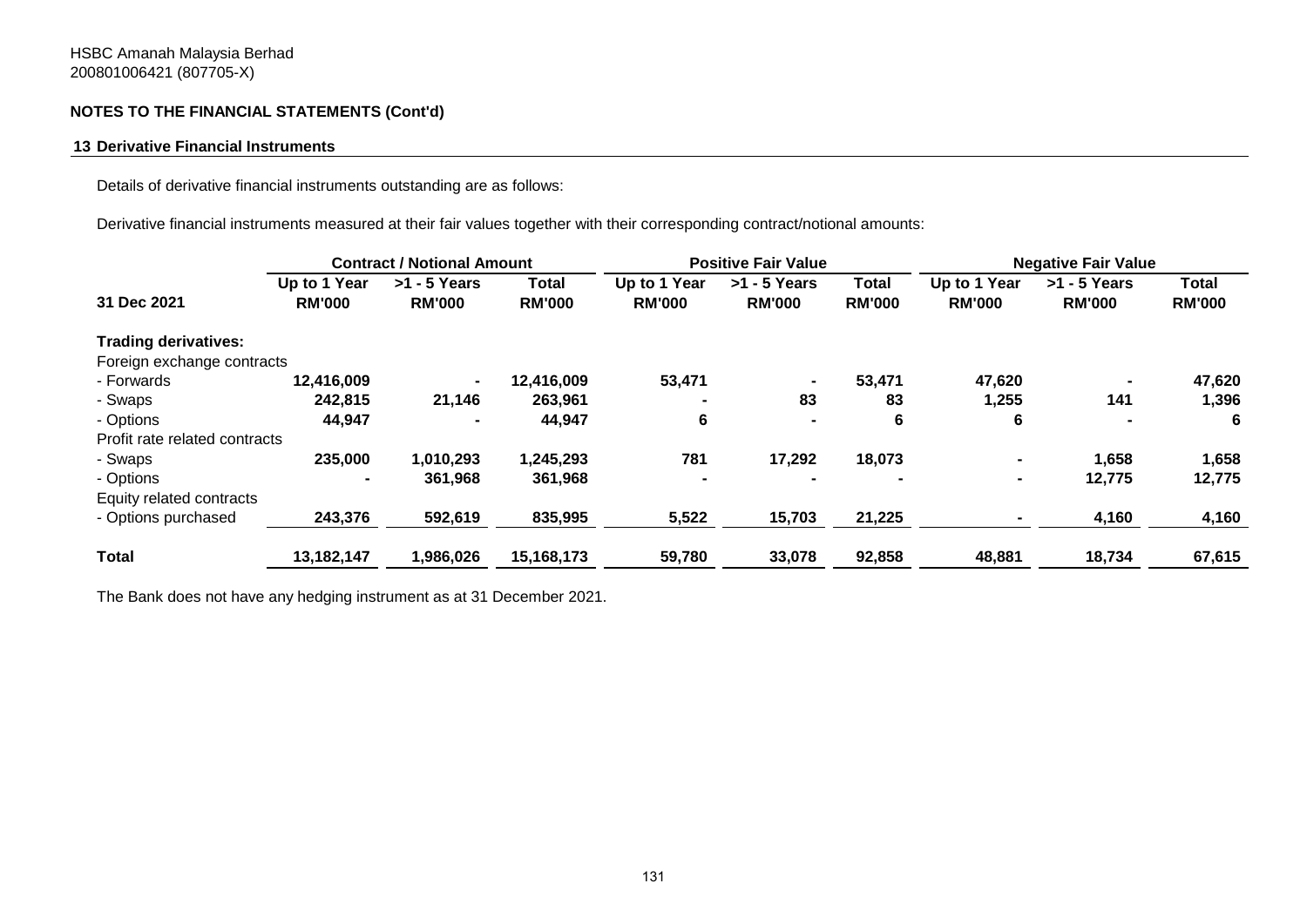HSBC Amanah Malaysia Berhad
200801006421 (807705-X)

## NOTES TO THE FINANCIAL STATEMENTS (Cont'd)

### 13 Derivative Financial Instruments

Details of derivative financial instruments outstanding are as follows:

Derivative financial instruments measured at their fair values together with their corresponding contract/notional amounts:

| | Contract / Notional Amount | | | Positive Fair Value | | | Negative Fair Value | | |
|---|---|---|---|---|---|---|---|---|---|
| **31 Dec 2021** | **Up to 1 Year RM'000** | **>1 - 5 Years RM'000** | **Total RM'000** | **Up to 1 Year RM'000** | **>1 - 5 Years RM'000** | **Total RM'000** | **Up to 1 Year RM'000** | **>1 - 5 Years RM'000** | **Total RM'000** |
| **Trading derivatives:** | | | | | | | | | |
| Foreign exchange contracts | | | | | | | | | |
| - Forwards | **12,416,009** | **-** | **12,416,009** | **53,471** | **-** | **53,471** | **47,620** | **-** | **47,620** |
| - Swaps | **242,815** | **21,146** | **263,961** | **-** | **83** | **83** | **1,255** | **141** | **1,396** |
| - Options | **44,947** | **-** | **44,947** | **6** | **-** | **6** | **6** | **-** | **6** |
| Profit rate related contracts | | | | | | | | | |
| - Swaps | **235,000** | **1,010,293** | **1,245,293** | **781** | **17,292** | **18,073** | **-** | **1,658** | **1,658** |
| - Options | **-** | **361,968** | **361,968** | **-** | **-** | **-** | **-** | **12,775** | **12,775** |
| Equity related contracts | | | | | | | | | |
| - Options purchased | **243,376** | **592,619** | **835,995** | **5,522** | **15,703** | **21,225** | **-** | **4,160** | **4,160** |
| **Total** | **13,182,147** | **1,986,026** | **15,168,173** | **59,780** | **33,078** | **92,858** | **48,881** | **18,734** | **67,615** |

The Bank does not have any hedging instrument as at 31 December 2021.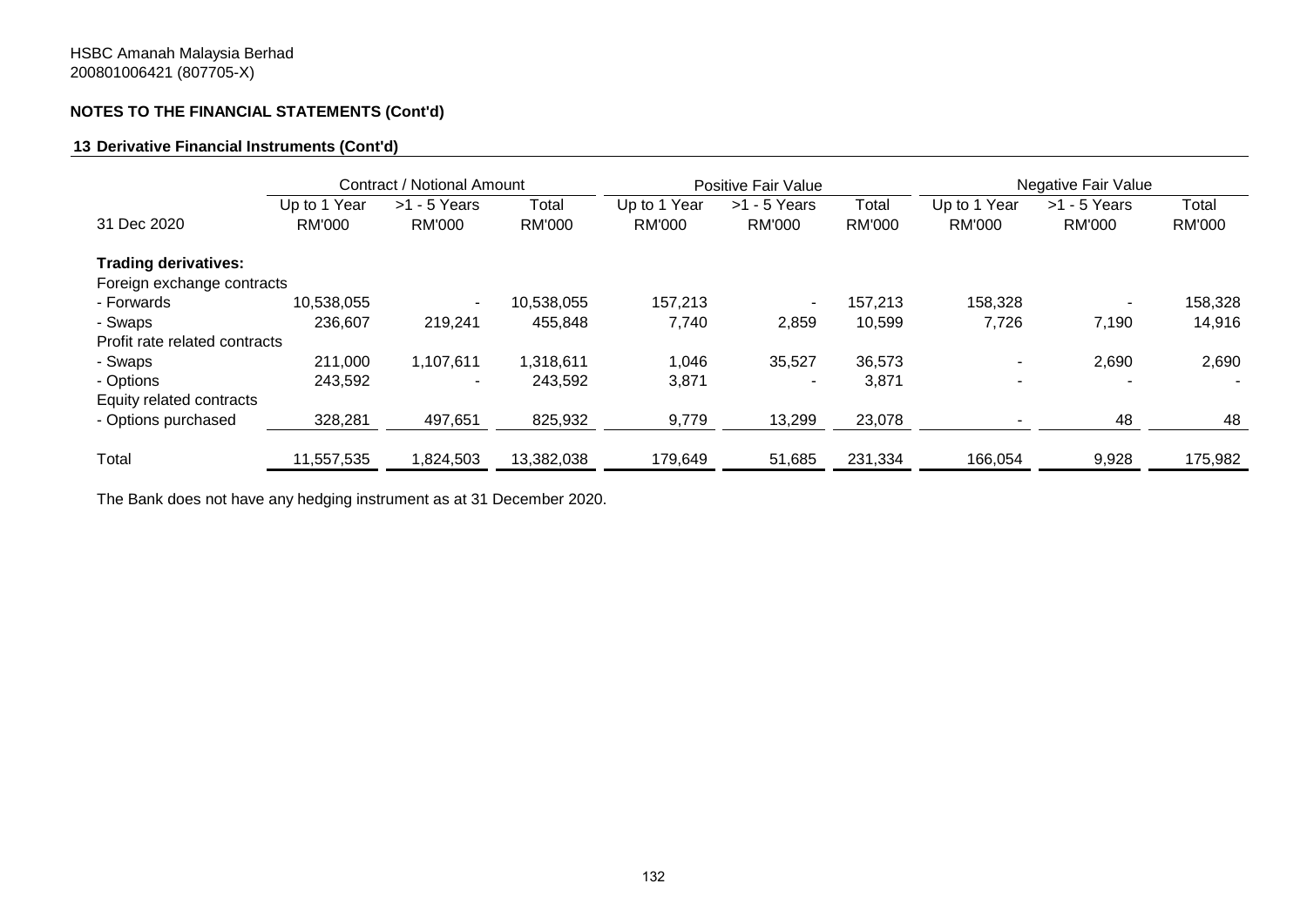HSBC Amanah Malaysia Berhad
200801006421 (807705-X)

**NOTES TO THE FINANCIAL STATEMENTS (Cont'd)**

**13 Derivative Financial Instruments (Cont'd)**

| | Contract / Notional Amount | | | Positive Fair Value | | | Negative Fair Value | | |
|---|---|---|---|---|---|---|---|---|---|
| 31 Dec 2020 | Up to 1 Year RM'000 | >1 - 5 Years RM'000 | Total RM'000 | Up to 1 Year RM'000 | >1 - 5 Years RM'000 | Total RM'000 | Up to 1 Year RM'000 | >1 - 5 Years RM'000 | Total RM'000 |
| **Trading derivatives:** | | | | | | | | | |
| Foreign exchange contracts | | | | | | | | | |
| - Forwards | 10,538,055 | - | 10,538,055 | 157,213 | - | 157,213 | 158,328 | - | 158,328 |
| - Swaps | 236,607 | 219,241 | 455,848 | 7,740 | 2,859 | 10,599 | 7,726 | 7,190 | 14,916 |
| Profit rate related contracts | | | | | | | | | |
| - Swaps | 211,000 | 1,107,611 | 1,318,611 | 1,046 | 35,527 | 36,573 | - | 2,690 | 2,690 |
| - Options | 243,592 | - | 243,592 | 3,871 | - | 3,871 | - | - | - |
| Equity related contracts | | | | | | | | | |
| - Options purchased | 328,281 | 497,651 | 825,932 | 9,779 | 13,299 | 23,078 | - | 48 | 48 |
| Total | 11,557,535 | 1,824,503 | 13,382,038 | 179,649 | 51,685 | 231,334 | 166,054 | 9,928 | 175,982 |

The Bank does not have any hedging instrument as at 31 December 2020.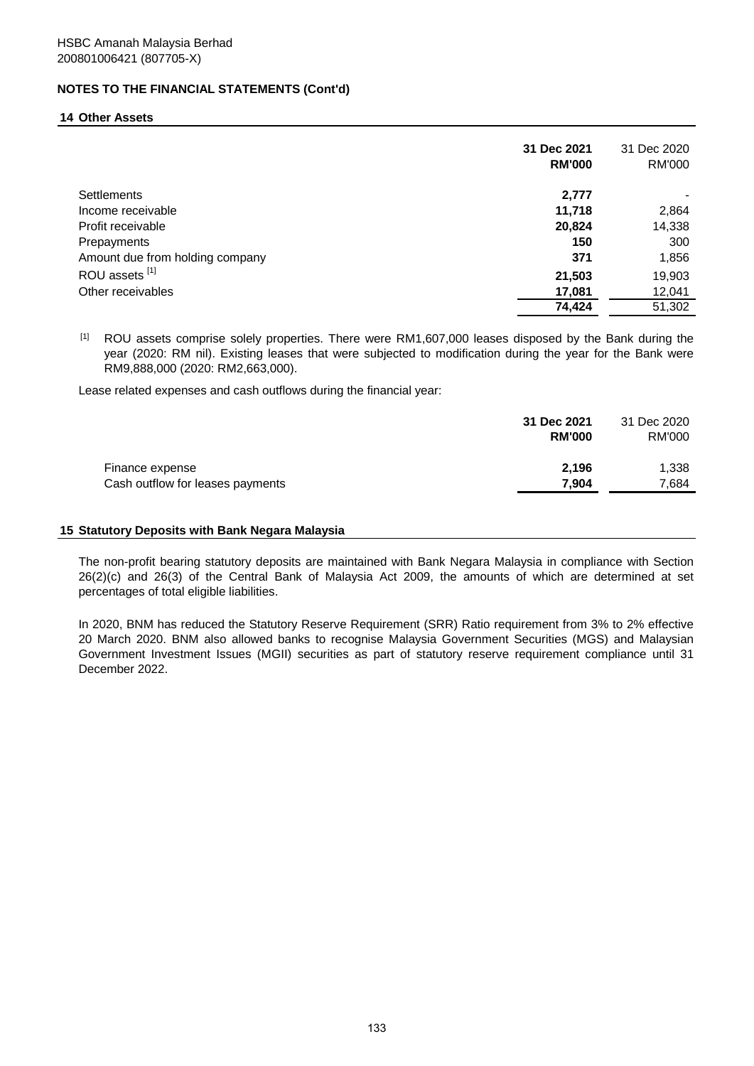HSBC Amanah Malaysia Berhad
200801006421 (807705-X)

**NOTES TO THE FINANCIAL STATEMENTS (Cont'd)**

## 14 Other Assets

| | 31 Dec 2021 RM'000 | 31 Dec 2020 RM'000 |
|---|---|---|
| Settlements | **2,777** | - |
| Income receivable | **11,718** | 2,864 |
| Profit receivable | **20,824** | 14,338 |
| Prepayments | **150** | 300 |
| Amount due from holding company | **371** | 1,856 |
| ROU assets [1] | **21,503** | 19,903 |
| Other receivables | **17,081** | 12,041 |
| | **74,424** | 51,302 |

[1] ROU assets comprise solely properties. There were RM1,607,000 leases disposed by the Bank during the year (2020: RM nil). Existing leases that were subjected to modification during the year for the Bank were RM9,888,000 (2020: RM2,663,000).

Lease related expenses and cash outflows during the financial year:

| | 31 Dec 2021 RM'000 | 31 Dec 2020 RM'000 |
|---|---|---|
| Finance expense | **2,196** | 1,338 |
| Cash outflow for leases payments | **7,904** | 7,684 |

## 15 Statutory Deposits with Bank Negara Malaysia

The non-profit bearing statutory deposits are maintained with Bank Negara Malaysia in compliance with Section 26(2)(c) and 26(3) of the Central Bank of Malaysia Act 2009, the amounts of which are determined at set percentages of total eligible liabilities.

In 2020, BNM has reduced the Statutory Reserve Requirement (SRR) Ratio requirement from 3% to 2% effective 20 March 2020. BNM also allowed banks to recognise Malaysia Government Securities (MGS) and Malaysian Government Investment Issues (MGII) securities as part of statutory reserve requirement compliance until 31 December 2022.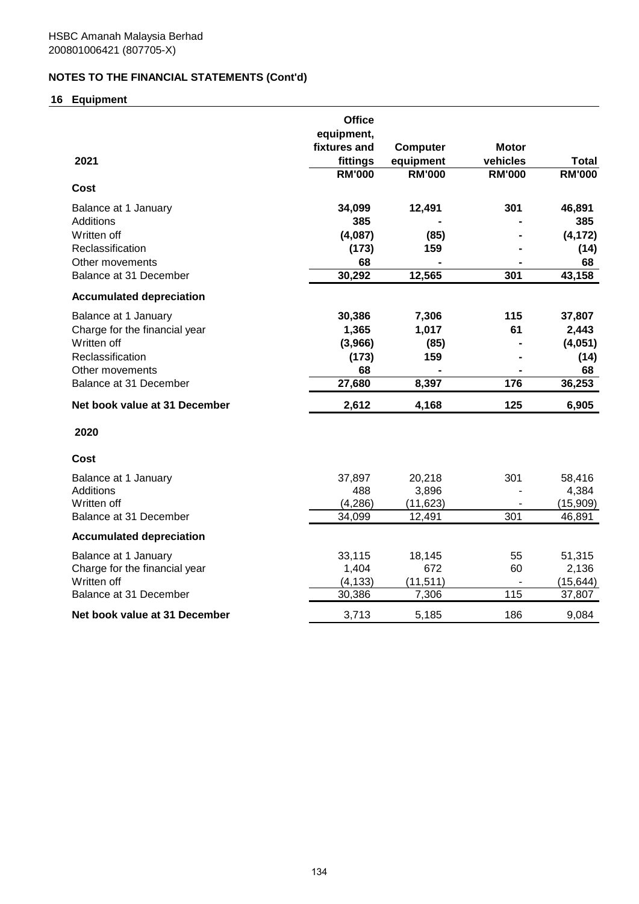HSBC Amanah Malaysia Berhad
200801006421 (807705-X)

## NOTES TO THE FINANCIAL STATEMENTS (Cont'd)

### 16 Equipment

| 2021 | Office equipment, fixtures and fittings | Computer equipment | Motor vehicles | Total |
|---|---|---|---|---|
| | RM'000 | RM'000 | RM'000 | RM'000 |
| **Cost** | | | | |
| Balance at 1 January | 34,099 | 12,491 | 301 | 46,891 |
| Additions | 385 | - | - | 385 |
| Written off | (4,087) | (85) | - | (4,172) |
| Reclassification | (173) | 159 | - | (14) |
| Other movements | 68 | - | - | 68 |
| Balance at 31 December | 30,292 | 12,565 | 301 | 43,158 |
| **Accumulated depreciation** | | | | |
| Balance at 1 January | 30,386 | 7,306 | 115 | 37,807 |
| Charge for the financial year | 1,365 | 1,017 | 61 | 2,443 |
| Written off | (3,966) | (85) | - | (4,051) |
| Reclassification | (173) | 159 | - | (14) |
| Other movements | 68 | - | - | 68 |
| Balance at 31 December | 27,680 | 8,397 | 176 | 36,253 |
| **Net book value at 31 December** | 2,612 | 4,168 | 125 | 6,905 |
| **2020** | | | | |
| **Cost** | | | | |
| Balance at 1 January | 37,897 | 20,218 | 301 | 58,416 |
| Additions | 488 | 3,896 | - | 4,384 |
| Written off | (4,286) | (11,623) | - | (15,909) |
| Balance at 31 December | 34,099 | 12,491 | 301 | 46,891 |
| **Accumulated depreciation** | | | | |
| Balance at 1 January | 33,115 | 18,145 | 55 | 51,315 |
| Charge for the financial year | 1,404 | 672 | 60 | 2,136 |
| Written off | (4,133) | (11,511) | - | (15,644) |
| Balance at 31 December | 30,386 | 7,306 | 115 | 37,807 |
| **Net book value at 31 December** | 3,713 | 5,185 | 186 | 9,084 |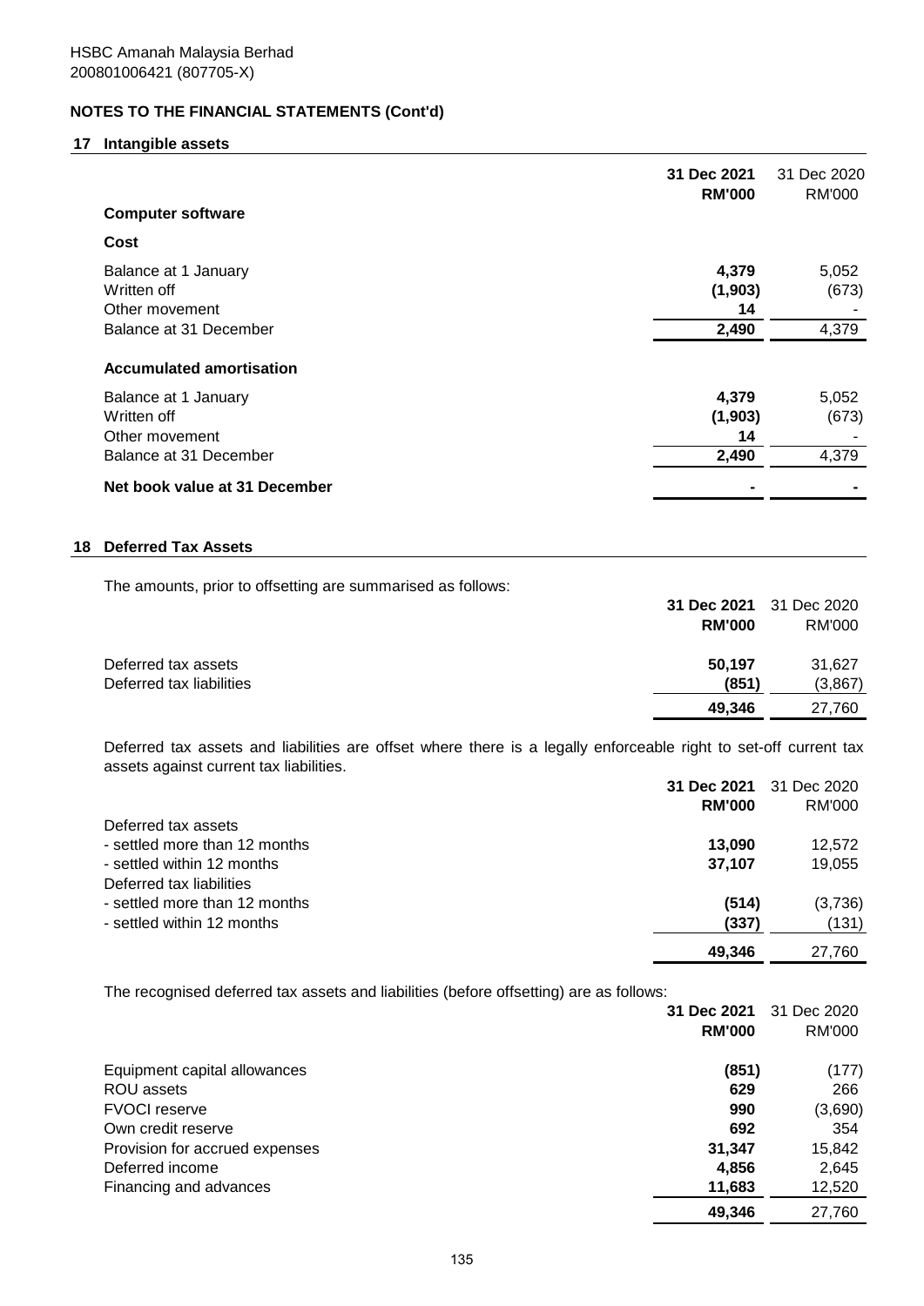HSBC Amanah Malaysia Berhad
200801006421 (807705-X)

## NOTES TO THE FINANCIAL STATEMENTS (Cont'd)

### 17 Intangible assets

| | 31 Dec 2021 RM'000 | 31 Dec 2020 RM'000 |
|---|---|---|
| **Computer software** | | |
| **Cost** | | |
| Balance at 1 January | **4,379** | 5,052 |
| Written off | **(1,903)** | (673) |
| Other movement | **14** | - |
| Balance at 31 December | **2,490** | 4,379 |
| **Accumulated amortisation** | | |
| Balance at 1 January | **4,379** | 5,052 |
| Written off | **(1,903)** | (673) |
| Other movement | **14** | - |
| Balance at 31 December | **2,490** | 4,379 |
| **Net book value at 31 December** | **-** | - |

### 18 Deferred Tax Assets

The amounts, prior to offsetting are summarised as follows:

| | 31 Dec 2021 RM'000 | 31 Dec 2020 RM'000 |
|---|---|---|
| Deferred tax assets | **50,197** | 31,627 |
| Deferred tax liabilities | **(851)** | (3,867) |
| | **49,346** | 27,760 |

Deferred tax assets and liabilities are offset where there is a legally enforceable right to set-off current tax assets against current tax liabilities.

| | 31 Dec 2021 RM'000 | 31 Dec 2020 RM'000 |
|---|---|---|
| Deferred tax assets | | |
| - settled more than 12 months | **13,090** | 12,572 |
| - settled within 12 months | **37,107** | 19,055 |
| Deferred tax liabilities | | |
| - settled more than 12 months | **(514)** | (3,736) |
| - settled within 12 months | **(337)** | (131) |
| | **49,346** | 27,760 |

The recognised deferred tax assets and liabilities (before offsetting) are as follows:

| | 31 Dec 2021 RM'000 | 31 Dec 2020 RM'000 |
|---|---|---|
| Equipment capital allowances | **(851)** | (177) |
| ROU assets | **629** | 266 |
| FVOCI reserve | **990** | (3,690) |
| Own credit reserve | **692** | 354 |
| Provision for accrued expenses | **31,347** | 15,842 |
| Deferred income | **4,856** | 2,645 |
| Financing and advances | **11,683** | 12,520 |
| | **49,346** | 27,760 |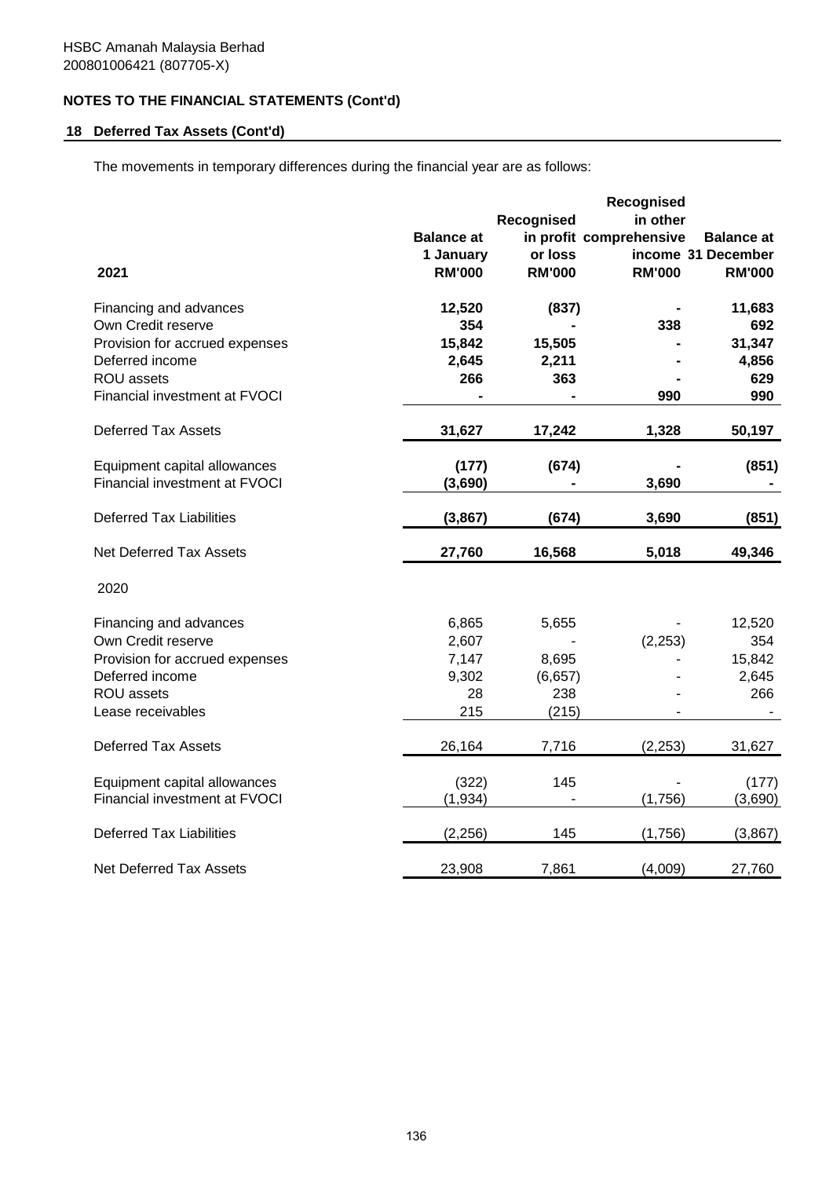HSBC Amanah Malaysia Berhad
200801006421 (807705-X)

**NOTES TO THE FINANCIAL STATEMENTS (Cont'd)**

**18 Deferred Tax Assets (Cont'd)**

The movements in temporary differences during the financial year are as follows:

| 2021 | Balance at 1 January RM'000 | Recognised in profit or loss RM'000 | Recognised in other comprehensive income RM'000 | Balance at 31 December RM'000 |
|---|---|---|---|---|
| Financing and advances | **12,520** | **(837)** | **-** | **11,683** |
| Own Credit reserve | **354** | **-** | **338** | **692** |
| Provision for accrued expenses | **15,842** | **15,505** | **-** | **31,347** |
| Deferred income | **2,645** | **2,211** | **-** | **4,856** |
| ROU assets | **266** | **363** | **-** | **629** |
| Financial investment at FVOCI | **-** | **-** | **990** | **990** |
| Deferred Tax Assets | **31,627** | **17,242** | **1,328** | **50,197** |
| Equipment capital allowances | **(177)** | **(674)** | **-** | **(851)** |
| Financial investment at FVOCI | **(3,690)** | **-** | **3,690** | **-** |
| Deferred Tax Liabilities | **(3,867)** | **(674)** | **3,690** | **(851)** |
| Net Deferred Tax Assets | **27,760** | **16,568** | **5,018** | **49,346** |
| 2020 | | | | |
| Financing and advances | 6,865 | 5,655 | - | 12,520 |
| Own Credit reserve | 2,607 | - | (2,253) | 354 |
| Provision for accrued expenses | 7,147 | 8,695 | - | 15,842 |
| Deferred income | 9,302 | (6,657) | - | 2,645 |
| ROU assets | 28 | 238 | - | 266 |
| Lease receivables | 215 | (215) | - | - |
| Deferred Tax Assets | 26,164 | 7,716 | (2,253) | 31,627 |
| Equipment capital allowances | (322) | 145 | - | (177) |
| Financial investment at FVOCI | (1,934) | - | (1,756) | (3,690) |
| Deferred Tax Liabilities | (2,256) | 145 | (1,756) | (3,867) |
| Net Deferred Tax Assets | 23,908 | 7,861 | (4,009) | 27,760 |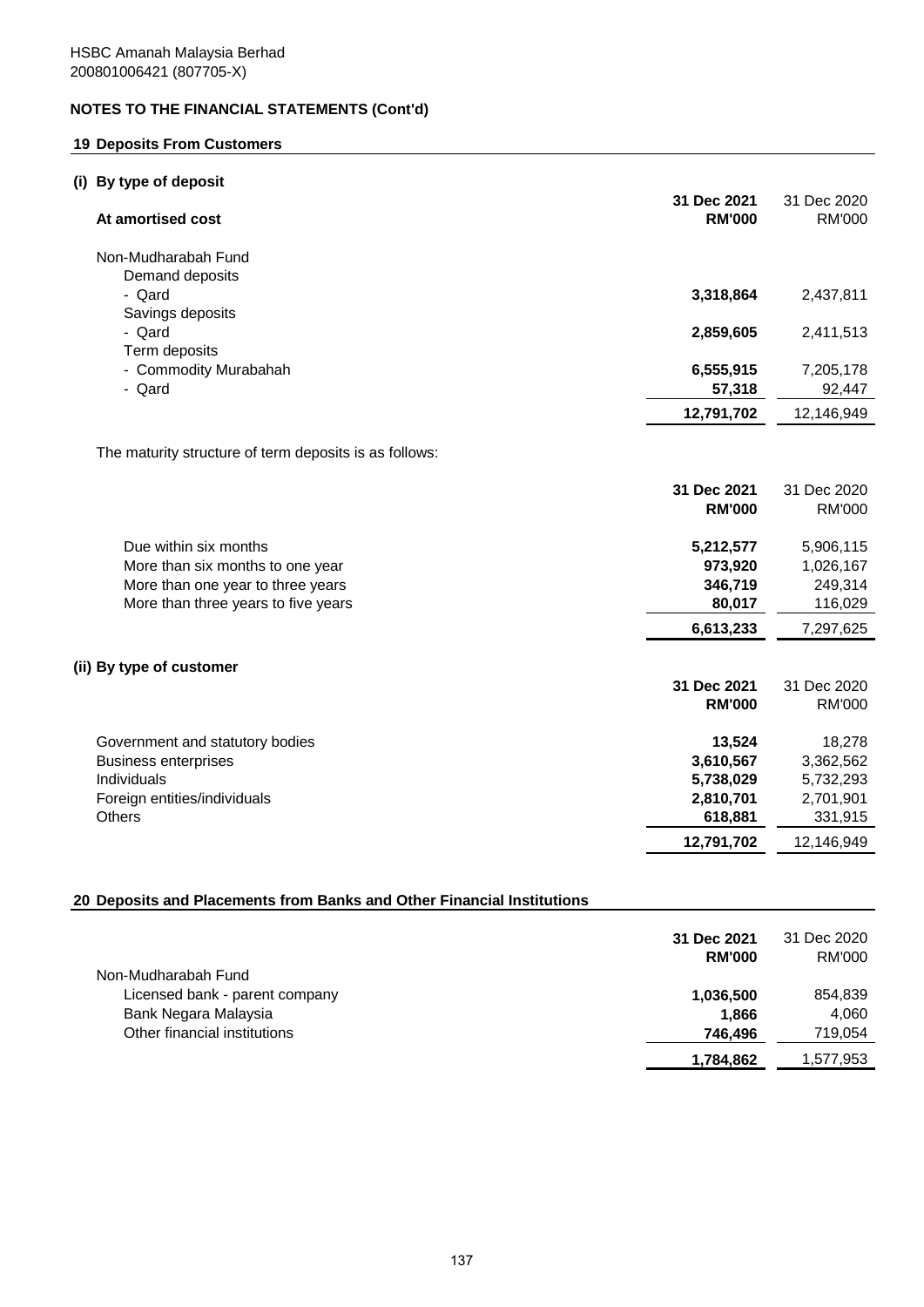HSBC Amanah Malaysia Berhad
200801006421 (807705-X)

## NOTES TO THE FINANCIAL STATEMENTS (Cont'd)

### 19 Deposits From Customers

#### (i) By type of deposit

| At amortised cost | 31 Dec 2021 RM'000 | 31 Dec 2020 RM'000 |
|---|---|---|
| Non-Mudharabah Fund | | |
| Demand deposits | | |
| - Qard | **3,318,864** | 2,437,811 |
| Savings deposits | | |
| - Qard | **2,859,605** | 2,411,513 |
| Term deposits | | |
| - Commodity Murabahah | **6,555,915** | 7,205,178 |
| - Qard | **57,318** | 92,447 |
| | **12,791,702** | 12,146,949 |

The maturity structure of term deposits is as follows:

| | 31 Dec 2021 RM'000 | 31 Dec 2020 RM'000 |
|---|---|---|
| Due within six months | **5,212,577** | 5,906,115 |
| More than six months to one year | **973,920** | 1,026,167 |
| More than one year to three years | **346,719** | 249,314 |
| More than three years to five years | **80,017** | 116,029 |
| | **6,613,233** | 7,297,625 |

#### (ii) By type of customer

| | 31 Dec 2021 RM'000 | 31 Dec 2020 RM'000 |
|---|---|---|
| Government and statutory bodies | **13,524** | 18,278 |
| Business enterprises | **3,610,567** | 3,362,562 |
| Individuals | **5,738,029** | 5,732,293 |
| Foreign entities/individuals | **2,810,701** | 2,701,901 |
| Others | **618,881** | 331,915 |
| | **12,791,702** | 12,146,949 |

### 20 Deposits and Placements from Banks and Other Financial Institutions

| | 31 Dec 2021 RM'000 | 31 Dec 2020 RM'000 |
|---|---|---|
| Non-Mudharabah Fund | | |
| Licensed bank - parent company | **1,036,500** | 854,839 |
| Bank Negara Malaysia | **1,866** | 4,060 |
| Other financial institutions | **746,496** | 719,054 |
| | **1,784,862** | 1,577,953 |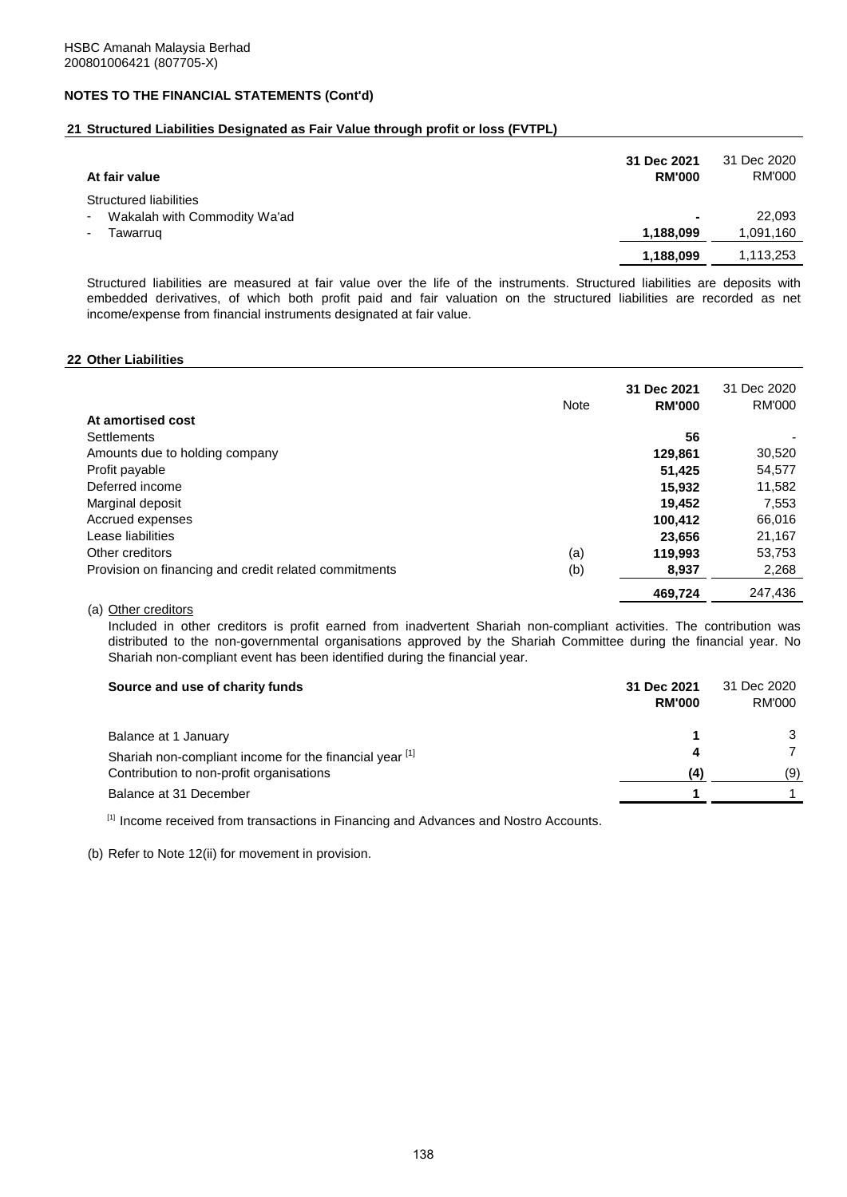HSBC Amanah Malaysia Berhad
200801006421 (807705-X)

## NOTES TO THE FINANCIAL STATEMENTS (Cont'd)

### 21 Structured Liabilities Designated as Fair Value through profit or loss (FVTPL)

| At fair value | 31 Dec 2021 RM'000 | 31 Dec 2020 RM'000 |
|---|---|---|
| Structured liabilities | | |
| - Wakalah with Commodity Wa'ad | **-** | 22,093 |
| - Tawarruq | **1,188,099** | 1,091,160 |
| | **1,188,099** | 1,113,253 |

Structured liabilities are measured at fair value over the life of the instruments. Structured liabilities are deposits with embedded derivatives, of which both profit paid and fair valuation on the structured liabilities are recorded as net income/expense from financial instruments designated at fair value.

### 22 Other Liabilities

| | Note | 31 Dec 2021 RM'000 | 31 Dec 2020 RM'000 |
|---|---|---|---|
| **At amortised cost** | | | |
| Settlements | | **56** | - |
| Amounts due to holding company | | **129,861** | 30,520 |
| Profit payable | | **51,425** | 54,577 |
| Deferred income | | **15,932** | 11,582 |
| Marginal deposit | | **19,452** | 7,553 |
| Accrued expenses | | **100,412** | 66,016 |
| Lease liabilities | | **23,656** | 21,167 |
| Other creditors | (a) | **119,993** | 53,753 |
| Provision on financing and credit related commitments | (b) | **8,937** | 2,268 |
| | | **469,724** | 247,436 |

(a) Other creditors

Included in other creditors is profit earned from inadvertent Shariah non-compliant activities. The contribution was distributed to the non-governmental organisations approved by the Shariah Committee during the financial year. No Shariah non-compliant event has been identified during the financial year.

| Source and use of charity funds | 31 Dec 2021 RM'000 | 31 Dec 2020 RM'000 |
|---|---|---|
| Balance at 1 January | **1** | 3 |
| Shariah non-compliant income for the financial year [1] | **4** | 7 |
| Contribution to non-profit organisations | **(4)** | (9) |
| Balance at 31 December | **1** | 1 |

[1] Income received from transactions in Financing and Advances and Nostro Accounts.

(b) Refer to Note 12(ii) for movement in provision.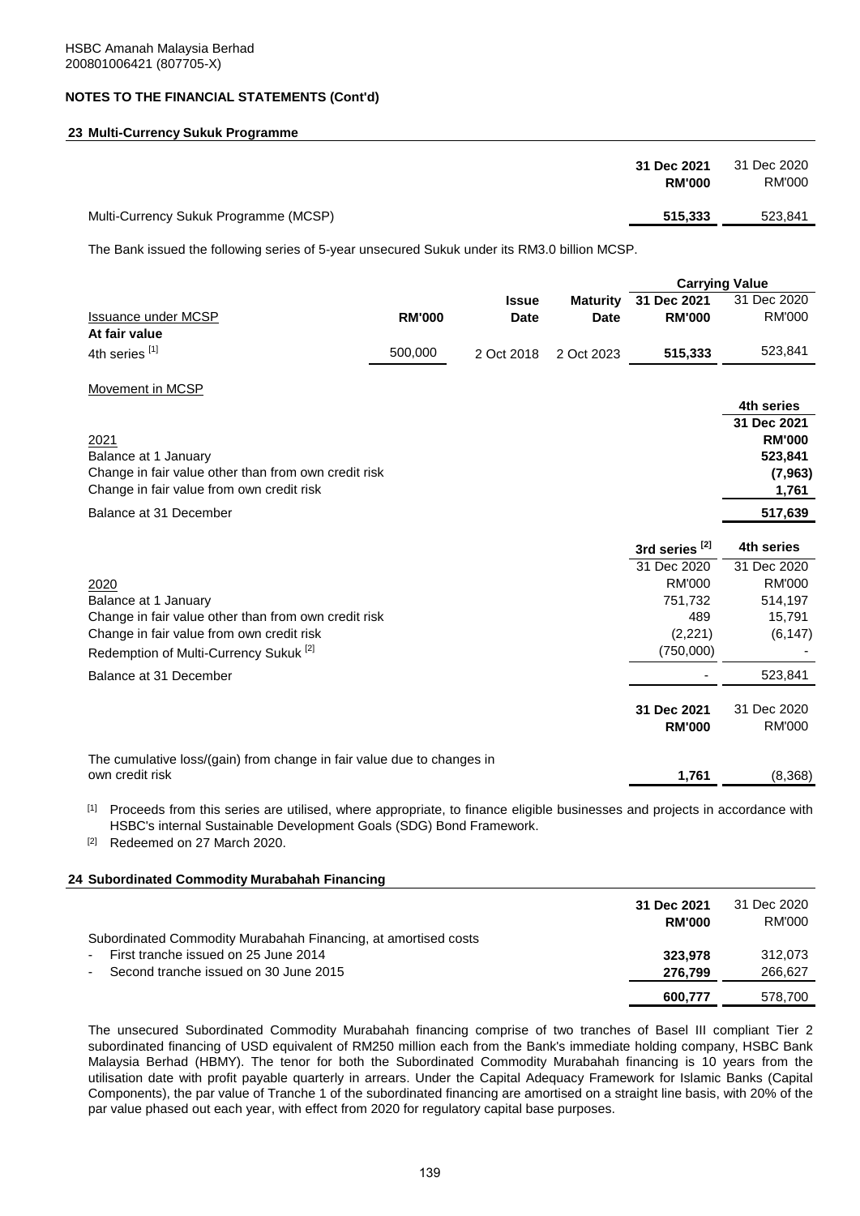HSBC Amanah Malaysia Berhad
200801006421 (807705-X)

**NOTES TO THE FINANCIAL STATEMENTS (Cont'd)**

## 23 Multi-Currency Sukuk Programme

| | 31 Dec 2021 RM'000 | 31 Dec 2020 RM'000 |
|---|---|---|
| Multi-Currency Sukuk Programme (MCSP) | **515,333** | 523,841 |

The Bank issued the following series of 5-year unsecured Sukuk under its RM3.0 billion MCSP.

| | | | | Carrying Value | |
|---|---|---|---|---|---|
| Issuance under MCSP | RM'000 | Issue Date | Maturity Date | 31 Dec 2021 RM'000 | 31 Dec 2020 RM'000 |
| **At fair value** | | | | | |
| 4th series [1] | 500,000 | 2 Oct 2018 | 2 Oct 2023 | **515,333** | 523,841 |

Movement in MCSP

| 2021 | 4th series 31 Dec 2021 RM'000 |
|---|---|
| Balance at 1 January | **523,841** |
| Change in fair value other than from own credit risk | **(7,963)** |
| Change in fair value from own credit risk | **1,761** |
| Balance at 31 December | **517,639** |

| 2020 | 3rd series [2] 31 Dec 2020 RM'000 | 4th series 31 Dec 2020 RM'000 |
|---|---|---|
| Balance at 1 January | 751,732 | 514,197 |
| Change in fair value other than from own credit risk | 489 | 15,791 |
| Change in fair value from own credit risk | (2,221) | (6,147) |
| Redemption of Multi-Currency Sukuk [2] | (750,000) | - |
| Balance at 31 December | - | 523,841 |

| | 31 Dec 2021 RM'000 | 31 Dec 2020 RM'000 |
|---|---|---|
| The cumulative loss/(gain) from change in fair value due to changes in own credit risk | **1,761** | (8,368) |

[1] Proceeds from this series are utilised, where appropriate, to finance eligible businesses and projects in accordance with HSBC's internal Sustainable Development Goals (SDG) Bond Framework.

[2] Redeemed on 27 March 2020.

## 24 Subordinated Commodity Murabahah Financing

| | 31 Dec 2021 RM'000 | 31 Dec 2020 RM'000 |
|---|---|---|
| Subordinated Commodity Murabahah Financing, at amortised costs | | |
| - First tranche issued on 25 June 2014 | **323,978** | 312,073 |
| - Second tranche issued on 30 June 2015 | **276,799** | 266,627 |
| | **600,777** | 578,700 |

The unsecured Subordinated Commodity Murabahah financing comprise of two tranches of Basel III compliant Tier 2 subordinated financing of USD equivalent of RM250 million each from the Bank's immediate holding company, HSBC Bank Malaysia Berhad (HBMY). The tenor for both the Subordinated Commodity Murabahah financing is 10 years from the utilisation date with profit payable quarterly in arrears. Under the Capital Adequacy Framework for Islamic Banks (Capital Components), the par value of Tranche 1 of the subordinated financing are amortised on a straight line basis, with 20% of the par value phased out each year, with effect from 2020 for regulatory capital base purposes.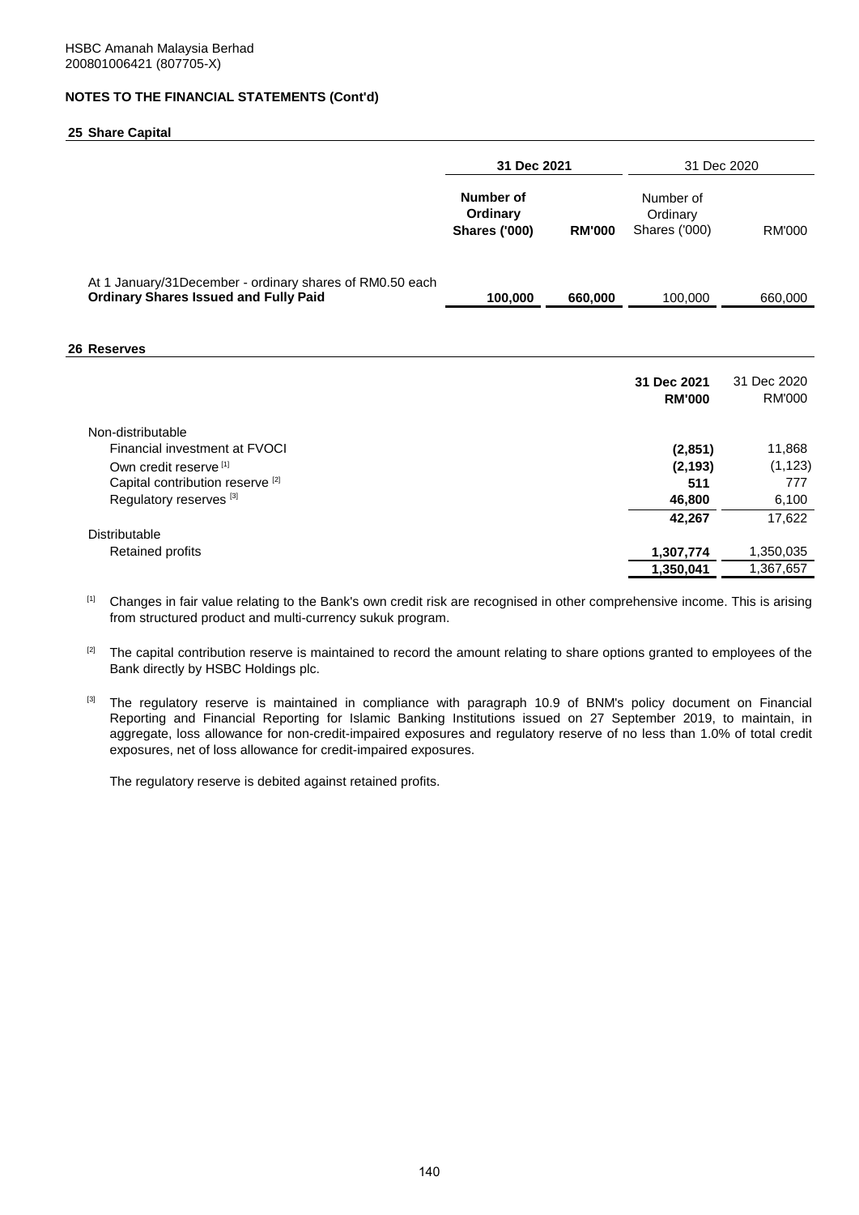HSBC Amanah Malaysia Berhad
200801006421 (807705-X)

**NOTES TO THE FINANCIAL STATEMENTS (Cont'd)**

## 25 Share Capital

| | 31 Dec 2021 | | 31 Dec 2020 | |
|---|---|---|---|---|
| | **Number of Ordinary Shares ('000)** | **RM'000** | Number of Ordinary Shares ('000) | RM'000 |
| At 1 January/31December - ordinary shares of RM0.50 each **Ordinary Shares Issued and Fully Paid** | **100,000** | **660,000** | 100,000 | 660,000 |

## 26 Reserves

| | **31 Dec 2021 RM'000** | 31 Dec 2020 RM'000 |
|---|---|---|
| Non-distributable | | |
| Financial investment at FVOCI | **(2,851)** | 11,868 |
| Own credit reserve [1] | **(2,193)** | (1,123) |
| Capital contribution reserve [2] | **511** | 777 |
| Regulatory reserves [3] | **46,800** | 6,100 |
| | **42,267** | 17,622 |
| Distributable | | |
| Retained profits | **1,307,774** | 1,350,035 |
| | **1,350,041** | 1,367,657 |

[1] Changes in fair value relating to the Bank's own credit risk are recognised in other comprehensive income. This is arising from structured product and multi-currency sukuk program.

[2] The capital contribution reserve is maintained to record the amount relating to share options granted to employees of the Bank directly by HSBC Holdings plc.

[3] The regulatory reserve is maintained in compliance with paragraph 10.9 of BNM's policy document on Financial Reporting and Financial Reporting for Islamic Banking Institutions issued on 27 September 2019, to maintain, in aggregate, loss allowance for non-credit-impaired exposures and regulatory reserve of no less than 1.0% of total credit exposures, net of loss allowance for credit-impaired exposures.

The regulatory reserve is debited against retained profits.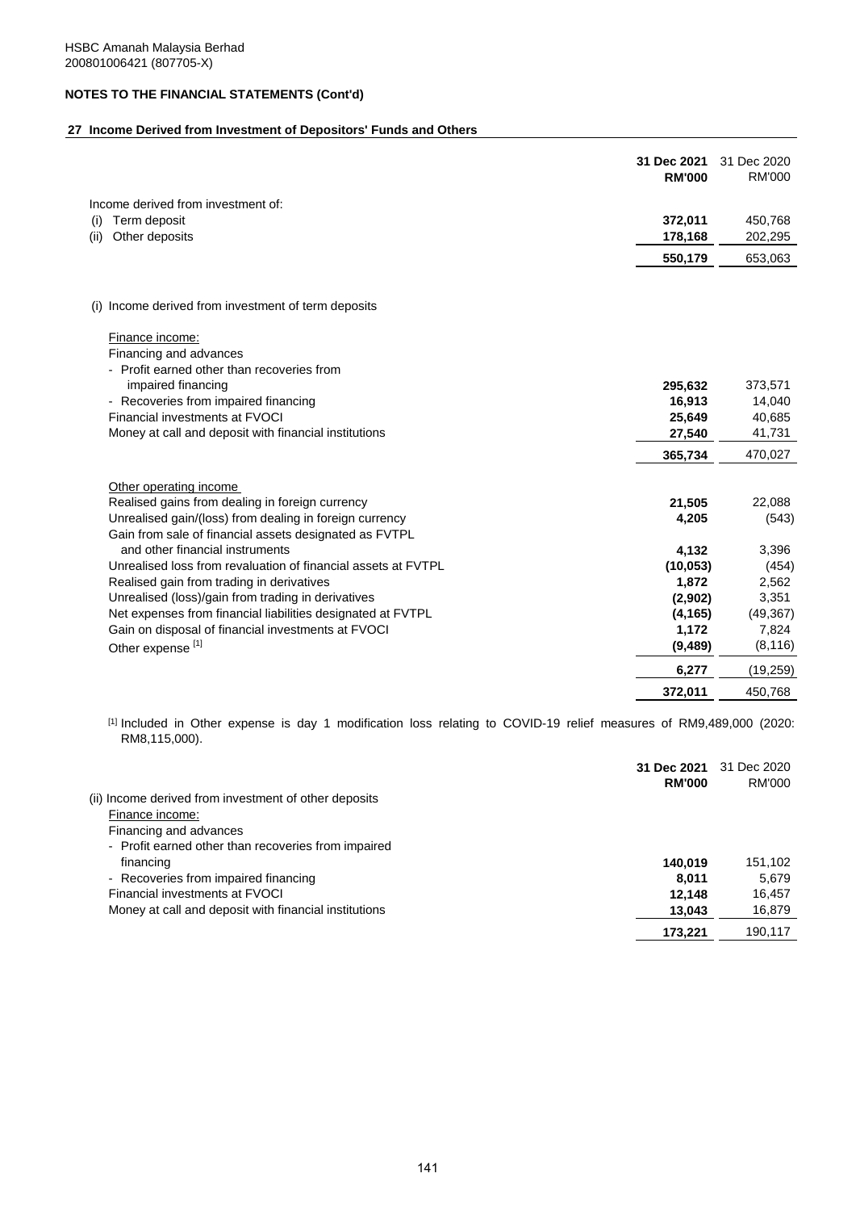HSBC Amanah Malaysia Berhad
200801006421 (807705-X)

**NOTES TO THE FINANCIAL STATEMENTS (Cont'd)**

## 27 Income Derived from Investment of Depositors' Funds and Others

| | **31 Dec 2021 RM'000** | 31 Dec 2020 RM'000 |
|---|---|---|
| Income derived from investment of: | | |
| (i) Term deposit | **372,011** | 450,768 |
| (ii) Other deposits | **178,168** | 202,295 |
| | **550,179** | 653,063 |

| | **31 Dec 2021 RM'000** | 31 Dec 2020 RM'000 |
|---|---|---|
| (i) Income derived from investment of term deposits | | |
| Finance income: | | |
| Financing and advances | | |
| - Profit earned other than recoveries from impaired financing | **295,632** | 373,571 |
| - Recoveries from impaired financing | **16,913** | 14,040 |
| Financial investments at FVOCI | **25,649** | 40,685 |
| Money at call and deposit with financial institutions | **27,540** | 41,731 |
| | **365,734** | 470,027 |
| Other operating income | | |
| Realised gains from dealing in foreign currency | **21,505** | 22,088 |
| Unrealised gain/(loss) from dealing in foreign currency | **4,205** | (543) |
| Gain from sale of financial assets designated as FVTPL and other financial instruments | **4,132** | 3,396 |
| Unrealised loss from revaluation of financial assets at FVTPL | **(10,053)** | (454) |
| Realised gain from trading in derivatives | **1,872** | 2,562 |
| Unrealised (loss)/gain from trading in derivatives | **(2,902)** | 3,351 |
| Net expenses from financial liabilities designated at FVTPL | **(4,165)** | (49,367) |
| Gain on disposal of financial investments at FVOCI | **1,172** | 7,824 |
| Other expense [1] | **(9,489)** | (8,116) |
| | **6,277** | (19,259) |
| | **372,011** | 450,768 |

[1] Included in Other expense is day 1 modification loss relating to COVID-19 relief measures of RM9,489,000 (2020: RM8,115,000).

| | **31 Dec 2021 RM'000** | 31 Dec 2020 RM'000 |
|---|---|---|
| (ii) Income derived from investment of other deposits | | |
| Finance income: | | |
| Financing and advances | | |
| - Profit earned other than recoveries from impaired financing | **140,019** | 151,102 |
| - Recoveries from impaired financing | **8,011** | 5,679 |
| Financial investments at FVOCI | **12,148** | 16,457 |
| Money at call and deposit with financial institutions | **13,043** | 16,879 |
| | **173,221** | 190,117 |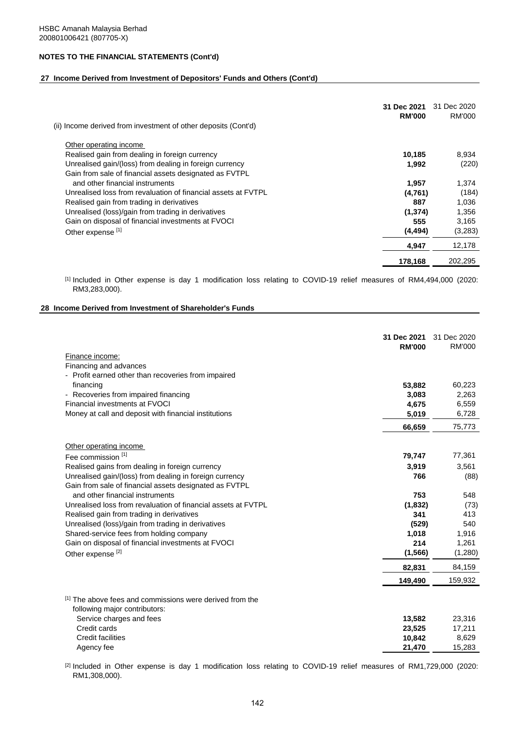HSBC Amanah Malaysia Berhad
200801006421 (807705-X)

**NOTES TO THE FINANCIAL STATEMENTS (Cont'd)**

## 27 Income Derived from Investment of Depositors' Funds and Others (Cont'd)

| | 31 Dec 2021 RM'000 | 31 Dec 2020 RM'000 |
|---|---|---|
| (ii) Income derived from investment of other deposits (Cont'd) | | |
| Other operating income | | |
| Realised gain from dealing in foreign currency | **10,185** | 8,934 |
| Unrealised gain/(loss) from dealing in foreign currency | **1,992** | (220) |
| Gain from sale of financial assets designated as FVTPL and other financial instruments | **1,957** | 1,374 |
| Unrealised loss from revaluation of financial assets at FVTPL | **(4,761)** | (184) |
| Realised gain from trading in derivatives | **887** | 1,036 |
| Unrealised (loss)/gain from trading in derivatives | **(1,374)** | 1,356 |
| Gain on disposal of financial investments at FVOCI | **555** | 3,165 |
| Other expense [1] | **(4,494)** | (3,283) |
| | **4,947** | 12,178 |
| | **178,168** | 202,295 |

[1] Included in Other expense is day 1 modification loss relating to COVID-19 relief measures of RM4,494,000 (2020: RM3,283,000).

## 28 Income Derived from Investment of Shareholder's Funds

| | 31 Dec 2021 RM'000 | 31 Dec 2020 RM'000 |
|---|---|---|
| Finance income: | | |
| Financing and advances | | |
| - Profit earned other than recoveries from impaired financing | **53,882** | 60,223 |
| - Recoveries from impaired financing | **3,083** | 2,263 |
| Financial investments at FVOCI | **4,675** | 6,559 |
| Money at call and deposit with financial institutions | **5,019** | 6,728 |
| | **66,659** | 75,773 |
| Other operating income | | |
| Fee commission [1] | **79,747** | 77,361 |
| Realised gains from dealing in foreign currency | **3,919** | 3,561 |
| Unrealised gain/(loss) from dealing in foreign currency | **766** | (88) |
| Gain from sale of financial assets designated as FVTPL and other financial instruments | **753** | 548 |
| Unrealised loss from revaluation of financial assets at FVTPL | **(1,832)** | (73) |
| Realised gain from trading in derivatives | **341** | 413 |
| Unrealised (loss)/gain from trading in derivatives | **(529)** | 540 |
| Shared-service fees from holding company | **1,018** | 1,916 |
| Gain on disposal of financial investments at FVOCI | **214** | 1,261 |
| Other expense [2] | **(1,566)** | (1,280) |
| | **82,831** | 84,159 |
| | **149,490** | 159,932 |
| [1] The above fees and commissions were derived from the following major contributors: | | |
| Service charges and fees | **13,582** | 23,316 |
| Credit cards | **23,525** | 17,211 |
| Credit facilities | **10,842** | 8,629 |
| Agency fee | **21,470** | 15,283 |

[2] Included in Other expense is day 1 modification loss relating to COVID-19 relief measures of RM1,729,000 (2020: RM1,308,000).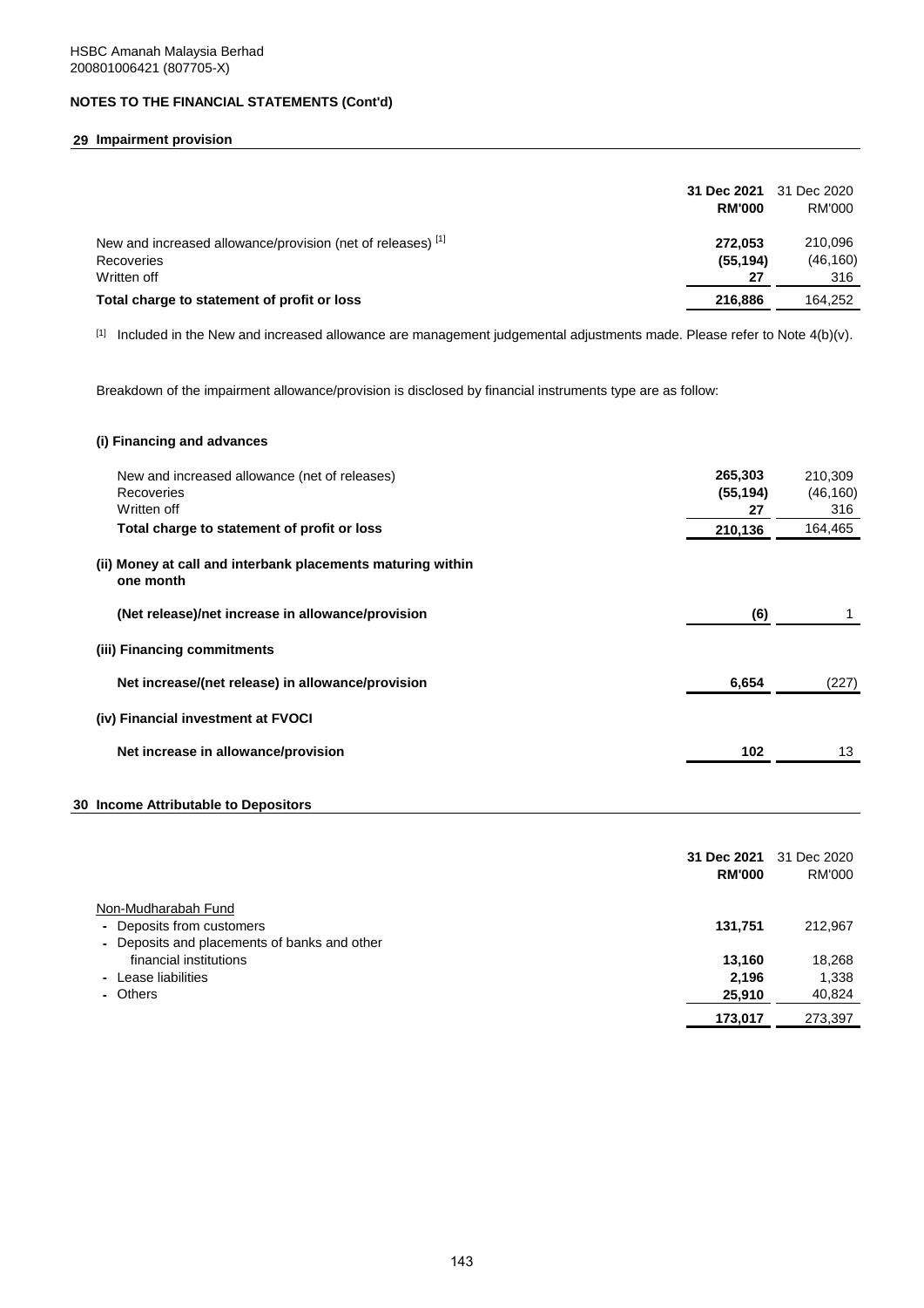HSBC Amanah Malaysia Berhad
200801006421 (807705-X)

**NOTES TO THE FINANCIAL STATEMENTS (Cont'd)**

## 29 Impairment provision

| | **31 Dec 2021** | 31 Dec 2020 |
|---|---|---|
| | **RM'000** | RM'000 |
| New and increased allowance/provision (net of releases) [1] | **272,053** | 210,096 |
| Recoveries | **(55,194)** | (46,160) |
| Written off | **27** | 316 |
| **Total charge to statement of profit or loss** | **216,886** | 164,252 |

[1] Included in the New and increased allowance are management judgemental adjustments made. Please refer to Note 4(b)(v).

Breakdown of the impairment allowance/provision is disclosed by financial instruments type are as follow:

**(i) Financing and advances**

| | **31 Dec 2021** | 31 Dec 2020 |
|---|---|---|
| New and increased allowance (net of releases) | **265,303** | 210,309 |
| Recoveries | **(55,194)** | (46,160) |
| Written off | **27** | 316 |
| **Total charge to statement of profit or loss** | **210,136** | 164,465 |

**(ii) Money at call and interbank placements maturing within one month**

| | **31 Dec 2021** | 31 Dec 2020 |
|---|---|---|
| **(Net release)/net increase in allowance/provision** | **(6)** | 1 |

**(iii) Financing commitments**

| | **31 Dec 2021** | 31 Dec 2020 |
|---|---|---|
| **Net increase/(net release) in allowance/provision** | **6,654** | (227) |

**(iv) Financial investment at FVOCI**

| | **31 Dec 2021** | 31 Dec 2020 |
|---|---|---|
| **Net increase in allowance/provision** | **102** | 13 |

## 30 Income Attributable to Depositors

| | **31 Dec 2021** | 31 Dec 2020 |
|---|---|---|
| | **RM'000** | RM'000 |
| Non-Mudharabah Fund | | |
| - Deposits from customers | **131,751** | 212,967 |
| - Deposits and placements of banks and other financial institutions | **13,160** | 18,268 |
| - Lease liabilities | **2,196** | 1,338 |
| - Others | **25,910** | 40,824 |
| | **173,017** | 273,397 |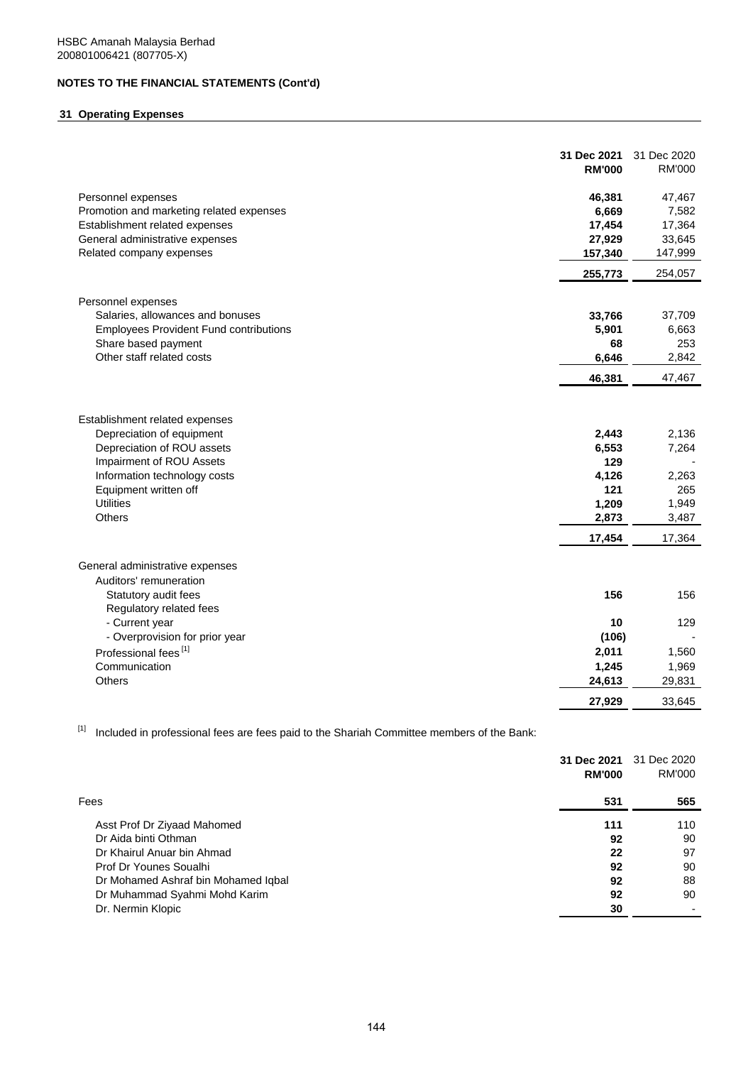HSBC Amanah Malaysia Berhad
200801006421 (807705-X)

## NOTES TO THE FINANCIAL STATEMENTS (Cont'd)

### 31 Operating Expenses

| | **31 Dec 2021** **RM'000** | 31 Dec 2020 RM'000 |
|---|---|---|
| Personnel expenses | **46,381** | 47,467 |
| Promotion and marketing related expenses | **6,669** | 7,582 |
| Establishment related expenses | **17,454** | 17,364 |
| General administrative expenses | **27,929** | 33,645 |
| Related company expenses | **157,340** | 147,999 |
| | **255,773** | 254,057 |
| Personnel expenses | | |
| Salaries, allowances and bonuses | **33,766** | 37,709 |
| Employees Provident Fund contributions | **5,901** | 6,663 |
| Share based payment | **68** | 253 |
| Other staff related costs | **6,646** | 2,842 |
| | **46,381** | 47,467 |
| Establishment related expenses | | |
| Depreciation of equipment | **2,443** | 2,136 |
| Depreciation of ROU assets | **6,553** | 7,264 |
| Impairment of ROU Assets | **129** | - |
| Information technology costs | **4,126** | 2,263 |
| Equipment written off | **121** | 265 |
| Utilities | **1,209** | 1,949 |
| Others | **2,873** | 3,487 |
| | **17,454** | 17,364 |
| General administrative expenses | | |
| Auditors' remuneration | | |
| Statutory audit fees | **156** | 156 |
| Regulatory related fees | | |
| - Current year | **10** | 129 |
| - Overprovision for prior year | **(106)** | - |
| Professional fees [1] | **2,011** | 1,560 |
| Communication | **1,245** | 1,969 |
| Others | **24,613** | 29,831 |
| | **27,929** | 33,645 |

[1] Included in professional fees are fees paid to the Shariah Committee members of the Bank:

| | **31 Dec 2021** **RM'000** | 31 Dec 2020 RM'000 |
|---|---|---|
| Fees | **531** | **565** |
| Asst Prof Dr Ziyaad Mahomed | **111** | 110 |
| Dr Aida binti Othman | **92** | 90 |
| Dr Khairul Anuar bin Ahmad | **22** | 97 |
| Prof Dr Younes Soualhi | **92** | 90 |
| Dr Mohamed Ashraf bin Mohamed Iqbal | **92** | 88 |
| Dr Muhammad Syahmi Mohd Karim | **92** | 90 |
| Dr. Nermin Klopic | **30** | - |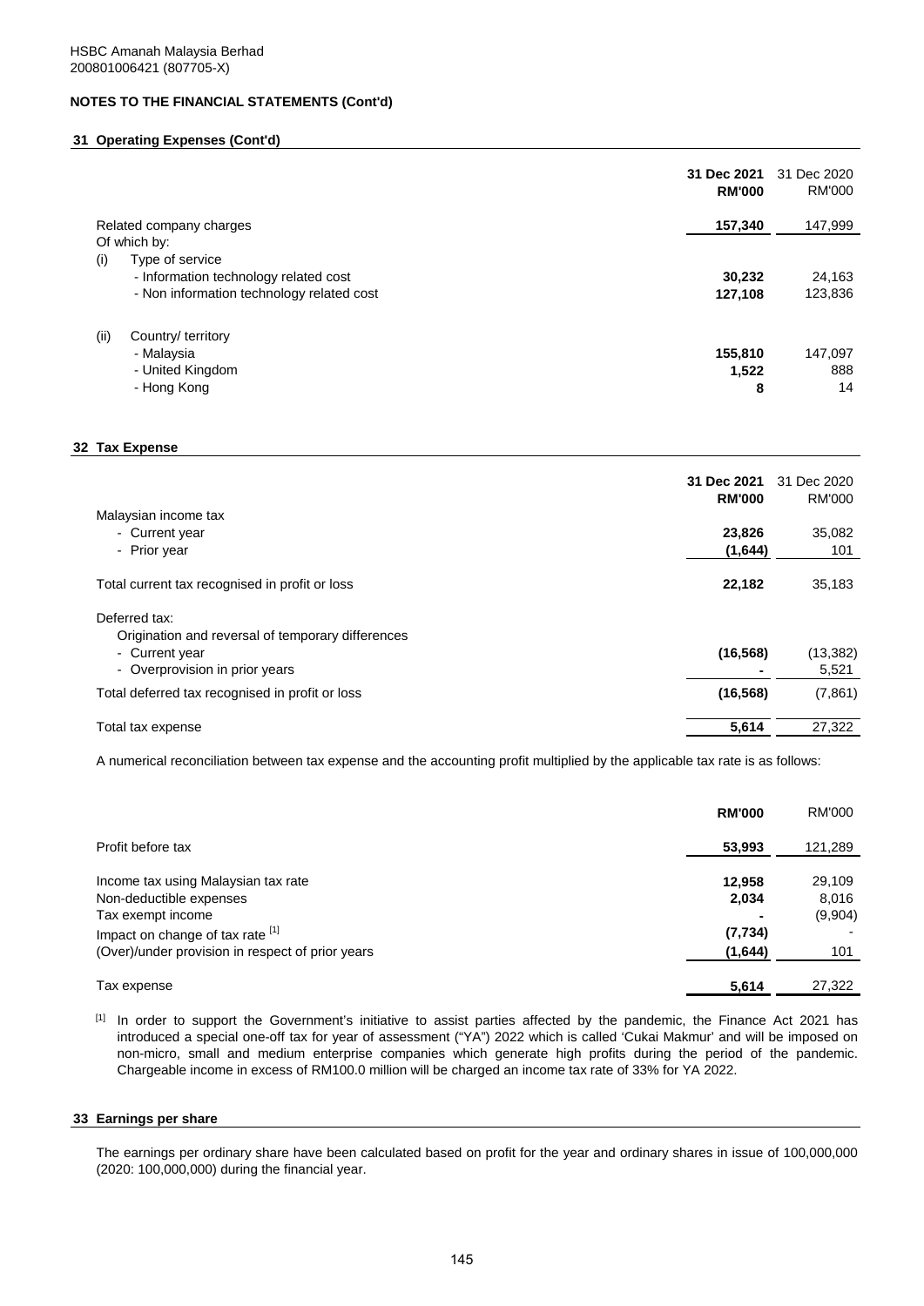HSBC Amanah Malaysia Berhad
200801006421 (807705-X)

**NOTES TO THE FINANCIAL STATEMENTS (Cont'd)**

### 31 Operating Expenses (Cont'd)

| | **31 Dec 2021 RM'000** | 31 Dec 2020 RM'000 |
|---|---|---|
| Related company charges | **157,340** | 147,999 |
| Of which by: | | |
| (i) Type of service | | |
| - Information technology related cost | **30,232** | 24,163 |
| - Non information technology related cost | **127,108** | 123,836 |
| (ii) Country/ territory | | |
| - Malaysia | **155,810** | 147,097 |
| - United Kingdom | **1,522** | 888 |
| - Hong Kong | **8** | 14 |

### 32 Tax Expense

| | **31 Dec 2021 RM'000** | 31 Dec 2020 RM'000 |
|---|---|---|
| Malaysian income tax | | |
| - Current year | **23,826** | 35,082 |
| - Prior year | **(1,644)** | 101 |
| Total current tax recognised in profit or loss | **22,182** | 35,183 |
| Deferred tax: | | |
| Origination and reversal of temporary differences | | |
| - Current year | **(16,568)** | (13,382) |
| - Overprovision in prior years | **-** | 5,521 |
| Total deferred tax recognised in profit or loss | **(16,568)** | (7,861) |
| Total tax expense | **5,614** | 27,322 |

A numerical reconciliation between tax expense and the accounting profit multiplied by the applicable tax rate is as follows:

| | **RM'000** | RM'000 |
|---|---|---|
| Profit before tax | **53,993** | 121,289 |
| Income tax using Malaysian tax rate | **12,958** | 29,109 |
| Non-deductible expenses | **2,034** | 8,016 |
| Tax exempt income | **-** | (9,904) |
| Impact on change of tax rate [1] | **(7,734)** | - |
| (Over)/under provision in respect of prior years | **(1,644)** | 101 |
| Tax expense | **5,614** | 27,322 |

[1] In order to support the Government's initiative to assist parties affected by the pandemic, the Finance Act 2021 has introduced a special one-off tax for year of assessment ("YA") 2022 which is called 'Cukai Makmur' and will be imposed on non-micro, small and medium enterprise companies which generate high profits during the period of the pandemic. Chargeable income in excess of RM100.0 million will be charged an income tax rate of 33% for YA 2022.

### 33 Earnings per share

The earnings per ordinary share have been calculated based on profit for the year and ordinary shares in issue of 100,000,000 (2020: 100,000,000) during the financial year.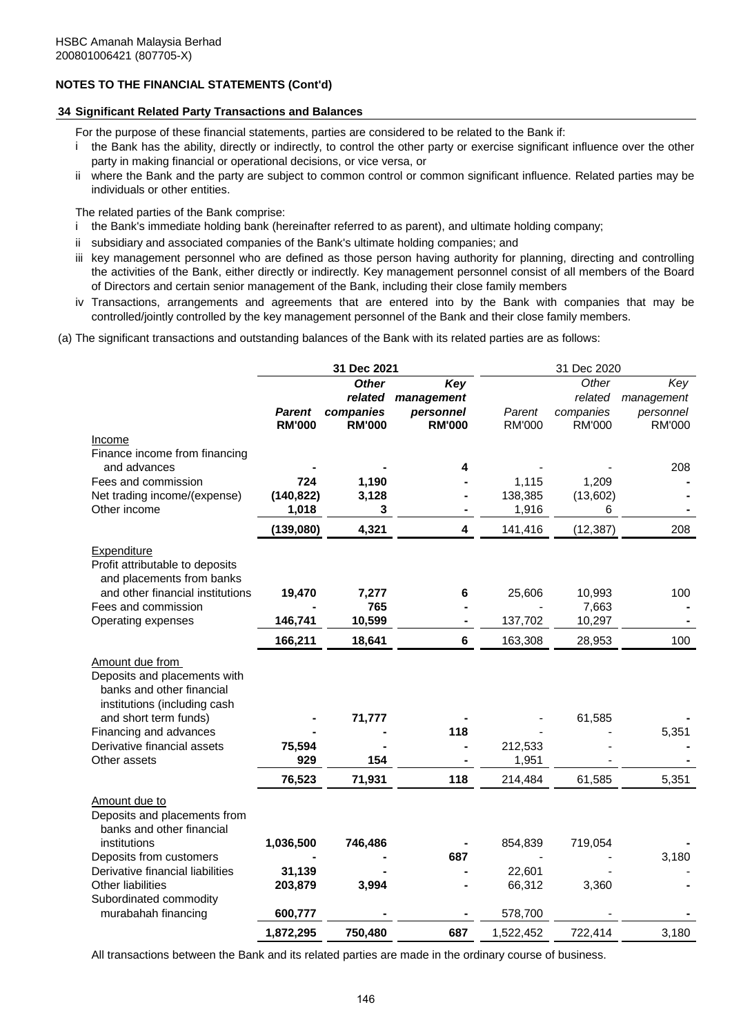HSBC Amanah Malaysia Berhad
200801006421 (807705-X)

**NOTES TO THE FINANCIAL STATEMENTS (Cont'd)**

**34 Significant Related Party Transactions and Balances**

For the purpose of these financial statements, parties are considered to be related to the Bank if:

i the Bank has the ability, directly or indirectly, to control the other party or exercise significant influence over the other party in making financial or operational decisions, or vice versa, or

ii where the Bank and the party are subject to common control or common significant influence. Related parties may be individuals or other entities.

The related parties of the Bank comprise:

i the Bank's immediate holding bank (hereinafter referred to as parent), and ultimate holding company;

ii subsidiary and associated companies of the Bank's ultimate holding companies; and

iii key management personnel who are defined as those person having authority for planning, directing and controlling the activities of the Bank, either directly or indirectly. Key management personnel consist of all members of the Board of Directors and certain senior management of the Bank, including their close family members

iv Transactions, arrangements and agreements that are entered into by the Bank with companies that may be controlled/jointly controlled by the key management personnel of the Bank and their close family members.

(a) The significant transactions and outstanding balances of the Bank with its related parties are as follows:

| | **31 Dec 2021** | | | 31 Dec 2020 | | |
|---|---|---|---|---|---|---|
| | ***Parent*** | ***Other related companies*** | ***Key management personnel*** | *Parent* | *Other related companies* | *Key management personnel* |
| | **RM'000** | **RM'000** | **RM'000** | RM'000 | RM'000 | RM'000 |
| Income | | | | | | |
| Finance income from financing and advances | **-** | **-** | **4** | - | - | 208 |
| Fees and commission | **724** | **1,190** | **-** | 1,115 | 1,209 | - |
| Net trading income/(expense) | **(140,822)** | **3,128** | **-** | 138,385 | (13,602) | - |
| Other income | **1,018** | **3** | **-** | 1,916 | 6 | - |
| | **(139,080)** | **4,321** | **4** | 141,416 | (12,387) | 208 |
| Expenditure | | | | | | |
| Profit attributable to deposits and placements from banks and other financial institutions | **19,470** | **7,277** | **6** | 25,606 | 10,993 | 100 |
| Fees and commission | **-** | **765** | **-** | - | 7,663 | - |
| Operating expenses | **146,741** | **10,599** | **-** | 137,702 | 10,297 | - |
| | **166,211** | **18,641** | **6** | 163,308 | 28,953 | 100 |
| Amount due from | | | | | | |
| Deposits and placements with banks and other financial institutions (including cash and short term funds) | **-** | **71,777** | **-** | - | 61,585 | - |
| Financing and advances | **-** | **-** | **118** | - | - | 5,351 |
| Derivative financial assets | **75,594** | **-** | **-** | 212,533 | - | - |
| Other assets | **929** | **154** | **-** | 1,951 | - | - |
| | **76,523** | **71,931** | **118** | 214,484 | 61,585 | 5,351 |
| Amount due to | | | | | | |
| Deposits and placements from banks and other financial institutions | **1,036,500** | **746,486** | **-** | 854,839 | 719,054 | - |
| Deposits from customers | **-** | **-** | **687** | - | - | 3,180 |
| Derivative financial liabilities | **31,139** | **-** | **-** | 22,601 | - | - |
| Other liabilities | **203,879** | **3,994** | **-** | 66,312 | 3,360 | - |
| Subordinated commodity murabahah financing | **600,777** | **-** | **-** | 578,700 | - | - |
| | **1,872,295** | **750,480** | **687** | 1,522,452 | 722,414 | 3,180 |

All transactions between the Bank and its related parties are made in the ordinary course of business.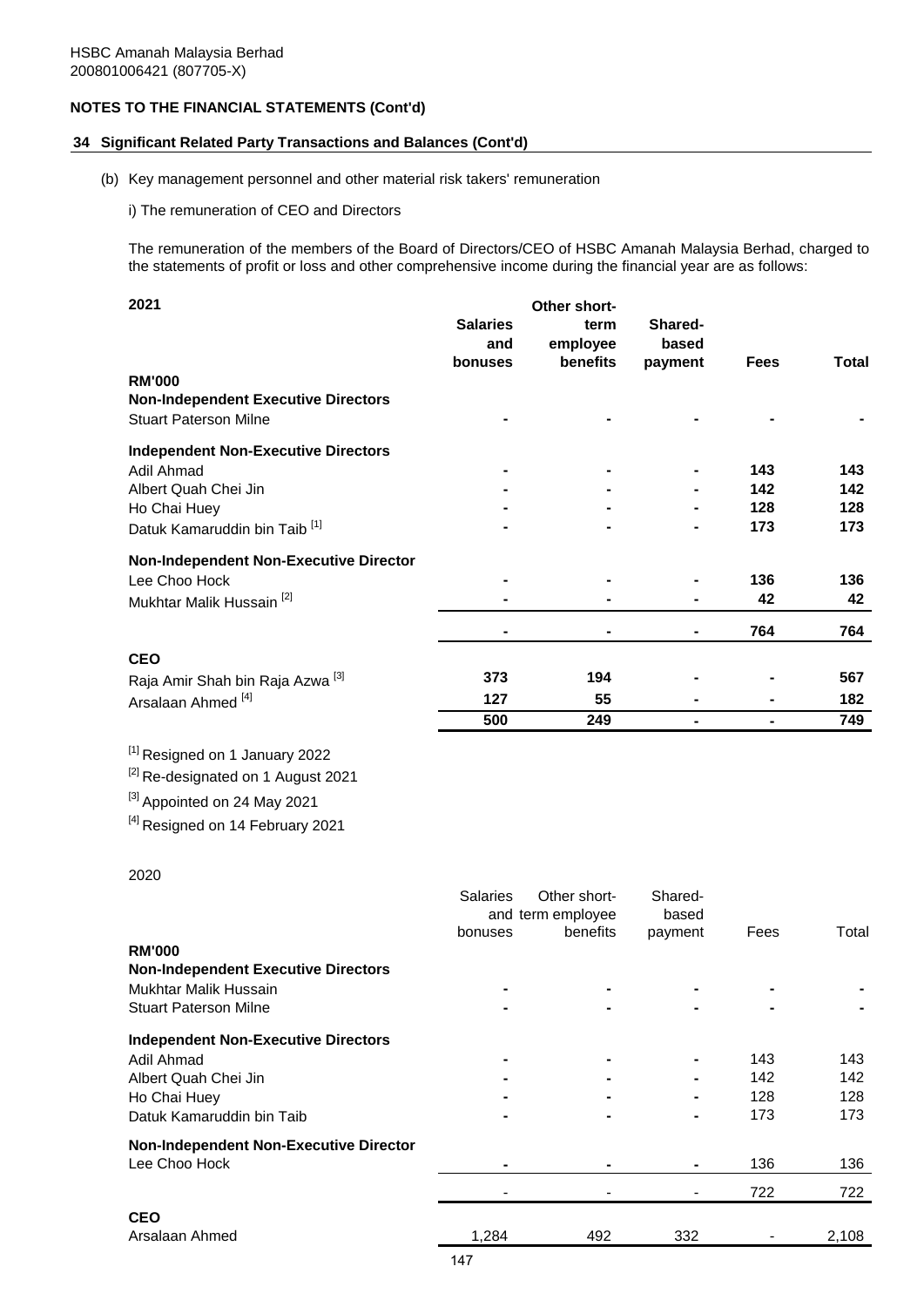HSBC Amanah Malaysia Berhad
200801006421 (807705-X)

## NOTES TO THE FINANCIAL STATEMENTS (Cont'd)

### 34 Significant Related Party Transactions and Balances (Cont'd)

(b) Key management personnel and other material risk takers' remuneration

i) The remuneration of CEO and Directors

The remuneration of the members of the Board of Directors/CEO of HSBC Amanah Malaysia Berhad, charged to the statements of profit or loss and other comprehensive income during the financial year are as follows:

| **2021** | **Salaries and bonuses** | **Other short-term employee benefits** | **Shared-based payment** | **Fees** | **Total** |
|---|---|---|---|---|---|
| **RM'000** | | | | | |
| **Non-Independent Executive Directors** | | | | | |
| Stuart Paterson Milne | - | - | - | - | - |
| **Independent Non-Executive Directors** | | | | | |
| Adil Ahmad | - | - | - | 143 | 143 |
| Albert Quah Chei Jin | - | - | - | 142 | 142 |
| Ho Chai Huey | - | - | - | 128 | 128 |
| Datuk Kamaruddin bin Taib [1] | - | - | - | 173 | 173 |
| **Non-Independent Non-Executive Director** | | | | | |
| Lee Choo Hock | - | - | - | 136 | 136 |
| Mukhtar Malik Hussain [2] | - | - | - | 42 | 42 |
| | - | - | - | 764 | 764 |
| **CEO** | | | | | |
| Raja Amir Shah bin Raja Azwa [3] | 373 | 194 | - | - | 567 |
| Arsalaan Ahmed [4] | 127 | 55 | - | - | 182 |
| | 500 | 249 | - | - | 749 |

[1] Resigned on 1 January 2022

[2] Re-designated on 1 August 2021

[3] Appointed on 24 May 2021

[4] Resigned on 14 February 2021

| 2020 | Salaries and bonuses | Other short-term employee benefits | Shared-based payment | Fees | Total |
|---|---|---|---|---|---|
| **RM'000** | | | | | |
| **Non-Independent Executive Directors** | | | | | |
| Mukhtar Malik Hussain | - | - | - | - | - |
| Stuart Paterson Milne | - | - | - | - | - |
| **Independent Non-Executive Directors** | | | | | |
| Adil Ahmad | - | - | - | 143 | 143 |
| Albert Quah Chei Jin | - | - | - | 142 | 142 |
| Ho Chai Huey | - | - | - | 128 | 128 |
| Datuk Kamaruddin bin Taib | - | - | - | 173 | 173 |
| **Non-Independent Non-Executive Director** | | | | | |
| Lee Choo Hock | - | - | - | 136 | 136 |
| | - | - | - | 722 | 722 |
| **CEO** | | | | | |
| Arsalaan Ahmed | 1,284 | 492 | 332 | - | 2,108 |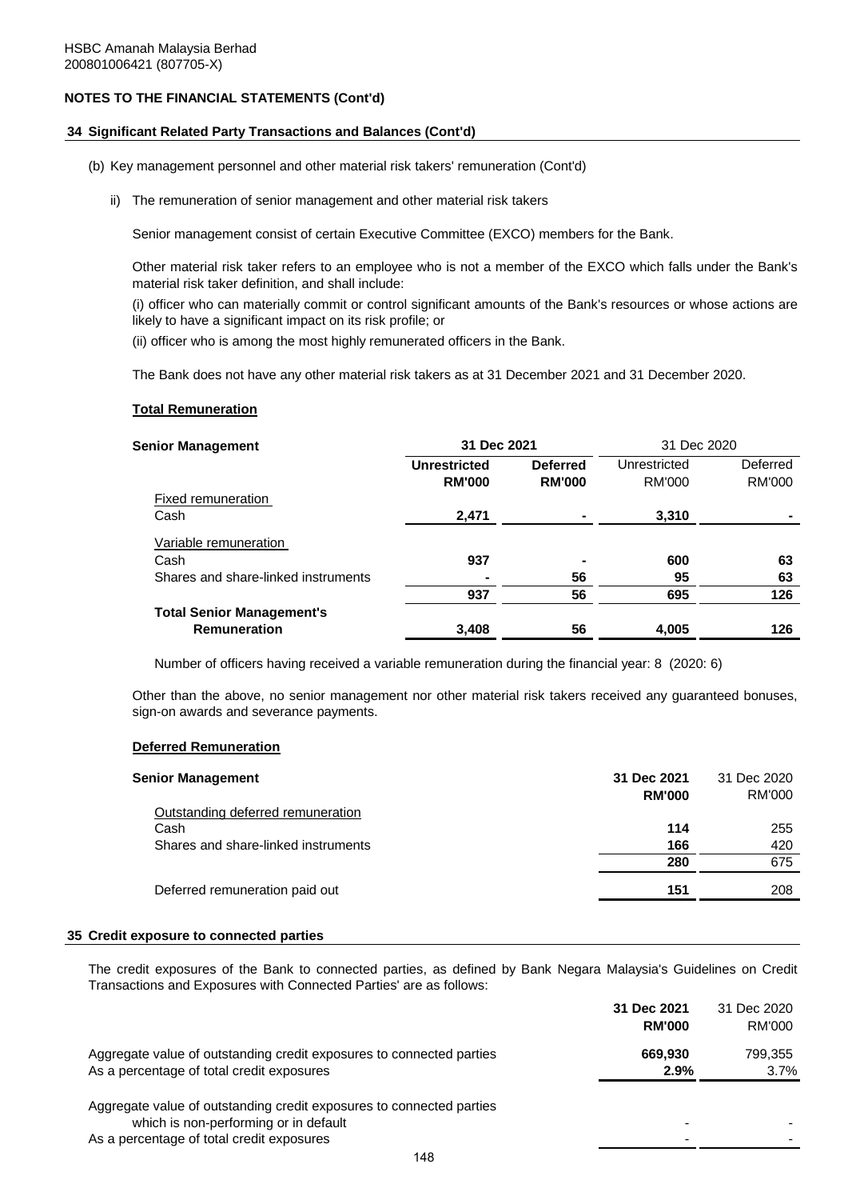HSBC Amanah Malaysia Berhad
200801006421 (807705-X)

## NOTES TO THE FINANCIAL STATEMENTS (Cont'd)

### 34 Significant Related Party Transactions and Balances (Cont'd)

(b) Key management personnel and other material risk takers' remuneration (Cont'd)

ii) The remuneration of senior management and other material risk takers

Senior management consist of certain Executive Committee (EXCO) members for the Bank.

Other material risk taker refers to an employee who is not a member of the EXCO which falls under the Bank's material risk taker definition, and shall include:

(i) officer who can materially commit or control significant amounts of the Bank's resources or whose actions are likely to have a significant impact on its risk profile; or

(ii) officer who is among the most highly remunerated officers in the Bank.

The Bank does not have any other material risk takers as at 31 December 2021 and 31 December 2020.

**Total Remuneration**

| **Senior Management** | **31 Dec 2021** | | 31 Dec 2020 | |
|---|---|---|---|---|
| | **Unrestricted RM'000** | **Deferred RM'000** | Unrestricted RM'000 | Deferred RM'000 |
| Fixed remuneration | | | | |
| Cash | **2,471** | **-** | **3,310** | **-** |
| Variable remuneration | | | | |
| Cash | **937** | **-** | **600** | **63** |
| Shares and share-linked instruments | **-** | **56** | **95** | **63** |
| | **937** | **56** | **695** | **126** |
| **Total Senior Management's Remuneration** | **3,408** | **56** | **4,005** | **126** |

Number of officers having received a variable remuneration during the financial year: 8 (2020: 6)

Other than the above, no senior management nor other material risk takers received any guaranteed bonuses, sign-on awards and severance payments.

**Deferred Remuneration**

| **Senior Management** | **31 Dec 2021 RM'000** | 31 Dec 2020 RM'000 |
|---|---|---|
| Outstanding deferred remuneration | | |
| Cash | **114** | 255 |
| Shares and share-linked instruments | **166** | 420 |
| | **280** | 675 |
| Deferred remuneration paid out | **151** | 208 |

### 35 Credit exposure to connected parties

The credit exposures of the Bank to connected parties, as defined by Bank Negara Malaysia's Guidelines on Credit Transactions and Exposures with Connected Parties' are as follows:

| | **31 Dec 2021 RM'000** | 31 Dec 2020 RM'000 |
|---|---|---|
| Aggregate value of outstanding credit exposures to connected parties | **669,930** | 799,355 |
| As a percentage of total credit exposures | **2.9%** | 3.7% |
| Aggregate value of outstanding credit exposures to connected parties which is non-performing or in default | - | - |
| As a percentage of total credit exposures | - | - |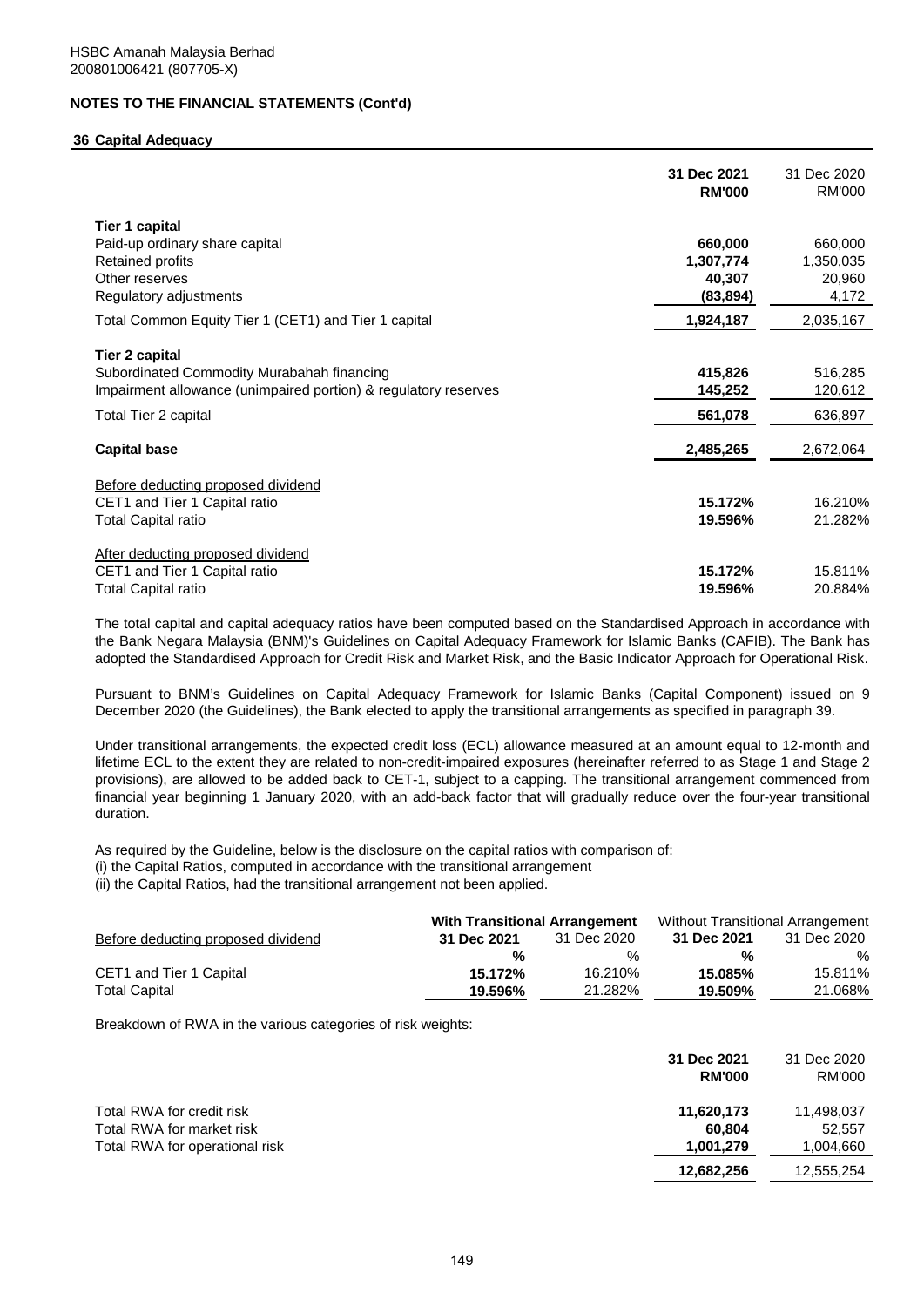HSBC Amanah Malaysia Berhad
200801006421 (807705-X)

## NOTES TO THE FINANCIAL STATEMENTS (Cont'd)

### 36 Capital Adequacy

| | 31 Dec 2021 RM'000 | 31 Dec 2020 RM'000 |
|---|---|---|
| **Tier 1 capital** | | |
| Paid-up ordinary share capital | **660,000** | 660,000 |
| Retained profits | **1,307,774** | 1,350,035 |
| Other reserves | **40,307** | 20,960 |
| Regulatory adjustments | **(83,894)** | 4,172 |
| Total Common Equity Tier 1 (CET1) and Tier 1 capital | **1,924,187** | 2,035,167 |
| **Tier 2 capital** | | |
| Subordinated Commodity Murabahah financing | **415,826** | 516,285 |
| Impairment allowance (unimpaired portion) & regulatory reserves | **145,252** | 120,612 |
| Total Tier 2 capital | **561,078** | 636,897 |
| **Capital base** | **2,485,265** | 2,672,064 |
| Before deducting proposed dividend | | |
| CET1 and Tier 1 Capital ratio | **15.172%** | 16.210% |
| Total Capital ratio | **19.596%** | 21.282% |
| After deducting proposed dividend | | |
| CET1 and Tier 1 Capital ratio | **15.172%** | 15.811% |
| Total Capital ratio | **19.596%** | 20.884% |

The total capital and capital adequacy ratios have been computed based on the Standardised Approach in accordance with the Bank Negara Malaysia (BNM)'s Guidelines on Capital Adequacy Framework for Islamic Banks (CAFIB). The Bank has adopted the Standardised Approach for Credit Risk and Market Risk, and the Basic Indicator Approach for Operational Risk.

Pursuant to BNM's Guidelines on Capital Adequacy Framework for Islamic Banks (Capital Component) issued on 9 December 2020 (the Guidelines), the Bank elected to apply the transitional arrangements as specified in paragraph 39.

Under transitional arrangements, the expected credit loss (ECL) allowance measured at an amount equal to 12-month and lifetime ECL to the extent they are related to non-credit-impaired exposures (hereinafter referred to as Stage 1 and Stage 2 provisions), are allowed to be added back to CET-1, subject to a capping. The transitional arrangement commenced from financial year beginning 1 January 2020, with an add-back factor that will gradually reduce over the four-year transitional duration.

As required by the Guideline, below is the disclosure on the capital ratios with comparison of:
(i) the Capital Ratios, computed in accordance with the transitional arrangement
(ii) the Capital Ratios, had the transitional arrangement not been applied.

| | With Transitional Arrangement | | Without Transitional Arrangement | |
|---|---|---|---|---|
| Before deducting proposed dividend | 31 Dec 2021 | 31 Dec 2020 | 31 Dec 2021 | 31 Dec 2020 |
| | % | % | % | % |
| CET1 and Tier 1 Capital | **15.172%** | 16.210% | **15.085%** | 15.811% |
| Total Capital | **19.596%** | 21.282% | **19.509%** | 21.068% |

Breakdown of RWA in the various categories of risk weights:

| | 31 Dec 2021 RM'000 | 31 Dec 2020 RM'000 |
|---|---|---|
| Total RWA for credit risk | **11,620,173** | 11,498,037 |
| Total RWA for market risk | **60,804** | 52,557 |
| Total RWA for operational risk | **1,001,279** | 1,004,660 |
| | **12,682,256** | 12,555,254 |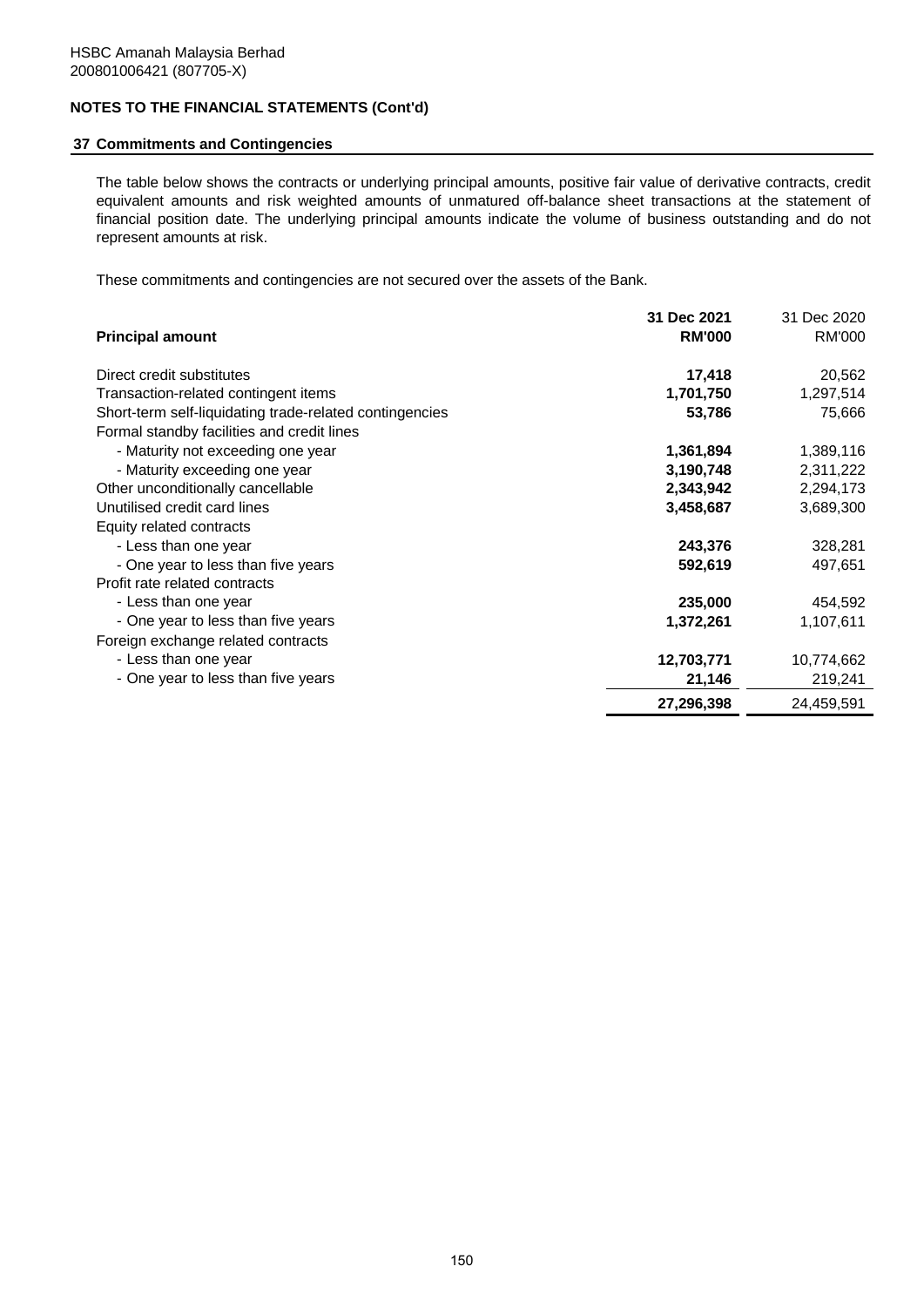HSBC Amanah Malaysia Berhad
200801006421 (807705-X)

**NOTES TO THE FINANCIAL STATEMENTS (Cont'd)**

## 37 Commitments and Contingencies

The table below shows the contracts or underlying principal amounts, positive fair value of derivative contracts, credit equivalent amounts and risk weighted amounts of unmatured off-balance sheet transactions at the statement of financial position date. The underlying principal amounts indicate the volume of business outstanding and do not represent amounts at risk.

These commitments and contingencies are not secured over the assets of the Bank.

| Principal amount | 31 Dec 2021 RM'000 | 31 Dec 2020 RM'000 |
|---|---|---|
| Direct credit substitutes | **17,418** | 20,562 |
| Transaction-related contingent items | **1,701,750** | 1,297,514 |
| Short-term self-liquidating trade-related contingencies | **53,786** | 75,666 |
| Formal standby facilities and credit lines | | |
| - Maturity not exceeding one year | **1,361,894** | 1,389,116 |
| - Maturity exceeding one year | **3,190,748** | 2,311,222 |
| Other unconditionally cancellable | **2,343,942** | 2,294,173 |
| Unutilised credit card lines | **3,458,687** | 3,689,300 |
| Equity related contracts | | |
| - Less than one year | **243,376** | 328,281 |
| - One year to less than five years | **592,619** | 497,651 |
| Profit rate related contracts | | |
| - Less than one year | **235,000** | 454,592 |
| - One year to less than five years | **1,372,261** | 1,107,611 |
| Foreign exchange related contracts | | |
| - Less than one year | **12,703,771** | 10,774,662 |
| - One year to less than five years | **21,146** | 219,241 |
| | **27,296,398** | 24,459,591 |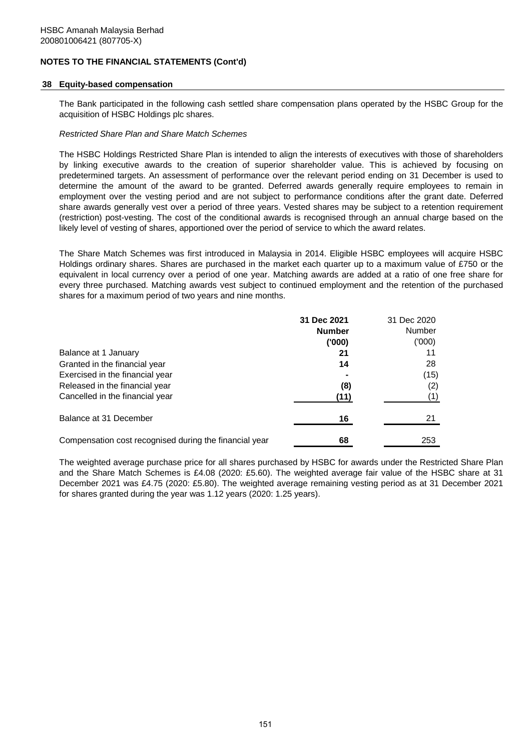HSBC Amanah Malaysia Berhad
200801006421 (807705-X)

**NOTES TO THE FINANCIAL STATEMENTS (Cont'd)**

## 38 Equity-based compensation

The Bank participated in the following cash settled share compensation plans operated by the HSBC Group for the acquisition of HSBC Holdings plc shares.

*Restricted Share Plan and Share Match Schemes*

The HSBC Holdings Restricted Share Plan is intended to align the interests of executives with those of shareholders by linking executive awards to the creation of superior shareholder value. This is achieved by focusing on predetermined targets. An assessment of performance over the relevant period ending on 31 December is used to determine the amount of the award to be granted. Deferred awards generally require employees to remain in employment over the vesting period and are not subject to performance conditions after the grant date. Deferred share awards generally vest over a period of three years. Vested shares may be subject to a retention requirement (restriction) post-vesting. The cost of the conditional awards is recognised through an annual charge based on the likely level of vesting of shares, apportioned over the period of service to which the award relates.

The Share Match Schemes was first introduced in Malaysia in 2014. Eligible HSBC employees will acquire HSBC Holdings ordinary shares. Shares are purchased in the market each quarter up to a maximum value of £750 or the equivalent in local currency over a period of one year. Matching awards are added at a ratio of one free share for every three purchased. Matching awards vest subject to continued employment and the retention of the purchased shares for a maximum period of two years and nine months.

| | **31 Dec 2021 Number ('000)** | 31 Dec 2020 Number ('000) |
|---|---|---|
| Balance at 1 January | **21** | 11 |
| Granted in the financial year | **14** | 28 |
| Exercised in the financial year | **-** | (15) |
| Released in the financial year | **(8)** | (2) |
| Cancelled in the financial year | **(11)** | (1) |
| Balance at 31 December | **16** | 21 |
| Compensation cost recognised during the financial year | **68** | 253 |

The weighted average purchase price for all shares purchased by HSBC for awards under the Restricted Share Plan and the Share Match Schemes is £4.08 (2020: £5.60). The weighted average fair value of the HSBC share at 31 December 2021 was £4.75 (2020: £5.80). The weighted average remaining vesting period as at 31 December 2021 for shares granted during the year was 1.12 years (2020: 1.25 years).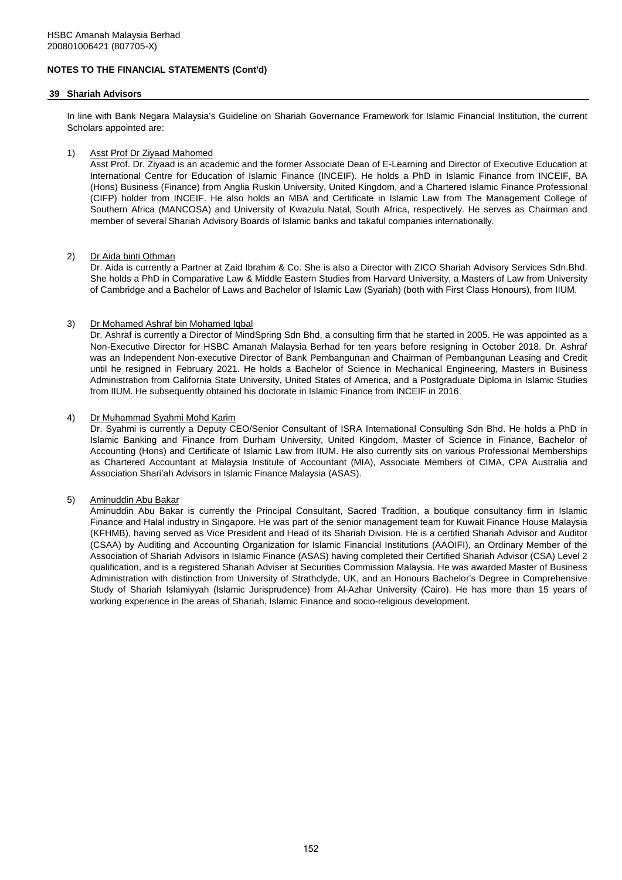HSBC Amanah Malaysia Berhad
200801006421 (807705-X)

**NOTES TO THE FINANCIAL STATEMENTS (Cont'd)**

## 39 Shariah Advisors

In line with Bank Negara Malaysia's Guideline on Shariah Governance Framework for Islamic Financial Institution, the current Scholars appointed are:

1) Asst Prof Dr Ziyaad Mahomed

Asst Prof. Dr. Ziyaad is an academic and the former Associate Dean of E-Learning and Director of Executive Education at International Centre for Education of Islamic Finance (INCEIF). He holds a PhD in Islamic Finance from INCEIF, BA (Hons) Business (Finance) from Anglia Ruskin University, United Kingdom, and a Chartered Islamic Finance Professional (CIFP) holder from INCEIF. He also holds an MBA and Certificate in Islamic Law from The Management College of Southern Africa (MANCOSA) and University of Kwazulu Natal, South Africa, respectively. He serves as Chairman and member of several Shariah Advisory Boards of Islamic banks and takaful companies internationally.

2) Dr Aida binti Othman

Dr. Aida is currently a Partner at Zaid Ibrahim & Co. She is also a Director with ZICO Shariah Advisory Services Sdn.Bhd. She holds a PhD in Comparative Law & Middle Eastern Studies from Harvard University, a Masters of Law from University of Cambridge and a Bachelor of Laws and Bachelor of Islamic Law (Syariah) (both with First Class Honours), from IIUM.

3) Dr Mohamed Ashraf bin Mohamed Iqbal

Dr. Ashraf is currently a Director of MindSpring Sdn Bhd, a consulting firm that he started in 2005. He was appointed as a Non-Executive Director for HSBC Amanah Malaysia Berhad for ten years before resigning in October 2018. Dr. Ashraf was an Independent Non-executive Director of Bank Pembangunan and Chairman of Pembangunan Leasing and Credit until he resigned in February 2021. He holds a Bachelor of Science in Mechanical Engineering, Masters in Business Administration from California State University, United States of America, and a Postgraduate Diploma in Islamic Studies from IIUM. He subsequently obtained his doctorate in Islamic Finance from INCEIF in 2016.

4) Dr Muhammad Syahmi Mohd Karim

Dr. Syahmi is currently a Deputy CEO/Senior Consultant of ISRA International Consulting Sdn Bhd. He holds a PhD in Islamic Banking and Finance from Durham University, United Kingdom, Master of Science in Finance, Bachelor of Accounting (Hons) and Certificate of Islamic Law from IIUM. He also currently sits on various Professional Memberships as Chartered Accountant at Malaysia Institute of Accountant (MIA), Associate Members of CIMA, CPA Australia and Association Shari'ah Advisors in Islamic Finance Malaysia (ASAS).

5) Aminuddin Abu Bakar

Aminuddin Abu Bakar is currently the Principal Consultant, Sacred Tradition, a boutique consultancy firm in Islamic Finance and Halal industry in Singapore. He was part of the senior management team for Kuwait Finance House Malaysia (KFHMB), having served as Vice President and Head of its Shariah Division. He is a certified Shariah Advisor and Auditor (CSAA) by Auditing and Accounting Organization for Islamic Financial Institutions (AAOIFI), an Ordinary Member of the Association of Shariah Advisors in Islamic Finance (ASAS) having completed their Certified Shariah Advisor (CSA) Level 2 qualification, and is a registered Shariah Adviser at Securities Commission Malaysia. He was awarded Master of Business Administration with distinction from University of Strathclyde, UK, and an Honours Bachelor's Degree in Comprehensive Study of Shariah Islamiyyah (Islamic Jurisprudence) from Al-Azhar University (Cairo). He has more than 15 years of working experience in the areas of Shariah, Islamic Finance and socio-religious development.